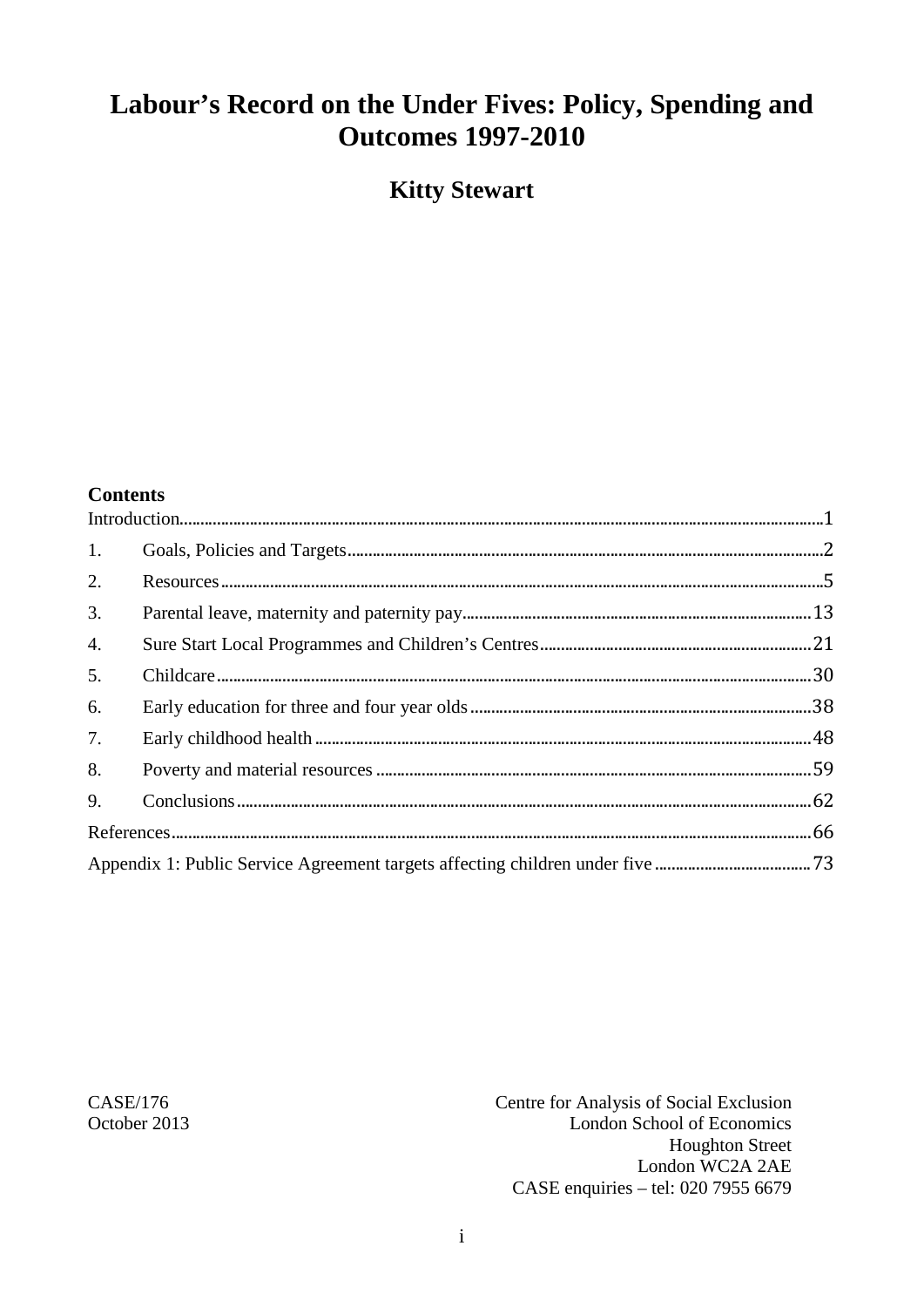# Labour's Record on the Under Fives: Policy, Spending and Outcomes 1997-2010

## Kitty Stewart

### Contents

| | | |
|---|---|---|
| Introduction | | 1 |
| 1. | Goals, Policies and Targets | 2 |
| 2. | Resources | 5 |
| 3. | Parental leave, maternity and paternity pay | 13 |
| 4. | Sure Start Local Programmes and Children's Centres | 21 |
| 5. | Childcare | 30 |
| 6. | Early education for three and four year olds | 38 |
| 7. | Early childhood health | 48 |
| 8. | Poverty and material resources | 59 |
| 9. | Conclusions | 62 |
| References | | 66 |
| Appendix 1: Public Service Agreement targets affecting children under five | | 73 |

CASE/176
October 2013

Centre for Analysis of Social Exclusion
London School of Economics
Houghton Street
London WC2A 2AE
CASE enquiries – tel: 020 7955 6679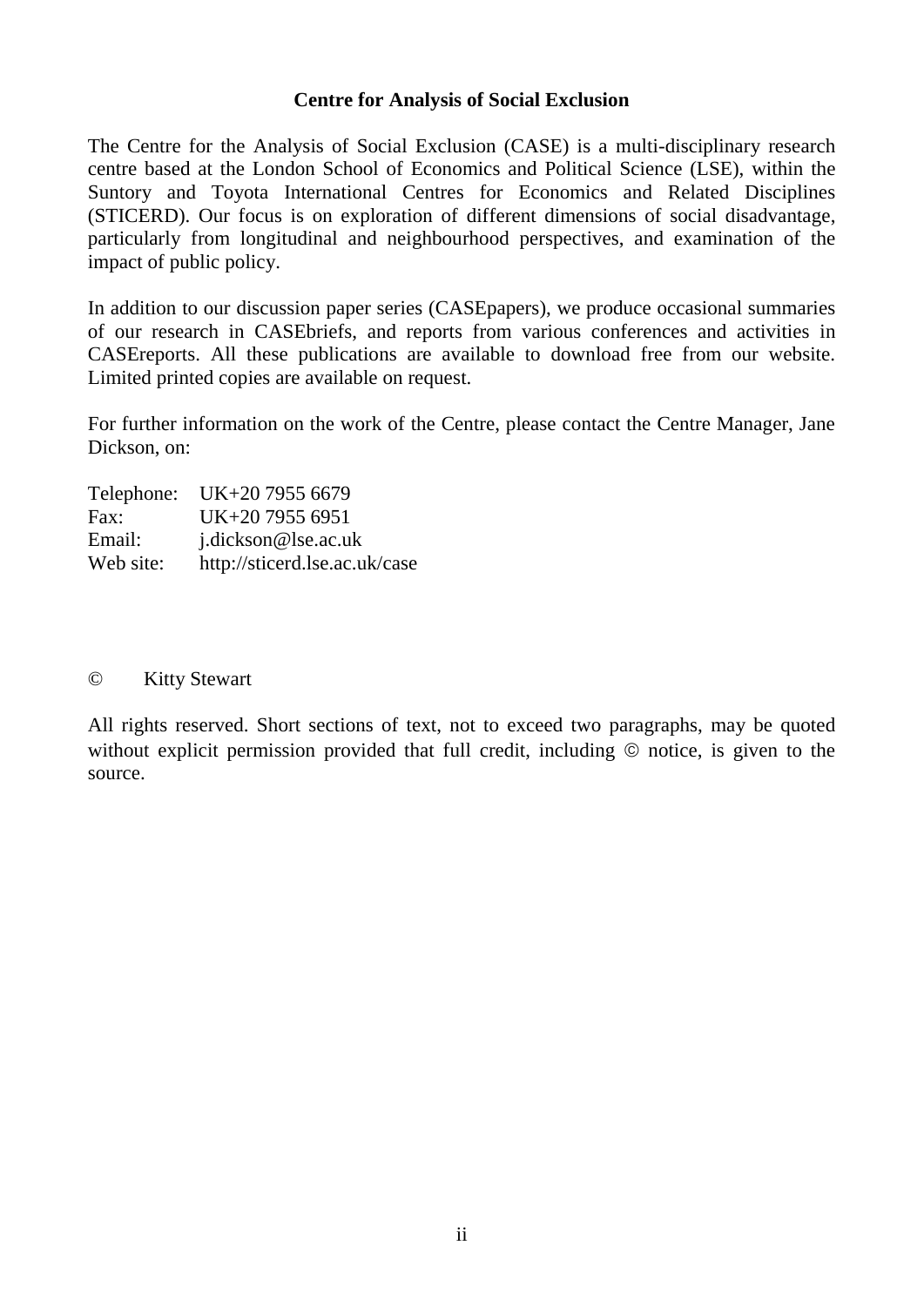## Centre for Analysis of Social Exclusion

The Centre for the Analysis of Social Exclusion (CASE) is a multi-disciplinary research centre based at the London School of Economics and Political Science (LSE), within the Suntory and Toyota International Centres for Economics and Related Disciplines (STICERD). Our focus is on exploration of different dimensions of social disadvantage, particularly from longitudinal and neighbourhood perspectives, and examination of the impact of public policy.

In addition to our discussion paper series (CASEpapers), we produce occasional summaries of our research in CASEbriefs, and reports from various conferences and activities in CASEreports. All these publications are available to download free from our website. Limited printed copies are available on request.

For further information on the work of the Centre, please contact the Centre Manager, Jane Dickson, on:

Telephone: UK+20 7955 6679
Fax: UK+20 7955 6951
Email: j.dickson@lse.ac.uk
Web site: http://sticerd.lse.ac.uk/case

© Kitty Stewart

All rights reserved. Short sections of text, not to exceed two paragraphs, may be quoted without explicit permission provided that full credit, including © notice, is given to the source.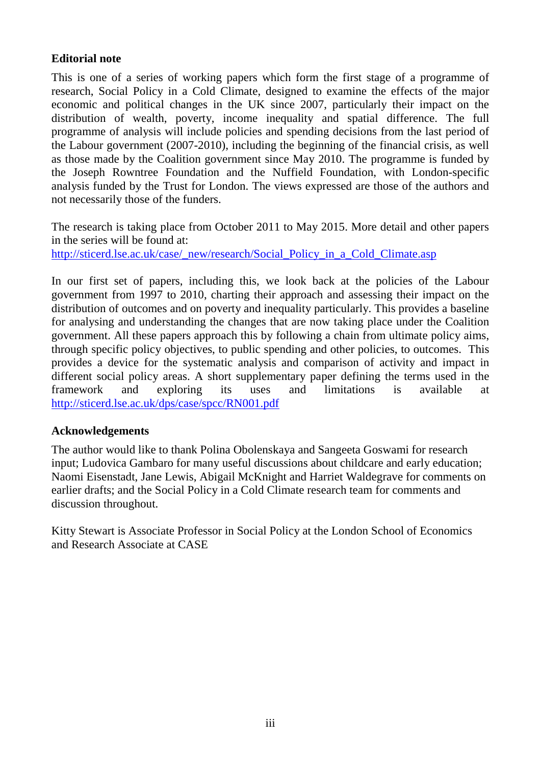## Editorial note

This is one of a series of working papers which form the first stage of a programme of research, Social Policy in a Cold Climate, designed to examine the effects of the major economic and political changes in the UK since 2007, particularly their impact on the distribution of wealth, poverty, income inequality and spatial difference. The full programme of analysis will include policies and spending decisions from the last period of the Labour government (2007-2010), including the beginning of the financial crisis, as well as those made by the Coalition government since May 2010. The programme is funded by the Joseph Rowntree Foundation and the Nuffield Foundation, with London-specific analysis funded by the Trust for London. The views expressed are those of the authors and not necessarily those of the funders.

The research is taking place from October 2011 to May 2015. More detail and other papers in the series will be found at:
http://sticerd.lse.ac.uk/case/_new/research/Social_Policy_in_a_Cold_Climate.asp

In our first set of papers, including this, we look back at the policies of the Labour government from 1997 to 2010, charting their approach and assessing their impact on the distribution of outcomes and on poverty and inequality particularly. This provides a baseline for analysing and understanding the changes that are now taking place under the Coalition government. All these papers approach this by following a chain from ultimate policy aims, through specific policy objectives, to public spending and other policies, to outcomes. This provides a device for the systematic analysis and comparison of activity and impact in different social policy areas. A short supplementary paper defining the terms used in the framework and exploring its uses and limitations is available at http://sticerd.lse.ac.uk/dps/case/spcc/RN001.pdf

## Acknowledgements

The author would like to thank Polina Obolenskaya and Sangeeta Goswami for research input; Ludovica Gambaro for many useful discussions about childcare and early education; Naomi Eisenstadt, Jane Lewis, Abigail McKnight and Harriet Waldegrave for comments on earlier drafts; and the Social Policy in a Cold Climate research team for comments and discussion throughout.

Kitty Stewart is Associate Professor in Social Policy at the London School of Economics and Research Associate at CASE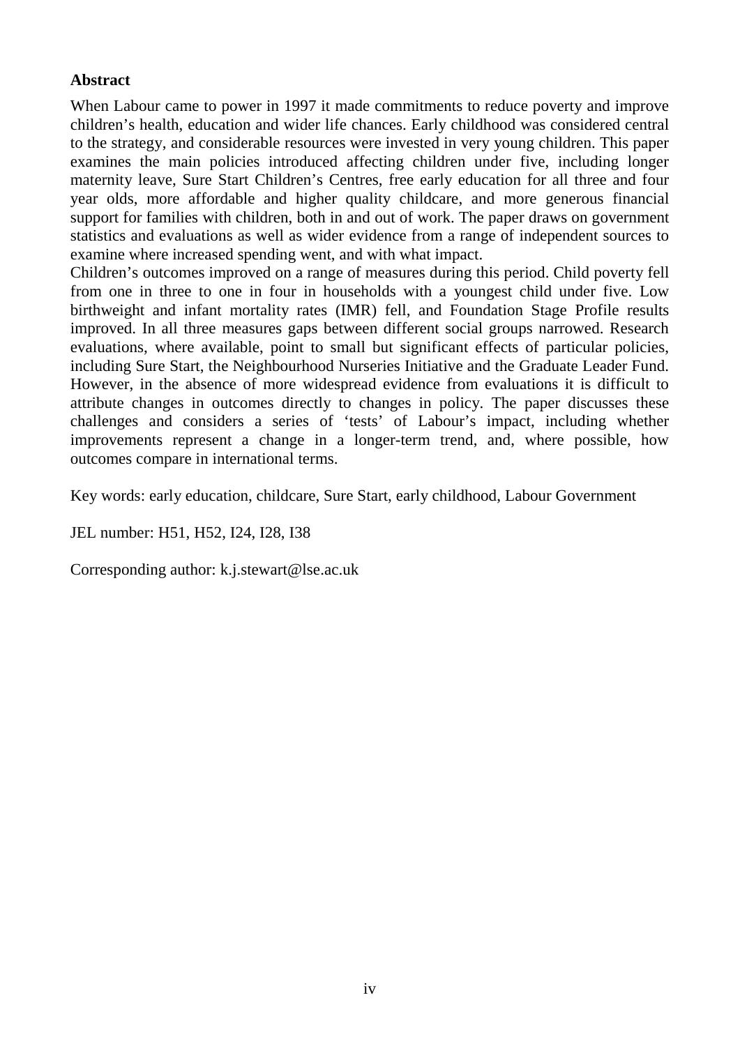**Abstract**

When Labour came to power in 1997 it made commitments to reduce poverty and improve children's health, education and wider life chances. Early childhood was considered central to the strategy, and considerable resources were invested in very young children. This paper examines the main policies introduced affecting children under five, including longer maternity leave, Sure Start Children's Centres, free early education for all three and four year olds, more affordable and higher quality childcare, and more generous financial support for families with children, both in and out of work. The paper draws on government statistics and evaluations as well as wider evidence from a range of independent sources to examine where increased spending went, and with what impact.

Children's outcomes improved on a range of measures during this period. Child poverty fell from one in three to one in four in households with a youngest child under five. Low birthweight and infant mortality rates (IMR) fell, and Foundation Stage Profile results improved. In all three measures gaps between different social groups narrowed. Research evaluations, where available, point to small but significant effects of particular policies, including Sure Start, the Neighbourhood Nurseries Initiative and the Graduate Leader Fund. However, in the absence of more widespread evidence from evaluations it is difficult to attribute changes in outcomes directly to changes in policy. The paper discusses these challenges and considers a series of 'tests' of Labour's impact, including whether improvements represent a change in a longer-term trend, and, where possible, how outcomes compare in international terms.

Key words: early education, childcare, Sure Start, early childhood, Labour Government

JEL number: H51, H52, I24, I28, I38

Corresponding author: k.j.stewart@lse.ac.uk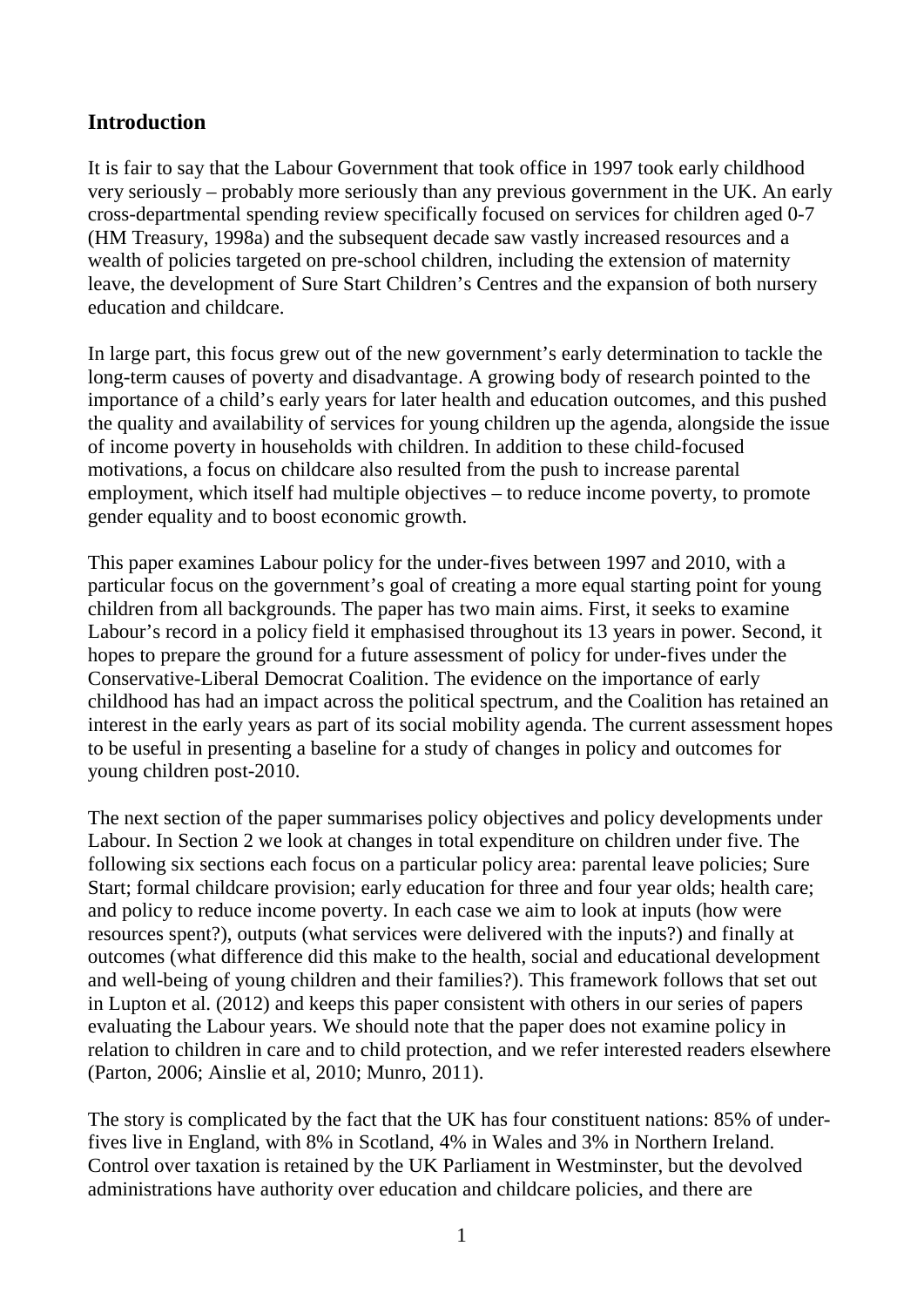## Introduction

It is fair to say that the Labour Government that took office in 1997 took early childhood very seriously – probably more seriously than any previous government in the UK. An early cross-departmental spending review specifically focused on services for children aged 0-7 (HM Treasury, 1998a) and the subsequent decade saw vastly increased resources and a wealth of policies targeted on pre-school children, including the extension of maternity leave, the development of Sure Start Children's Centres and the expansion of both nursery education and childcare.

In large part, this focus grew out of the new government's early determination to tackle the long-term causes of poverty and disadvantage. A growing body of research pointed to the importance of a child's early years for later health and education outcomes, and this pushed the quality and availability of services for young children up the agenda, alongside the issue of income poverty in households with children. In addition to these child-focused motivations, a focus on childcare also resulted from the push to increase parental employment, which itself had multiple objectives – to reduce income poverty, to promote gender equality and to boost economic growth.

This paper examines Labour policy for the under-fives between 1997 and 2010, with a particular focus on the government's goal of creating a more equal starting point for young children from all backgrounds. The paper has two main aims. First, it seeks to examine Labour's record in a policy field it emphasised throughout its 13 years in power. Second, it hopes to prepare the ground for a future assessment of policy for under-fives under the Conservative-Liberal Democrat Coalition. The evidence on the importance of early childhood has had an impact across the political spectrum, and the Coalition has retained an interest in the early years as part of its social mobility agenda. The current assessment hopes to be useful in presenting a baseline for a study of changes in policy and outcomes for young children post-2010.

The next section of the paper summarises policy objectives and policy developments under Labour. In Section 2 we look at changes in total expenditure on children under five. The following six sections each focus on a particular policy area: parental leave policies; Sure Start; formal childcare provision; early education for three and four year olds; health care; and policy to reduce income poverty. In each case we aim to look at inputs (how were resources spent?), outputs (what services were delivered with the inputs?) and finally at outcomes (what difference did this make to the health, social and educational development and well-being of young children and their families?). This framework follows that set out in Lupton et al. (2012) and keeps this paper consistent with others in our series of papers evaluating the Labour years. We should note that the paper does not examine policy in relation to children in care and to child protection, and we refer interested readers elsewhere (Parton, 2006; Ainslie et al, 2010; Munro, 2011).

The story is complicated by the fact that the UK has four constituent nations: 85% of under-fives live in England, with 8% in Scotland, 4% in Wales and 3% in Northern Ireland. Control over taxation is retained by the UK Parliament in Westminster, but the devolved administrations have authority over education and childcare policies, and there are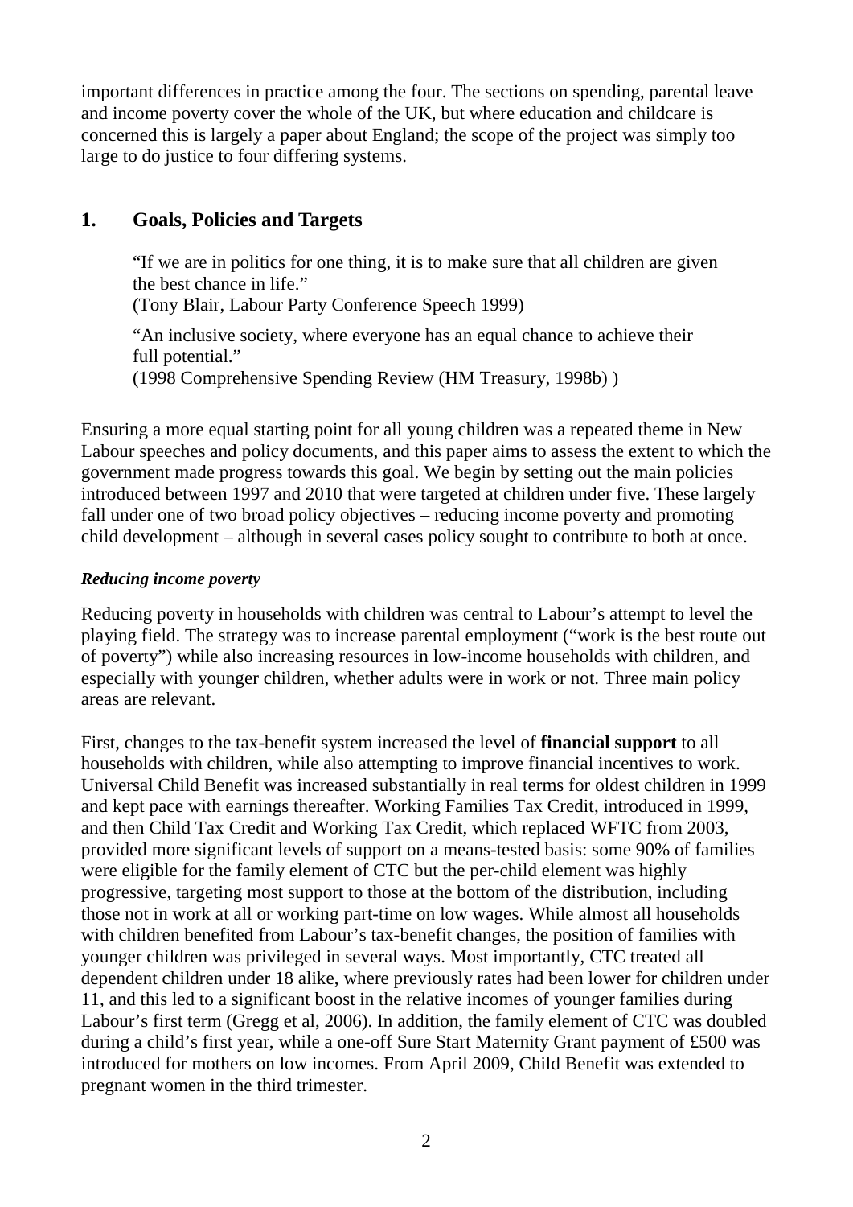important differences in practice among the four. The sections on spending, parental leave and income poverty cover the whole of the UK, but where education and childcare is concerned this is largely a paper about England; the scope of the project was simply too large to do justice to four differing systems.

## 1. Goals, Policies and Targets

> "If we are in politics for one thing, it is to make sure that all children are given the best chance in life."
> (Tony Blair, Labour Party Conference Speech 1999)
>
> "An inclusive society, where everyone has an equal chance to achieve their full potential."
> (1998 Comprehensive Spending Review (HM Treasury, 1998b) )

Ensuring a more equal starting point for all young children was a repeated theme in New Labour speeches and policy documents, and this paper aims to assess the extent to which the government made progress towards this goal. We begin by setting out the main policies introduced between 1997 and 2010 that were targeted at children under five. These largely fall under one of two broad policy objectives – reducing income poverty and promoting child development – although in several cases policy sought to contribute to both at once.

***Reducing income poverty***

Reducing poverty in households with children was central to Labour's attempt to level the playing field. The strategy was to increase parental employment ("work is the best route out of poverty") while also increasing resources in low-income households with children, and especially with younger children, whether adults were in work or not. Three main policy areas are relevant.

First, changes to the tax-benefit system increased the level of **financial support** to all households with children, while also attempting to improve financial incentives to work. Universal Child Benefit was increased substantially in real terms for oldest children in 1999 and kept pace with earnings thereafter. Working Families Tax Credit, introduced in 1999, and then Child Tax Credit and Working Tax Credit, which replaced WFTC from 2003, provided more significant levels of support on a means-tested basis: some 90% of families were eligible for the family element of CTC but the per-child element was highly progressive, targeting most support to those at the bottom of the distribution, including those not in work at all or working part-time on low wages. While almost all households with children benefited from Labour's tax-benefit changes, the position of families with younger children was privileged in several ways. Most importantly, CTC treated all dependent children under 18 alike, where previously rates had been lower for children under 11, and this led to a significant boost in the relative incomes of younger families during Labour's first term (Gregg et al, 2006). In addition, the family element of CTC was doubled during a child's first year, while a one-off Sure Start Maternity Grant payment of £500 was introduced for mothers on low incomes. From April 2009, Child Benefit was extended to pregnant women in the third trimester.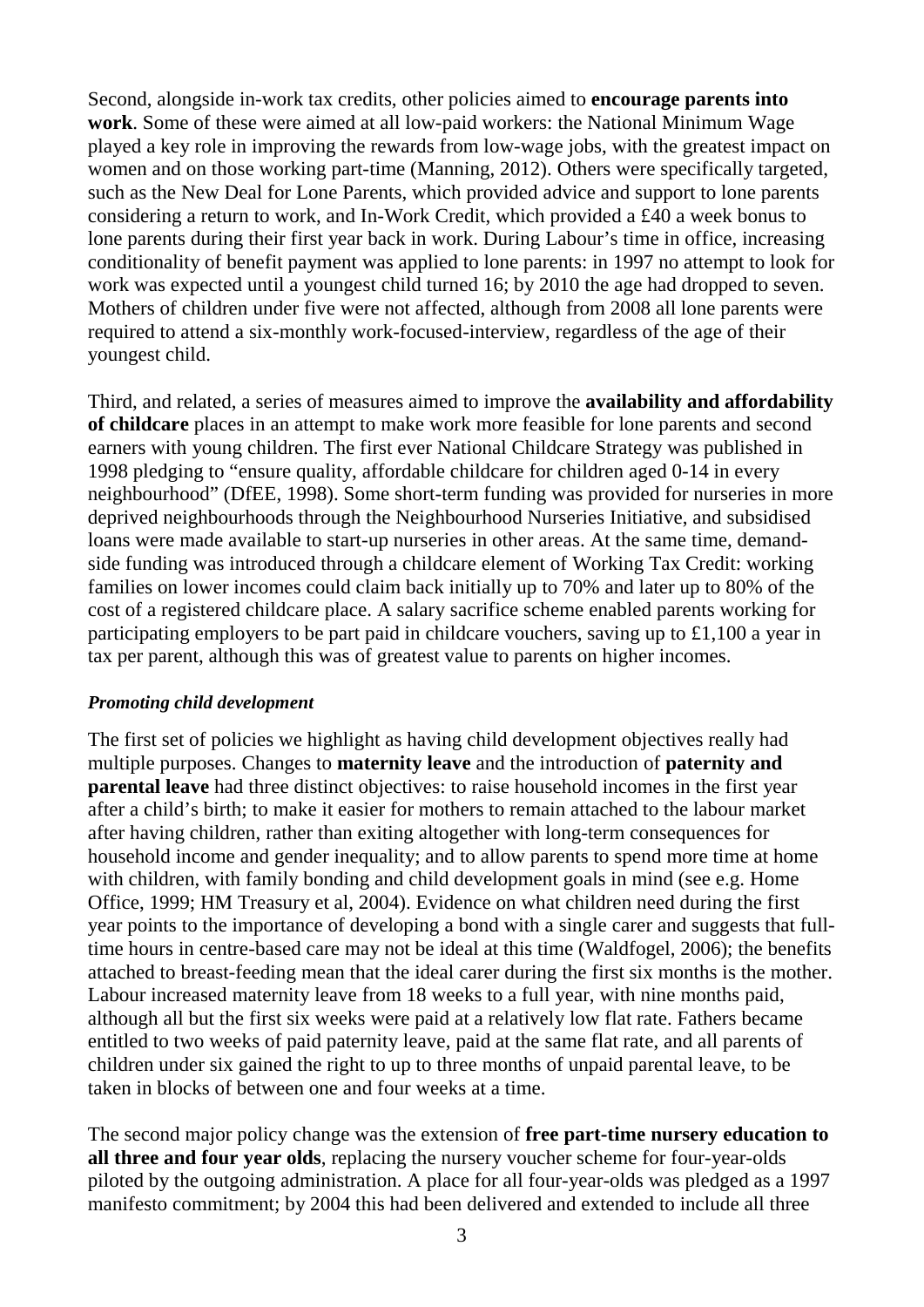Second, alongside in-work tax credits, other policies aimed to **encourage parents into work**. Some of these were aimed at all low-paid workers: the National Minimum Wage played a key role in improving the rewards from low-wage jobs, with the greatest impact on women and on those working part-time (Manning, 2012). Others were specifically targeted, such as the New Deal for Lone Parents, which provided advice and support to lone parents considering a return to work, and In-Work Credit, which provided a £40 a week bonus to lone parents during their first year back in work. During Labour's time in office, increasing conditionality of benefit payment was applied to lone parents: in 1997 no attempt to look for work was expected until a youngest child turned 16; by 2010 the age had dropped to seven. Mothers of children under five were not affected, although from 2008 all lone parents were required to attend a six-monthly work-focused-interview, regardless of the age of their youngest child.

Third, and related, a series of measures aimed to improve the **availability and affordability of childcare** places in an attempt to make work more feasible for lone parents and second earners with young children. The first ever National Childcare Strategy was published in 1998 pledging to "ensure quality, affordable childcare for children aged 0-14 in every neighbourhood" (DfEE, 1998). Some short-term funding was provided for nurseries in more deprived neighbourhoods through the Neighbourhood Nurseries Initiative, and subsidised loans were made available to start-up nurseries in other areas. At the same time, demand-side funding was introduced through a childcare element of Working Tax Credit: working families on lower incomes could claim back initially up to 70% and later up to 80% of the cost of a registered childcare place. A salary sacrifice scheme enabled parents working for participating employers to be part paid in childcare vouchers, saving up to £1,100 a year in tax per parent, although this was of greatest value to parents on higher incomes.

***Promoting child development***

The first set of policies we highlight as having child development objectives really had multiple purposes. Changes to **maternity leave** and the introduction of **paternity and parental leave** had three distinct objectives: to raise household incomes in the first year after a child's birth; to make it easier for mothers to remain attached to the labour market after having children, rather than exiting altogether with long-term consequences for household income and gender inequality; and to allow parents to spend more time at home with children, with family bonding and child development goals in mind (see e.g. Home Office, 1999; HM Treasury et al, 2004). Evidence on what children need during the first year points to the importance of developing a bond with a single carer and suggests that full-time hours in centre-based care may not be ideal at this time (Waldfogel, 2006); the benefits attached to breast-feeding mean that the ideal carer during the first six months is the mother. Labour increased maternity leave from 18 weeks to a full year, with nine months paid, although all but the first six weeks were paid at a relatively low flat rate. Fathers became entitled to two weeks of paid paternity leave, paid at the same flat rate, and all parents of children under six gained the right to up to three months of unpaid parental leave, to be taken in blocks of between one and four weeks at a time.

The second major policy change was the extension of **free part-time nursery education to all three and four year olds**, replacing the nursery voucher scheme for four-year-olds piloted by the outgoing administration. A place for all four-year-olds was pledged as a 1997 manifesto commitment; by 2004 this had been delivered and extended to include all three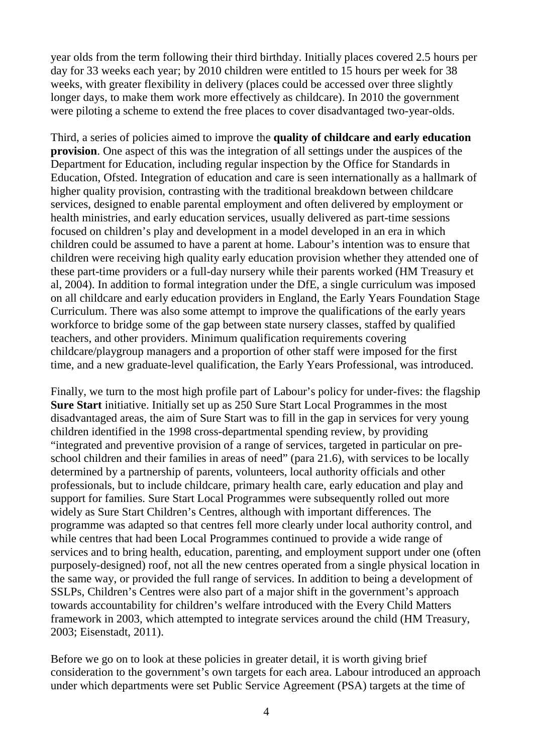year olds from the term following their third birthday. Initially places covered 2.5 hours per day for 33 weeks each year; by 2010 children were entitled to 15 hours per week for 38 weeks, with greater flexibility in delivery (places could be accessed over three slightly longer days, to make them work more effectively as childcare). In 2010 the government were piloting a scheme to extend the free places to cover disadvantaged two-year-olds.

Third, a series of policies aimed to improve the **quality of childcare and early education provision**. One aspect of this was the integration of all settings under the auspices of the Department for Education, including regular inspection by the Office for Standards in Education, Ofsted. Integration of education and care is seen internationally as a hallmark of higher quality provision, contrasting with the traditional breakdown between childcare services, designed to enable parental employment and often delivered by employment or health ministries, and early education services, usually delivered as part-time sessions focused on children's play and development in a model developed in an era in which children could be assumed to have a parent at home. Labour's intention was to ensure that children were receiving high quality early education provision whether they attended one of these part-time providers or a full-day nursery while their parents worked (HM Treasury et al, 2004). In addition to formal integration under the DfE, a single curriculum was imposed on all childcare and early education providers in England, the Early Years Foundation Stage Curriculum. There was also some attempt to improve the qualifications of the early years workforce to bridge some of the gap between state nursery classes, staffed by qualified teachers, and other providers. Minimum qualification requirements covering childcare/playgroup managers and a proportion of other staff were imposed for the first time, and a new graduate-level qualification, the Early Years Professional, was introduced.

Finally, we turn to the most high profile part of Labour's policy for under-fives: the flagship **Sure Start** initiative. Initially set up as 250 Sure Start Local Programmes in the most disadvantaged areas, the aim of Sure Start was to fill in the gap in services for very young children identified in the 1998 cross-departmental spending review, by providing "integrated and preventive provision of a range of services, targeted in particular on pre-school children and their families in areas of need" (para 21.6), with services to be locally determined by a partnership of parents, volunteers, local authority officials and other professionals, but to include childcare, primary health care, early education and play and support for families. Sure Start Local Programmes were subsequently rolled out more widely as Sure Start Children's Centres, although with important differences. The programme was adapted so that centres fell more clearly under local authority control, and while centres that had been Local Programmes continued to provide a wide range of services and to bring health, education, parenting, and employment support under one (often purposely-designed) roof, not all the new centres operated from a single physical location in the same way, or provided the full range of services. In addition to being a development of SSLPs, Children's Centres were also part of a major shift in the government's approach towards accountability for children's welfare introduced with the Every Child Matters framework in 2003, which attempted to integrate services around the child (HM Treasury, 2003; Eisenstadt, 2011).

Before we go on to look at these policies in greater detail, it is worth giving brief consideration to the government's own targets for each area. Labour introduced an approach under which departments were set Public Service Agreement (PSA) targets at the time of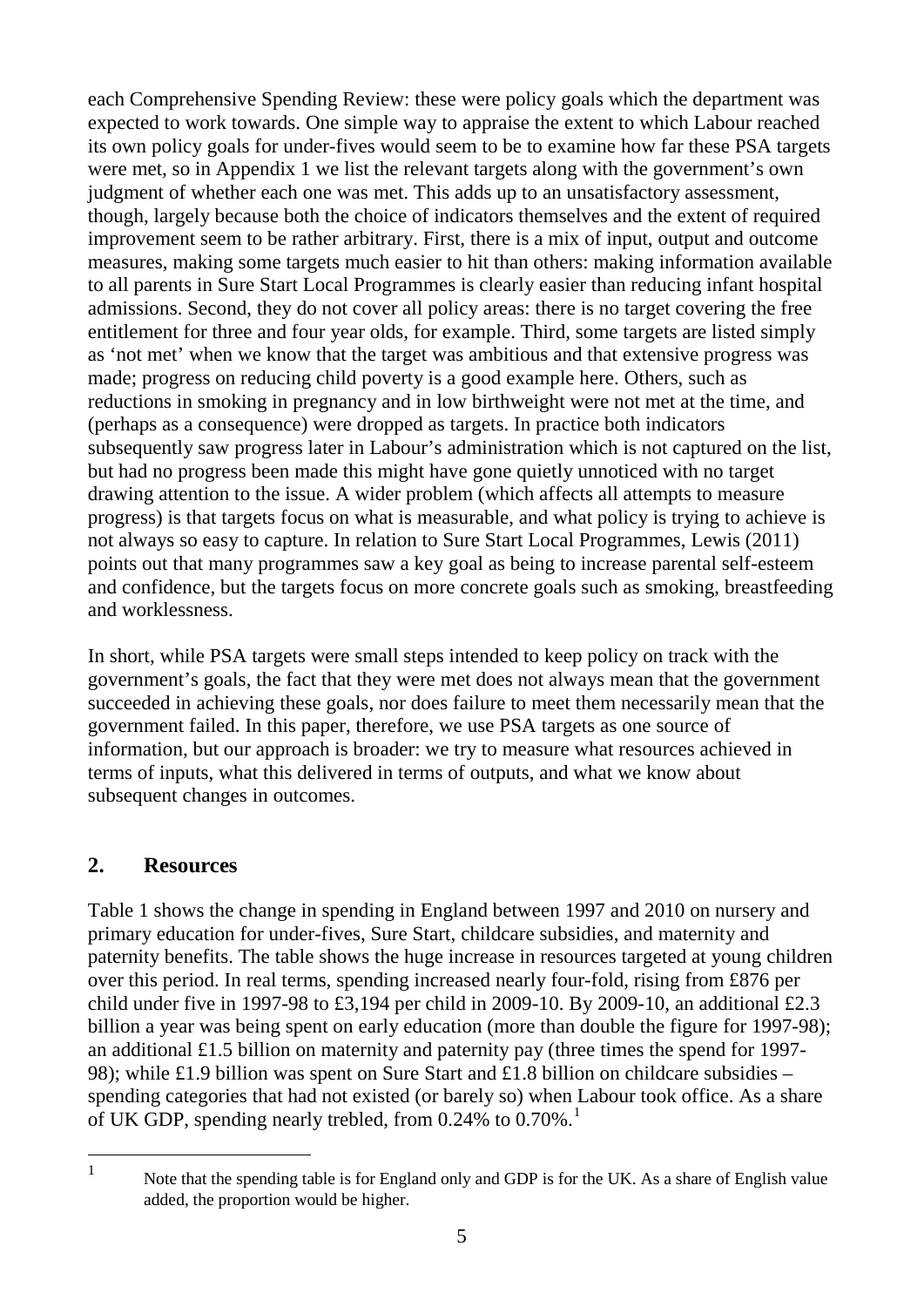each Comprehensive Spending Review: these were policy goals which the department was expected to work towards. One simple way to appraise the extent to which Labour reached its own policy goals for under-fives would seem to be to examine how far these PSA targets were met, so in Appendix 1 we list the relevant targets along with the government's own judgment of whether each one was met. This adds up to an unsatisfactory assessment, though, largely because both the choice of indicators themselves and the extent of required improvement seem to be rather arbitrary. First, there is a mix of input, output and outcome measures, making some targets much easier to hit than others: making information available to all parents in Sure Start Local Programmes is clearly easier than reducing infant hospital admissions. Second, they do not cover all policy areas: there is no target covering the free entitlement for three and four year olds, for example. Third, some targets are listed simply as 'not met' when we know that the target was ambitious and that extensive progress was made; progress on reducing child poverty is a good example here. Others, such as reductions in smoking in pregnancy and in low birthweight were not met at the time, and (perhaps as a consequence) were dropped as targets. In practice both indicators subsequently saw progress later in Labour's administration which is not captured on the list, but had no progress been made this might have gone quietly unnoticed with no target drawing attention to the issue. A wider problem (which affects all attempts to measure progress) is that targets focus on what is measurable, and what policy is trying to achieve is not always so easy to capture. In relation to Sure Start Local Programmes, Lewis (2011) points out that many programmes saw a key goal as being to increase parental self-esteem and confidence, but the targets focus on more concrete goals such as smoking, breastfeeding and worklessness.

In short, while PSA targets were small steps intended to keep policy on track with the government's goals, the fact that they were met does not always mean that the government succeeded in achieving these goals, nor does failure to meet them necessarily mean that the government failed. In this paper, therefore, we use PSA targets as one source of information, but our approach is broader: we try to measure what resources achieved in terms of inputs, what this delivered in terms of outputs, and what we know about subsequent changes in outcomes.

## 2. Resources

Table 1 shows the change in spending in England between 1997 and 2010 on nursery and primary education for under-fives, Sure Start, childcare subsidies, and maternity and paternity benefits. The table shows the huge increase in resources targeted at young children over this period. In real terms, spending increased nearly four-fold, rising from £876 per child under five in 1997-98 to £3,194 per child in 2009-10. By 2009-10, an additional £2.3 billion a year was being spent on early education (more than double the figure for 1997-98); an additional £1.5 billion on maternity and paternity pay (three times the spend for 1997-98); while £1.9 billion was spent on Sure Start and £1.8 billion on childcare subsidies – spending categories that had not existed (or barely so) when Labour took office. As a share of UK GDP, spending nearly trebled, from 0.24% to 0.70%.[1]

[1] Note that the spending table is for England only and GDP is for the UK. As a share of English value added, the proportion would be higher.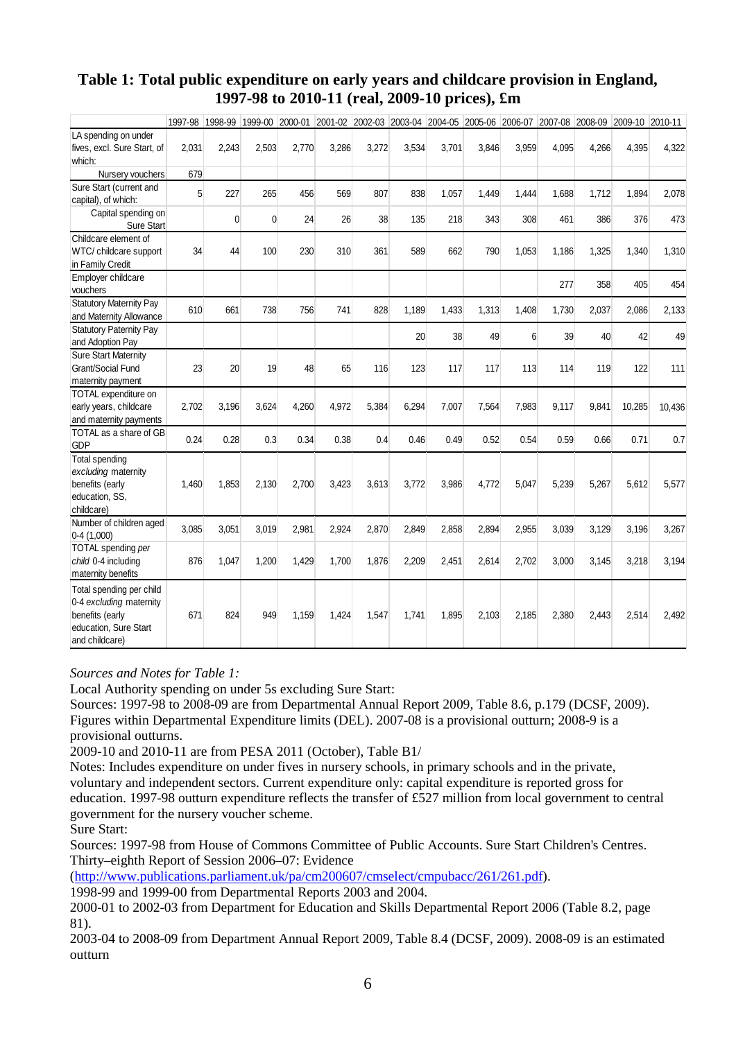**Table 1: Total public expenditure on early years and childcare provision in England, 1997-98 to 2010-11 (real, 2009-10 prices), £m**

| | 1997-98 | 1998-99 | 1999-00 | 2000-01 | 2001-02 | 2002-03 | 2003-04 | 2004-05 | 2005-06 | 2006-07 | 2007-08 | 2008-09 | 2009-10 | 2010-11 |
|---|---|---|---|---|---|---|---|---|---|---|---|---|---|---|
| LA spending on under fives, excl. Sure Start, of which: | 2,031 | 2,243 | 2,503 | 2,770 | 3,286 | 3,272 | 3,534 | 3,701 | 3,846 | 3,959 | 4,095 | 4,266 | 4,395 | 4,322 |
| Nursery vouchers | 679 | | | | | | | | | | | | | |
| Sure Start (current and capital), of which: | 5 | 227 | 265 | 456 | 569 | 807 | 838 | 1,057 | 1,449 | 1,444 | 1,688 | 1,712 | 1,894 | 2,078 |
| Capital spending on Sure Start | | 0 | 0 | 24 | 26 | 38 | 135 | 218 | 343 | 308 | 461 | 386 | 376 | 473 |
| Childcare element of WTC/ childcare support in Family Credit | 34 | 44 | 100 | 230 | 310 | 361 | 589 | 662 | 790 | 1,053 | 1,186 | 1,325 | 1,340 | 1,310 |
| Employer childcare vouchers | | | | | | | | | | | 277 | 358 | 405 | 454 |
| Statutory Maternity Pay and Maternity Allowance | 610 | 661 | 738 | 756 | 741 | 828 | 1,189 | 1,433 | 1,313 | 1,408 | 1,730 | 2,037 | 2,086 | 2,133 |
| Statutory Paternity Pay and Adoption Pay | | | | | | | 20 | 38 | 49 | 6 | 39 | 40 | 42 | 49 |
| Sure Start Maternity Grant/Social Fund maternity payment | 23 | 20 | 19 | 48 | 65 | 116 | 123 | 117 | 117 | 113 | 114 | 119 | 122 | 111 |
| TOTAL expenditure on early years, childcare and maternity payments | 2,702 | 3,196 | 3,624 | 4,260 | 4,972 | 5,384 | 6,294 | 7,007 | 7,564 | 7,983 | 9,117 | 9,841 | 10,285 | 10,436 |
| TOTAL as a share of GB GDP | 0.24 | 0.28 | 0.3 | 0.34 | 0.38 | 0.4 | 0.46 | 0.49 | 0.52 | 0.54 | 0.59 | 0.66 | 0.71 | 0.7 |
| Total spending *excluding* maternity benefits (early education, SS, childcare) | 1,460 | 1,853 | 2,130 | 2,700 | 3,423 | 3,613 | 3,772 | 3,986 | 4,772 | 5,047 | 5,239 | 5,267 | 5,612 | 5,577 |
| Number of children aged 0-4 (1,000) | 3,085 | 3,051 | 3,019 | 2,981 | 2,924 | 2,870 | 2,849 | 2,858 | 2,894 | 2,955 | 3,039 | 3,129 | 3,196 | 3,267 |
| TOTAL spending *per child* 0-4 including maternity benefits | 876 | 1,047 | 1,200 | 1,429 | 1,700 | 1,876 | 2,209 | 2,451 | 2,614 | 2,702 | 3,000 | 3,145 | 3,218 | 3,194 |
| Total spending per child 0-4 *excluding* maternity benefits (early education, Sure Start and childcare) | 671 | 824 | 949 | 1,159 | 1,424 | 1,547 | 1,741 | 1,895 | 2,103 | 2,185 | 2,380 | 2,443 | 2,514 | 2,492 |

*Sources and Notes for Table 1:*

Local Authority spending on under 5s excluding Sure Start:

Sources: 1997-98 to 2008-09 are from Departmental Annual Report 2009, Table 8.6, p.179 (DCSF, 2009). Figures within Departmental Expenditure limits (DEL). 2007-08 is a provisional outturn; 2008-9 is a provisional outturns.

2009-10 and 2010-11 are from PESA 2011 (October), Table B1/

Notes: Includes expenditure on under fives in nursery schools, in primary schools and in the private, voluntary and independent sectors. Current expenditure only: capital expenditure is reported gross for education. 1997-98 outturn expenditure reflects the transfer of £527 million from local government to central government for the nursery voucher scheme.

Sure Start:

Sources: 1997-98 from House of Commons Committee of Public Accounts. Sure Start Children's Centres. Thirty–eighth Report of Session 2006–07: Evidence (http://www.publications.parliament.uk/pa/cm200607/cmselect/cmpubacc/261/261.pdf).

1998-99 and 1999-00 from Departmental Reports 2003 and 2004.

2000-01 to 2002-03 from Department for Education and Skills Departmental Report 2006 (Table 8.2, page 81).

2003-04 to 2008-09 from Department Annual Report 2009, Table 8.4 (DCSF, 2009). 2008-09 is an estimated outturn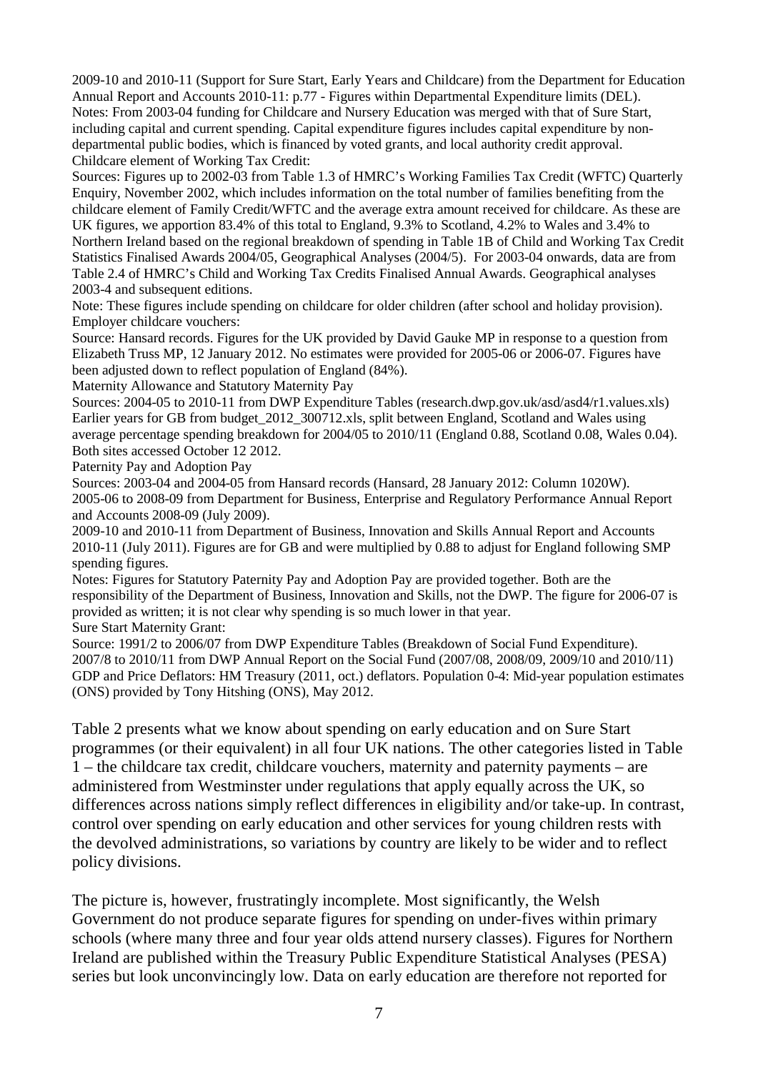2009-10 and 2010-11 (Support for Sure Start, Early Years and Childcare) from the Department for Education Annual Report and Accounts 2010-11: p.77 - Figures within Departmental Expenditure limits (DEL).
Notes: From 2003-04 funding for Childcare and Nursery Education was merged with that of Sure Start, including capital and current spending. Capital expenditure figures includes capital expenditure by non-departmental public bodies, which is financed by voted grants, and local authority credit approval.
Childcare element of Working Tax Credit:
Sources: Figures up to 2002-03 from Table 1.3 of HMRC's Working Families Tax Credit (WFTC) Quarterly Enquiry, November 2002, which includes information on the total number of families benefiting from the childcare element of Family Credit/WFTC and the average extra amount received for childcare. As these are UK figures, we apportion 83.4% of this total to England, 9.3% to Scotland, 4.2% to Wales and 3.4% to Northern Ireland based on the regional breakdown of spending in Table 1B of Child and Working Tax Credit Statistics Finalised Awards 2004/05, Geographical Analyses (2004/5). For 2003-04 onwards, data are from Table 2.4 of HMRC's Child and Working Tax Credits Finalised Annual Awards. Geographical analyses 2003-4 and subsequent editions.
Note: These figures include spending on childcare for older children (after school and holiday provision).
Employer childcare vouchers:
Source: Hansard records. Figures for the UK provided by David Gauke MP in response to a question from Elizabeth Truss MP, 12 January 2012. No estimates were provided for 2005-06 or 2006-07. Figures have been adjusted down to reflect population of England (84%).
Maternity Allowance and Statutory Maternity Pay
Sources: 2004-05 to 2010-11 from DWP Expenditure Tables (research.dwp.gov.uk/asd/asd4/r1.values.xls) Earlier years for GB from budget_2012_300712.xls, split between England, Scotland and Wales using average percentage spending breakdown for 2004/05 to 2010/11 (England 0.88, Scotland 0.08, Wales 0.04). Both sites accessed October 12 2012.
Paternity Pay and Adoption Pay
Sources: 2003-04 and 2004-05 from Hansard records (Hansard, 28 January 2012: Column 1020W).
2005-06 to 2008-09 from Department for Business, Enterprise and Regulatory Performance Annual Report and Accounts 2008-09 (July 2009).
2009-10 and 2010-11 from Department of Business, Innovation and Skills Annual Report and Accounts 2010-11 (July 2011). Figures are for GB and were multiplied by 0.88 to adjust for England following SMP spending figures.
Notes: Figures for Statutory Paternity Pay and Adoption Pay are provided together. Both are the responsibility of the Department of Business, Innovation and Skills, not the DWP. The figure for 2006-07 is provided as written; it is not clear why spending is so much lower in that year.
Sure Start Maternity Grant:
Source: 1991/2 to 2006/07 from DWP Expenditure Tables (Breakdown of Social Fund Expenditure). 2007/8 to 2010/11 from DWP Annual Report on the Social Fund (2007/08, 2008/09, 2009/10 and 2010/11)
GDP and Price Deflators: HM Treasury (2011, oct.) deflators. Population 0-4: Mid-year population estimates (ONS) provided by Tony Hitshing (ONS), May 2012.

Table 2 presents what we know about spending on early education and on Sure Start programmes (or their equivalent) in all four UK nations. The other categories listed in Table 1 – the childcare tax credit, childcare vouchers, maternity and paternity payments – are administered from Westminster under regulations that apply equally across the UK, so differences across nations simply reflect differences in eligibility and/or take-up. In contrast, control over spending on early education and other services for young children rests with the devolved administrations, so variations by country are likely to be wider and to reflect policy divisions.

The picture is, however, frustratingly incomplete. Most significantly, the Welsh Government do not produce separate figures for spending on under-fives within primary schools (where many three and four year olds attend nursery classes). Figures for Northern Ireland are published within the Treasury Public Expenditure Statistical Analyses (PESA) series but look unconvincingly low. Data on early education are therefore not reported for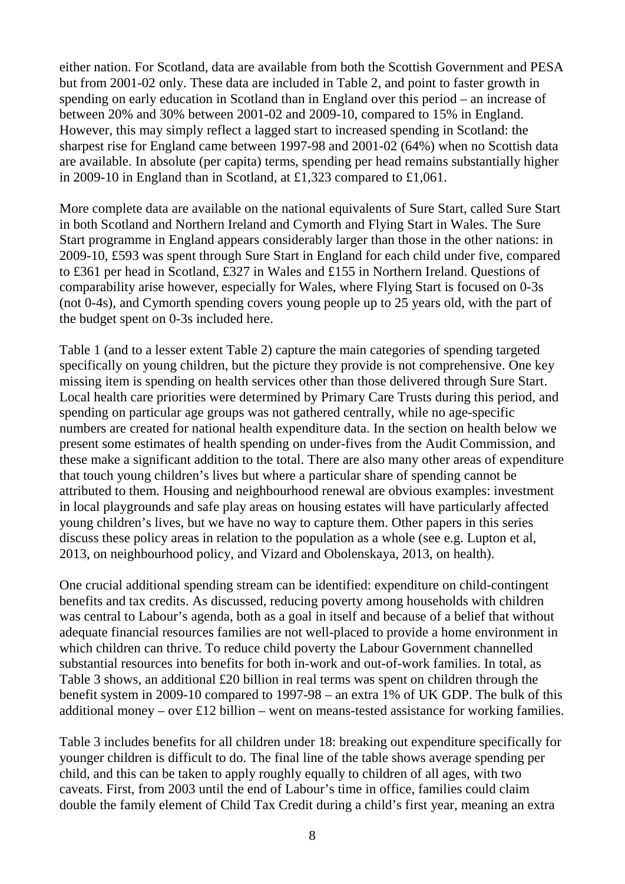either nation. For Scotland, data are available from both the Scottish Government and PESA but from 2001-02 only. These data are included in Table 2, and point to faster growth in spending on early education in Scotland than in England over this period – an increase of between 20% and 30% between 2001-02 and 2009-10, compared to 15% in England. However, this may simply reflect a lagged start to increased spending in Scotland: the sharpest rise for England came between 1997-98 and 2001-02 (64%) when no Scottish data are available. In absolute (per capita) terms, spending per head remains substantially higher in 2009-10 in England than in Scotland, at £1,323 compared to £1,061.

More complete data are available on the national equivalents of Sure Start, called Sure Start in both Scotland and Northern Ireland and Cymorth and Flying Start in Wales. The Sure Start programme in England appears considerably larger than those in the other nations: in 2009-10, £593 was spent through Sure Start in England for each child under five, compared to £361 per head in Scotland, £327 in Wales and £155 in Northern Ireland. Questions of comparability arise however, especially for Wales, where Flying Start is focused on 0-3s (not 0-4s), and Cymorth spending covers young people up to 25 years old, with the part of the budget spent on 0-3s included here.

Table 1 (and to a lesser extent Table 2) capture the main categories of spending targeted specifically on young children, but the picture they provide is not comprehensive. One key missing item is spending on health services other than those delivered through Sure Start. Local health care priorities were determined by Primary Care Trusts during this period, and spending on particular age groups was not gathered centrally, while no age-specific numbers are created for national health expenditure data. In the section on health below we present some estimates of health spending on under-fives from the Audit Commission, and these make a significant addition to the total. There are also many other areas of expenditure that touch young children's lives but where a particular share of spending cannot be attributed to them. Housing and neighbourhood renewal are obvious examples: investment in local playgrounds and safe play areas on housing estates will have particularly affected young children's lives, but we have no way to capture them. Other papers in this series discuss these policy areas in relation to the population as a whole (see e.g. Lupton et al, 2013, on neighbourhood policy, and Vizard and Obolenskaya, 2013, on health).

One crucial additional spending stream can be identified: expenditure on child-contingent benefits and tax credits. As discussed, reducing poverty among households with children was central to Labour's agenda, both as a goal in itself and because of a belief that without adequate financial resources families are not well-placed to provide a home environment in which children can thrive. To reduce child poverty the Labour Government channelled substantial resources into benefits for both in-work and out-of-work families. In total, as Table 3 shows, an additional £20 billion in real terms was spent on children through the benefit system in 2009-10 compared to 1997-98 – an extra 1% of UK GDP. The bulk of this additional money – over £12 billion – went on means-tested assistance for working families.

Table 3 includes benefits for all children under 18: breaking out expenditure specifically for younger children is difficult to do. The final line of the table shows average spending per child, and this can be taken to apply roughly equally to children of all ages, with two caveats. First, from 2003 until the end of Labour's time in office, families could claim double the family element of Child Tax Credit during a child's first year, meaning an extra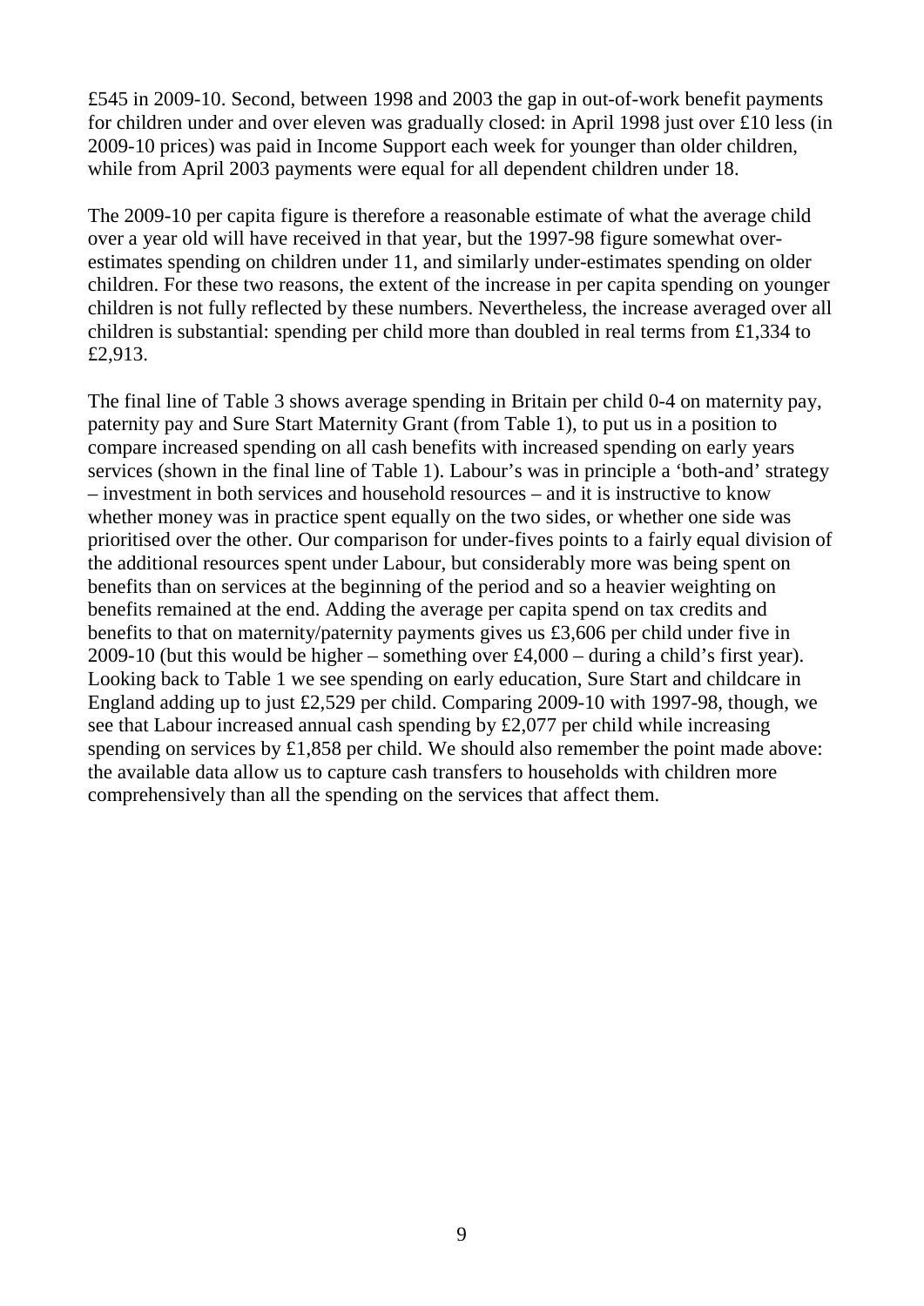£545 in 2009-10. Second, between 1998 and 2003 the gap in out-of-work benefit payments for children under and over eleven was gradually closed: in April 1998 just over £10 less (in 2009-10 prices) was paid in Income Support each week for younger than older children, while from April 2003 payments were equal for all dependent children under 18.

The 2009-10 per capita figure is therefore a reasonable estimate of what the average child over a year old will have received in that year, but the 1997-98 figure somewhat over-estimates spending on children under 11, and similarly under-estimates spending on older children. For these two reasons, the extent of the increase in per capita spending on younger children is not fully reflected by these numbers. Nevertheless, the increase averaged over all children is substantial: spending per child more than doubled in real terms from £1,334 to £2,913.

The final line of Table 3 shows average spending in Britain per child 0-4 on maternity pay, paternity pay and Sure Start Maternity Grant (from Table 1), to put us in a position to compare increased spending on all cash benefits with increased spending on early years services (shown in the final line of Table 1). Labour's was in principle a 'both-and' strategy – investment in both services and household resources – and it is instructive to know whether money was in practice spent equally on the two sides, or whether one side was prioritised over the other. Our comparison for under-fives points to a fairly equal division of the additional resources spent under Labour, but considerably more was being spent on benefits than on services at the beginning of the period and so a heavier weighting on benefits remained at the end. Adding the average per capita spend on tax credits and benefits to that on maternity/paternity payments gives us £3,606 per child under five in 2009-10 (but this would be higher – something over £4,000 – during a child's first year). Looking back to Table 1 we see spending on early education, Sure Start and childcare in England adding up to just £2,529 per child. Comparing 2009-10 with 1997-98, though, we see that Labour increased annual cash spending by £2,077 per child while increasing spending on services by £1,858 per child. We should also remember the point made above: the available data allow us to capture cash transfers to households with children more comprehensively than all the spending on the services that affect them.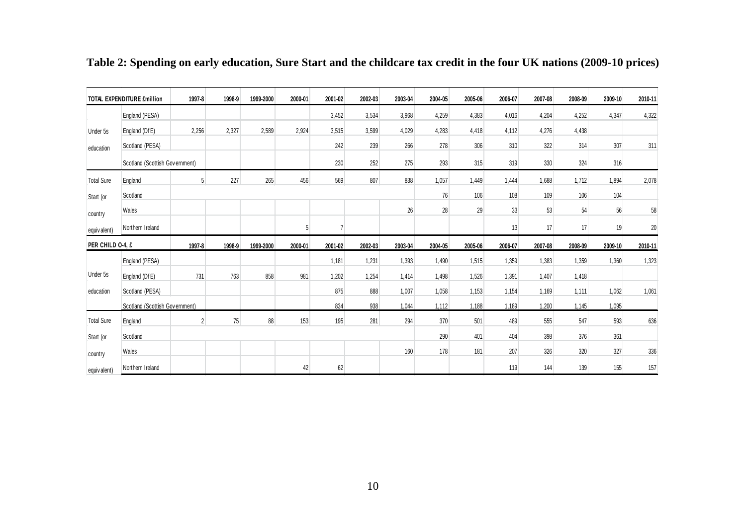**Table 2: Spending on early education, Sure Start and the childcare tax credit in the four UK nations (2009-10 prices)**

| TOTAL EXPENDITURE £million | | 1997-8 | 1998-9 | 1999-2000 | 2000-01 | 2001-02 | 2002-03 | 2003-04 | 2004-05 | 2005-06 | 2006-07 | 2007-08 | 2008-09 | 2009-10 | 2010-11 |
|---|---|---|---|---|---|---|---|---|---|---|---|---|---|---|---|
| Under 5s education | England (PESA) | | | | | 3,452 | 3,534 | 3,968 | 4,259 | 4,383 | 4,016 | 4,204 | 4,252 | 4,347 | 4,322 |
| | England (DfE) | 2,256 | 2,327 | 2,589 | 2,924 | 3,515 | 3,599 | 4,029 | 4,283 | 4,418 | 4,112 | 4,276 | 4,438 | | |
| | Scotland (PESA) | | | | | 242 | 239 | 266 | 278 | 306 | 310 | 322 | 314 | 307 | 311 |
| | Scotland (Scottish Government) | | | | | 230 | 252 | 275 | 293 | 315 | 319 | 330 | 324 | 316 | |
| Total Sure Start (or country equivalent) | England | 5 | 227 | 265 | 456 | 569 | 807 | 838 | 1,057 | 1,449 | 1,444 | 1,688 | 1,712 | 1,894 | 2,078 |
| | Scotland | | | | | | | | 76 | 106 | 108 | 109 | 106 | 104 | |
| | Wales | | | | | | | 26 | 28 | 29 | 33 | 53 | 54 | 56 | 58 |
| | Northern Ireland | | | | 5 | 7 | | | | | 13 | 17 | 17 | 19 | 20 |
| **PER CHILD 0-4, £** | | 1997-8 | 1998-9 | 1999-2000 | 2000-01 | 2001-02 | 2002-03 | 2003-04 | 2004-05 | 2005-06 | 2006-07 | 2007-08 | 2008-09 | 2009-10 | 2010-11 |
| Under 5s education | England (PESA) | | | | | 1,181 | 1,231 | 1,393 | 1,490 | 1,515 | 1,359 | 1,383 | 1,359 | 1,360 | 1,323 |
| | England (DfE) | 731 | 763 | 858 | 981 | 1,202 | 1,254 | 1,414 | 1,498 | 1,526 | 1,391 | 1,407 | 1,418 | | |
| | Scotland (PESA) | | | | | 875 | 888 | 1,007 | 1,058 | 1,153 | 1,154 | 1,169 | 1,111 | 1,062 | 1,061 |
| | Scotland (Scottish Government) | | | | | 834 | 938 | 1,044 | 1,112 | 1,188 | 1,189 | 1,200 | 1,145 | 1,095 | |
| Total Sure Start (or country equivalent) | England | 2 | 75 | 88 | 153 | 195 | 281 | 294 | 370 | 501 | 489 | 555 | 547 | 593 | 636 |
| | Scotland | | | | | | | | 290 | 401 | 404 | 398 | 376 | 361 | |
| | Wales | | | | | | | 160 | 178 | 181 | 207 | 326 | 320 | 327 | 336 |
| | Northern Ireland | | | | 42 | 62 | | | | | 119 | 144 | 139 | 155 | 157 |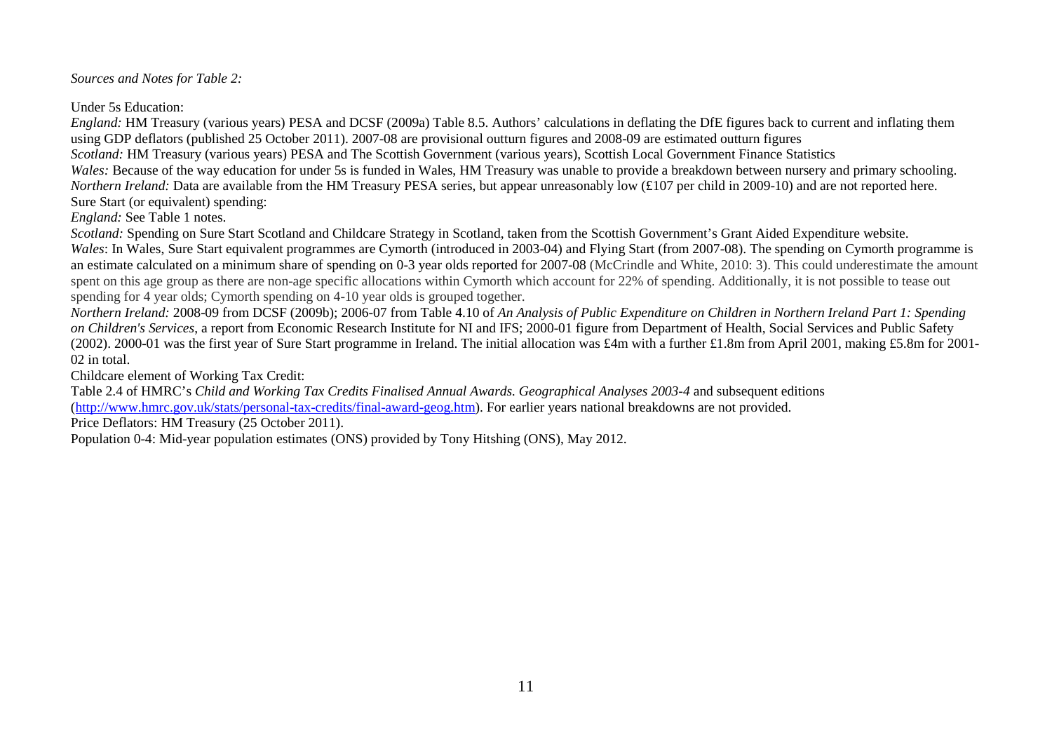*Sources and Notes for Table 2:*

Under 5s Education:

*England:* HM Treasury (various years) PESA and DCSF (2009a) Table 8.5. Authors' calculations in deflating the DfE figures back to current and inflating them using GDP deflators (published 25 October 2011). 2007-08 are provisional outturn figures and 2008-09 are estimated outturn figures

*Scotland:* HM Treasury (various years) PESA and The Scottish Government (various years), Scottish Local Government Finance Statistics

*Wales:* Because of the way education for under 5s is funded in Wales, HM Treasury was unable to provide a breakdown between nursery and primary schooling.

*Northern Ireland:* Data are available from the HM Treasury PESA series, but appear unreasonably low (£107 per child in 2009-10) and are not reported here.

Sure Start (or equivalent) spending:

*England:* See Table 1 notes.

*Scotland:* Spending on Sure Start Scotland and Childcare Strategy in Scotland, taken from the Scottish Government's Grant Aided Expenditure website.

*Wales*: In Wales, Sure Start equivalent programmes are Cymorth (introduced in 2003-04) and Flying Start (from 2007-08). The spending on Cymorth programme is an estimate calculated on a minimum share of spending on 0-3 year olds reported for 2007-08 (McCrindle and White, 2010: 3). This could underestimate the amount spent on this age group as there are non-age specific allocations within Cymorth which account for 22% of spending. Additionally, it is not possible to tease out spending for 4 year olds; Cymorth spending on 4-10 year olds is grouped together.

*Northern Ireland:* 2008-09 from DCSF (2009b); 2006-07 from Table 4.10 of *An Analysis of Public Expenditure on Children in Northern Ireland Part 1: Spending on Children's Services*, a report from Economic Research Institute for NI and IFS; 2000-01 figure from Department of Health, Social Services and Public Safety (2002). 2000-01 was the first year of Sure Start programme in Ireland. The initial allocation was £4m with a further £1.8m from April 2001, making £5.8m for 2001-02 in total.

Childcare element of Working Tax Credit:

Table 2.4 of HMRC's *Child and Working Tax Credits Finalised Annual Awards. Geographical Analyses 2003-4* and subsequent editions (http://www.hmrc.gov.uk/stats/personal-tax-credits/final-award-geog.htm). For earlier years national breakdowns are not provided.

Price Deflators: HM Treasury (25 October 2011).

Population 0-4: Mid-year population estimates (ONS) provided by Tony Hitshing (ONS), May 2012.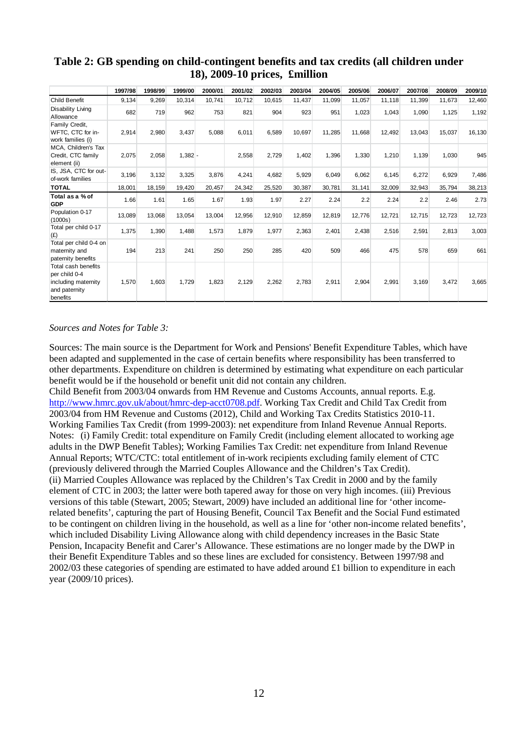# Table 2: GB spending on child-contingent benefits and tax credits (all children under 18), 2009-10 prices, £million

| | 1997/98 | 1998/99 | 1999/00 | 2000/01 | 2001/02 | 2002/03 | 2003/04 | 2004/05 | 2005/06 | 2006/07 | 2007/08 | 2008/09 | 2009/10 |
|---|---|---|---|---|---|---|---|---|---|---|---|---|---|
| Child Benefit | 9,134 | 9,269 | 10,314 | 10,741 | 10,712 | 10,615 | 11,437 | 11,099 | 11,057 | 11,118 | 11,399 | 11,673 | 12,460 |
| Disability Living Allowance | 682 | 719 | 962 | 753 | 821 | 904 | 923 | 951 | 1,023 | 1,043 | 1,090 | 1,125 | 1,192 |
| Family Credit, WFTC, CTC for in-work families (i) | 2,914 | 2,980 | 3,437 | 5,088 | 6,011 | 6,589 | 10,697 | 11,285 | 11,668 | 12,492 | 13,043 | 15,037 | 16,130 |
| MCA, Children's Tax Credit, CTC family element (ii) | 2,075 | 2,058 | 1,382 | - | 2,558 | 2,729 | 1,402 | 1,396 | 1,330 | 1,210 | 1,139 | 1,030 | 945 |
| IS, JSA, CTC for out-of-work families | 3,196 | 3,132 | 3,325 | 3,876 | 4,241 | 4,682 | 5,929 | 6,049 | 6,062 | 6,145 | 6,272 | 6,929 | 7,486 |
| **TOTAL** | 18,001 | 18,159 | 19,420 | 20,457 | 24,342 | 25,520 | 30,387 | 30,781 | 31,141 | 32,009 | 32,943 | 35,794 | 38,213 |
| **Total as a % of GDP** | 1.66 | 1.61 | 1.65 | 1.67 | 1.93 | 1.97 | 2.27 | 2.24 | 2.2 | 2.24 | 2.2 | 2.46 | 2.73 |
| Population 0-17 (1000s) | 13,089 | 13,068 | 13,054 | 13,004 | 12,956 | 12,910 | 12,859 | 12,819 | 12,776 | 12,721 | 12,715 | 12,723 | 12,723 |
| Total per child 0-17 (£) | 1,375 | 1,390 | 1,488 | 1,573 | 1,879 | 1,977 | 2,363 | 2,401 | 2,438 | 2,516 | 2,591 | 2,813 | 3,003 |
| Total per child 0-4 on maternity and paternity benefits | 194 | 213 | 241 | 250 | 250 | 285 | 420 | 509 | 466 | 475 | 578 | 659 | 661 |
| Total cash benefits per child 0-4 including maternity and paternity benefits | 1,570 | 1,603 | 1,729 | 1,823 | 2,129 | 2,262 | 2,783 | 2,911 | 2,904 | 2,991 | 3,169 | 3,472 | 3,665 |

*Sources and Notes for Table 3:*

Sources: The main source is the Department for Work and Pensions' Benefit Expenditure Tables, which have been adapted and supplemented in the case of certain benefits where responsibility has been transferred to other departments. Expenditure on children is determined by estimating what expenditure on each particular benefit would be if the household or benefit unit did not contain any children.

Child Benefit from 2003/04 onwards from HM Revenue and Customs Accounts, annual reports. E.g. http://www.hmrc.gov.uk/about/hmrc-dep-acct0708.pdf. Working Tax Credit and Child Tax Credit from 2003/04 from HM Revenue and Customs (2012), Child and Working Tax Credits Statistics 2010-11. Working Families Tax Credit (from 1999-2003): net expenditure from Inland Revenue Annual Reports.

Notes: (i) Family Credit: total expenditure on Family Credit (including element allocated to working age adults in the DWP Benefit Tables); Working Families Tax Credit: net expenditure from Inland Revenue Annual Reports; WTC/CTC: total entitlement of in-work recipients excluding family element of CTC (previously delivered through the Married Couples Allowance and the Children's Tax Credit).

(ii) Married Couples Allowance was replaced by the Children's Tax Credit in 2000 and by the family element of CTC in 2003; the latter were both tapered away for those on very high incomes. (iii) Previous versions of this table (Stewart, 2005; Stewart, 2009) have included an additional line for 'other income-related benefits', capturing the part of Housing Benefit, Council Tax Benefit and the Social Fund estimated to be contingent on children living in the household, as well as a line for 'other non-income related benefits', which included Disability Living Allowance along with child dependency increases in the Basic State Pension, Incapacity Benefit and Carer's Allowance. These estimations are no longer made by the DWP in their Benefit Expenditure Tables and so these lines are excluded for consistency. Between 1997/98 and 2002/03 these categories of spending are estimated to have added around £1 billion to expenditure in each year (2009/10 prices).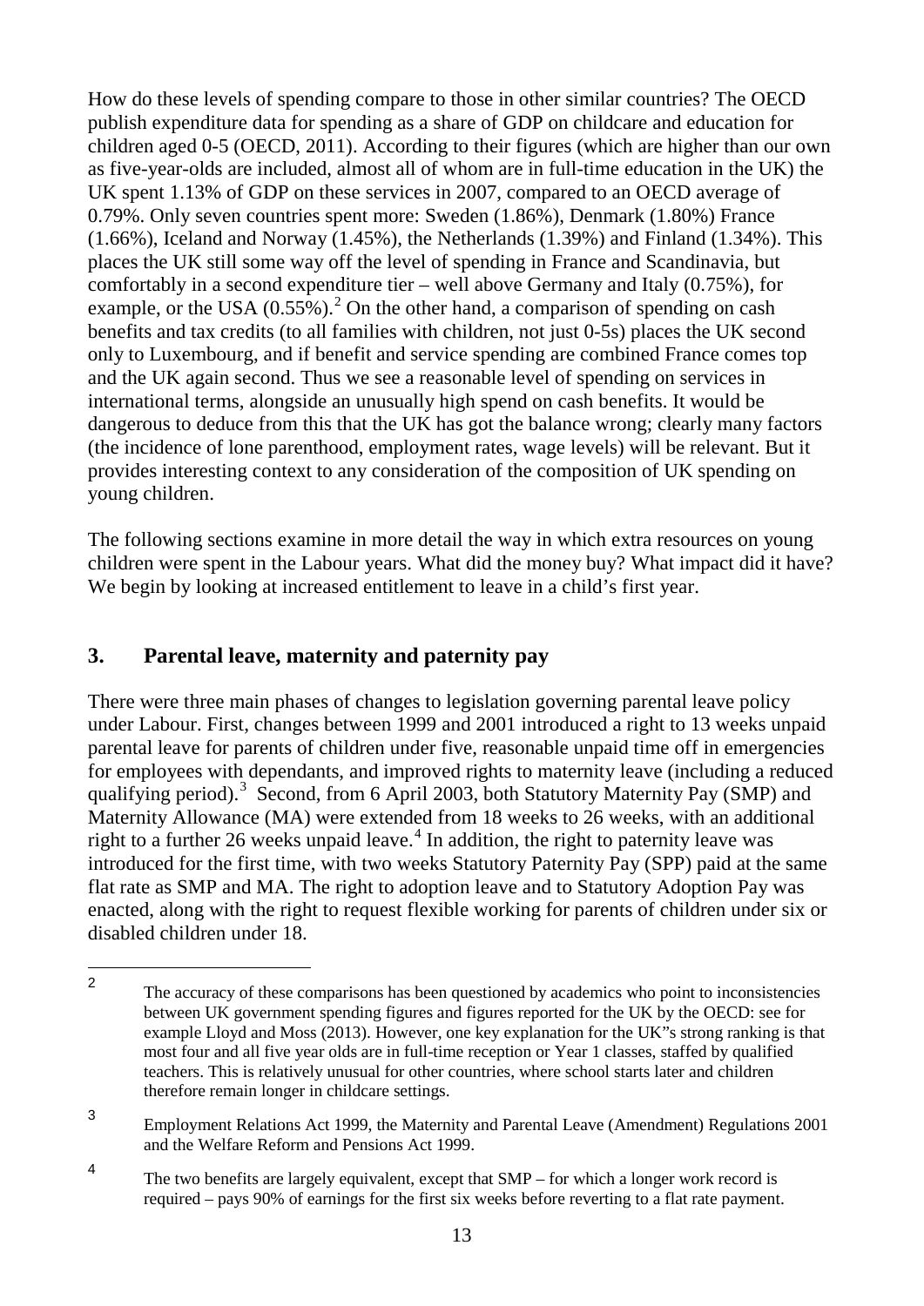How do these levels of spending compare to those in other similar countries? The OECD publish expenditure data for spending as a share of GDP on childcare and education for children aged 0-5 (OECD, 2011). According to their figures (which are higher than our own as five-year-olds are included, almost all of whom are in full-time education in the UK) the UK spent 1.13% of GDP on these services in 2007, compared to an OECD average of 0.79%. Only seven countries spent more: Sweden (1.86%), Denmark (1.80%) France (1.66%), Iceland and Norway (1.45%), the Netherlands (1.39%) and Finland (1.34%). This places the UK still some way off the level of spending in France and Scandinavia, but comfortably in a second expenditure tier – well above Germany and Italy (0.75%), for example, or the USA (0.55%).[2] On the other hand, a comparison of spending on cash benefits and tax credits (to all families with children, not just 0-5s) places the UK second only to Luxembourg, and if benefit and service spending are combined France comes top and the UK again second. Thus we see a reasonable level of spending on services in international terms, alongside an unusually high spend on cash benefits. It would be dangerous to deduce from this that the UK has got the balance wrong; clearly many factors (the incidence of lone parenthood, employment rates, wage levels) will be relevant. But it provides interesting context to any consideration of the composition of UK spending on young children.

The following sections examine in more detail the way in which extra resources on young children were spent in the Labour years. What did the money buy? What impact did it have? We begin by looking at increased entitlement to leave in a child's first year.

## 3. Parental leave, maternity and paternity pay

There were three main phases of changes to legislation governing parental leave policy under Labour. First, changes between 1999 and 2001 introduced a right to 13 weeks unpaid parental leave for parents of children under five, reasonable unpaid time off in emergencies for employees with dependants, and improved rights to maternity leave (including a reduced qualifying period).[3] Second, from 6 April 2003, both Statutory Maternity Pay (SMP) and Maternity Allowance (MA) were extended from 18 weeks to 26 weeks, with an additional right to a further 26 weeks unpaid leave.[4] In addition, the right to paternity leave was introduced for the first time, with two weeks Statutory Paternity Pay (SPP) paid at the same flat rate as SMP and MA. The right to adoption leave and to Statutory Adoption Pay was enacted, along with the right to request flexible working for parents of children under six or disabled children under 18.

---

[2] The accuracy of these comparisons has been questioned by academics who point to inconsistencies between UK government spending figures and figures reported for the UK by the OECD: see for example Lloyd and Moss (2013). However, one key explanation for the UK"s strong ranking is that most four and all five year olds are in full-time reception or Year 1 classes, staffed by qualified teachers. This is relatively unusual for other countries, where school starts later and children therefore remain longer in childcare settings.

[3] Employment Relations Act 1999, the Maternity and Parental Leave (Amendment) Regulations 2001 and the Welfare Reform and Pensions Act 1999.

[4] The two benefits are largely equivalent, except that SMP – for which a longer work record is required – pays 90% of earnings for the first six weeks before reverting to a flat rate payment.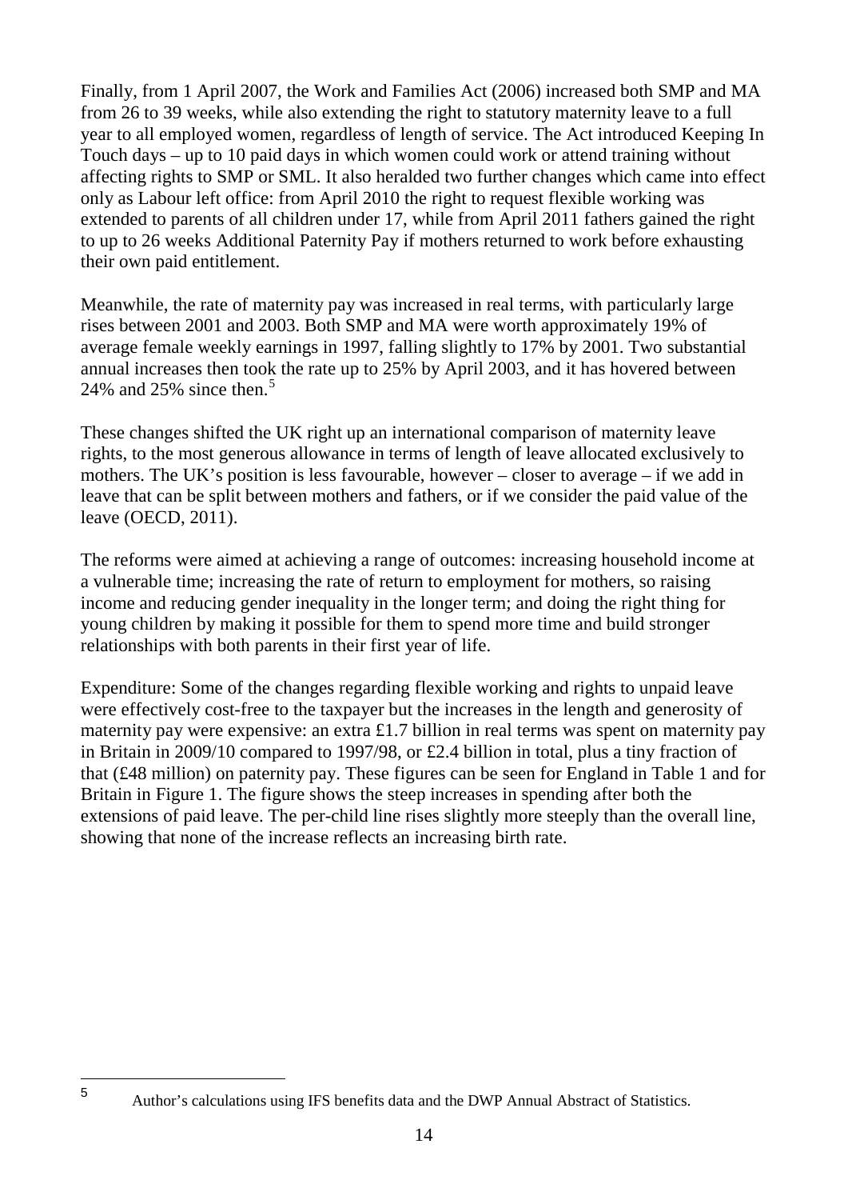Finally, from 1 April 2007, the Work and Families Act (2006) increased both SMP and MA from 26 to 39 weeks, while also extending the right to statutory maternity leave to a full year to all employed women, regardless of length of service. The Act introduced Keeping In Touch days – up to 10 paid days in which women could work or attend training without affecting rights to SMP or SML. It also heralded two further changes which came into effect only as Labour left office: from April 2010 the right to request flexible working was extended to parents of all children under 17, while from April 2011 fathers gained the right to up to 26 weeks Additional Paternity Pay if mothers returned to work before exhausting their own paid entitlement.

Meanwhile, the rate of maternity pay was increased in real terms, with particularly large rises between 2001 and 2003. Both SMP and MA were worth approximately 19% of average female weekly earnings in 1997, falling slightly to 17% by 2001. Two substantial annual increases then took the rate up to 25% by April 2003, and it has hovered between 24% and 25% since then.[5]

These changes shifted the UK right up an international comparison of maternity leave rights, to the most generous allowance in terms of length of leave allocated exclusively to mothers. The UK's position is less favourable, however – closer to average – if we add in leave that can be split between mothers and fathers, or if we consider the paid value of the leave (OECD, 2011).

The reforms were aimed at achieving a range of outcomes: increasing household income at a vulnerable time; increasing the rate of return to employment for mothers, so raising income and reducing gender inequality in the longer term; and doing the right thing for young children by making it possible for them to spend more time and build stronger relationships with both parents in their first year of life.

Expenditure: Some of the changes regarding flexible working and rights to unpaid leave were effectively cost-free to the taxpayer but the increases in the length and generosity of maternity pay were expensive: an extra £1.7 billion in real terms was spent on maternity pay in Britain in 2009/10 compared to 1997/98, or £2.4 billion in total, plus a tiny fraction of that (£48 million) on paternity pay. These figures can be seen for England in Table 1 and for Britain in Figure 1. The figure shows the steep increases in spending after both the extensions of paid leave. The per-child line rises slightly more steeply than the overall line, showing that none of the increase reflects an increasing birth rate.

[5] Author's calculations using IFS benefits data and the DWP Annual Abstract of Statistics.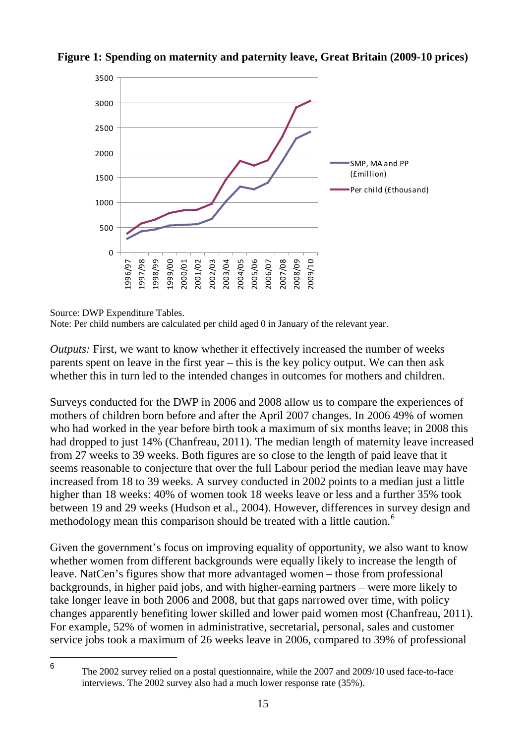**Figure 1: Spending on maternity and paternity leave, Great Britain (2009-10 prices)**

Source: DWP Expenditure Tables.
Note: Per child numbers are calculated per child aged 0 in January of the relevant year.

*Outputs:* First, we want to know whether it effectively increased the number of weeks parents spent on leave in the first year – this is the key policy output. We can then ask whether this in turn led to the intended changes in outcomes for mothers and children.

Surveys conducted for the DWP in 2006 and 2008 allow us to compare the experiences of mothers of children born before and after the April 2007 changes. In 2006 49% of women who had worked in the year before birth took a maximum of six months leave; in 2008 this had dropped to just 14% (Chanfreau, 2011). The median length of maternity leave increased from 27 weeks to 39 weeks. Both figures are so close to the length of paid leave that it seems reasonable to conjecture that over the full Labour period the median leave may have increased from 18 to 39 weeks. A survey conducted in 2002 points to a median just a little higher than 18 weeks: 40% of women took 18 weeks leave or less and a further 35% took between 19 and 29 weeks (Hudson et al., 2004). However, differences in survey design and methodology mean this comparison should be treated with a little caution.[6]

Given the government's focus on improving equality of opportunity, we also want to know whether women from different backgrounds were equally likely to increase the length of leave. NatCen's figures show that more advantaged women – those from professional backgrounds, in higher paid jobs, and with higher-earning partners – were more likely to take longer leave in both 2006 and 2008, but that gaps narrowed over time, with policy changes apparently benefiting lower skilled and lower paid women most (Chanfreau, 2011). For example, 52% of women in administrative, secretarial, personal, sales and customer service jobs took a maximum of 26 weeks leave in 2006, compared to 39% of professional

[6] The 2002 survey relied on a postal questionnaire, while the 2007 and 2009/10 used face-to-face interviews. The 2002 survey also had a much lower response rate (35%).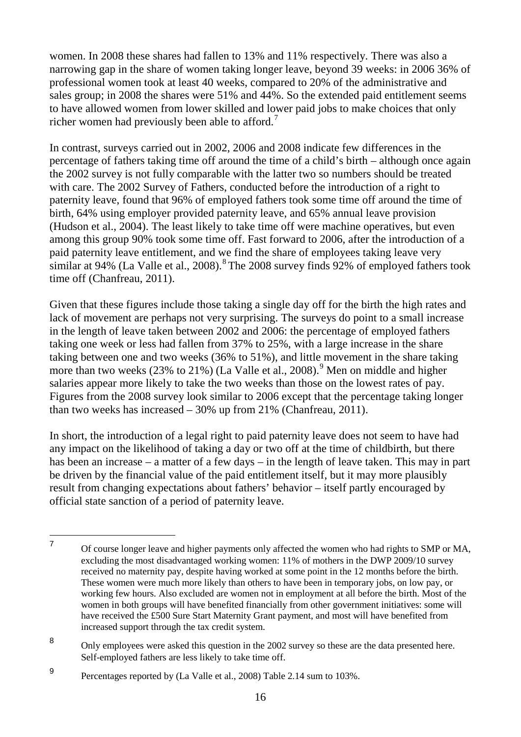women. In 2008 these shares had fallen to 13% and 11% respectively. There was also a narrowing gap in the share of women taking longer leave, beyond 39 weeks: in 2006 36% of professional women took at least 40 weeks, compared to 20% of the administrative and sales group; in 2008 the shares were 51% and 44%. So the extended paid entitlement seems to have allowed women from lower skilled and lower paid jobs to make choices that only richer women had previously been able to afford.[7]

In contrast, surveys carried out in 2002, 2006 and 2008 indicate few differences in the percentage of fathers taking time off around the time of a child's birth – although once again the 2002 survey is not fully comparable with the latter two so numbers should be treated with care. The 2002 Survey of Fathers, conducted before the introduction of a right to paternity leave, found that 96% of employed fathers took some time off around the time of birth, 64% using employer provided paternity leave, and 65% annual leave provision (Hudson et al., 2004). The least likely to take time off were machine operatives, but even among this group 90% took some time off. Fast forward to 2006, after the introduction of a paid paternity leave entitlement, and we find the share of employees taking leave very similar at 94% (La Valle et al., 2008).[8] The 2008 survey finds 92% of employed fathers took time off (Chanfreau, 2011).

Given that these figures include those taking a single day off for the birth the high rates and lack of movement are perhaps not very surprising. The surveys do point to a small increase in the length of leave taken between 2002 and 2006: the percentage of employed fathers taking one week or less had fallen from 37% to 25%, with a large increase in the share taking between one and two weeks (36% to 51%), and little movement in the share taking more than two weeks (23% to 21%) (La Valle et al., 2008).[9] Men on middle and higher salaries appear more likely to take the two weeks than those on the lowest rates of pay. Figures from the 2008 survey look similar to 2006 except that the percentage taking longer than two weeks has increased – 30% up from 21% (Chanfreau, 2011).

In short, the introduction of a legal right to paid paternity leave does not seem to have had any impact on the likelihood of taking a day or two off at the time of childbirth, but there has been an increase – a matter of a few days – in the length of leave taken. This may in part be driven by the financial value of the paid entitlement itself, but it may more plausibly result from changing expectations about fathers' behavior – itself partly encouraged by official state sanction of a period of paternity leave.

---

[7] Of course longer leave and higher payments only affected the women who had rights to SMP or MA, excluding the most disadvantaged working women: 11% of mothers in the DWP 2009/10 survey received no maternity pay, despite having worked at some point in the 12 months before the birth. These women were much more likely than others to have been in temporary jobs, on low pay, or working few hours. Also excluded are women not in employment at all before the birth. Most of the women in both groups will have benefited financially from other government initiatives: some will have received the £500 Sure Start Maternity Grant payment, and most will have benefited from increased support through the tax credit system.

[8] Only employees were asked this question in the 2002 survey so these are the data presented here. Self-employed fathers are less likely to take time off.

[9] Percentages reported by (La Valle et al., 2008) Table 2.14 sum to 103%.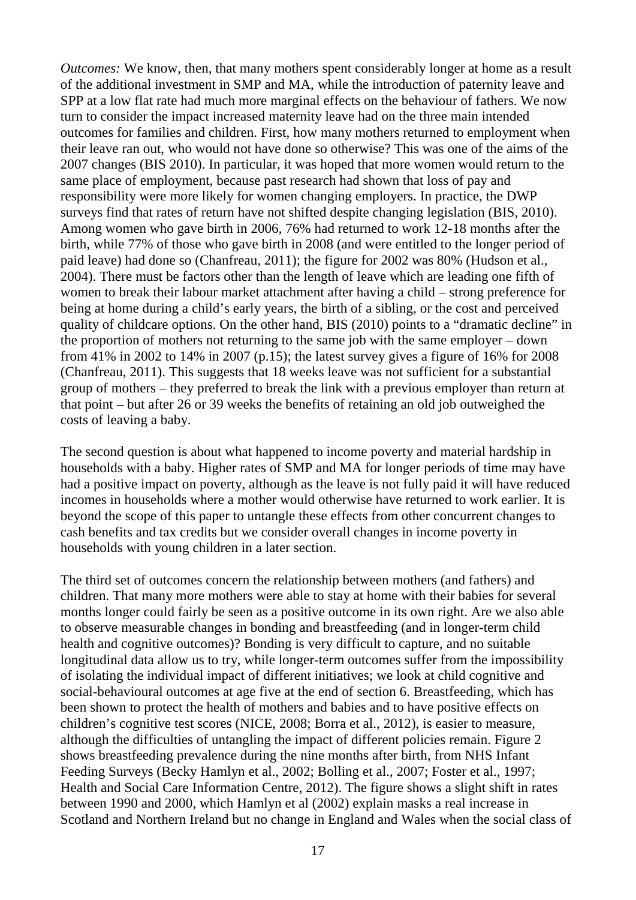*Outcomes:* We know, then, that many mothers spent considerably longer at home as a result of the additional investment in SMP and MA, while the introduction of paternity leave and SPP at a low flat rate had much more marginal effects on the behaviour of fathers. We now turn to consider the impact increased maternity leave had on the three main intended outcomes for families and children. First, how many mothers returned to employment when their leave ran out, who would not have done so otherwise? This was one of the aims of the 2007 changes (BIS 2010). In particular, it was hoped that more women would return to the same place of employment, because past research had shown that loss of pay and responsibility were more likely for women changing employers. In practice, the DWP surveys find that rates of return have not shifted despite changing legislation (BIS, 2010). Among women who gave birth in 2006, 76% had returned to work 12-18 months after the birth, while 77% of those who gave birth in 2008 (and were entitled to the longer period of paid leave) had done so (Chanfreau, 2011); the figure for 2002 was 80% (Hudson et al., 2004). There must be factors other than the length of leave which are leading one fifth of women to break their labour market attachment after having a child – strong preference for being at home during a child's early years, the birth of a sibling, or the cost and perceived quality of childcare options. On the other hand, BIS (2010) points to a "dramatic decline" in the proportion of mothers not returning to the same job with the same employer – down from 41% in 2002 to 14% in 2007 (p.15); the latest survey gives a figure of 16% for 2008 (Chanfreau, 2011). This suggests that 18 weeks leave was not sufficient for a substantial group of mothers – they preferred to break the link with a previous employer than return at that point – but after 26 or 39 weeks the benefits of retaining an old job outweighed the costs of leaving a baby.

The second question is about what happened to income poverty and material hardship in households with a baby. Higher rates of SMP and MA for longer periods of time may have had a positive impact on poverty, although as the leave is not fully paid it will have reduced incomes in households where a mother would otherwise have returned to work earlier. It is beyond the scope of this paper to untangle these effects from other concurrent changes to cash benefits and tax credits but we consider overall changes in income poverty in households with young children in a later section.

The third set of outcomes concern the relationship between mothers (and fathers) and children. That many more mothers were able to stay at home with their babies for several months longer could fairly be seen as a positive outcome in its own right. Are we also able to observe measurable changes in bonding and breastfeeding (and in longer-term child health and cognitive outcomes)? Bonding is very difficult to capture, and no suitable longitudinal data allow us to try, while longer-term outcomes suffer from the impossibility of isolating the individual impact of different initiatives; we look at child cognitive and social-behavioural outcomes at age five at the end of section 6. Breastfeeding, which has been shown to protect the health of mothers and babies and to have positive effects on children's cognitive test scores (NICE, 2008; Borra et al., 2012), is easier to measure, although the difficulties of untangling the impact of different policies remain. Figure 2 shows breastfeeding prevalence during the nine months after birth, from NHS Infant Feeding Surveys (Becky Hamlyn et al., 2002; Bolling et al., 2007; Foster et al., 1997; Health and Social Care Information Centre, 2012). The figure shows a slight shift in rates between 1990 and 2000, which Hamlyn et al (2002) explain masks a real increase in Scotland and Northern Ireland but no change in England and Wales when the social class of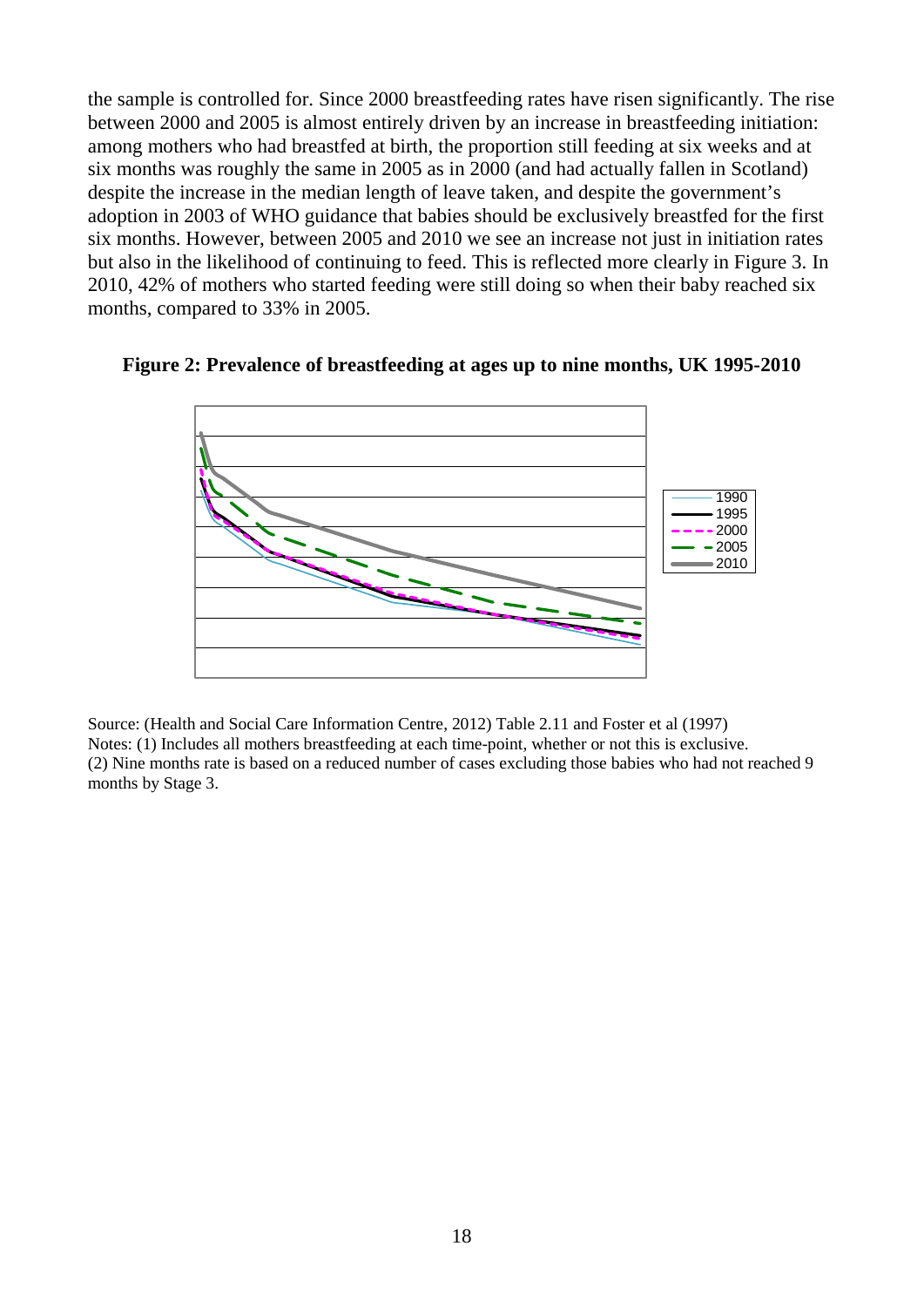the sample is controlled for. Since 2000 breastfeeding rates have risen significantly. The rise between 2000 and 2005 is almost entirely driven by an increase in breastfeeding initiation: among mothers who had breastfed at birth, the proportion still feeding at six weeks and at six months was roughly the same in 2005 as in 2000 (and had actually fallen in Scotland) despite the increase in the median length of leave taken, and despite the government's adoption in 2003 of WHO guidance that babies should be exclusively breastfed for the first six months. However, between 2005 and 2010 we see an increase not just in initiation rates but also in the likelihood of continuing to feed. This is reflected more clearly in Figure 3. In 2010, 42% of mothers who started feeding were still doing so when their baby reached six months, compared to 33% in 2005.

**Figure 2: Prevalence of breastfeeding at ages up to nine months, UK 1995-2010**

Source: (Health and Social Care Information Centre, 2012) Table 2.11 and Foster et al (1997)
Notes: (1) Includes all mothers breastfeeding at each time-point, whether or not this is exclusive.
(2) Nine months rate is based on a reduced number of cases excluding those babies who had not reached 9 months by Stage 3.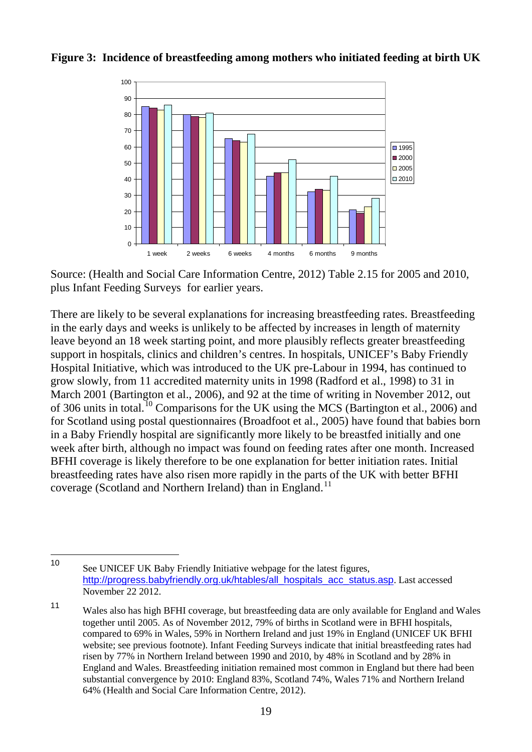**Figure 3: Incidence of breastfeeding among mothers who initiated feeding at birth UK**

Source: (Health and Social Care Information Centre, 2012) Table 2.15 for 2005 and 2010, plus Infant Feeding Surveys for earlier years.

There are likely to be several explanations for increasing breastfeeding rates. Breastfeeding in the early days and weeks is unlikely to be affected by increases in length of maternity leave beyond an 18 week starting point, and more plausibly reflects greater breastfeeding support in hospitals, clinics and children's centres. In hospitals, UNICEF's Baby Friendly Hospital Initiative, which was introduced to the UK pre-Labour in 1994, has continued to grow slowly, from 11 accredited maternity units in 1998 (Radford et al., 1998) to 31 in March 2001 (Bartington et al., 2006), and 92 at the time of writing in November 2012, out of 306 units in total.[10] Comparisons for the UK using the MCS (Bartington et al., 2006) and for Scotland using postal questionnaires (Broadfoot et al., 2005) have found that babies born in a Baby Friendly hospital are significantly more likely to be breastfed initially and one week after birth, although no impact was found on feeding rates after one month. Increased BFHI coverage is likely therefore to be one explanation for better initiation rates. Initial breastfeeding rates have also risen more rapidly in the parts of the UK with better BFHI coverage (Scotland and Northern Ireland) than in England.[11]

---

[10] See UNICEF UK Baby Friendly Initiative webpage for the latest figures, http://progress.babyfriendly.org.uk/htables/all_hospitals_acc_status.asp. Last accessed November 22 2012.

[11] Wales also has high BFHI coverage, but breastfeeding data are only available for England and Wales together until 2005. As of November 2012, 79% of births in Scotland were in BFHI hospitals, compared to 69% in Wales, 59% in Northern Ireland and just 19% in England (UNICEF UK BFHI website; see previous footnote). Infant Feeding Surveys indicate that initial breastfeeding rates had risen by 77% in Northern Ireland between 1990 and 2010, by 48% in Scotland and by 28% in England and Wales. Breastfeeding initiation remained most common in England but there had been substantial convergence by 2010: England 83%, Scotland 74%, Wales 71% and Northern Ireland 64% (Health and Social Care Information Centre, 2012).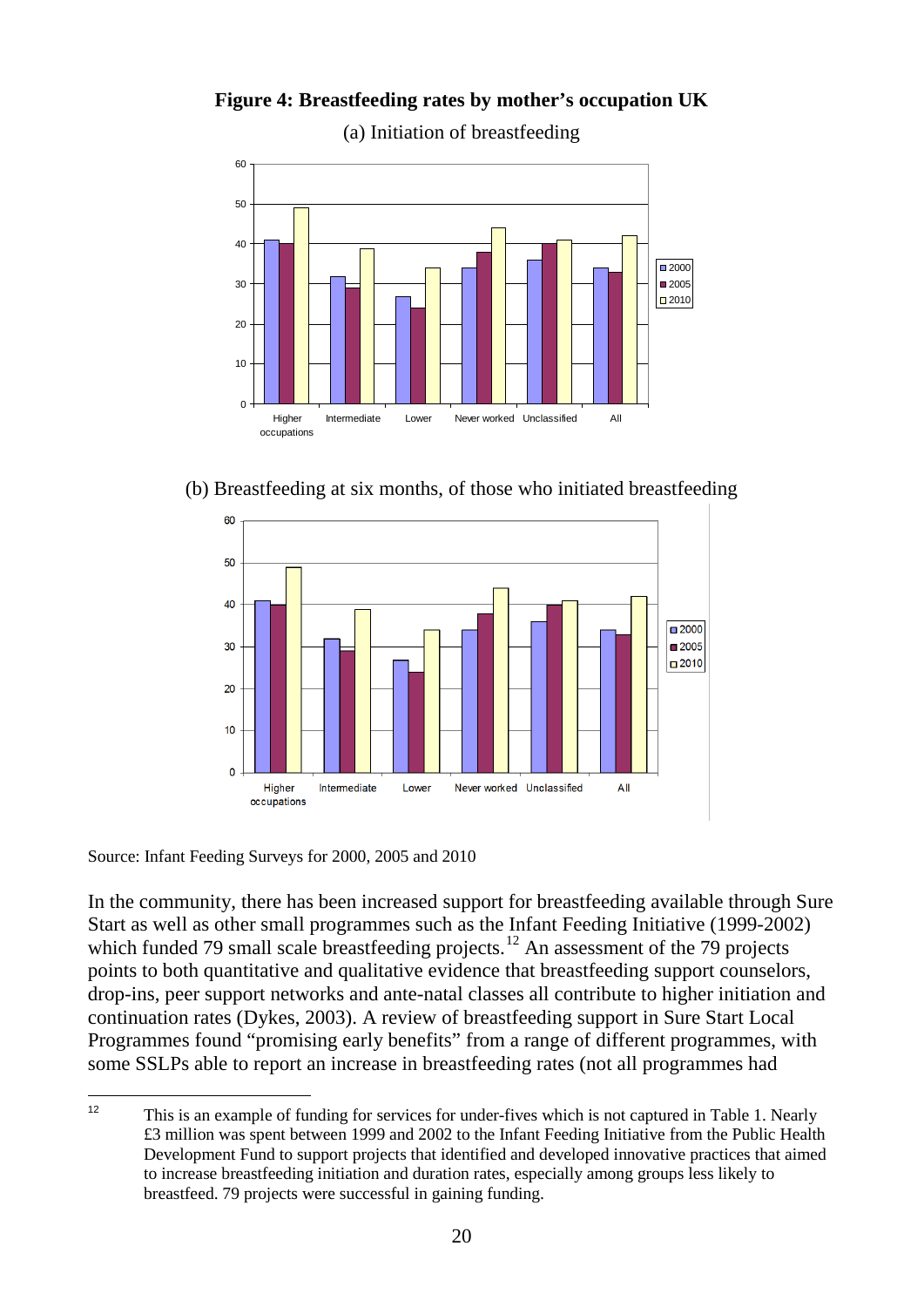**Figure 4: Breastfeeding rates by mother's occupation UK**

(a) Initiation of breastfeeding

(b) Breastfeeding at six months, of those who initiated breastfeeding

Source: Infant Feeding Surveys for 2000, 2005 and 2010

In the community, there has been increased support for breastfeeding available through Sure Start as well as other small programmes such as the Infant Feeding Initiative (1999-2002) which funded 79 small scale breastfeeding projects.[12] An assessment of the 79 projects points to both quantitative and qualitative evidence that breastfeeding support counselors, drop-ins, peer support networks and ante-natal classes all contribute to higher initiation and continuation rates (Dykes, 2003). A review of breastfeeding support in Sure Start Local Programmes found "promising early benefits" from a range of different programmes, with some SSLPs able to report an increase in breastfeeding rates (not all programmes had

[12] This is an example of funding for services for under-fives which is not captured in Table 1. Nearly £3 million was spent between 1999 and 2002 to the Infant Feeding Initiative from the Public Health Development Fund to support projects that identified and developed innovative practices that aimed to increase breastfeeding initiation and duration rates, especially among groups less likely to breastfeed. 79 projects were successful in gaining funding.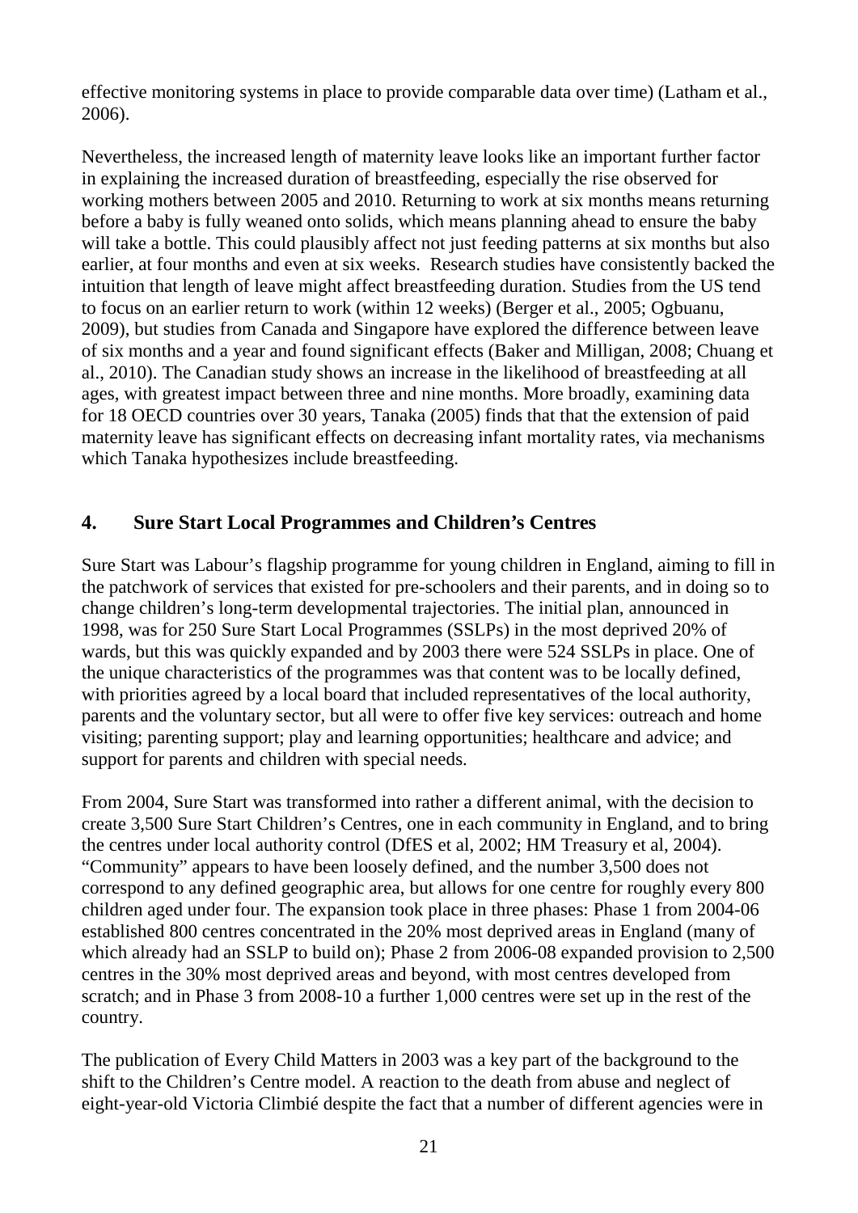effective monitoring systems in place to provide comparable data over time) (Latham et al., 2006).

Nevertheless, the increased length of maternity leave looks like an important further factor in explaining the increased duration of breastfeeding, especially the rise observed for working mothers between 2005 and 2010. Returning to work at six months means returning before a baby is fully weaned onto solids, which means planning ahead to ensure the baby will take a bottle. This could plausibly affect not just feeding patterns at six months but also earlier, at four months and even at six weeks. Research studies have consistently backed the intuition that length of leave might affect breastfeeding duration. Studies from the US tend to focus on an earlier return to work (within 12 weeks) (Berger et al., 2005; Ogbuanu, 2009), but studies from Canada and Singapore have explored the difference between leave of six months and a year and found significant effects (Baker and Milligan, 2008; Chuang et al., 2010). The Canadian study shows an increase in the likelihood of breastfeeding at all ages, with greatest impact between three and nine months. More broadly, examining data for 18 OECD countries over 30 years, Tanaka (2005) finds that that the extension of paid maternity leave has significant effects on decreasing infant mortality rates, via mechanisms which Tanaka hypothesizes include breastfeeding.

## 4. Sure Start Local Programmes and Children's Centres

Sure Start was Labour's flagship programme for young children in England, aiming to fill in the patchwork of services that existed for pre-schoolers and their parents, and in doing so to change children's long-term developmental trajectories. The initial plan, announced in 1998, was for 250 Sure Start Local Programmes (SSLPs) in the most deprived 20% of wards, but this was quickly expanded and by 2003 there were 524 SSLPs in place. One of the unique characteristics of the programmes was that content was to be locally defined, with priorities agreed by a local board that included representatives of the local authority, parents and the voluntary sector, but all were to offer five key services: outreach and home visiting; parenting support; play and learning opportunities; healthcare and advice; and support for parents and children with special needs.

From 2004, Sure Start was transformed into rather a different animal, with the decision to create 3,500 Sure Start Children's Centres, one in each community in England, and to bring the centres under local authority control (DfES et al, 2002; HM Treasury et al, 2004). "Community" appears to have been loosely defined, and the number 3,500 does not correspond to any defined geographic area, but allows for one centre for roughly every 800 children aged under four. The expansion took place in three phases: Phase 1 from 2004-06 established 800 centres concentrated in the 20% most deprived areas in England (many of which already had an SSLP to build on); Phase 2 from 2006-08 expanded provision to 2,500 centres in the 30% most deprived areas and beyond, with most centres developed from scratch; and in Phase 3 from 2008-10 a further 1,000 centres were set up in the rest of the country.

The publication of Every Child Matters in 2003 was a key part of the background to the shift to the Children's Centre model. A reaction to the death from abuse and neglect of eight-year-old Victoria Climbié despite the fact that a number of different agencies were in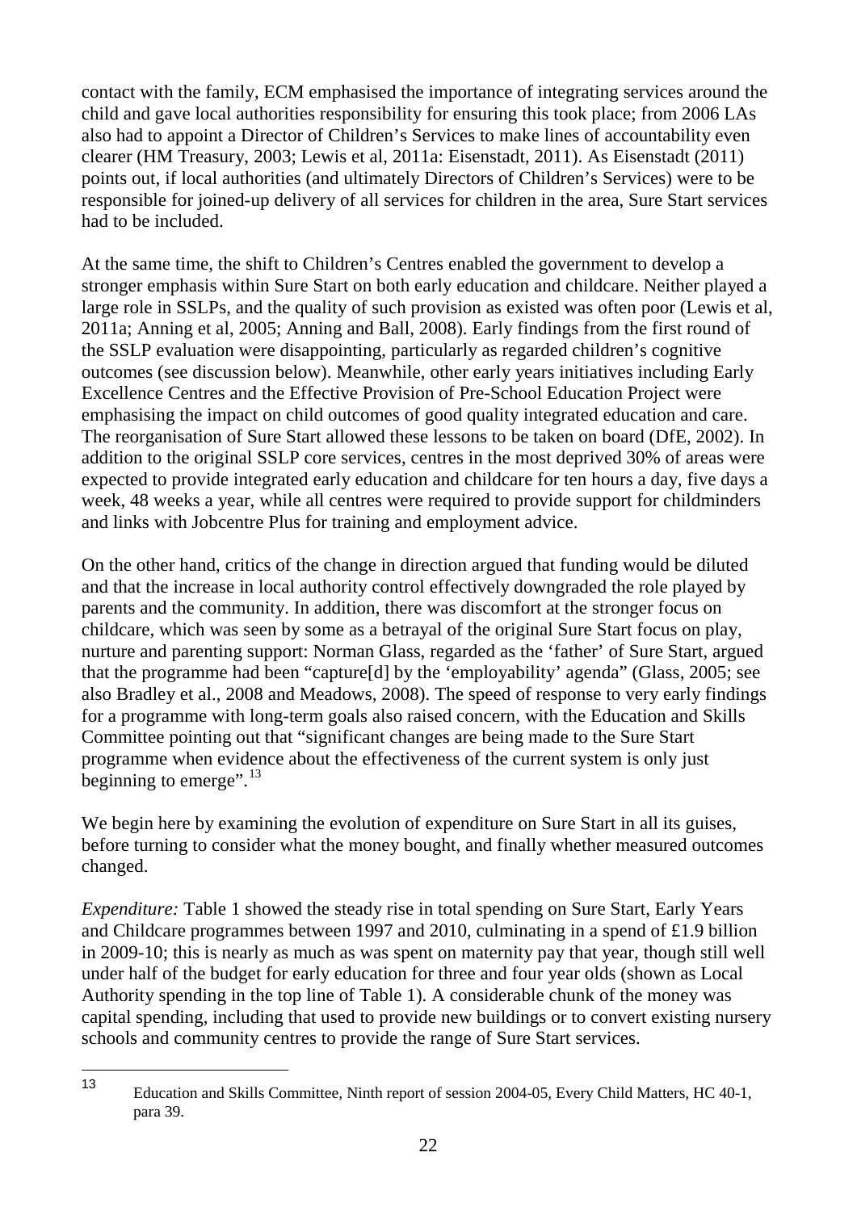contact with the family, ECM emphasised the importance of integrating services around the child and gave local authorities responsibility for ensuring this took place; from 2006 LAs also had to appoint a Director of Children's Services to make lines of accountability even clearer (HM Treasury, 2003; Lewis et al, 2011a: Eisenstadt, 2011). As Eisenstadt (2011) points out, if local authorities (and ultimately Directors of Children's Services) were to be responsible for joined-up delivery of all services for children in the area, Sure Start services had to be included.

At the same time, the shift to Children's Centres enabled the government to develop a stronger emphasis within Sure Start on both early education and childcare. Neither played a large role in SSLPs, and the quality of such provision as existed was often poor (Lewis et al, 2011a; Anning et al, 2005; Anning and Ball, 2008). Early findings from the first round of the SSLP evaluation were disappointing, particularly as regarded children's cognitive outcomes (see discussion below). Meanwhile, other early years initiatives including Early Excellence Centres and the Effective Provision of Pre-School Education Project were emphasising the impact on child outcomes of good quality integrated education and care. The reorganisation of Sure Start allowed these lessons to be taken on board (DfE, 2002). In addition to the original SSLP core services, centres in the most deprived 30% of areas were expected to provide integrated early education and childcare for ten hours a day, five days a week, 48 weeks a year, while all centres were required to provide support for childminders and links with Jobcentre Plus for training and employment advice.

On the other hand, critics of the change in direction argued that funding would be diluted and that the increase in local authority control effectively downgraded the role played by parents and the community. In addition, there was discomfort at the stronger focus on childcare, which was seen by some as a betrayal of the original Sure Start focus on play, nurture and parenting support: Norman Glass, regarded as the 'father' of Sure Start, argued that the programme had been "capture[d] by the 'employability' agenda" (Glass, 2005; see also Bradley et al., 2008 and Meadows, 2008). The speed of response to very early findings for a programme with long-term goals also raised concern, with the Education and Skills Committee pointing out that "significant changes are being made to the Sure Start programme when evidence about the effectiveness of the current system is only just beginning to emerge".[13]

We begin here by examining the evolution of expenditure on Sure Start in all its guises, before turning to consider what the money bought, and finally whether measured outcomes changed.

*Expenditure:* Table 1 showed the steady rise in total spending on Sure Start, Early Years and Childcare programmes between 1997 and 2010, culminating in a spend of £1.9 billion in 2009-10; this is nearly as much as was spent on maternity pay that year, though still well under half of the budget for early education for three and four year olds (shown as Local Authority spending in the top line of Table 1). A considerable chunk of the money was capital spending, including that used to provide new buildings or to convert existing nursery schools and community centres to provide the range of Sure Start services.

[13] Education and Skills Committee, Ninth report of session 2004-05, Every Child Matters, HC 40-1, para 39.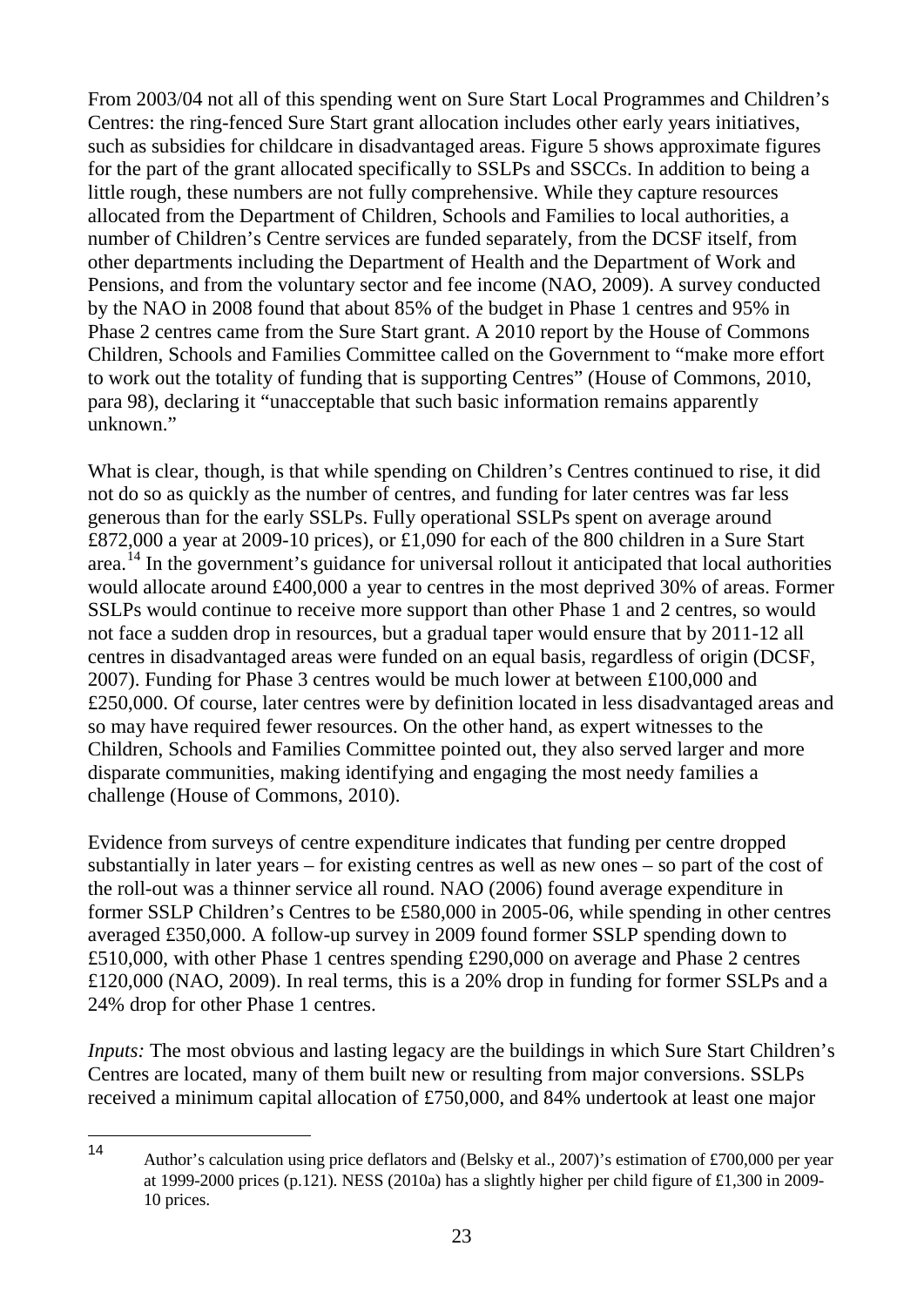From 2003/04 not all of this spending went on Sure Start Local Programmes and Children's Centres: the ring-fenced Sure Start grant allocation includes other early years initiatives, such as subsidies for childcare in disadvantaged areas. Figure 5 shows approximate figures for the part of the grant allocated specifically to SSLPs and SSCCs. In addition to being a little rough, these numbers are not fully comprehensive. While they capture resources allocated from the Department of Children, Schools and Families to local authorities, a number of Children's Centre services are funded separately, from the DCSF itself, from other departments including the Department of Health and the Department of Work and Pensions, and from the voluntary sector and fee income (NAO, 2009). A survey conducted by the NAO in 2008 found that about 85% of the budget in Phase 1 centres and 95% in Phase 2 centres came from the Sure Start grant. A 2010 report by the House of Commons Children, Schools and Families Committee called on the Government to "make more effort to work out the totality of funding that is supporting Centres" (House of Commons, 2010, para 98), declaring it "unacceptable that such basic information remains apparently unknown."

What is clear, though, is that while spending on Children's Centres continued to rise, it did not do so as quickly as the number of centres, and funding for later centres was far less generous than for the early SSLPs. Fully operational SSLPs spent on average around £872,000 a year at 2009-10 prices), or £1,090 for each of the 800 children in a Sure Start area.[14] In the government's guidance for universal rollout it anticipated that local authorities would allocate around £400,000 a year to centres in the most deprived 30% of areas. Former SSLPs would continue to receive more support than other Phase 1 and 2 centres, so would not face a sudden drop in resources, but a gradual taper would ensure that by 2011-12 all centres in disadvantaged areas were funded on an equal basis, regardless of origin (DCSF, 2007). Funding for Phase 3 centres would be much lower at between £100,000 and £250,000. Of course, later centres were by definition located in less disadvantaged areas and so may have required fewer resources. On the other hand, as expert witnesses to the Children, Schools and Families Committee pointed out, they also served larger and more disparate communities, making identifying and engaging the most needy families a challenge (House of Commons, 2010).

Evidence from surveys of centre expenditure indicates that funding per centre dropped substantially in later years – for existing centres as well as new ones – so part of the cost of the roll-out was a thinner service all round. NAO (2006) found average expenditure in former SSLP Children's Centres to be £580,000 in 2005-06, while spending in other centres averaged £350,000. A follow-up survey in 2009 found former SSLP spending down to £510,000, with other Phase 1 centres spending £290,000 on average and Phase 2 centres £120,000 (NAO, 2009). In real terms, this is a 20% drop in funding for former SSLPs and a 24% drop for other Phase 1 centres.

*Inputs:* The most obvious and lasting legacy are the buildings in which Sure Start Children's Centres are located, many of them built new or resulting from major conversions. SSLPs received a minimum capital allocation of £750,000, and 84% undertook at least one major

---

[14] Author's calculation using price deflators and (Belsky et al., 2007)'s estimation of £700,000 per year at 1999-2000 prices (p.121). NESS (2010a) has a slightly higher per child figure of £1,300 in 2009-10 prices.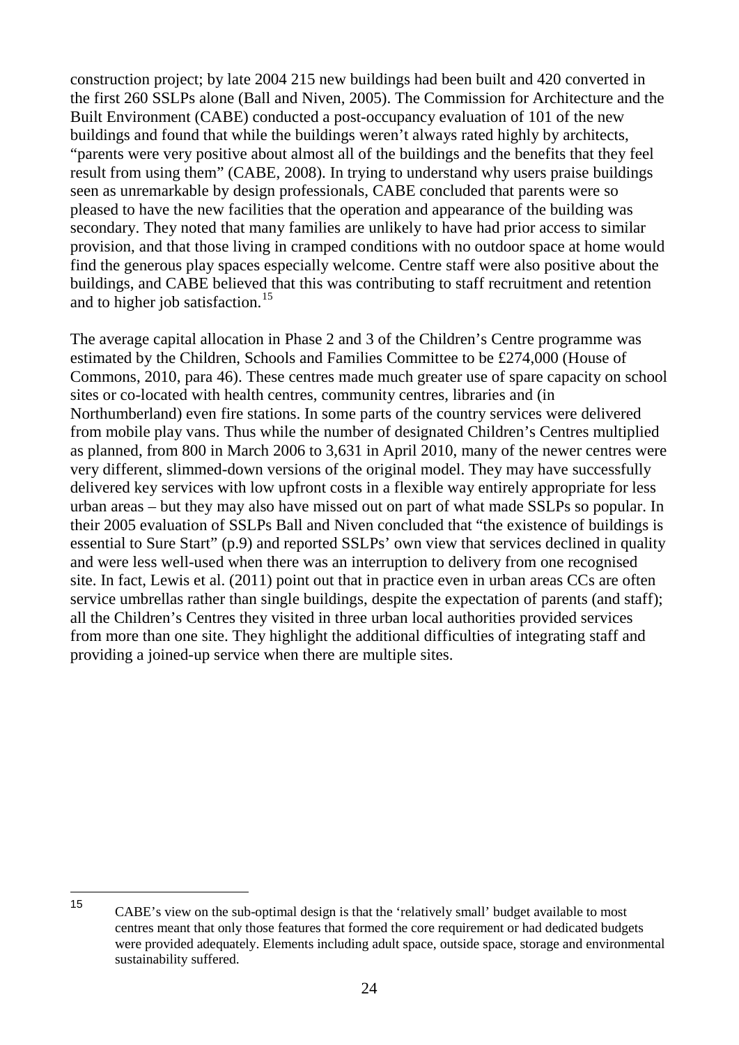construction project; by late 2004 215 new buildings had been built and 420 converted in the first 260 SSLPs alone (Ball and Niven, 2005). The Commission for Architecture and the Built Environment (CABE) conducted a post-occupancy evaluation of 101 of the new buildings and found that while the buildings weren't always rated highly by architects, "parents were very positive about almost all of the buildings and the benefits that they feel result from using them" (CABE, 2008). In trying to understand why users praise buildings seen as unremarkable by design professionals, CABE concluded that parents were so pleased to have the new facilities that the operation and appearance of the building was secondary. They noted that many families are unlikely to have had prior access to similar provision, and that those living in cramped conditions with no outdoor space at home would find the generous play spaces especially welcome. Centre staff were also positive about the buildings, and CABE believed that this was contributing to staff recruitment and retention and to higher job satisfaction.[15]

The average capital allocation in Phase 2 and 3 of the Children's Centre programme was estimated by the Children, Schools and Families Committee to be £274,000 (House of Commons, 2010, para 46). These centres made much greater use of spare capacity on school sites or co-located with health centres, community centres, libraries and (in Northumberland) even fire stations. In some parts of the country services were delivered from mobile play vans. Thus while the number of designated Children's Centres multiplied as planned, from 800 in March 2006 to 3,631 in April 2010, many of the newer centres were very different, slimmed-down versions of the original model. They may have successfully delivered key services with low upfront costs in a flexible way entirely appropriate for less urban areas – but they may also have missed out on part of what made SSLPs so popular. In their 2005 evaluation of SSLPs Ball and Niven concluded that "the existence of buildings is essential to Sure Start" (p.9) and reported SSLPs' own view that services declined in quality and were less well-used when there was an interruption to delivery from one recognised site. In fact, Lewis et al. (2011) point out that in practice even in urban areas CCs are often service umbrellas rather than single buildings, despite the expectation of parents (and staff); all the Children's Centres they visited in three urban local authorities provided services from more than one site. They highlight the additional difficulties of integrating staff and providing a joined-up service when there are multiple sites.

[15] CABE's view on the sub-optimal design is that the 'relatively small' budget available to most centres meant that only those features that formed the core requirement or had dedicated budgets were provided adequately. Elements including adult space, outside space, storage and environmental sustainability suffered.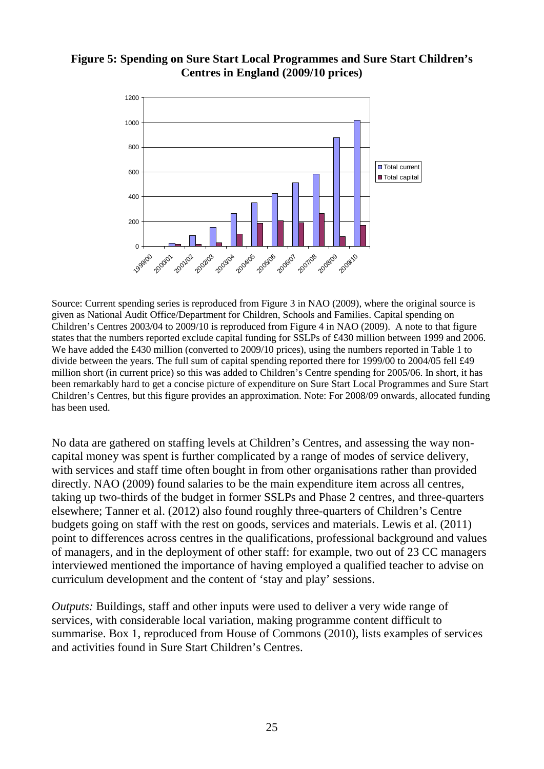**Figure 5: Spending on Sure Start Local Programmes and Sure Start Children's Centres in England (2009/10 prices)**

Source: Current spending series is reproduced from Figure 3 in NAO (2009), where the original source is given as National Audit Office/Department for Children, Schools and Families. Capital spending on Children's Centres 2003/04 to 2009/10 is reproduced from Figure 4 in NAO (2009). A note to that figure states that the numbers reported exclude capital funding for SSLPs of £430 million between 1999 and 2006. We have added the £430 million (converted to 2009/10 prices), using the numbers reported in Table 1 to divide between the years. The full sum of capital spending reported there for 1999/00 to 2004/05 fell £49 million short (in current price) so this was added to Children's Centre spending for 2005/06. In short, it has been remarkably hard to get a concise picture of expenditure on Sure Start Local Programmes and Sure Start Children's Centres, but this figure provides an approximation. Note: For 2008/09 onwards, allocated funding has been used.

No data are gathered on staffing levels at Children's Centres, and assessing the way non-capital money was spent is further complicated by a range of modes of service delivery, with services and staff time often bought in from other organisations rather than provided directly. NAO (2009) found salaries to be the main expenditure item across all centres, taking up two-thirds of the budget in former SSLPs and Phase 2 centres, and three-quarters elsewhere; Tanner et al. (2012) also found roughly three-quarters of Children's Centre budgets going on staff with the rest on goods, services and materials. Lewis et al. (2011) point to differences across centres in the qualifications, professional background and values of managers, and in the deployment of other staff: for example, two out of 23 CC managers interviewed mentioned the importance of having employed a qualified teacher to advise on curriculum development and the content of 'stay and play' sessions.

*Outputs:* Buildings, staff and other inputs were used to deliver a very wide range of services, with considerable local variation, making programme content difficult to summarise. Box 1, reproduced from House of Commons (2010), lists examples of services and activities found in Sure Start Children's Centres.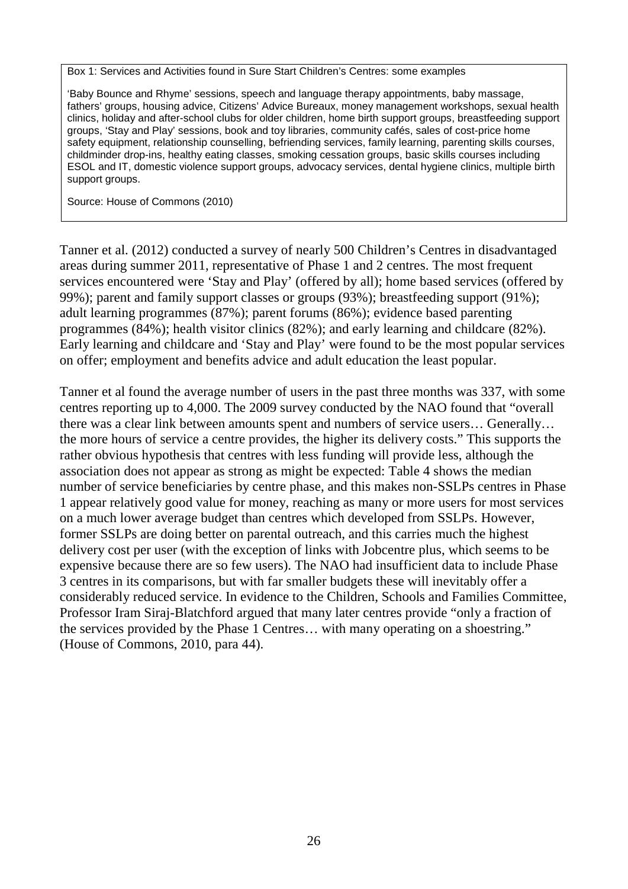> Box 1: Services and Activities found in Sure Start Children's Centres: some examples
>
> 'Baby Bounce and Rhyme' sessions, speech and language therapy appointments, baby massage, fathers' groups, housing advice, Citizens' Advice Bureaux, money management workshops, sexual health clinics, holiday and after-school clubs for older children, home birth support groups, breastfeeding support groups, 'Stay and Play' sessions, book and toy libraries, community cafés, sales of cost-price home safety equipment, relationship counselling, befriending services, family learning, parenting skills courses, childminder drop-ins, healthy eating classes, smoking cessation groups, basic skills courses including ESOL and IT, domestic violence support groups, advocacy services, dental hygiene clinics, multiple birth support groups.
>
> Source: House of Commons (2010)

Tanner et al. (2012) conducted a survey of nearly 500 Children's Centres in disadvantaged areas during summer 2011, representative of Phase 1 and 2 centres. The most frequent services encountered were 'Stay and Play' (offered by all); home based services (offered by 99%); parent and family support classes or groups (93%); breastfeeding support (91%); adult learning programmes (87%); parent forums (86%); evidence based parenting programmes (84%); health visitor clinics (82%); and early learning and childcare (82%). Early learning and childcare and 'Stay and Play' were found to be the most popular services on offer; employment and benefits advice and adult education the least popular.

Tanner et al found the average number of users in the past three months was 337, with some centres reporting up to 4,000. The 2009 survey conducted by the NAO found that "overall there was a clear link between amounts spent and numbers of service users… Generally… the more hours of service a centre provides, the higher its delivery costs." This supports the rather obvious hypothesis that centres with less funding will provide less, although the association does not appear as strong as might be expected: Table 4 shows the median number of service beneficiaries by centre phase, and this makes non-SSLPs centres in Phase 1 appear relatively good value for money, reaching as many or more users for most services on a much lower average budget than centres which developed from SSLPs. However, former SSLPs are doing better on parental outreach, and this carries much the highest delivery cost per user (with the exception of links with Jobcentre plus, which seems to be expensive because there are so few users). The NAO had insufficient data to include Phase 3 centres in its comparisons, but with far smaller budgets these will inevitably offer a considerably reduced service. In evidence to the Children, Schools and Families Committee, Professor Iram Siraj-Blatchford argued that many later centres provide "only a fraction of the services provided by the Phase 1 Centres… with many operating on a shoestring." (House of Commons, 2010, para 44).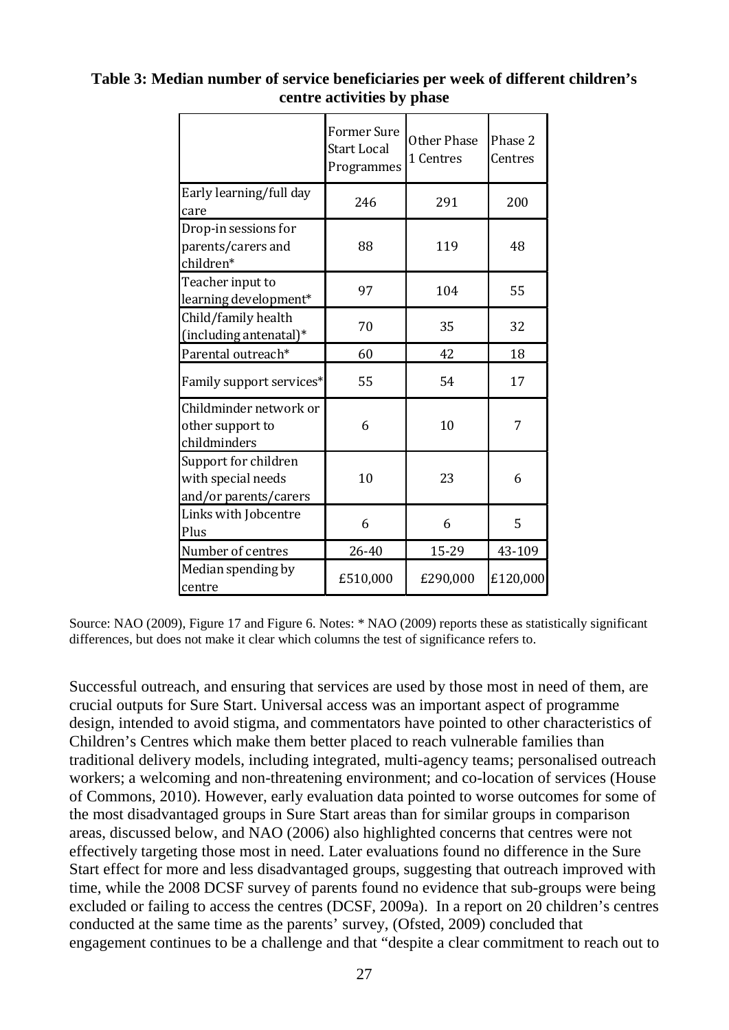**Table 3: Median number of service beneficiaries per week of different children's centre activities by phase**

| | Former Sure Start Local Programmes | Other Phase 1 Centres | Phase 2 Centres |
|---|---|---|---|
| Early learning/full day care | 246 | 291 | 200 |
| Drop-in sessions for parents/carers and children* | 88 | 119 | 48 |
| Teacher input to learning development* | 97 | 104 | 55 |
| Child/family health (including antenatal)* | 70 | 35 | 32 |
| Parental outreach* | 60 | 42 | 18 |
| Family support services* | 55 | 54 | 17 |
| Childminder network or other support to childminders | 6 | 10 | 7 |
| Support for children with special needs and/or parents/carers | 10 | 23 | 6 |
| Links with Jobcentre Plus | 6 | 6 | 5 |
| Number of centres | 26-40 | 15-29 | 43-109 |
| Median spending by centre | £510,000 | £290,000 | £120,000 |

Source: NAO (2009), Figure 17 and Figure 6. Notes: * NAO (2009) reports these as statistically significant differences, but does not make it clear which columns the test of significance refers to.

Successful outreach, and ensuring that services are used by those most in need of them, are crucial outputs for Sure Start. Universal access was an important aspect of programme design, intended to avoid stigma, and commentators have pointed to other characteristics of Children's Centres which make them better placed to reach vulnerable families than traditional delivery models, including integrated, multi-agency teams; personalised outreach workers; a welcoming and non-threatening environment; and co-location of services (House of Commons, 2010). However, early evaluation data pointed to worse outcomes for some of the most disadvantaged groups in Sure Start areas than for similar groups in comparison areas, discussed below, and NAO (2006) also highlighted concerns that centres were not effectively targeting those most in need. Later evaluations found no difference in the Sure Start effect for more and less disadvantaged groups, suggesting that outreach improved with time, while the 2008 DCSF survey of parents found no evidence that sub-groups were being excluded or failing to access the centres (DCSF, 2009a). In a report on 20 children's centres conducted at the same time as the parents' survey, (Ofsted, 2009) concluded that engagement continues to be a challenge and that "despite a clear commitment to reach out to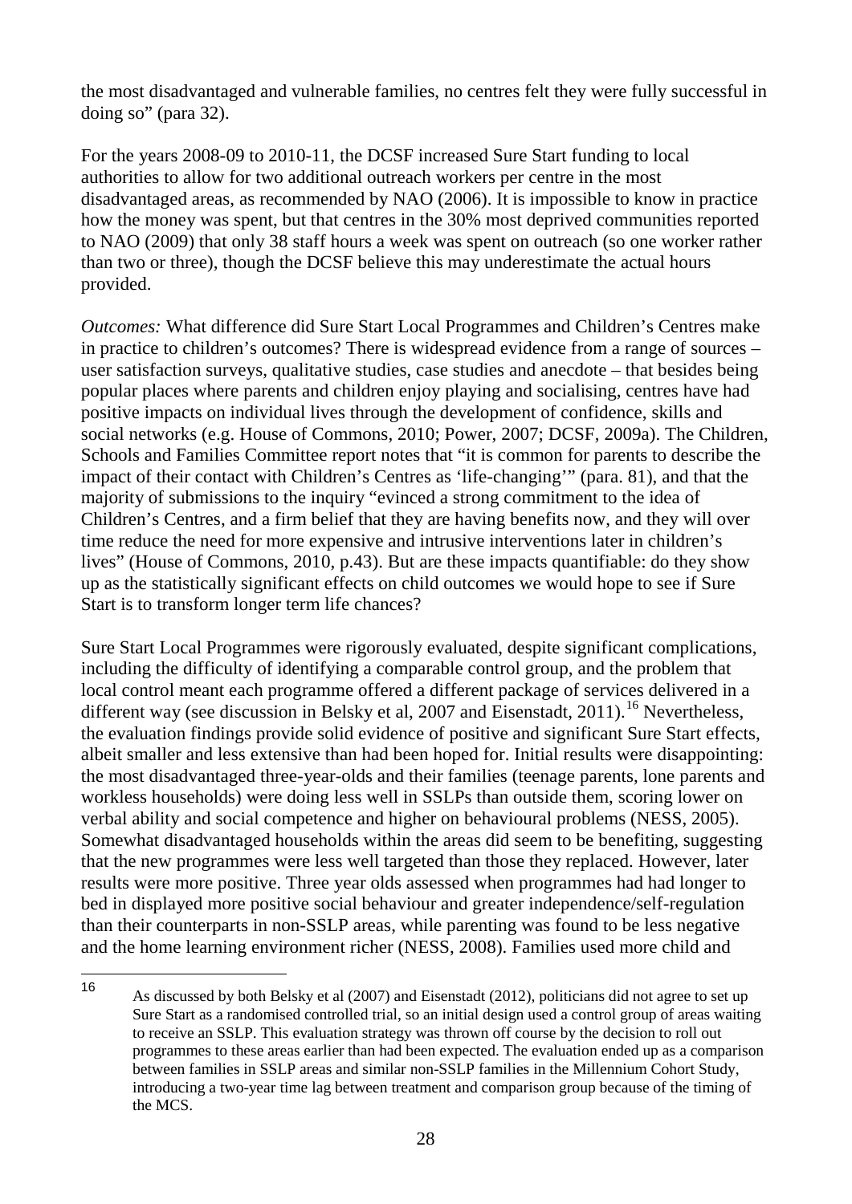the most disadvantaged and vulnerable families, no centres felt they were fully successful in doing so" (para 32).

For the years 2008-09 to 2010-11, the DCSF increased Sure Start funding to local authorities to allow for two additional outreach workers per centre in the most disadvantaged areas, as recommended by NAO (2006). It is impossible to know in practice how the money was spent, but that centres in the 30% most deprived communities reported to NAO (2009) that only 38 staff hours a week was spent on outreach (so one worker rather than two or three), though the DCSF believe this may underestimate the actual hours provided.

*Outcomes:* What difference did Sure Start Local Programmes and Children's Centres make in practice to children's outcomes? There is widespread evidence from a range of sources – user satisfaction surveys, qualitative studies, case studies and anecdote – that besides being popular places where parents and children enjoy playing and socialising, centres have had positive impacts on individual lives through the development of confidence, skills and social networks (e.g. House of Commons, 2010; Power, 2007; DCSF, 2009a). The Children, Schools and Families Committee report notes that "it is common for parents to describe the impact of their contact with Children's Centres as 'life-changing'" (para. 81), and that the majority of submissions to the inquiry "evinced a strong commitment to the idea of Children's Centres, and a firm belief that they are having benefits now, and they will over time reduce the need for more expensive and intrusive interventions later in children's lives" (House of Commons, 2010, p.43). But are these impacts quantifiable: do they show up as the statistically significant effects on child outcomes we would hope to see if Sure Start is to transform longer term life chances?

Sure Start Local Programmes were rigorously evaluated, despite significant complications, including the difficulty of identifying a comparable control group, and the problem that local control meant each programme offered a different package of services delivered in a different way (see discussion in Belsky et al, 2007 and Eisenstadt, 2011).[16] Nevertheless, the evaluation findings provide solid evidence of positive and significant Sure Start effects, albeit smaller and less extensive than had been hoped for. Initial results were disappointing: the most disadvantaged three-year-olds and their families (teenage parents, lone parents and workless households) were doing less well in SSLPs than outside them, scoring lower on verbal ability and social competence and higher on behavioural problems (NESS, 2005). Somewhat disadvantaged households within the areas did seem to be benefiting, suggesting that the new programmes were less well targeted than those they replaced. However, later results were more positive. Three year olds assessed when programmes had had longer to bed in displayed more positive social behaviour and greater independence/self-regulation than their counterparts in non-SSLP areas, while parenting was found to be less negative and the home learning environment richer (NESS, 2008). Families used more child and

[16] As discussed by both Belsky et al (2007) and Eisenstadt (2012), politicians did not agree to set up Sure Start as a randomised controlled trial, so an initial design used a control group of areas waiting to receive an SSLP. This evaluation strategy was thrown off course by the decision to roll out programmes to these areas earlier than had been expected. The evaluation ended up as a comparison between families in SSLP areas and similar non-SSLP families in the Millennium Cohort Study, introducing a two-year time lag between treatment and comparison group because of the timing of the MCS.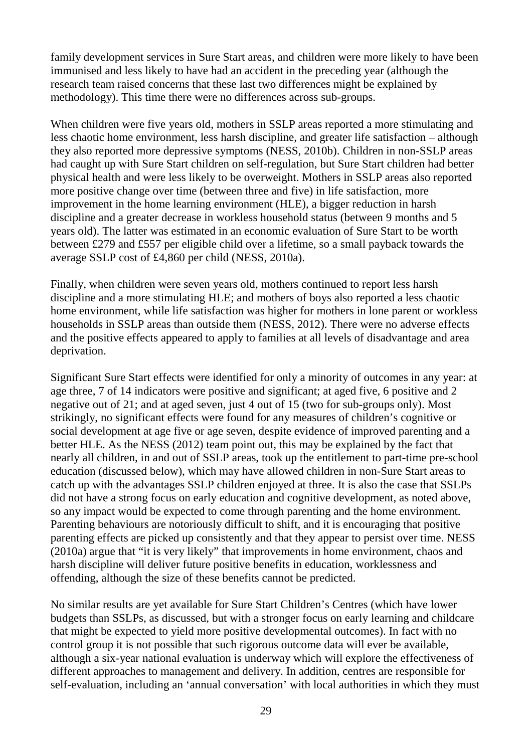family development services in Sure Start areas, and children were more likely to have been immunised and less likely to have had an accident in the preceding year (although the research team raised concerns that these last two differences might be explained by methodology). This time there were no differences across sub-groups.

When children were five years old, mothers in SSLP areas reported a more stimulating and less chaotic home environment, less harsh discipline, and greater life satisfaction – although they also reported more depressive symptoms (NESS, 2010b). Children in non-SSLP areas had caught up with Sure Start children on self-regulation, but Sure Start children had better physical health and were less likely to be overweight. Mothers in SSLP areas also reported more positive change over time (between three and five) in life satisfaction, more improvement in the home learning environment (HLE), a bigger reduction in harsh discipline and a greater decrease in workless household status (between 9 months and 5 years old). The latter was estimated in an economic evaluation of Sure Start to be worth between £279 and £557 per eligible child over a lifetime, so a small payback towards the average SSLP cost of £4,860 per child (NESS, 2010a).

Finally, when children were seven years old, mothers continued to report less harsh discipline and a more stimulating HLE; and mothers of boys also reported a less chaotic home environment, while life satisfaction was higher for mothers in lone parent or workless households in SSLP areas than outside them (NESS, 2012). There were no adverse effects and the positive effects appeared to apply to families at all levels of disadvantage and area deprivation.

Significant Sure Start effects were identified for only a minority of outcomes in any year: at age three, 7 of 14 indicators were positive and significant; at aged five, 6 positive and 2 negative out of 21; and at aged seven, just 4 out of 15 (two for sub-groups only). Most strikingly, no significant effects were found for any measures of children's cognitive or social development at age five or age seven, despite evidence of improved parenting and a better HLE. As the NESS (2012) team point out, this may be explained by the fact that nearly all children, in and out of SSLP areas, took up the entitlement to part-time pre-school education (discussed below), which may have allowed children in non-Sure Start areas to catch up with the advantages SSLP children enjoyed at three. It is also the case that SSLPs did not have a strong focus on early education and cognitive development, as noted above, so any impact would be expected to come through parenting and the home environment. Parenting behaviours are notoriously difficult to shift, and it is encouraging that positive parenting effects are picked up consistently and that they appear to persist over time. NESS (2010a) argue that "it is very likely" that improvements in home environment, chaos and harsh discipline will deliver future positive benefits in education, worklessness and offending, although the size of these benefits cannot be predicted.

No similar results are yet available for Sure Start Children's Centres (which have lower budgets than SSLPs, as discussed, but with a stronger focus on early learning and childcare that might be expected to yield more positive developmental outcomes). In fact with no control group it is not possible that such rigorous outcome data will ever be available, although a six-year national evaluation is underway which will explore the effectiveness of different approaches to management and delivery. In addition, centres are responsible for self-evaluation, including an 'annual conversation' with local authorities in which they must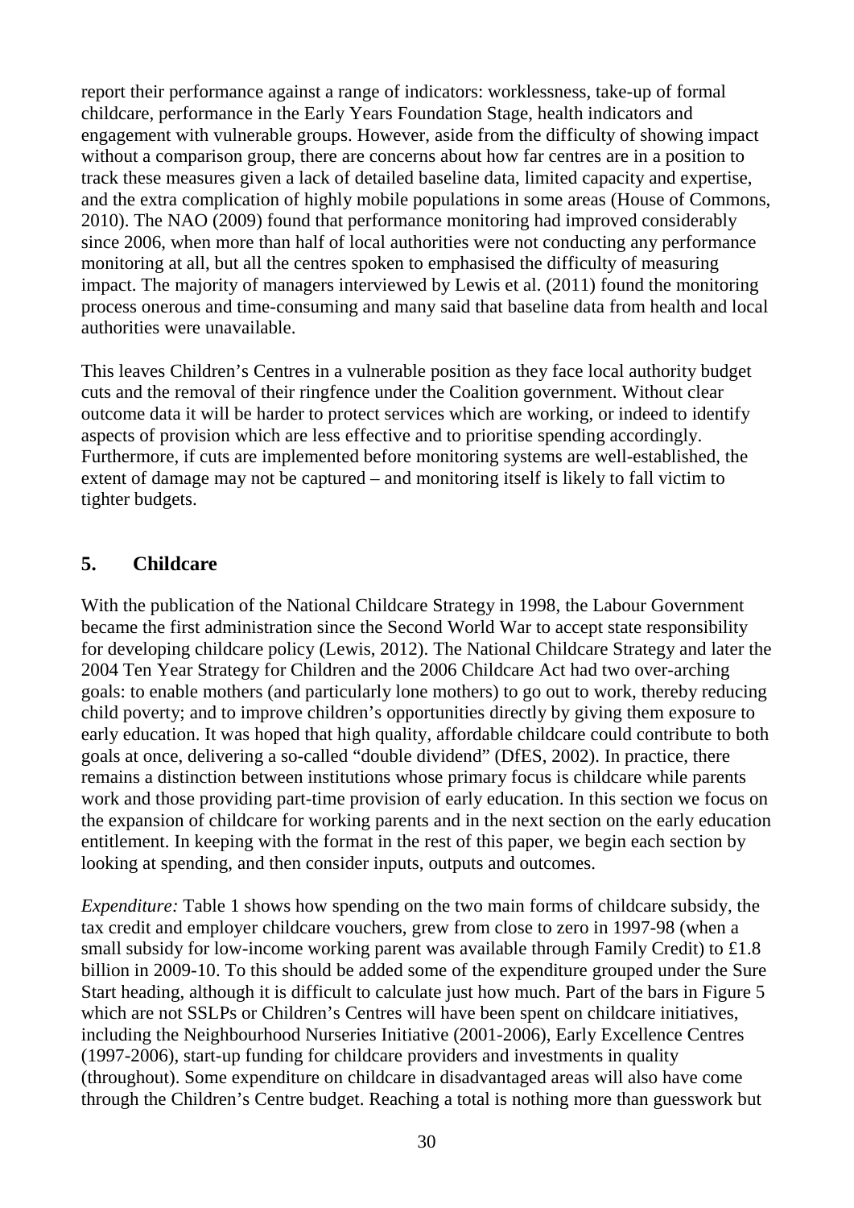report their performance against a range of indicators: worklessness, take-up of formal childcare, performance in the Early Years Foundation Stage, health indicators and engagement with vulnerable groups. However, aside from the difficulty of showing impact without a comparison group, there are concerns about how far centres are in a position to track these measures given a lack of detailed baseline data, limited capacity and expertise, and the extra complication of highly mobile populations in some areas (House of Commons, 2010). The NAO (2009) found that performance monitoring had improved considerably since 2006, when more than half of local authorities were not conducting any performance monitoring at all, but all the centres spoken to emphasised the difficulty of measuring impact. The majority of managers interviewed by Lewis et al. (2011) found the monitoring process onerous and time-consuming and many said that baseline data from health and local authorities were unavailable.

This leaves Children's Centres in a vulnerable position as they face local authority budget cuts and the removal of their ringfence under the Coalition government. Without clear outcome data it will be harder to protect services which are working, or indeed to identify aspects of provision which are less effective and to prioritise spending accordingly. Furthermore, if cuts are implemented before monitoring systems are well-established, the extent of damage may not be captured – and monitoring itself is likely to fall victim to tighter budgets.

## 5. Childcare

With the publication of the National Childcare Strategy in 1998, the Labour Government became the first administration since the Second World War to accept state responsibility for developing childcare policy (Lewis, 2012). The National Childcare Strategy and later the 2004 Ten Year Strategy for Children and the 2006 Childcare Act had two over-arching goals: to enable mothers (and particularly lone mothers) to go out to work, thereby reducing child poverty; and to improve children's opportunities directly by giving them exposure to early education. It was hoped that high quality, affordable childcare could contribute to both goals at once, delivering a so-called "double dividend" (DfES, 2002). In practice, there remains a distinction between institutions whose primary focus is childcare while parents work and those providing part-time provision of early education. In this section we focus on the expansion of childcare for working parents and in the next section on the early education entitlement. In keeping with the format in the rest of this paper, we begin each section by looking at spending, and then consider inputs, outputs and outcomes.

*Expenditure:* Table 1 shows how spending on the two main forms of childcare subsidy, the tax credit and employer childcare vouchers, grew from close to zero in 1997-98 (when a small subsidy for low-income working parent was available through Family Credit) to £1.8 billion in 2009-10. To this should be added some of the expenditure grouped under the Sure Start heading, although it is difficult to calculate just how much. Part of the bars in Figure 5 which are not SSLPs or Children's Centres will have been spent on childcare initiatives, including the Neighbourhood Nurseries Initiative (2001-2006), Early Excellence Centres (1997-2006), start-up funding for childcare providers and investments in quality (throughout). Some expenditure on childcare in disadvantaged areas will also have come through the Children's Centre budget. Reaching a total is nothing more than guesswork but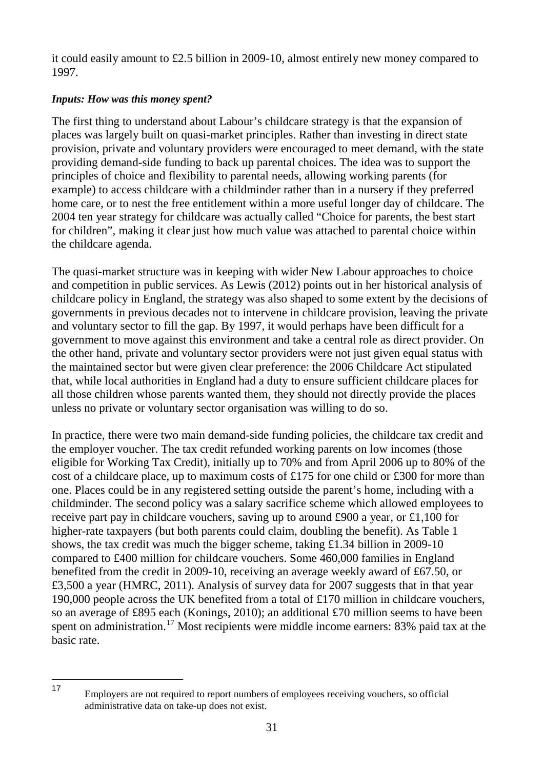it could easily amount to £2.5 billion in 2009-10, almost entirely new money compared to 1997.

***Inputs: How was this money spent?***

The first thing to understand about Labour's childcare strategy is that the expansion of places was largely built on quasi-market principles. Rather than investing in direct state provision, private and voluntary providers were encouraged to meet demand, with the state providing demand-side funding to back up parental choices. The idea was to support the principles of choice and flexibility to parental needs, allowing working parents (for example) to access childcare with a childminder rather than in a nursery if they preferred home care, or to nest the free entitlement within a more useful longer day of childcare. The 2004 ten year strategy for childcare was actually called "Choice for parents, the best start for children", making it clear just how much value was attached to parental choice within the childcare agenda.

The quasi-market structure was in keeping with wider New Labour approaches to choice and competition in public services. As Lewis (2012) points out in her historical analysis of childcare policy in England, the strategy was also shaped to some extent by the decisions of governments in previous decades not to intervene in childcare provision, leaving the private and voluntary sector to fill the gap. By 1997, it would perhaps have been difficult for a government to move against this environment and take a central role as direct provider. On the other hand, private and voluntary sector providers were not just given equal status with the maintained sector but were given clear preference: the 2006 Childcare Act stipulated that, while local authorities in England had a duty to ensure sufficient childcare places for all those children whose parents wanted them, they should not directly provide the places unless no private or voluntary sector organisation was willing to do so.

In practice, there were two main demand-side funding policies, the childcare tax credit and the employer voucher. The tax credit refunded working parents on low incomes (those eligible for Working Tax Credit), initially up to 70% and from April 2006 up to 80% of the cost of a childcare place, up to maximum costs of £175 for one child or £300 for more than one. Places could be in any registered setting outside the parent's home, including with a childminder. The second policy was a salary sacrifice scheme which allowed employees to receive part pay in childcare vouchers, saving up to around £900 a year, or £1,100 for higher-rate taxpayers (but both parents could claim, doubling the benefit). As Table 1 shows, the tax credit was much the bigger scheme, taking £1.34 billion in 2009-10 compared to £400 million for childcare vouchers. Some 460,000 families in England benefited from the credit in 2009-10, receiving an average weekly award of £67.50, or £3,500 a year (HMRC, 2011). Analysis of survey data for 2007 suggests that in that year 190,000 people across the UK benefited from a total of £170 million in childcare vouchers, so an average of £895 each (Konings, 2010); an additional £70 million seems to have been spent on administration.[17] Most recipients were middle income earners: 83% paid tax at the basic rate.

[17] Employers are not required to report numbers of employees receiving vouchers, so official administrative data on take-up does not exist.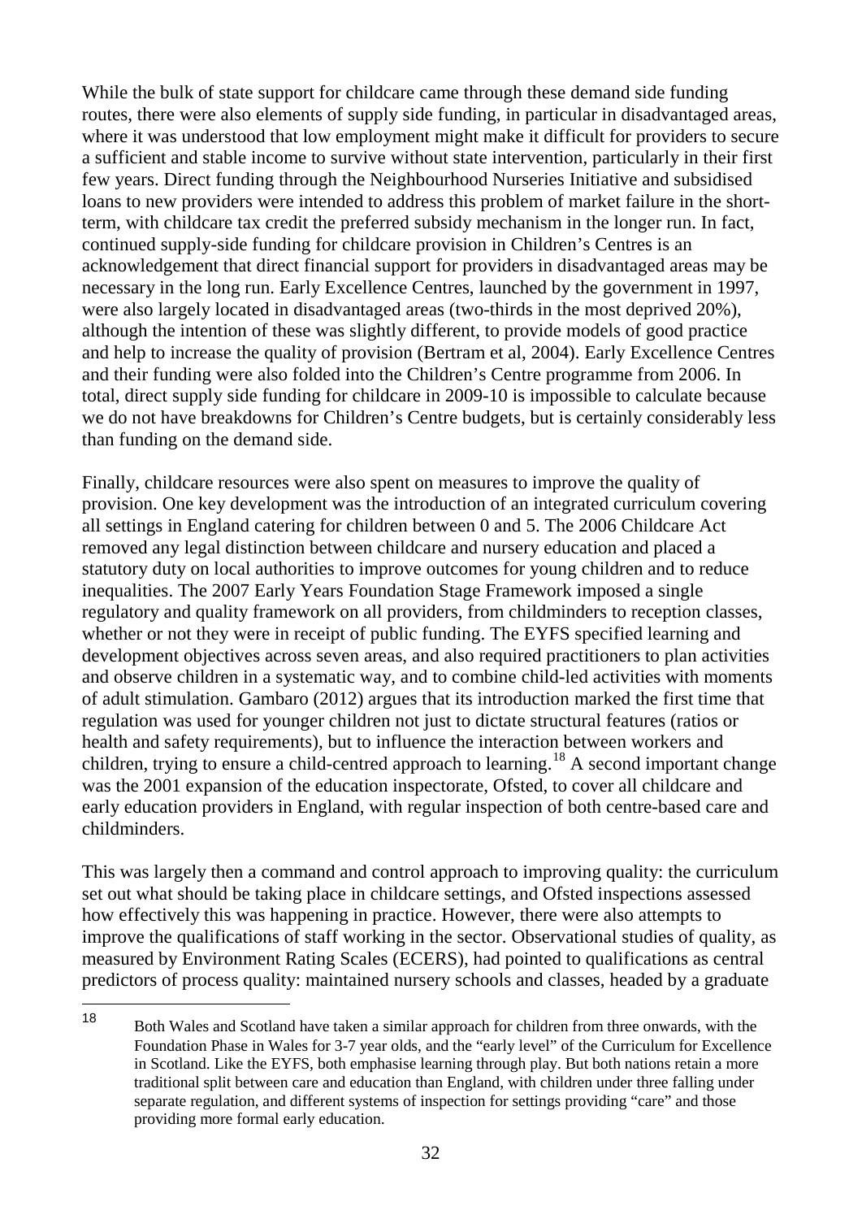While the bulk of state support for childcare came through these demand side funding routes, there were also elements of supply side funding, in particular in disadvantaged areas, where it was understood that low employment might make it difficult for providers to secure a sufficient and stable income to survive without state intervention, particularly in their first few years. Direct funding through the Neighbourhood Nurseries Initiative and subsidised loans to new providers were intended to address this problem of market failure in the short-term, with childcare tax credit the preferred subsidy mechanism in the longer run. In fact, continued supply-side funding for childcare provision in Children's Centres is an acknowledgement that direct financial support for providers in disadvantaged areas may be necessary in the long run. Early Excellence Centres, launched by the government in 1997, were also largely located in disadvantaged areas (two-thirds in the most deprived 20%), although the intention of these was slightly different, to provide models of good practice and help to increase the quality of provision (Bertram et al, 2004). Early Excellence Centres and their funding were also folded into the Children's Centre programme from 2006. In total, direct supply side funding for childcare in 2009-10 is impossible to calculate because we do not have breakdowns for Children's Centre budgets, but is certainly considerably less than funding on the demand side.

Finally, childcare resources were also spent on measures to improve the quality of provision. One key development was the introduction of an integrated curriculum covering all settings in England catering for children between 0 and 5. The 2006 Childcare Act removed any legal distinction between childcare and nursery education and placed a statutory duty on local authorities to improve outcomes for young children and to reduce inequalities. The 2007 Early Years Foundation Stage Framework imposed a single regulatory and quality framework on all providers, from childminders to reception classes, whether or not they were in receipt of public funding. The EYFS specified learning and development objectives across seven areas, and also required practitioners to plan activities and observe children in a systematic way, and to combine child-led activities with moments of adult stimulation. Gambaro (2012) argues that its introduction marked the first time that regulation was used for younger children not just to dictate structural features (ratios or health and safety requirements), but to influence the interaction between workers and children, trying to ensure a child-centred approach to learning.[18] A second important change was the 2001 expansion of the education inspectorate, Ofsted, to cover all childcare and early education providers in England, with regular inspection of both centre-based care and childminders.

This was largely then a command and control approach to improving quality: the curriculum set out what should be taking place in childcare settings, and Ofsted inspections assessed how effectively this was happening in practice. However, there were also attempts to improve the qualifications of staff working in the sector. Observational studies of quality, as measured by Environment Rating Scales (ECERS), had pointed to qualifications as central predictors of process quality: maintained nursery schools and classes, headed by a graduate

[18] Both Wales and Scotland have taken a similar approach for children from three onwards, with the Foundation Phase in Wales for 3-7 year olds, and the "early level" of the Curriculum for Excellence in Scotland. Like the EYFS, both emphasise learning through play. But both nations retain a more traditional split between care and education than England, with children under three falling under separate regulation, and different systems of inspection for settings providing "care" and those providing more formal early education.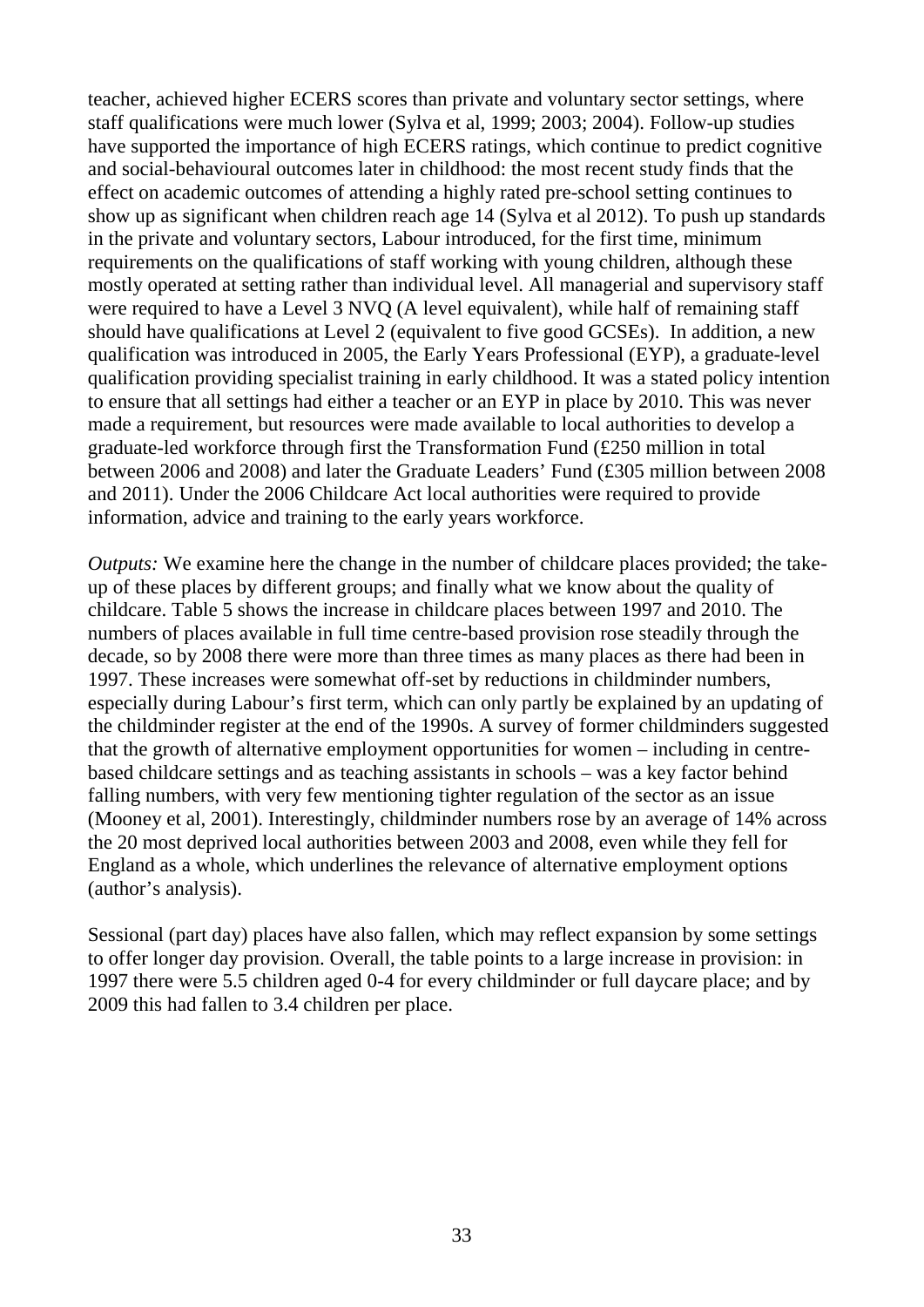teacher, achieved higher ECERS scores than private and voluntary sector settings, where staff qualifications were much lower (Sylva et al, 1999; 2003; 2004). Follow-up studies have supported the importance of high ECERS ratings, which continue to predict cognitive and social-behavioural outcomes later in childhood: the most recent study finds that the effect on academic outcomes of attending a highly rated pre-school setting continues to show up as significant when children reach age 14 (Sylva et al 2012). To push up standards in the private and voluntary sectors, Labour introduced, for the first time, minimum requirements on the qualifications of staff working with young children, although these mostly operated at setting rather than individual level. All managerial and supervisory staff were required to have a Level 3 NVQ (A level equivalent), while half of remaining staff should have qualifications at Level 2 (equivalent to five good GCSEs). In addition, a new qualification was introduced in 2005, the Early Years Professional (EYP), a graduate-level qualification providing specialist training in early childhood. It was a stated policy intention to ensure that all settings had either a teacher or an EYP in place by 2010. This was never made a requirement, but resources were made available to local authorities to develop a graduate-led workforce through first the Transformation Fund (£250 million in total between 2006 and 2008) and later the Graduate Leaders' Fund (£305 million between 2008 and 2011). Under the 2006 Childcare Act local authorities were required to provide information, advice and training to the early years workforce.

*Outputs:* We examine here the change in the number of childcare places provided; the take-up of these places by different groups; and finally what we know about the quality of childcare. Table 5 shows the increase in childcare places between 1997 and 2010. The numbers of places available in full time centre-based provision rose steadily through the decade, so by 2008 there were more than three times as many places as there had been in 1997. These increases were somewhat off-set by reductions in childminder numbers, especially during Labour's first term, which can only partly be explained by an updating of the childminder register at the end of the 1990s. A survey of former childminders suggested that the growth of alternative employment opportunities for women – including in centre-based childcare settings and as teaching assistants in schools – was a key factor behind falling numbers, with very few mentioning tighter regulation of the sector as an issue (Mooney et al, 2001). Interestingly, childminder numbers rose by an average of 14% across the 20 most deprived local authorities between 2003 and 2008, even while they fell for England as a whole, which underlines the relevance of alternative employment options (author's analysis).

Sessional (part day) places have also fallen, which may reflect expansion by some settings to offer longer day provision. Overall, the table points to a large increase in provision: in 1997 there were 5.5 children aged 0-4 for every childminder or full daycare place; and by 2009 this had fallen to 3.4 children per place.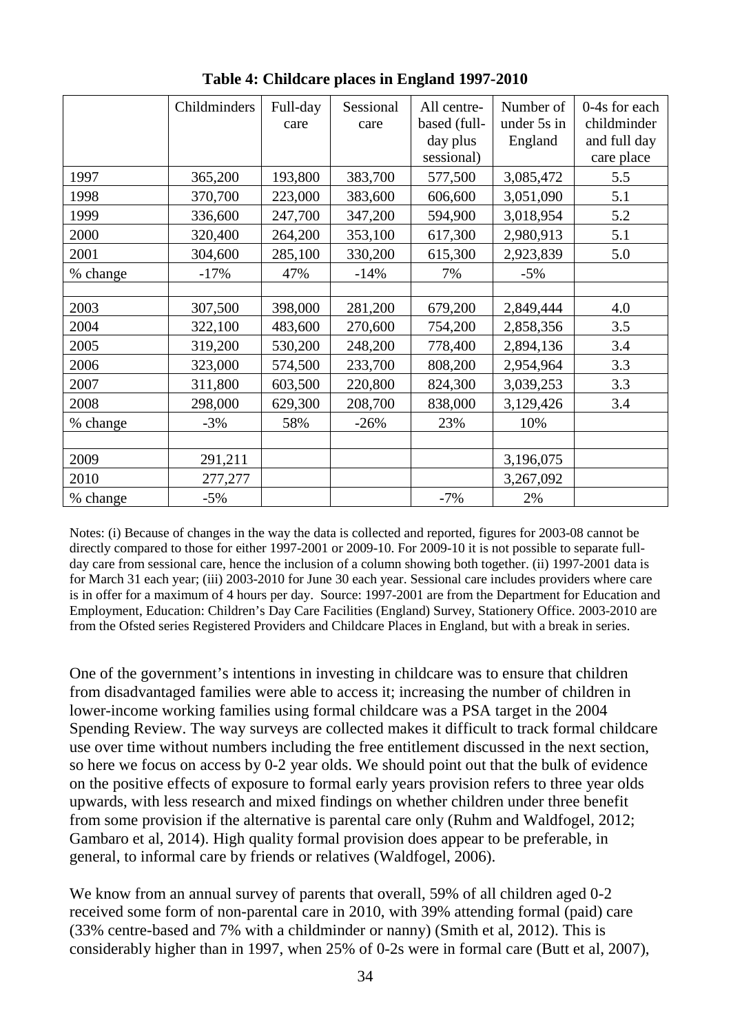**Table 4: Childcare places in England 1997-2010**

| | Childminders | Full-day care | Sessional care | All centre-based (full-day plus sessional) | Number of under 5s in England | 0-4s for each childminder and full day care place |
|---|---|---|---|---|---|---|
| 1997 | 365,200 | 193,800 | 383,700 | 577,500 | 3,085,472 | 5.5 |
| 1998 | 370,700 | 223,000 | 383,600 | 606,600 | 3,051,090 | 5.1 |
| 1999 | 336,600 | 247,700 | 347,200 | 594,900 | 3,018,954 | 5.2 |
| 2000 | 320,400 | 264,200 | 353,100 | 617,300 | 2,980,913 | 5.1 |
| 2001 | 304,600 | 285,100 | 330,200 | 615,300 | 2,923,839 | 5.0 |
| % change | -17% | 47% | -14% | 7% | -5% | |
| | | | | | | |
| 2003 | 307,500 | 398,000 | 281,200 | 679,200 | 2,849,444 | 4.0 |
| 2004 | 322,100 | 483,600 | 270,600 | 754,200 | 2,858,356 | 3.5 |
| 2005 | 319,200 | 530,200 | 248,200 | 778,400 | 2,894,136 | 3.4 |
| 2006 | 323,000 | 574,500 | 233,700 | 808,200 | 2,954,964 | 3.3 |
| 2007 | 311,800 | 603,500 | 220,800 | 824,300 | 3,039,253 | 3.3 |
| 2008 | 298,000 | 629,300 | 208,700 | 838,000 | 3,129,426 | 3.4 |
| % change | -3% | 58% | -26% | 23% | 10% | |
| | | | | | | |
| 2009 | 291,211 | | | | 3,196,075 | |
| 2010 | 277,277 | | | | 3,267,092 | |
| % change | -5% | | | -7% | 2% | |

Notes: (i) Because of changes in the way the data is collected and reported, figures for 2003-08 cannot be directly compared to those for either 1997-2001 or 2009-10. For 2009-10 it is not possible to separate full-day care from sessional care, hence the inclusion of a column showing both together. (ii) 1997-2001 data is for March 31 each year; (iii) 2003-2010 for June 30 each year. Sessional care includes providers where care is in offer for a maximum of 4 hours per day. Source: 1997-2001 are from the Department for Education and Employment, Education: Children's Day Care Facilities (England) Survey, Stationery Office. 2003-2010 are from the Ofsted series Registered Providers and Childcare Places in England, but with a break in series.

One of the government's intentions in investing in childcare was to ensure that children from disadvantaged families were able to access it; increasing the number of children in lower-income working families using formal childcare was a PSA target in the 2004 Spending Review. The way surveys are collected makes it difficult to track formal childcare use over time without numbers including the free entitlement discussed in the next section, so here we focus on access by 0-2 year olds. We should point out that the bulk of evidence on the positive effects of exposure to formal early years provision refers to three year olds upwards, with less research and mixed findings on whether children under three benefit from some provision if the alternative is parental care only (Ruhm and Waldfogel, 2012; Gambaro et al, 2014). High quality formal provision does appear to be preferable, in general, to informal care by friends or relatives (Waldfogel, 2006).

We know from an annual survey of parents that overall, 59% of all children aged 0-2 received some form of non-parental care in 2010, with 39% attending formal (paid) care (33% centre-based and 7% with a childminder or nanny) (Smith et al, 2012). This is considerably higher than in 1997, when 25% of 0-2s were in formal care (Butt et al, 2007),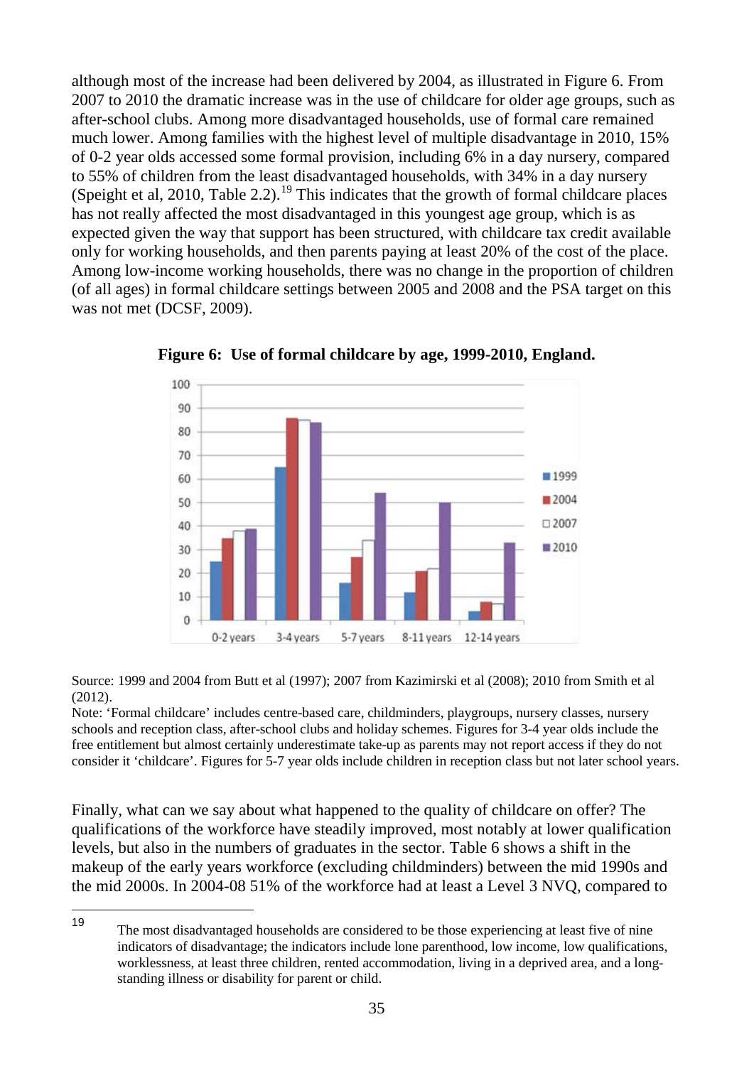although most of the increase had been delivered by 2004, as illustrated in Figure 6. From 2007 to 2010 the dramatic increase was in the use of childcare for older age groups, such as after-school clubs. Among more disadvantaged households, use of formal care remained much lower. Among families with the highest level of multiple disadvantage in 2010, 15% of 0-2 year olds accessed some formal provision, including 6% in a day nursery, compared to 55% of children from the least disadvantaged households, with 34% in a day nursery (Speight et al, 2010, Table 2.2).[19] This indicates that the growth of formal childcare places has not really affected the most disadvantaged in this youngest age group, which is as expected given the way that support has been structured, with childcare tax credit available only for working households, and then parents paying at least 20% of the cost of the place. Among low-income working households, there was no change in the proportion of children (of all ages) in formal childcare settings between 2005 and 2008 and the PSA target on this was not met (DCSF, 2009).

**Figure 6: Use of formal childcare by age, 1999-2010, England.**

Source: 1999 and 2004 from Butt et al (1997); 2007 from Kazimirski et al (2008); 2010 from Smith et al (2012).

Note: 'Formal childcare' includes centre-based care, childminders, playgroups, nursery classes, nursery schools and reception class, after-school clubs and holiday schemes. Figures for 3-4 year olds include the free entitlement but almost certainly underestimate take-up as parents may not report access if they do not consider it 'childcare'. Figures for 5-7 year olds include children in reception class but not later school years.

Finally, what can we say about what happened to the quality of childcare on offer? The qualifications of the workforce have steadily improved, most notably at lower qualification levels, but also in the numbers of graduates in the sector. Table 6 shows a shift in the makeup of the early years workforce (excluding childminders) between the mid 1990s and the mid 2000s. In 2004-08 51% of the workforce had at least a Level 3 NVQ, compared to

---

[19] The most disadvantaged households are considered to be those experiencing at least five of nine indicators of disadvantage; the indicators include lone parenthood, low income, low qualifications, worklessness, at least three children, rented accommodation, living in a deprived area, and a long-standing illness or disability for parent or child.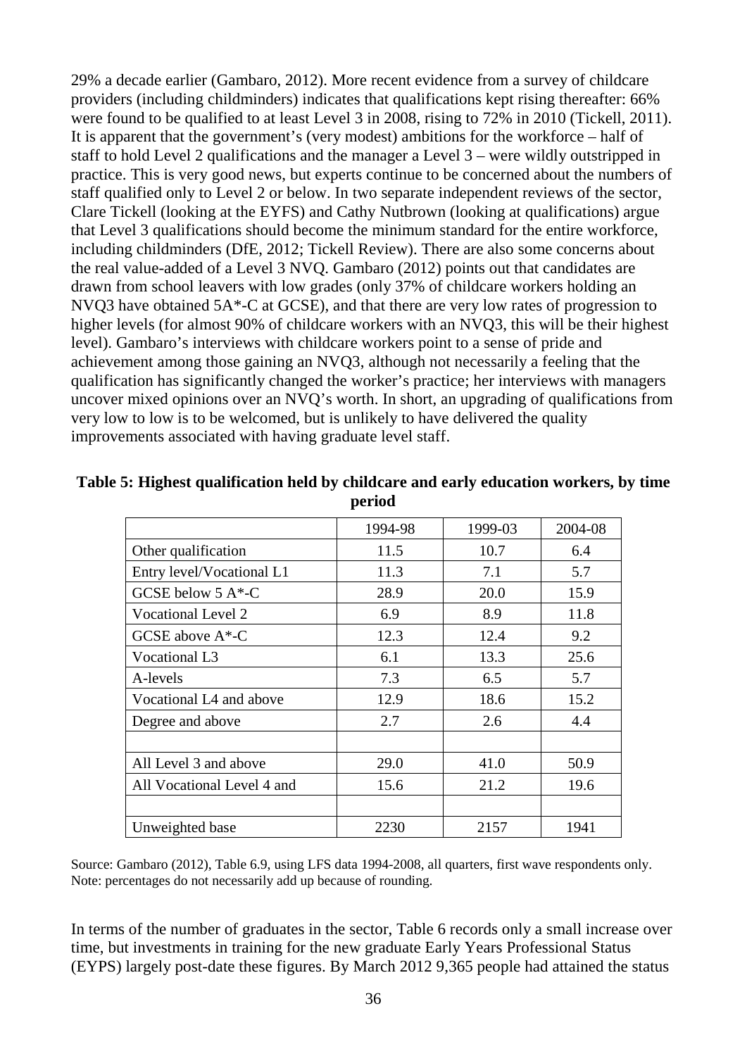29% a decade earlier (Gambaro, 2012). More recent evidence from a survey of childcare providers (including childminders) indicates that qualifications kept rising thereafter: 66% were found to be qualified to at least Level 3 in 2008, rising to 72% in 2010 (Tickell, 2011). It is apparent that the government's (very modest) ambitions for the workforce – half of staff to hold Level 2 qualifications and the manager a Level 3 – were wildly outstripped in practice. This is very good news, but experts continue to be concerned about the numbers of staff qualified only to Level 2 or below. In two separate independent reviews of the sector, Clare Tickell (looking at the EYFS) and Cathy Nutbrown (looking at qualifications) argue that Level 3 qualifications should become the minimum standard for the entire workforce, including childminders (DfE, 2012; Tickell Review). There are also some concerns about the real value-added of a Level 3 NVQ. Gambaro (2012) points out that candidates are drawn from school leavers with low grades (only 37% of childcare workers holding an NVQ3 have obtained 5A*-C at GCSE), and that there are very low rates of progression to higher levels (for almost 90% of childcare workers with an NVQ3, this will be their highest level). Gambaro's interviews with childcare workers point to a sense of pride and achievement among those gaining an NVQ3, although not necessarily a feeling that the qualification has significantly changed the worker's practice; her interviews with managers uncover mixed opinions over an NVQ's worth. In short, an upgrading of qualifications from very low to low is to be welcomed, but is unlikely to have delivered the quality improvements associated with having graduate level staff.

**Table 5: Highest qualification held by childcare and early education workers, by time period**

| | 1994-98 | 1999-03 | 2004-08 |
|---|---|---|---|
| Other qualification | 11.5 | 10.7 | 6.4 |
| Entry level/Vocational L1 | 11.3 | 7.1 | 5.7 |
| GCSE below 5 A*-C | 28.9 | 20.0 | 15.9 |
| Vocational Level 2 | 6.9 | 8.9 | 11.8 |
| GCSE above A*-C | 12.3 | 12.4 | 9.2 |
| Vocational L3 | 6.1 | 13.3 | 25.6 |
| A-levels | 7.3 | 6.5 | 5.7 |
| Vocational L4 and above | 12.9 | 18.6 | 15.2 |
| Degree and above | 2.7 | 2.6 | 4.4 |
| | | | |
| All Level 3 and above | 29.0 | 41.0 | 50.9 |
| All Vocational Level 4 and | 15.6 | 21.2 | 19.6 |
| | | | |
| Unweighted base | 2230 | 2157 | 1941 |

Source: Gambaro (2012), Table 6.9, using LFS data 1994-2008, all quarters, first wave respondents only. Note: percentages do not necessarily add up because of rounding.

In terms of the number of graduates in the sector, Table 6 records only a small increase over time, but investments in training for the new graduate Early Years Professional Status (EYPS) largely post-date these figures. By March 2012 9,365 people had attained the status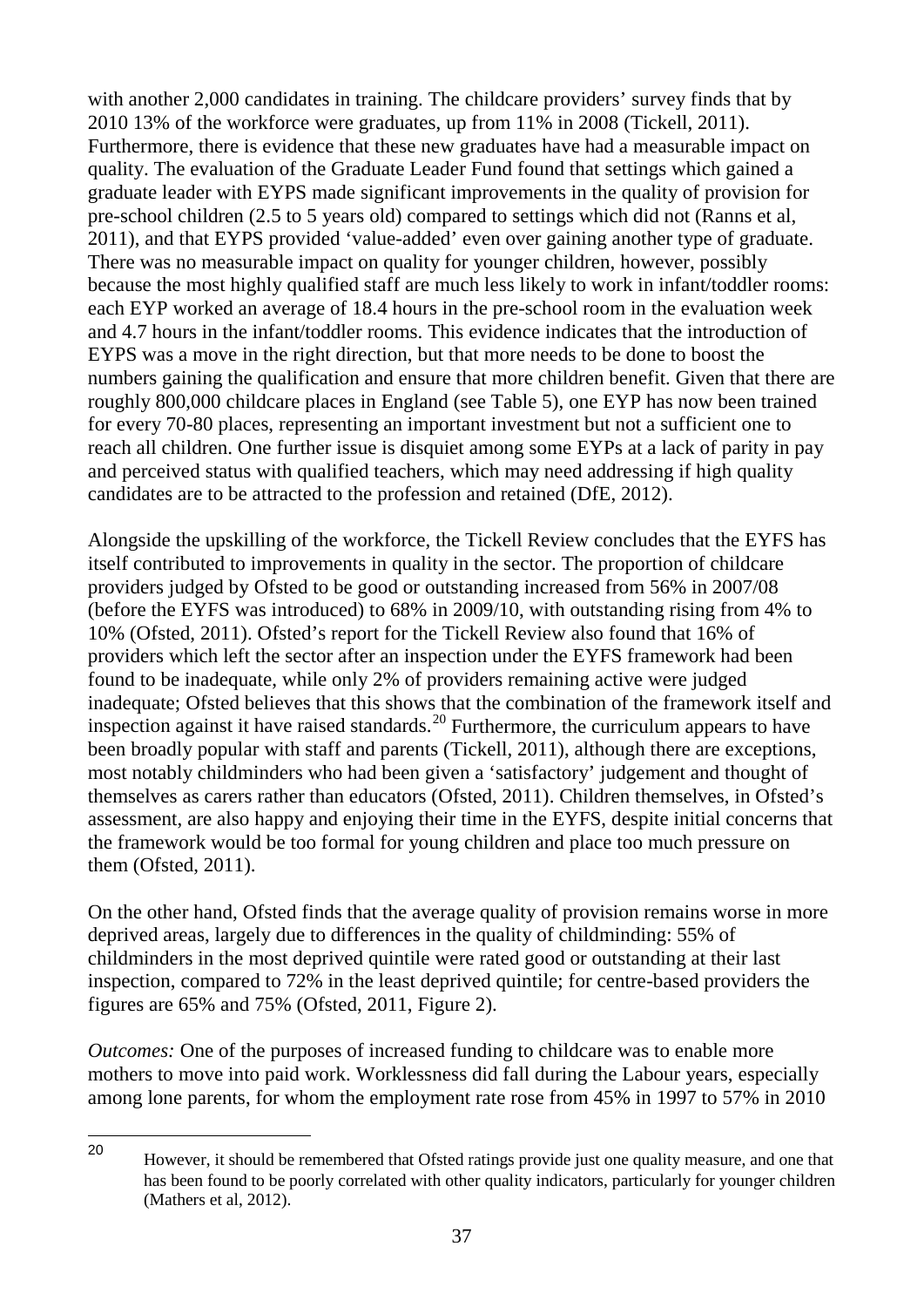with another 2,000 candidates in training. The childcare providers' survey finds that by 2010 13% of the workforce were graduates, up from 11% in 2008 (Tickell, 2011). Furthermore, there is evidence that these new graduates have had a measurable impact on quality. The evaluation of the Graduate Leader Fund found that settings which gained a graduate leader with EYPS made significant improvements in the quality of provision for pre-school children (2.5 to 5 years old) compared to settings which did not (Ranns et al, 2011), and that EYPS provided 'value-added' even over gaining another type of graduate. There was no measurable impact on quality for younger children, however, possibly because the most highly qualified staff are much less likely to work in infant/toddler rooms: each EYP worked an average of 18.4 hours in the pre-school room in the evaluation week and 4.7 hours in the infant/toddler rooms. This evidence indicates that the introduction of EYPS was a move in the right direction, but that more needs to be done to boost the numbers gaining the qualification and ensure that more children benefit. Given that there are roughly 800,000 childcare places in England (see Table 5), one EYP has now been trained for every 70-80 places, representing an important investment but not a sufficient one to reach all children. One further issue is disquiet among some EYPs at a lack of parity in pay and perceived status with qualified teachers, which may need addressing if high quality candidates are to be attracted to the profession and retained (DfE, 2012).

Alongside the upskilling of the workforce, the Tickell Review concludes that the EYFS has itself contributed to improvements in quality in the sector. The proportion of childcare providers judged by Ofsted to be good or outstanding increased from 56% in 2007/08 (before the EYFS was introduced) to 68% in 2009/10, with outstanding rising from 4% to 10% (Ofsted, 2011). Ofsted's report for the Tickell Review also found that 16% of providers which left the sector after an inspection under the EYFS framework had been found to be inadequate, while only 2% of providers remaining active were judged inadequate; Ofsted believes that this shows that the combination of the framework itself and inspection against it have raised standards.[20] Furthermore, the curriculum appears to have been broadly popular with staff and parents (Tickell, 2011), although there are exceptions, most notably childminders who had been given a 'satisfactory' judgement and thought of themselves as carers rather than educators (Ofsted, 2011). Children themselves, in Ofsted's assessment, are also happy and enjoying their time in the EYFS, despite initial concerns that the framework would be too formal for young children and place too much pressure on them (Ofsted, 2011).

On the other hand, Ofsted finds that the average quality of provision remains worse in more deprived areas, largely due to differences in the quality of childminding: 55% of childminders in the most deprived quintile were rated good or outstanding at their last inspection, compared to 72% in the least deprived quintile; for centre-based providers the figures are 65% and 75% (Ofsted, 2011, Figure 2).

*Outcomes:* One of the purposes of increased funding to childcare was to enable more mothers to move into paid work. Worklessness did fall during the Labour years, especially among lone parents, for whom the employment rate rose from 45% in 1997 to 57% in 2010

---

[20] However, it should be remembered that Ofsted ratings provide just one quality measure, and one that has been found to be poorly correlated with other quality indicators, particularly for younger children (Mathers et al, 2012).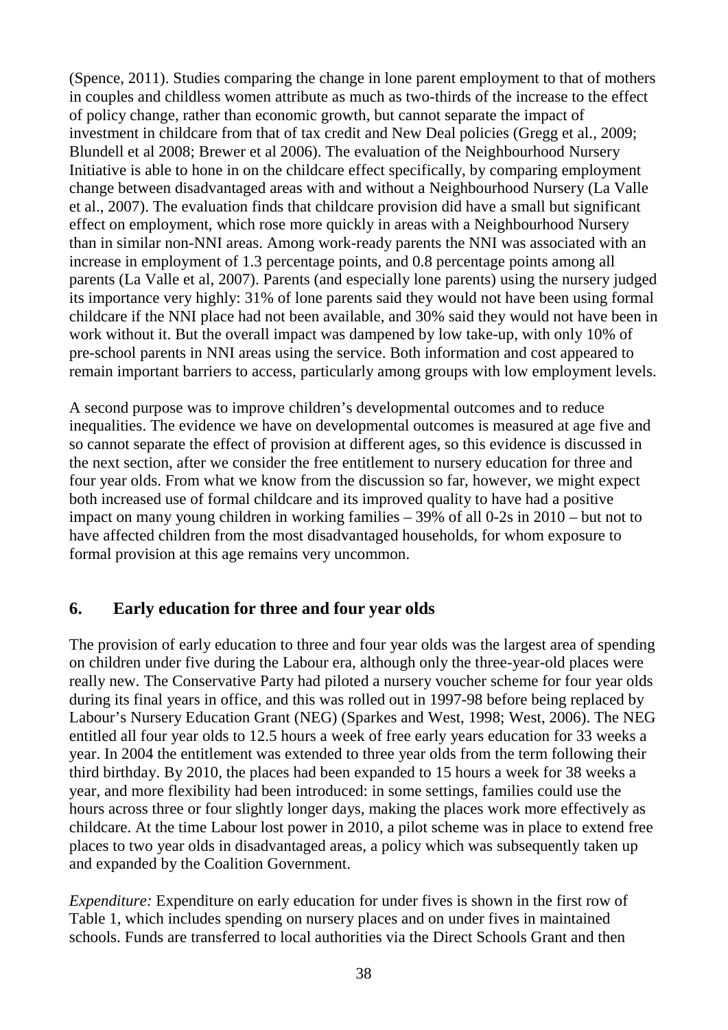(Spence, 2011). Studies comparing the change in lone parent employment to that of mothers in couples and childless women attribute as much as two-thirds of the increase to the effect of policy change, rather than economic growth, but cannot separate the impact of investment in childcare from that of tax credit and New Deal policies (Gregg et al., 2009; Blundell et al 2008; Brewer et al 2006). The evaluation of the Neighbourhood Nursery Initiative is able to hone in on the childcare effect specifically, by comparing employment change between disadvantaged areas with and without a Neighbourhood Nursery (La Valle et al., 2007). The evaluation finds that childcare provision did have a small but significant effect on employment, which rose more quickly in areas with a Neighbourhood Nursery than in similar non-NNI areas. Among work-ready parents the NNI was associated with an increase in employment of 1.3 percentage points, and 0.8 percentage points among all parents (La Valle et al, 2007). Parents (and especially lone parents) using the nursery judged its importance very highly: 31% of lone parents said they would not have been using formal childcare if the NNI place had not been available, and 30% said they would not have been in work without it. But the overall impact was dampened by low take-up, with only 10% of pre-school parents in NNI areas using the service. Both information and cost appeared to remain important barriers to access, particularly among groups with low employment levels.

A second purpose was to improve children's developmental outcomes and to reduce inequalities. The evidence we have on developmental outcomes is measured at age five and so cannot separate the effect of provision at different ages, so this evidence is discussed in the next section, after we consider the free entitlement to nursery education for three and four year olds. From what we know from the discussion so far, however, we might expect both increased use of formal childcare and its improved quality to have had a positive impact on many young children in working families – 39% of all 0-2s in 2010 – but not to have affected children from the most disadvantaged households, for whom exposure to formal provision at this age remains very uncommon.

## 6. Early education for three and four year olds

The provision of early education to three and four year olds was the largest area of spending on children under five during the Labour era, although only the three-year-old places were really new. The Conservative Party had piloted a nursery voucher scheme for four year olds during its final years in office, and this was rolled out in 1997-98 before being replaced by Labour's Nursery Education Grant (NEG) (Sparkes and West, 1998; West, 2006). The NEG entitled all four year olds to 12.5 hours a week of free early years education for 33 weeks a year. In 2004 the entitlement was extended to three year olds from the term following their third birthday. By 2010, the places had been expanded to 15 hours a week for 38 weeks a year, and more flexibility had been introduced: in some settings, families could use the hours across three or four slightly longer days, making the places work more effectively as childcare. At the time Labour lost power in 2010, a pilot scheme was in place to extend free places to two year olds in disadvantaged areas, a policy which was subsequently taken up and expanded by the Coalition Government.

*Expenditure:* Expenditure on early education for under fives is shown in the first row of Table 1, which includes spending on nursery places and on under fives in maintained schools. Funds are transferred to local authorities via the Direct Schools Grant and then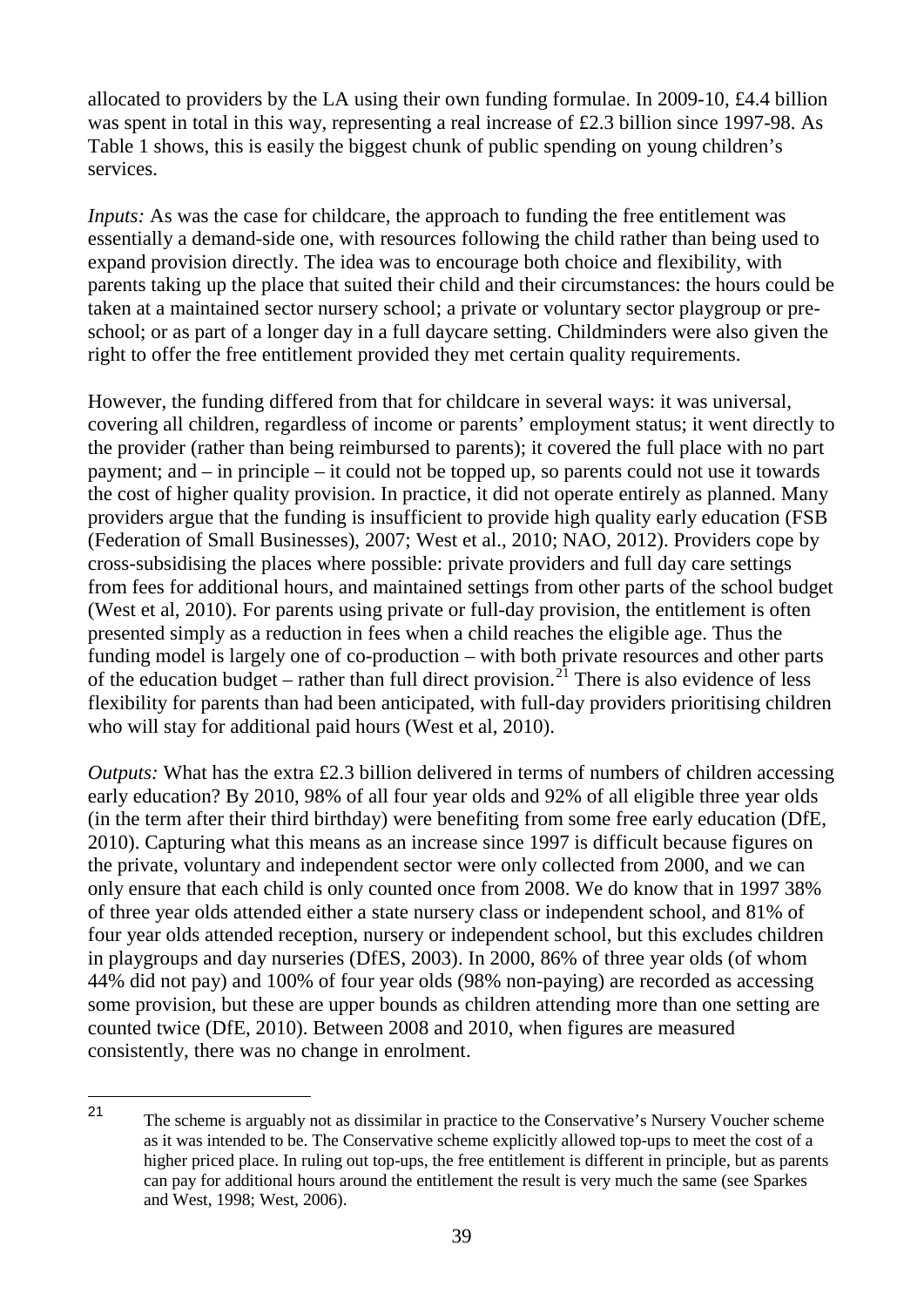allocated to providers by the LA using their own funding formulae. In 2009-10, £4.4 billion was spent in total in this way, representing a real increase of £2.3 billion since 1997-98. As Table 1 shows, this is easily the biggest chunk of public spending on young children's services.

*Inputs:* As was the case for childcare, the approach to funding the free entitlement was essentially a demand-side one, with resources following the child rather than being used to expand provision directly. The idea was to encourage both choice and flexibility, with parents taking up the place that suited their child and their circumstances: the hours could be taken at a maintained sector nursery school; a private or voluntary sector playgroup or pre-school; or as part of a longer day in a full daycare setting. Childminders were also given the right to offer the free entitlement provided they met certain quality requirements.

However, the funding differed from that for childcare in several ways: it was universal, covering all children, regardless of income or parents' employment status; it went directly to the provider (rather than being reimbursed to parents); it covered the full place with no part payment; and – in principle – it could not be topped up, so parents could not use it towards the cost of higher quality provision. In practice, it did not operate entirely as planned. Many providers argue that the funding is insufficient to provide high quality early education (FSB (Federation of Small Businesses), 2007; West et al., 2010; NAO, 2012). Providers cope by cross-subsidising the places where possible: private providers and full day care settings from fees for additional hours, and maintained settings from other parts of the school budget (West et al, 2010). For parents using private or full-day provision, the entitlement is often presented simply as a reduction in fees when a child reaches the eligible age. Thus the funding model is largely one of co-production – with both private resources and other parts of the education budget – rather than full direct provision.[21] There is also evidence of less flexibility for parents than had been anticipated, with full-day providers prioritising children who will stay for additional paid hours (West et al, 2010).

*Outputs:* What has the extra £2.3 billion delivered in terms of numbers of children accessing early education? By 2010, 98% of all four year olds and 92% of all eligible three year olds (in the term after their third birthday) were benefiting from some free early education (DfE, 2010). Capturing what this means as an increase since 1997 is difficult because figures on the private, voluntary and independent sector were only collected from 2000, and we can only ensure that each child is only counted once from 2008. We do know that in 1997 38% of three year olds attended either a state nursery class or independent school, and 81% of four year olds attended reception, nursery or independent school, but this excludes children in playgroups and day nurseries (DfES, 2003). In 2000, 86% of three year olds (of whom 44% did not pay) and 100% of four year olds (98% non-paying) are recorded as accessing some provision, but these are upper bounds as children attending more than one setting are counted twice (DfE, 2010). Between 2008 and 2010, when figures are measured consistently, there was no change in enrolment.

---

[21] The scheme is arguably not as dissimilar in practice to the Conservative's Nursery Voucher scheme as it was intended to be. The Conservative scheme explicitly allowed top-ups to meet the cost of a higher priced place. In ruling out top-ups, the free entitlement is different in principle, but as parents can pay for additional hours around the entitlement the result is very much the same (see Sparkes and West, 1998; West, 2006).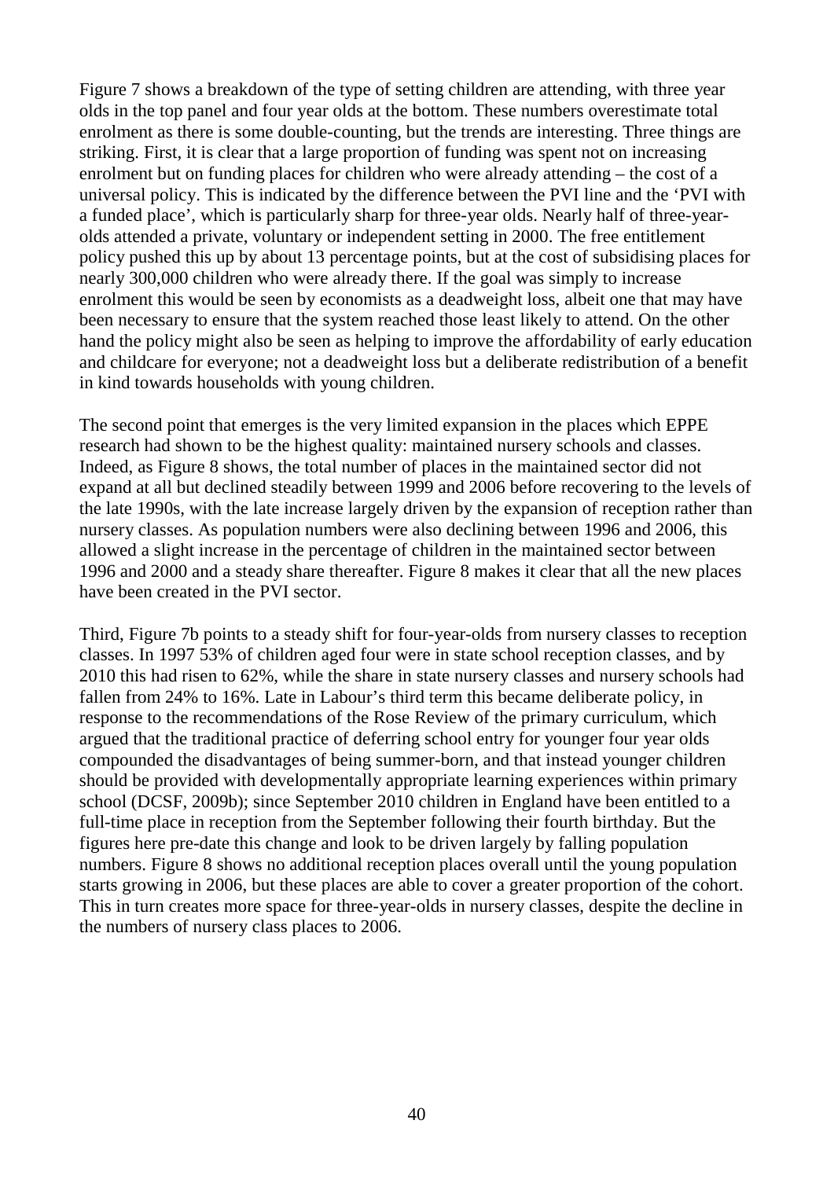Figure 7 shows a breakdown of the type of setting children are attending, with three year olds in the top panel and four year olds at the bottom. These numbers overestimate total enrolment as there is some double-counting, but the trends are interesting. Three things are striking. First, it is clear that a large proportion of funding was spent not on increasing enrolment but on funding places for children who were already attending – the cost of a universal policy. This is indicated by the difference between the PVI line and the 'PVI with a funded place', which is particularly sharp for three-year olds. Nearly half of three-year-olds attended a private, voluntary or independent setting in 2000. The free entitlement policy pushed this up by about 13 percentage points, but at the cost of subsidising places for nearly 300,000 children who were already there. If the goal was simply to increase enrolment this would be seen by economists as a deadweight loss, albeit one that may have been necessary to ensure that the system reached those least likely to attend. On the other hand the policy might also be seen as helping to improve the affordability of early education and childcare for everyone; not a deadweight loss but a deliberate redistribution of a benefit in kind towards households with young children.

The second point that emerges is the very limited expansion in the places which EPPE research had shown to be the highest quality: maintained nursery schools and classes. Indeed, as Figure 8 shows, the total number of places in the maintained sector did not expand at all but declined steadily between 1999 and 2006 before recovering to the levels of the late 1990s, with the late increase largely driven by the expansion of reception rather than nursery classes. As population numbers were also declining between 1996 and 2006, this allowed a slight increase in the percentage of children in the maintained sector between 1996 and 2000 and a steady share thereafter. Figure 8 makes it clear that all the new places have been created in the PVI sector.

Third, Figure 7b points to a steady shift for four-year-olds from nursery classes to reception classes. In 1997 53% of children aged four were in state school reception classes, and by 2010 this had risen to 62%, while the share in state nursery classes and nursery schools had fallen from 24% to 16%. Late in Labour's third term this became deliberate policy, in response to the recommendations of the Rose Review of the primary curriculum, which argued that the traditional practice of deferring school entry for younger four year olds compounded the disadvantages of being summer-born, and that instead younger children should be provided with developmentally appropriate learning experiences within primary school (DCSF, 2009b); since September 2010 children in England have been entitled to a full-time place in reception from the September following their fourth birthday. But the figures here pre-date this change and look to be driven largely by falling population numbers. Figure 8 shows no additional reception places overall until the young population starts growing in 2006, but these places are able to cover a greater proportion of the cohort. This in turn creates more space for three-year-olds in nursery classes, despite the decline in the numbers of nursery class places to 2006.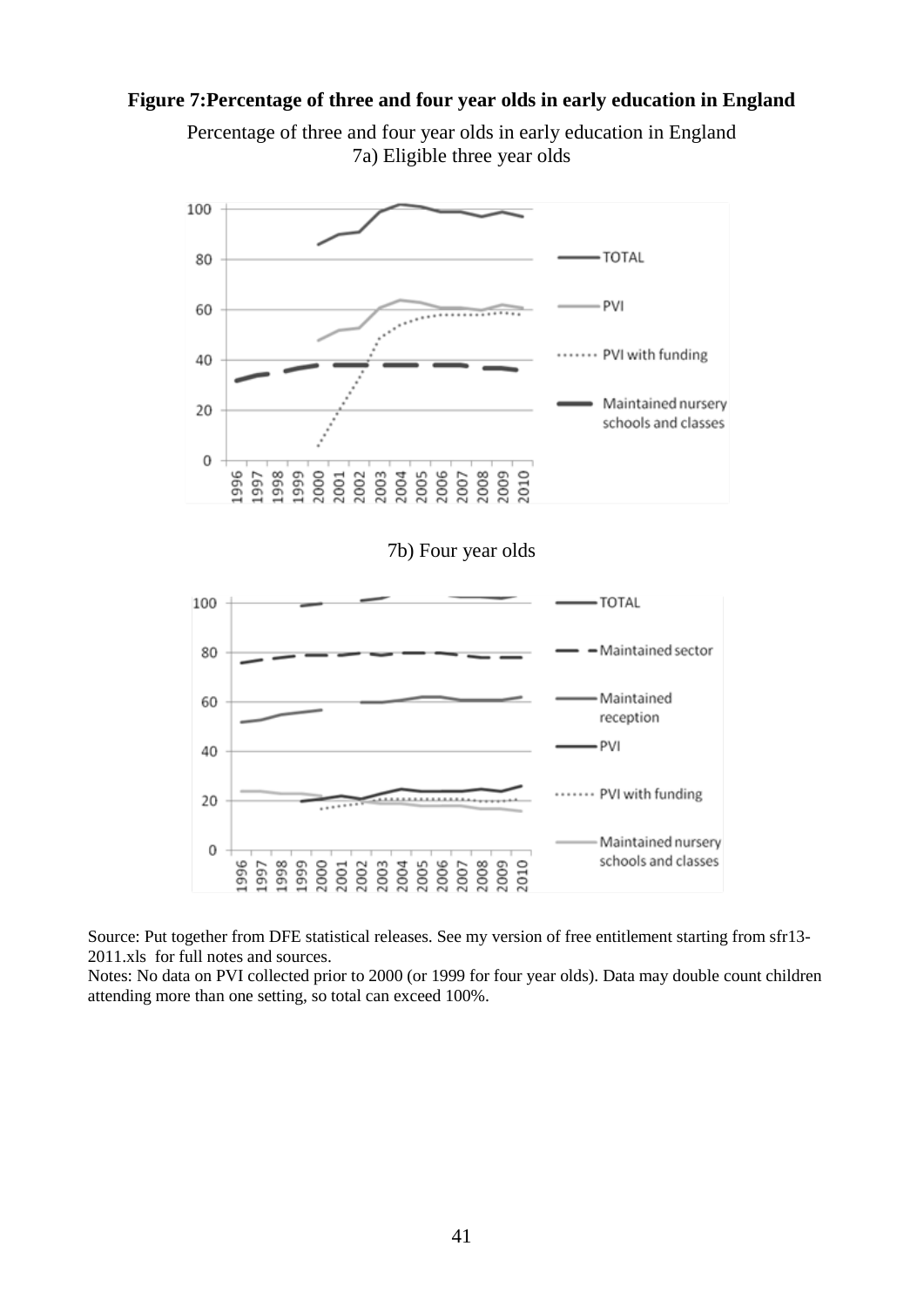**Figure 7:Percentage of three and four year olds in early education in England**

Percentage of three and four year olds in early education in England

7a) Eligible three year olds

7b) Four year olds

Source: Put together from DFE statistical releases. See my version of free entitlement starting from sfr13-2011.xls for full notes and sources.

Notes: No data on PVI collected prior to 2000 (or 1999 for four year olds). Data may double count children attending more than one setting, so total can exceed 100%.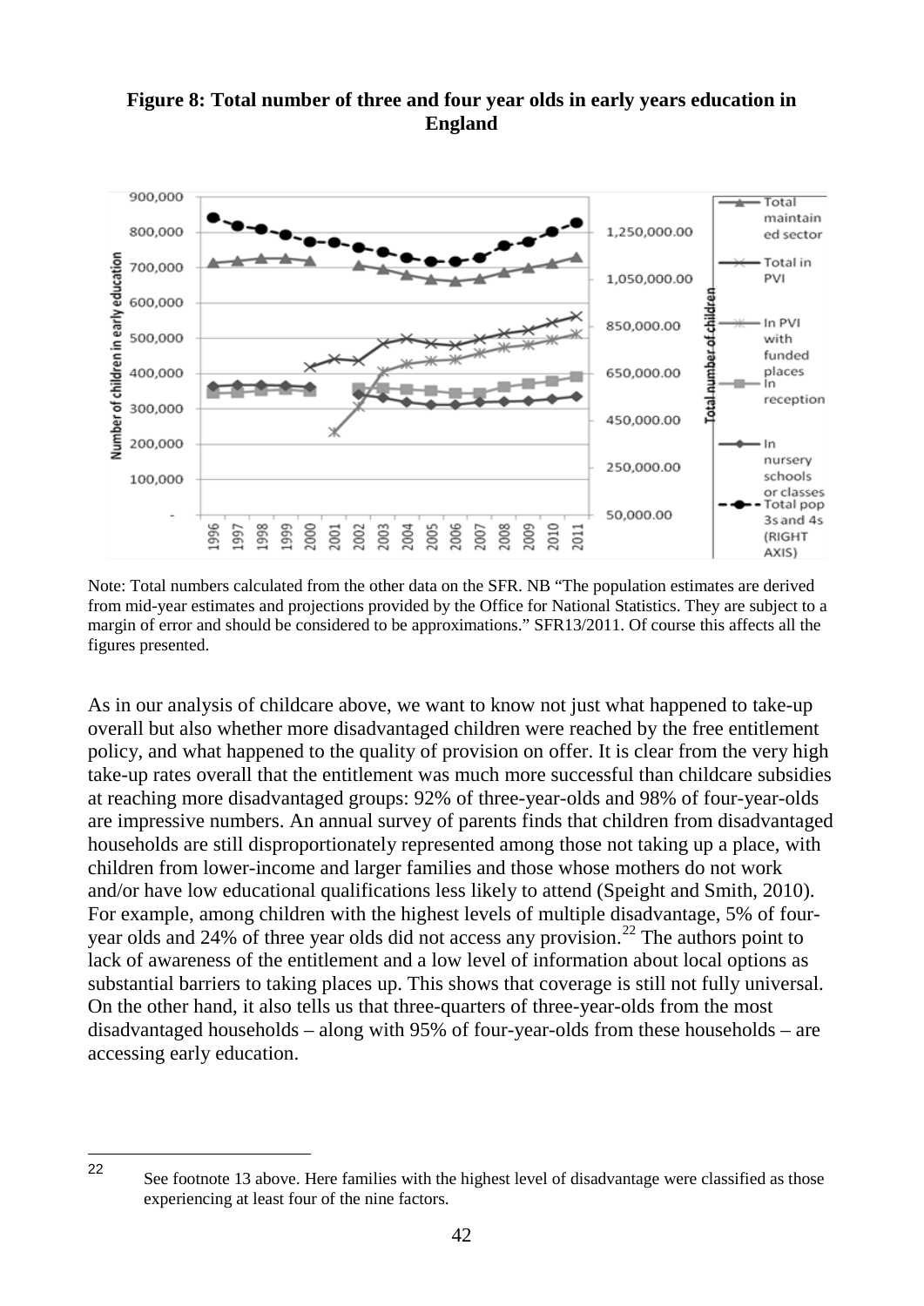**Figure 8: Total number of three and four year olds in early years education in England**

Note: Total numbers calculated from the other data on the SFR. NB "The population estimates are derived from mid-year estimates and projections provided by the Office for National Statistics. They are subject to a margin of error and should be considered to be approximations." SFR13/2011. Of course this affects all the figures presented.

As in our analysis of childcare above, we want to know not just what happened to take-up overall but also whether more disadvantaged children were reached by the free entitlement policy, and what happened to the quality of provision on offer. It is clear from the very high take-up rates overall that the entitlement was much more successful than childcare subsidies at reaching more disadvantaged groups: 92% of three-year-olds and 98% of four-year-olds are impressive numbers. An annual survey of parents finds that children from disadvantaged households are still disproportionately represented among those not taking up a place, with children from lower-income and larger families and those whose mothers do not work and/or have low educational qualifications less likely to attend (Speight and Smith, 2010). For example, among children with the highest levels of multiple disadvantage, 5% of four-year olds and 24% of three year olds did not access any provision.[22] The authors point to lack of awareness of the entitlement and a low level of information about local options as substantial barriers to taking places up. This shows that coverage is still not fully universal. On the other hand, it also tells us that three-quarters of three-year-olds from the most disadvantaged households – along with 95% of four-year-olds from these households – are accessing early education.

[22] See footnote 13 above. Here families with the highest level of disadvantage were classified as those experiencing at least four of the nine factors.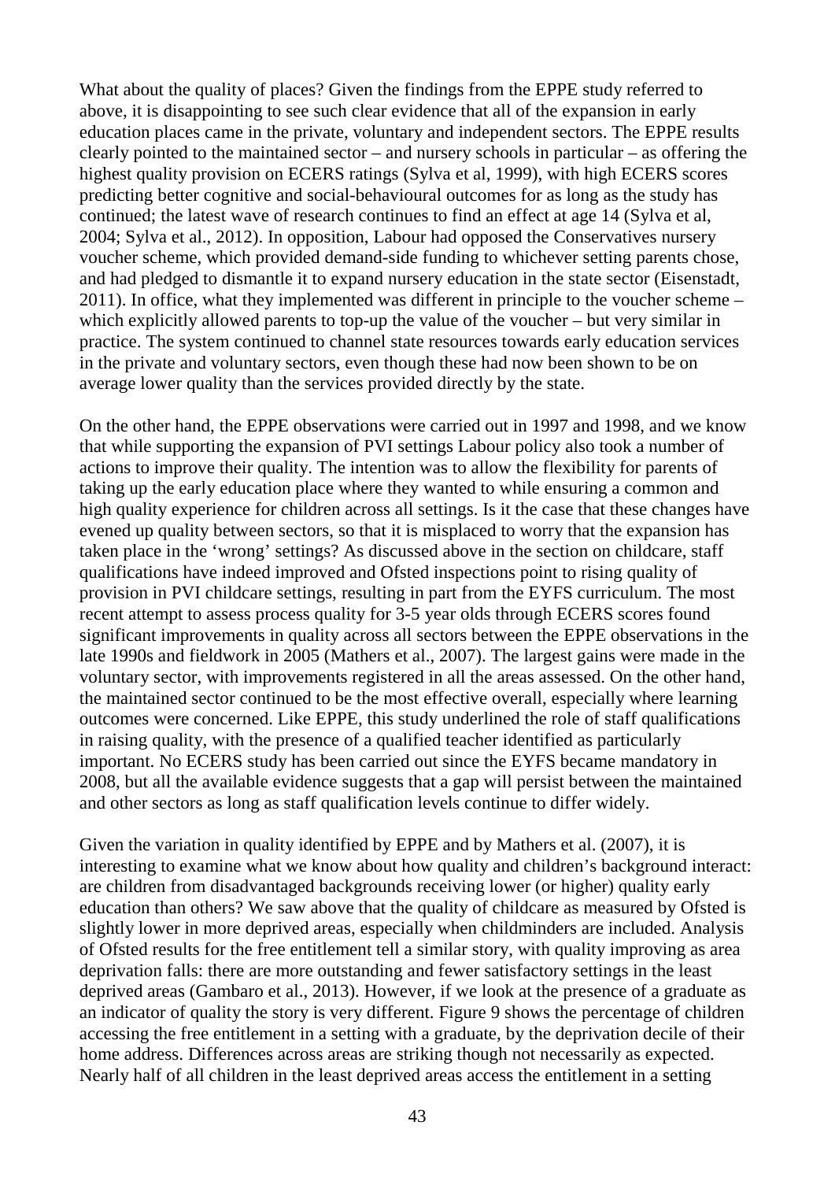What about the quality of places? Given the findings from the EPPE study referred to above, it is disappointing to see such clear evidence that all of the expansion in early education places came in the private, voluntary and independent sectors. The EPPE results clearly pointed to the maintained sector – and nursery schools in particular – as offering the highest quality provision on ECERS ratings (Sylva et al, 1999), with high ECERS scores predicting better cognitive and social-behavioural outcomes for as long as the study has continued; the latest wave of research continues to find an effect at age 14 (Sylva et al, 2004; Sylva et al., 2012). In opposition, Labour had opposed the Conservatives nursery voucher scheme, which provided demand-side funding to whichever setting parents chose, and had pledged to dismantle it to expand nursery education in the state sector (Eisenstadt, 2011). In office, what they implemented was different in principle to the voucher scheme – which explicitly allowed parents to top-up the value of the voucher – but very similar in practice. The system continued to channel state resources towards early education services in the private and voluntary sectors, even though these had now been shown to be on average lower quality than the services provided directly by the state.

On the other hand, the EPPE observations were carried out in 1997 and 1998, and we know that while supporting the expansion of PVI settings Labour policy also took a number of actions to improve their quality. The intention was to allow the flexibility for parents of taking up the early education place where they wanted to while ensuring a common and high quality experience for children across all settings. Is it the case that these changes have evened up quality between sectors, so that it is misplaced to worry that the expansion has taken place in the 'wrong' settings? As discussed above in the section on childcare, staff qualifications have indeed improved and Ofsted inspections point to rising quality of provision in PVI childcare settings, resulting in part from the EYFS curriculum. The most recent attempt to assess process quality for 3-5 year olds through ECERS scores found significant improvements in quality across all sectors between the EPPE observations in the late 1990s and fieldwork in 2005 (Mathers et al., 2007). The largest gains were made in the voluntary sector, with improvements registered in all the areas assessed. On the other hand, the maintained sector continued to be the most effective overall, especially where learning outcomes were concerned. Like EPPE, this study underlined the role of staff qualifications in raising quality, with the presence of a qualified teacher identified as particularly important. No ECERS study has been carried out since the EYFS became mandatory in 2008, but all the available evidence suggests that a gap will persist between the maintained and other sectors as long as staff qualification levels continue to differ widely.

Given the variation in quality identified by EPPE and by Mathers et al. (2007), it is interesting to examine what we know about how quality and children's background interact: are children from disadvantaged backgrounds receiving lower (or higher) quality early education than others? We saw above that the quality of childcare as measured by Ofsted is slightly lower in more deprived areas, especially when childminders are included. Analysis of Ofsted results for the free entitlement tell a similar story, with quality improving as area deprivation falls: there are more outstanding and fewer satisfactory settings in the least deprived areas (Gambaro et al., 2013). However, if we look at the presence of a graduate as an indicator of quality the story is very different. Figure 9 shows the percentage of children accessing the free entitlement in a setting with a graduate, by the deprivation decile of their home address. Differences across areas are striking though not necessarily as expected. Nearly half of all children in the least deprived areas access the entitlement in a setting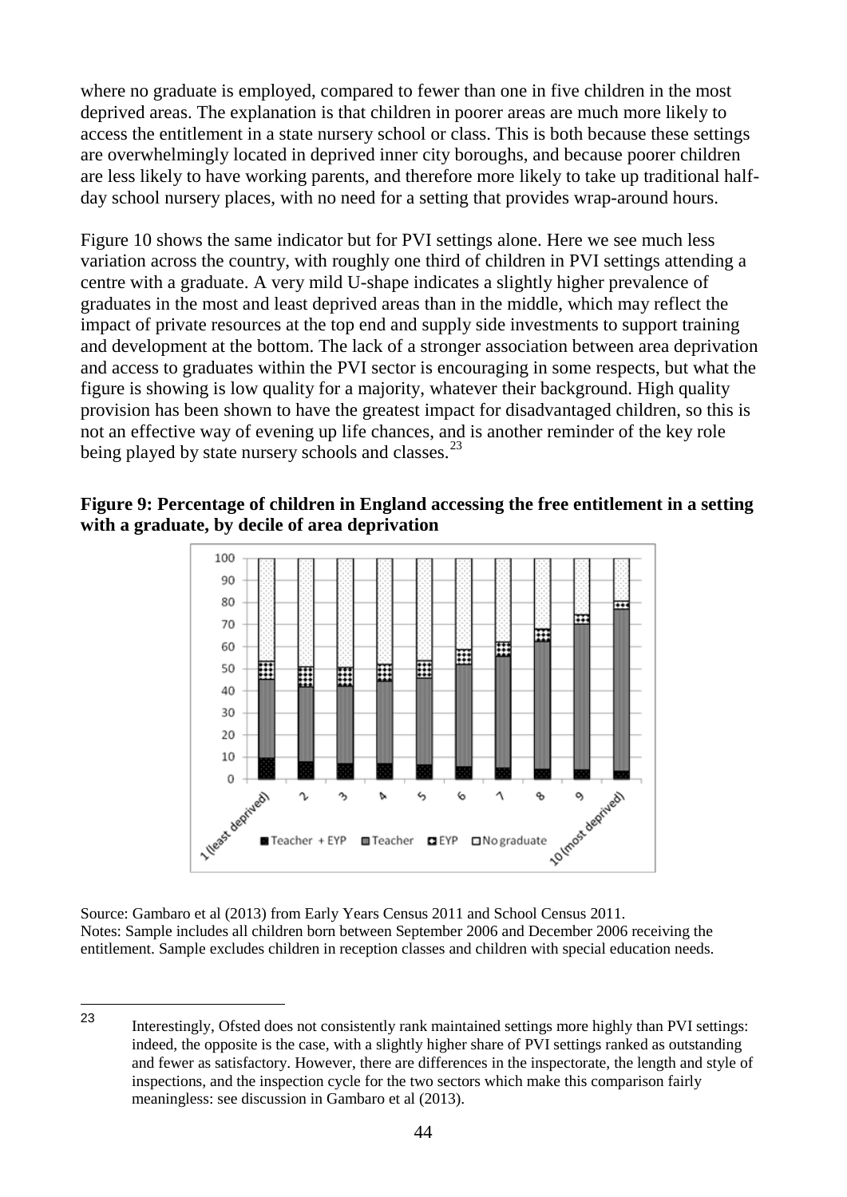where no graduate is employed, compared to fewer than one in five children in the most deprived areas. The explanation is that children in poorer areas are much more likely to access the entitlement in a state nursery school or class. This is both because these settings are overwhelmingly located in deprived inner city boroughs, and because poorer children are less likely to have working parents, and therefore more likely to take up traditional half-day school nursery places, with no need for a setting that provides wrap-around hours.

Figure 10 shows the same indicator but for PVI settings alone. Here we see much less variation across the country, with roughly one third of children in PVI settings attending a centre with a graduate. A very mild U-shape indicates a slightly higher prevalence of graduates in the most and least deprived areas than in the middle, which may reflect the impact of private resources at the top end and supply side investments to support training and development at the bottom. The lack of a stronger association between area deprivation and access to graduates within the PVI sector is encouraging in some respects, but what the figure is showing is low quality for a majority, whatever their background. High quality provision has been shown to have the greatest impact for disadvantaged children, so this is not an effective way of evening up life chances, and is another reminder of the key role being played by state nursery schools and classes.[23]

**Figure 9: Percentage of children in England accessing the free entitlement in a setting with a graduate, by decile of area deprivation**

Source: Gambaro et al (2013) from Early Years Census 2011 and School Census 2011.
Notes: Sample includes all children born between September 2006 and December 2006 receiving the entitlement. Sample excludes children in reception classes and children with special education needs.

[23] Interestingly, Ofsted does not consistently rank maintained settings more highly than PVI settings: indeed, the opposite is the case, with a slightly higher share of PVI settings ranked as outstanding and fewer as satisfactory. However, there are differences in the inspectorate, the length and style of inspections, and the inspection cycle for the two sectors which make this comparison fairly meaningless: see discussion in Gambaro et al (2013).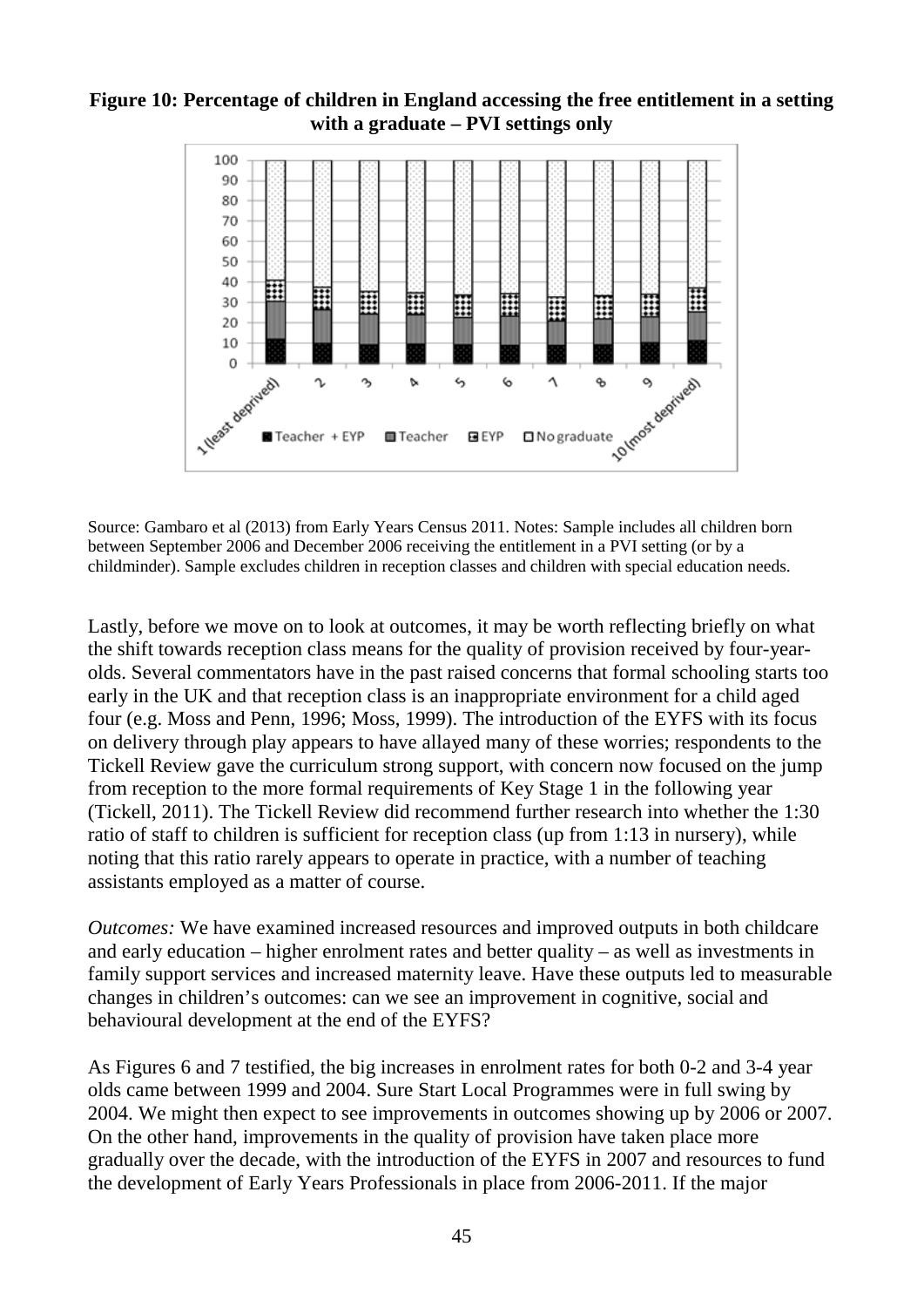**Figure 10: Percentage of children in England accessing the free entitlement in a setting with a graduate – PVI settings only**

Source: Gambaro et al (2013) from Early Years Census 2011. Notes: Sample includes all children born between September 2006 and December 2006 receiving the entitlement in a PVI setting (or by a childminder). Sample excludes children in reception classes and children with special education needs.

Lastly, before we move on to look at outcomes, it may be worth reflecting briefly on what the shift towards reception class means for the quality of provision received by four-year-olds. Several commentators have in the past raised concerns that formal schooling starts too early in the UK and that reception class is an inappropriate environment for a child aged four (e.g. Moss and Penn, 1996; Moss, 1999). The introduction of the EYFS with its focus on delivery through play appears to have allayed many of these worries; respondents to the Tickell Review gave the curriculum strong support, with concern now focused on the jump from reception to the more formal requirements of Key Stage 1 in the following year (Tickell, 2011). The Tickell Review did recommend further research into whether the 1:30 ratio of staff to children is sufficient for reception class (up from 1:13 in nursery), while noting that this ratio rarely appears to operate in practice, with a number of teaching assistants employed as a matter of course.

*Outcomes:* We have examined increased resources and improved outputs in both childcare and early education – higher enrolment rates and better quality – as well as investments in family support services and increased maternity leave. Have these outputs led to measurable changes in children's outcomes: can we see an improvement in cognitive, social and behavioural development at the end of the EYFS?

As Figures 6 and 7 testified, the big increases in enrolment rates for both 0-2 and 3-4 year olds came between 1999 and 2004. Sure Start Local Programmes were in full swing by 2004. We might then expect to see improvements in outcomes showing up by 2006 or 2007. On the other hand, improvements in the quality of provision have taken place more gradually over the decade, with the introduction of the EYFS in 2007 and resources to fund the development of Early Years Professionals in place from 2006-2011. If the major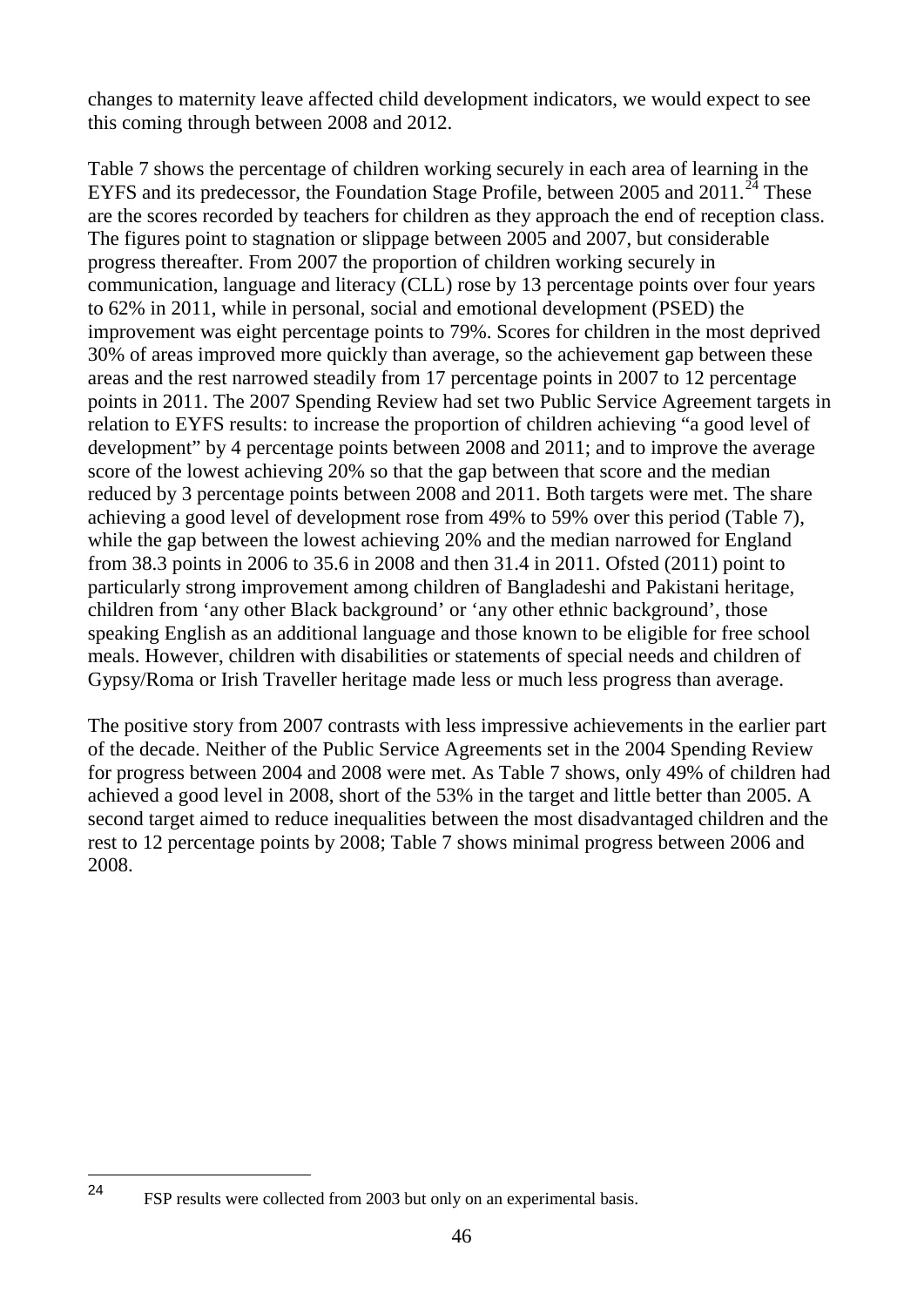changes to maternity leave affected child development indicators, we would expect to see this coming through between 2008 and 2012.

Table 7 shows the percentage of children working securely in each area of learning in the EYFS and its predecessor, the Foundation Stage Profile, between 2005 and 2011.[24] These are the scores recorded by teachers for children as they approach the end of reception class. The figures point to stagnation or slippage between 2005 and 2007, but considerable progress thereafter. From 2007 the proportion of children working securely in communication, language and literacy (CLL) rose by 13 percentage points over four years to 62% in 2011, while in personal, social and emotional development (PSED) the improvement was eight percentage points to 79%. Scores for children in the most deprived 30% of areas improved more quickly than average, so the achievement gap between these areas and the rest narrowed steadily from 17 percentage points in 2007 to 12 percentage points in 2011. The 2007 Spending Review had set two Public Service Agreement targets in relation to EYFS results: to increase the proportion of children achieving "a good level of development" by 4 percentage points between 2008 and 2011; and to improve the average score of the lowest achieving 20% so that the gap between that score and the median reduced by 3 percentage points between 2008 and 2011. Both targets were met. The share achieving a good level of development rose from 49% to 59% over this period (Table 7), while the gap between the lowest achieving 20% and the median narrowed for England from 38.3 points in 2006 to 35.6 in 2008 and then 31.4 in 2011. Ofsted (2011) point to particularly strong improvement among children of Bangladeshi and Pakistani heritage, children from 'any other Black background' or 'any other ethnic background', those speaking English as an additional language and those known to be eligible for free school meals. However, children with disabilities or statements of special needs and children of Gypsy/Roma or Irish Traveller heritage made less or much less progress than average.

The positive story from 2007 contrasts with less impressive achievements in the earlier part of the decade. Neither of the Public Service Agreements set in the 2004 Spending Review for progress between 2004 and 2008 were met. As Table 7 shows, only 49% of children had achieved a good level in 2008, short of the 53% in the target and little better than 2005. A second target aimed to reduce inequalities between the most disadvantaged children and the rest to 12 percentage points by 2008; Table 7 shows minimal progress between 2006 and 2008.

[24] FSP results were collected from 2003 but only on an experimental basis.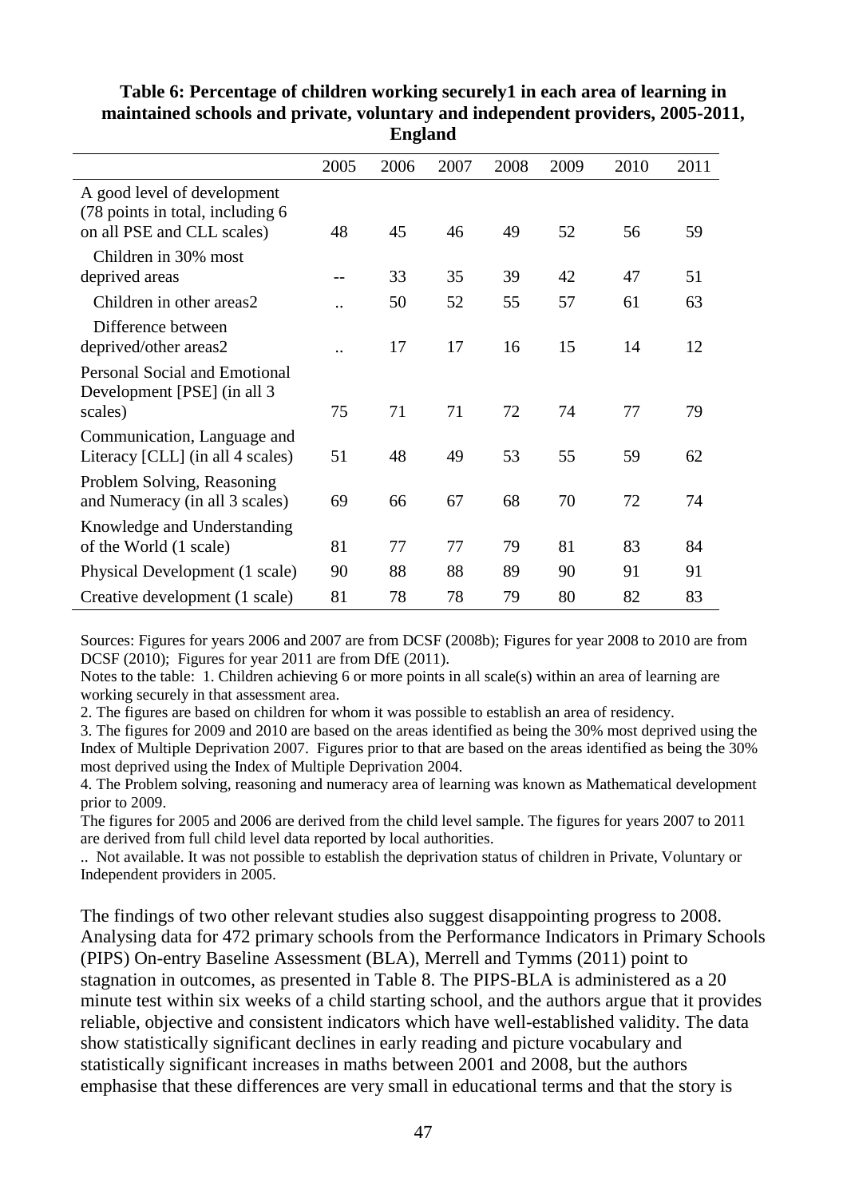**Table 6: Percentage of children working securely1 in each area of learning in maintained schools and private, voluntary and independent providers, 2005-2011, England**

| | 2005 | 2006 | 2007 | 2008 | 2009 | 2010 | 2011 |
|---|---|---|---|---|---|---|---|
| A good level of development (78 points in total, including 6 on all PSE and CLL scales) | 48 | 45 | 46 | 49 | 52 | 56 | 59 |
| Children in 30% most deprived areas | -- | 33 | 35 | 39 | 42 | 47 | 51 |
| Children in other areas2 | .. | 50 | 52 | 55 | 57 | 61 | 63 |
| Difference between deprived/other areas2 | .. | 17 | 17 | 16 | 15 | 14 | 12 |
| Personal Social and Emotional Development [PSE] (in all 3 scales) | 75 | 71 | 71 | 72 | 74 | 77 | 79 |
| Communication, Language and Literacy [CLL] (in all 4 scales) | 51 | 48 | 49 | 53 | 55 | 59 | 62 |
| Problem Solving, Reasoning and Numeracy (in all 3 scales) | 69 | 66 | 67 | 68 | 70 | 72 | 74 |
| Knowledge and Understanding of the World (1 scale) | 81 | 77 | 77 | 79 | 81 | 83 | 84 |
| Physical Development (1 scale) | 90 | 88 | 88 | 89 | 90 | 91 | 91 |
| Creative development (1 scale) | 81 | 78 | 78 | 79 | 80 | 82 | 83 |

Sources: Figures for years 2006 and 2007 are from DCSF (2008b); Figures for year 2008 to 2010 are from DCSF (2010); Figures for year 2011 are from DfE (2011).

Notes to the table: 1. Children achieving 6 or more points in all scale(s) within an area of learning are working securely in that assessment area.

2. The figures are based on children for whom it was possible to establish an area of residency.

3. The figures for 2009 and 2010 are based on the areas identified as being the 30% most deprived using the Index of Multiple Deprivation 2007. Figures prior to that are based on the areas identified as being the 30% most deprived using the Index of Multiple Deprivation 2004.

4. The Problem solving, reasoning and numeracy area of learning was known as Mathematical development prior to 2009.

The figures for 2005 and 2006 are derived from the child level sample. The figures for years 2007 to 2011 are derived from full child level data reported by local authorities.

.. Not available. It was not possible to establish the deprivation status of children in Private, Voluntary or Independent providers in 2005.

The findings of two other relevant studies also suggest disappointing progress to 2008. Analysing data for 472 primary schools from the Performance Indicators in Primary Schools (PIPS) On-entry Baseline Assessment (BLA), Merrell and Tymms (2011) point to stagnation in outcomes, as presented in Table 8. The PIPS-BLA is administered as a 20 minute test within six weeks of a child starting school, and the authors argue that it provides reliable, objective and consistent indicators which have well-established validity. The data show statistically significant declines in early reading and picture vocabulary and statistically significant increases in maths between 2001 and 2008, but the authors emphasise that these differences are very small in educational terms and that the story is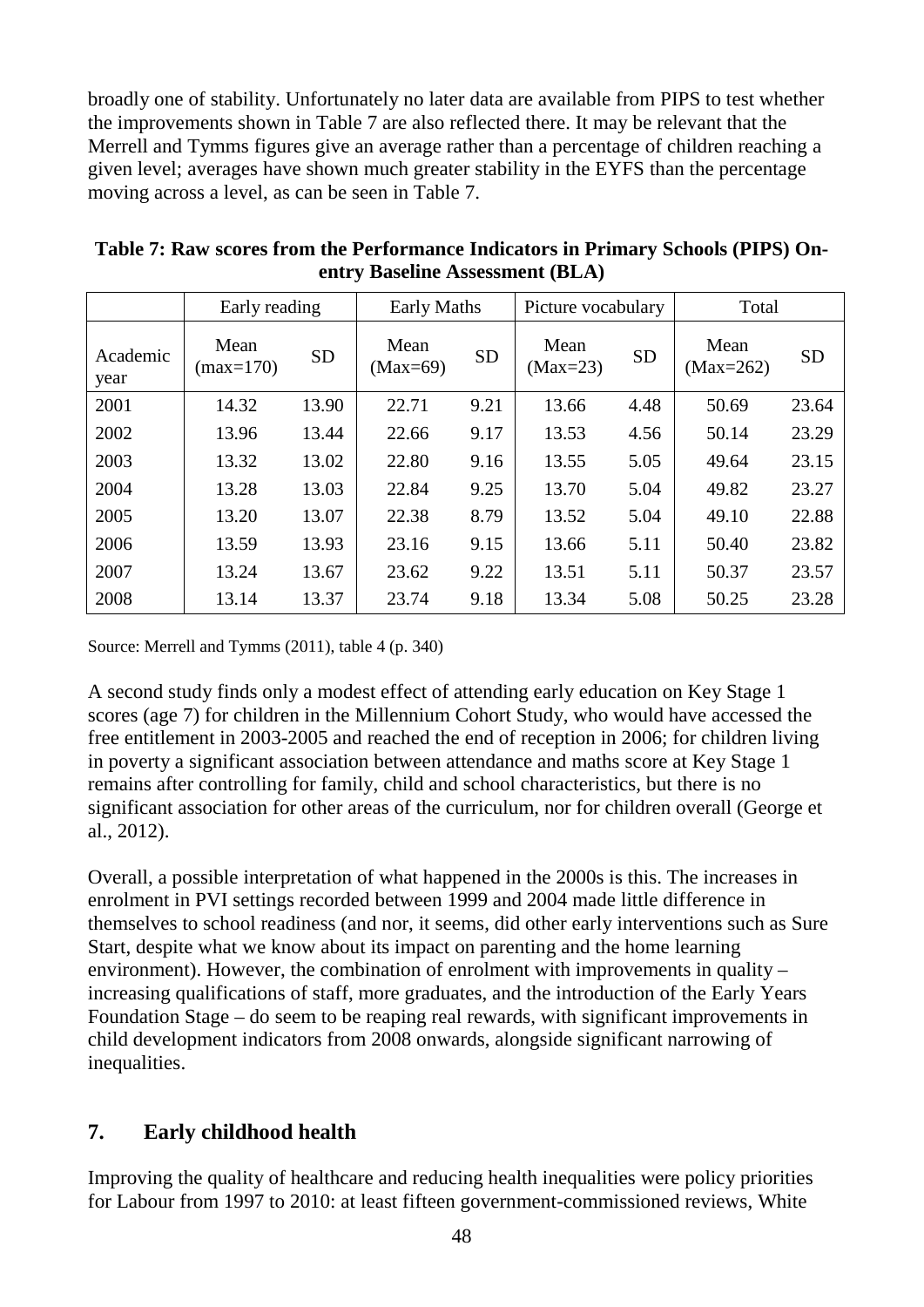broadly one of stability. Unfortunately no later data are available from PIPS to test whether the improvements shown in Table 7 are also reflected there. It may be relevant that the Merrell and Tymms figures give an average rather than a percentage of children reaching a given level; averages have shown much greater stability in the EYFS than the percentage moving across a level, as can be seen in Table 7.

**Table 7: Raw scores from the Performance Indicators in Primary Schools (PIPS) On-entry Baseline Assessment (BLA)**

| | Early reading | | Early Maths | | Picture vocabulary | | Total | |
|---|---|---|---|---|---|---|---|---|
| Academic year | Mean (max=170) | SD | Mean (Max=69) | SD | Mean (Max=23) | SD | Mean (Max=262) | SD |
| 2001 | 14.32 | 13.90 | 22.71 | 9.21 | 13.66 | 4.48 | 50.69 | 23.64 |
| 2002 | 13.96 | 13.44 | 22.66 | 9.17 | 13.53 | 4.56 | 50.14 | 23.29 |
| 2003 | 13.32 | 13.02 | 22.80 | 9.16 | 13.55 | 5.05 | 49.64 | 23.15 |
| 2004 | 13.28 | 13.03 | 22.84 | 9.25 | 13.70 | 5.04 | 49.82 | 23.27 |
| 2005 | 13.20 | 13.07 | 22.38 | 8.79 | 13.52 | 5.04 | 49.10 | 22.88 |
| 2006 | 13.59 | 13.93 | 23.16 | 9.15 | 13.66 | 5.11 | 50.40 | 23.82 |
| 2007 | 13.24 | 13.67 | 23.62 | 9.22 | 13.51 | 5.11 | 50.37 | 23.57 |
| 2008 | 13.14 | 13.37 | 23.74 | 9.18 | 13.34 | 5.08 | 50.25 | 23.28 |

Source: Merrell and Tymms (2011), table 4 (p. 340)

A second study finds only a modest effect of attending early education on Key Stage 1 scores (age 7) for children in the Millennium Cohort Study, who would have accessed the free entitlement in 2003-2005 and reached the end of reception in 2006; for children living in poverty a significant association between attendance and maths score at Key Stage 1 remains after controlling for family, child and school characteristics, but there is no significant association for other areas of the curriculum, nor for children overall (George et al., 2012).

Overall, a possible interpretation of what happened in the 2000s is this. The increases in enrolment in PVI settings recorded between 1999 and 2004 made little difference in themselves to school readiness (and nor, it seems, did other early interventions such as Sure Start, despite what we know about its impact on parenting and the home learning environment). However, the combination of enrolment with improvements in quality – increasing qualifications of staff, more graduates, and the introduction of the Early Years Foundation Stage – do seem to be reaping real rewards, with significant improvements in child development indicators from 2008 onwards, alongside significant narrowing of inequalities.

## 7. Early childhood health

Improving the quality of healthcare and reducing health inequalities were policy priorities for Labour from 1997 to 2010: at least fifteen government-commissioned reviews, White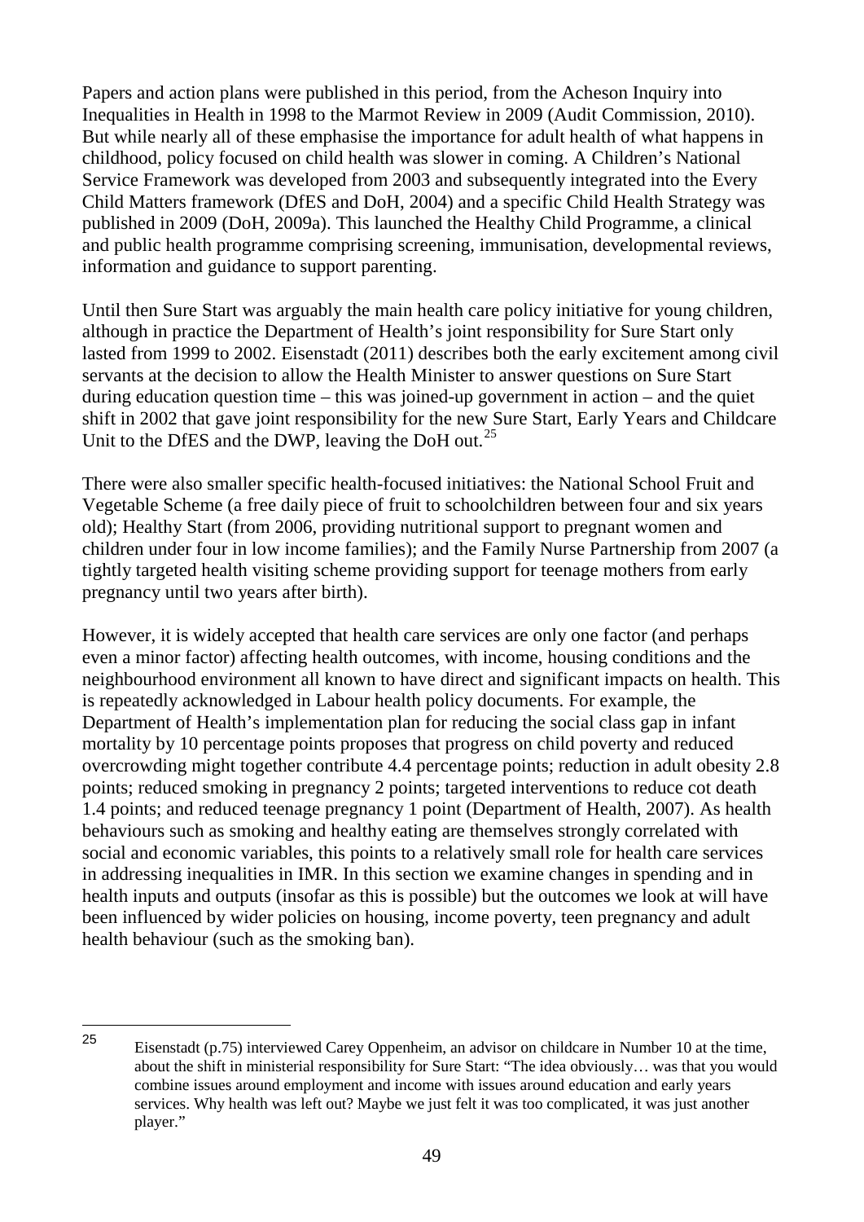Papers and action plans were published in this period, from the Acheson Inquiry into Inequalities in Health in 1998 to the Marmot Review in 2009 (Audit Commission, 2010). But while nearly all of these emphasise the importance for adult health of what happens in childhood, policy focused on child health was slower in coming. A Children's National Service Framework was developed from 2003 and subsequently integrated into the Every Child Matters framework (DfES and DoH, 2004) and a specific Child Health Strategy was published in 2009 (DoH, 2009a). This launched the Healthy Child Programme, a clinical and public health programme comprising screening, immunisation, developmental reviews, information and guidance to support parenting.

Until then Sure Start was arguably the main health care policy initiative for young children, although in practice the Department of Health's joint responsibility for Sure Start only lasted from 1999 to 2002. Eisenstadt (2011) describes both the early excitement among civil servants at the decision to allow the Health Minister to answer questions on Sure Start during education question time – this was joined-up government in action – and the quiet shift in 2002 that gave joint responsibility for the new Sure Start, Early Years and Childcare Unit to the DfES and the DWP, leaving the DoH out.[25]

There were also smaller specific health-focused initiatives: the National School Fruit and Vegetable Scheme (a free daily piece of fruit to schoolchildren between four and six years old); Healthy Start (from 2006, providing nutritional support to pregnant women and children under four in low income families); and the Family Nurse Partnership from 2007 (a tightly targeted health visiting scheme providing support for teenage mothers from early pregnancy until two years after birth).

However, it is widely accepted that health care services are only one factor (and perhaps even a minor factor) affecting health outcomes, with income, housing conditions and the neighbourhood environment all known to have direct and significant impacts on health. This is repeatedly acknowledged in Labour health policy documents. For example, the Department of Health's implementation plan for reducing the social class gap in infant mortality by 10 percentage points proposes that progress on child poverty and reduced overcrowding might together contribute 4.4 percentage points; reduction in adult obesity 2.8 points; reduced smoking in pregnancy 2 points; targeted interventions to reduce cot death 1.4 points; and reduced teenage pregnancy 1 point (Department of Health, 2007). As health behaviours such as smoking and healthy eating are themselves strongly correlated with social and economic variables, this points to a relatively small role for health care services in addressing inequalities in IMR. In this section we examine changes in spending and in health inputs and outputs (insofar as this is possible) but the outcomes we look at will have been influenced by wider policies on housing, income poverty, teen pregnancy and adult health behaviour (such as the smoking ban).

---

[25] Eisenstadt (p.75) interviewed Carey Oppenheim, an advisor on childcare in Number 10 at the time, about the shift in ministerial responsibility for Sure Start: "The idea obviously… was that you would combine issues around employment and income with issues around education and early years services. Why health was left out? Maybe we just felt it was too complicated, it was just another player."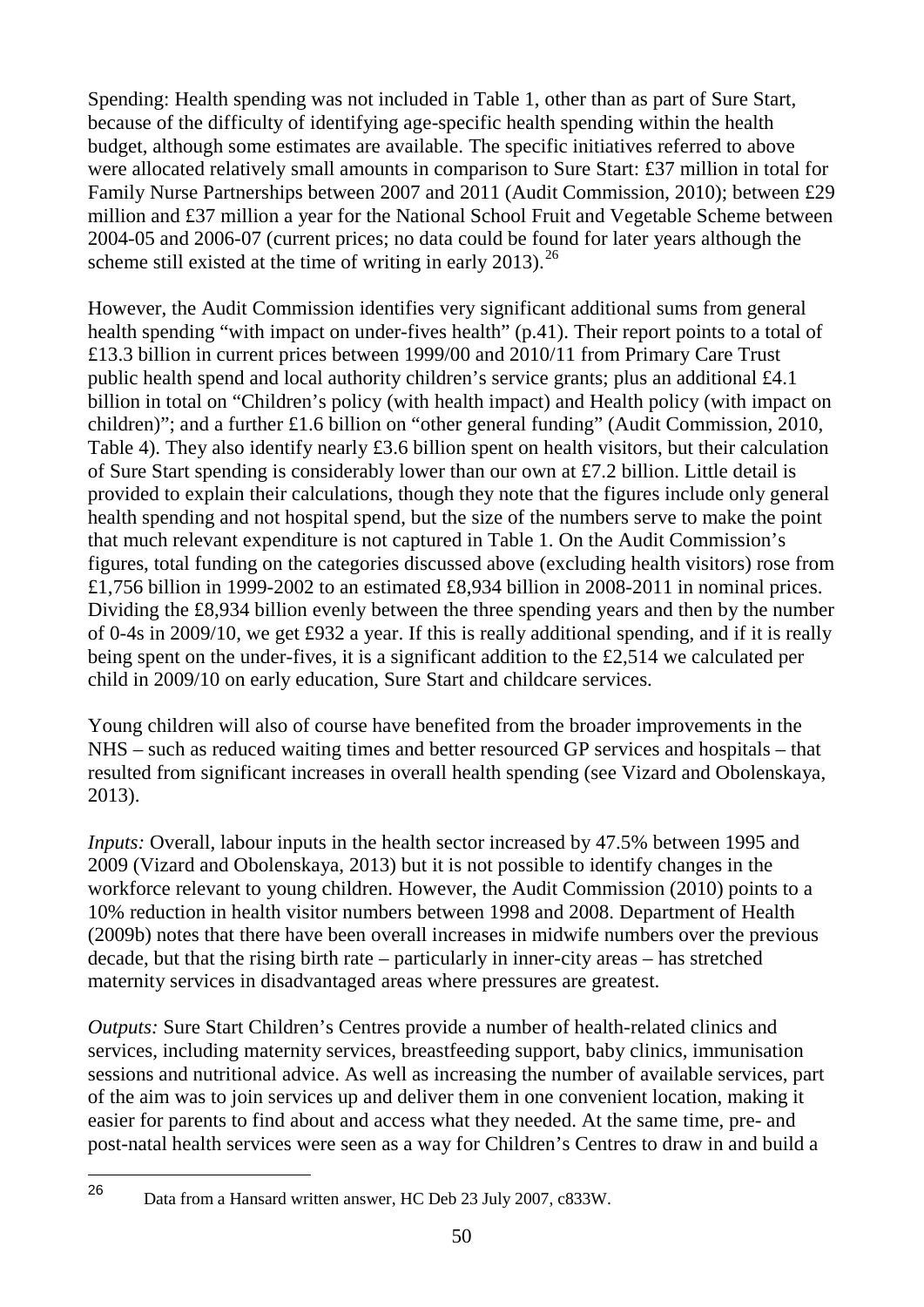Spending: Health spending was not included in Table 1, other than as part of Sure Start, because of the difficulty of identifying age-specific health spending within the health budget, although some estimates are available. The specific initiatives referred to above were allocated relatively small amounts in comparison to Sure Start: £37 million in total for Family Nurse Partnerships between 2007 and 2011 (Audit Commission, 2010); between £29 million and £37 million a year for the National School Fruit and Vegetable Scheme between 2004-05 and 2006-07 (current prices; no data could be found for later years although the scheme still existed at the time of writing in early 2013).[26]

However, the Audit Commission identifies very significant additional sums from general health spending "with impact on under-fives health" (p.41). Their report points to a total of £13.3 billion in current prices between 1999/00 and 2010/11 from Primary Care Trust public health spend and local authority children's service grants; plus an additional £4.1 billion in total on "Children's policy (with health impact) and Health policy (with impact on children)"; and a further £1.6 billion on "other general funding" (Audit Commission, 2010, Table 4). They also identify nearly £3.6 billion spent on health visitors, but their calculation of Sure Start spending is considerably lower than our own at £7.2 billion. Little detail is provided to explain their calculations, though they note that the figures include only general health spending and not hospital spend, but the size of the numbers serve to make the point that much relevant expenditure is not captured in Table 1. On the Audit Commission's figures, total funding on the categories discussed above (excluding health visitors) rose from £1,756 billion in 1999-2002 to an estimated £8,934 billion in 2008-2011 in nominal prices. Dividing the £8,934 billion evenly between the three spending years and then by the number of 0-4s in 2009/10, we get £932 a year. If this is really additional spending, and if it is really being spent on the under-fives, it is a significant addition to the £2,514 we calculated per child in 2009/10 on early education, Sure Start and childcare services.

Young children will also of course have benefited from the broader improvements in the NHS – such as reduced waiting times and better resourced GP services and hospitals – that resulted from significant increases in overall health spending (see Vizard and Obolenskaya, 2013).

*Inputs:* Overall, labour inputs in the health sector increased by 47.5% between 1995 and 2009 (Vizard and Obolenskaya, 2013) but it is not possible to identify changes in the workforce relevant to young children. However, the Audit Commission (2010) points to a 10% reduction in health visitor numbers between 1998 and 2008. Department of Health (2009b) notes that there have been overall increases in midwife numbers over the previous decade, but that the rising birth rate – particularly in inner-city areas – has stretched maternity services in disadvantaged areas where pressures are greatest.

*Outputs:* Sure Start Children's Centres provide a number of health-related clinics and services, including maternity services, breastfeeding support, baby clinics, immunisation sessions and nutritional advice. As well as increasing the number of available services, part of the aim was to join services up and deliver them in one convenient location, making it easier for parents to find about and access what they needed. At the same time, pre- and post-natal health services were seen as a way for Children's Centres to draw in and build a

[26] Data from a Hansard written answer, HC Deb 23 July 2007, c833W.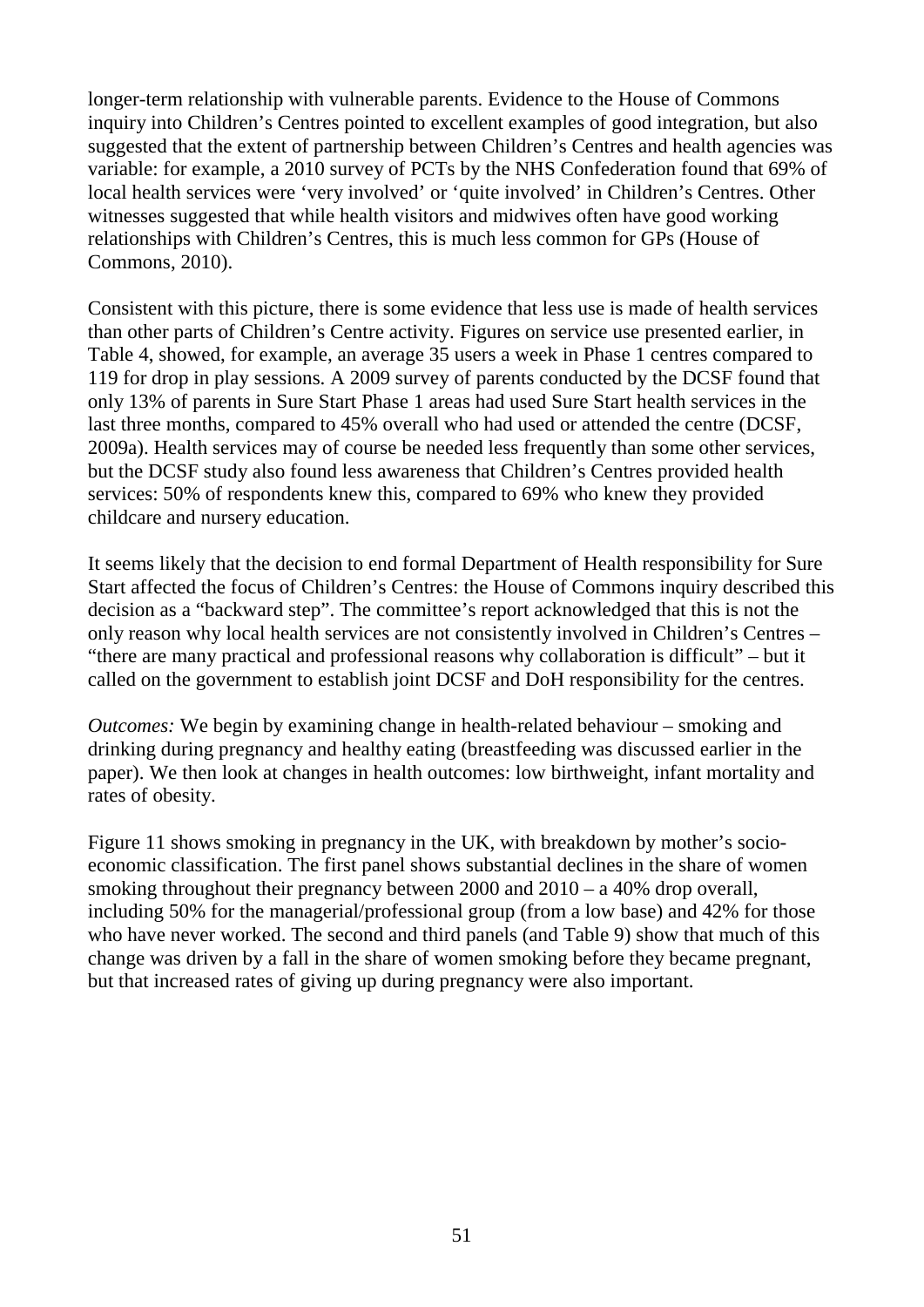longer-term relationship with vulnerable parents. Evidence to the House of Commons inquiry into Children's Centres pointed to excellent examples of good integration, but also suggested that the extent of partnership between Children's Centres and health agencies was variable: for example, a 2010 survey of PCTs by the NHS Confederation found that 69% of local health services were 'very involved' or 'quite involved' in Children's Centres. Other witnesses suggested that while health visitors and midwives often have good working relationships with Children's Centres, this is much less common for GPs (House of Commons, 2010).

Consistent with this picture, there is some evidence that less use is made of health services than other parts of Children's Centre activity. Figures on service use presented earlier, in Table 4, showed, for example, an average 35 users a week in Phase 1 centres compared to 119 for drop in play sessions. A 2009 survey of parents conducted by the DCSF found that only 13% of parents in Sure Start Phase 1 areas had used Sure Start health services in the last three months, compared to 45% overall who had used or attended the centre (DCSF, 2009a). Health services may of course be needed less frequently than some other services, but the DCSF study also found less awareness that Children's Centres provided health services: 50% of respondents knew this, compared to 69% who knew they provided childcare and nursery education.

It seems likely that the decision to end formal Department of Health responsibility for Sure Start affected the focus of Children's Centres: the House of Commons inquiry described this decision as a "backward step". The committee's report acknowledged that this is not the only reason why local health services are not consistently involved in Children's Centres – "there are many practical and professional reasons why collaboration is difficult" – but it called on the government to establish joint DCSF and DoH responsibility for the centres.

*Outcomes:* We begin by examining change in health-related behaviour – smoking and drinking during pregnancy and healthy eating (breastfeeding was discussed earlier in the paper). We then look at changes in health outcomes: low birthweight, infant mortality and rates of obesity.

Figure 11 shows smoking in pregnancy in the UK, with breakdown by mother's socio-economic classification. The first panel shows substantial declines in the share of women smoking throughout their pregnancy between 2000 and 2010 – a 40% drop overall, including 50% for the managerial/professional group (from a low base) and 42% for those who have never worked. The second and third panels (and Table 9) show that much of this change was driven by a fall in the share of women smoking before they became pregnant, but that increased rates of giving up during pregnancy were also important.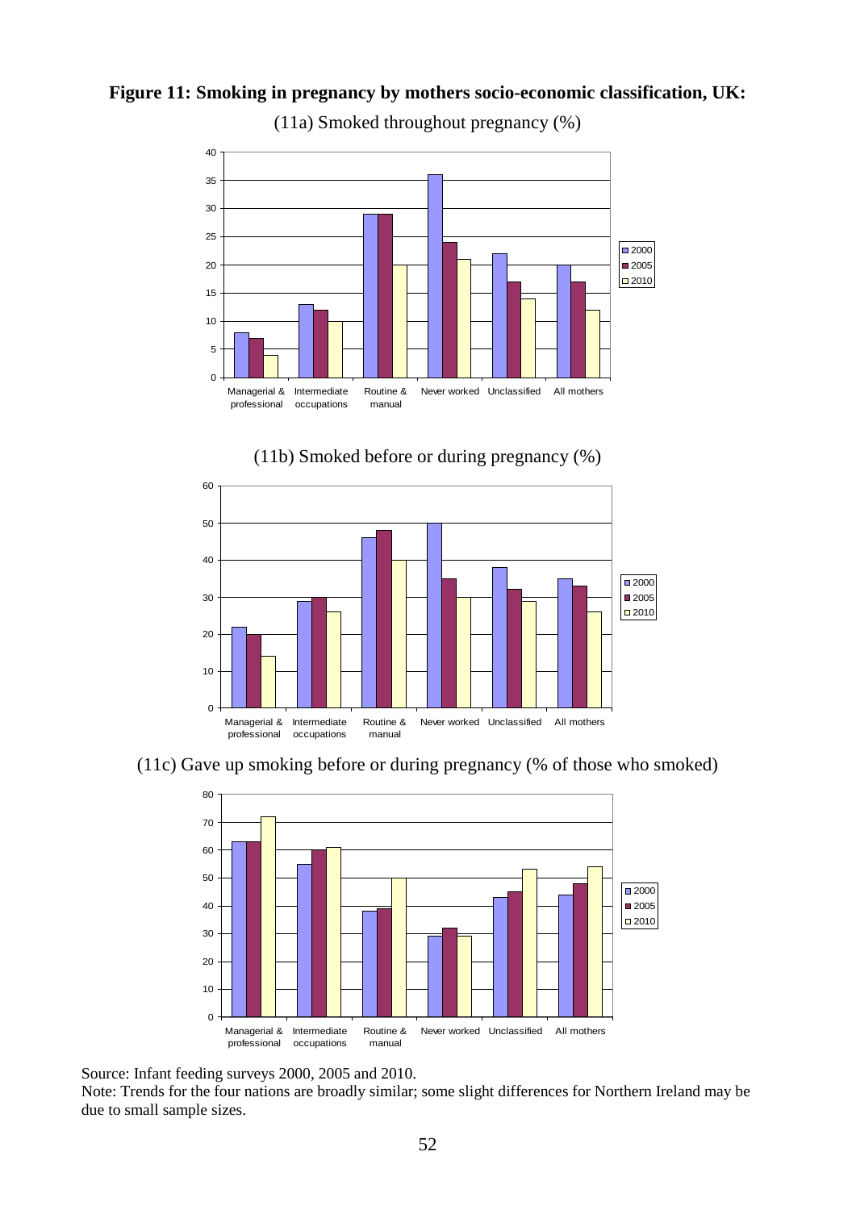**Figure 11: Smoking in pregnancy by mothers socio-economic classification, UK:**

(11a) Smoked throughout pregnancy (%)

(11b) Smoked before or during pregnancy (%)

(11c) Gave up smoking before or during pregnancy (% of those who smoked)

Source: Infant feeding surveys 2000, 2005 and 2010.

Note: Trends for the four nations are broadly similar; some slight differences for Northern Ireland may be due to small sample sizes.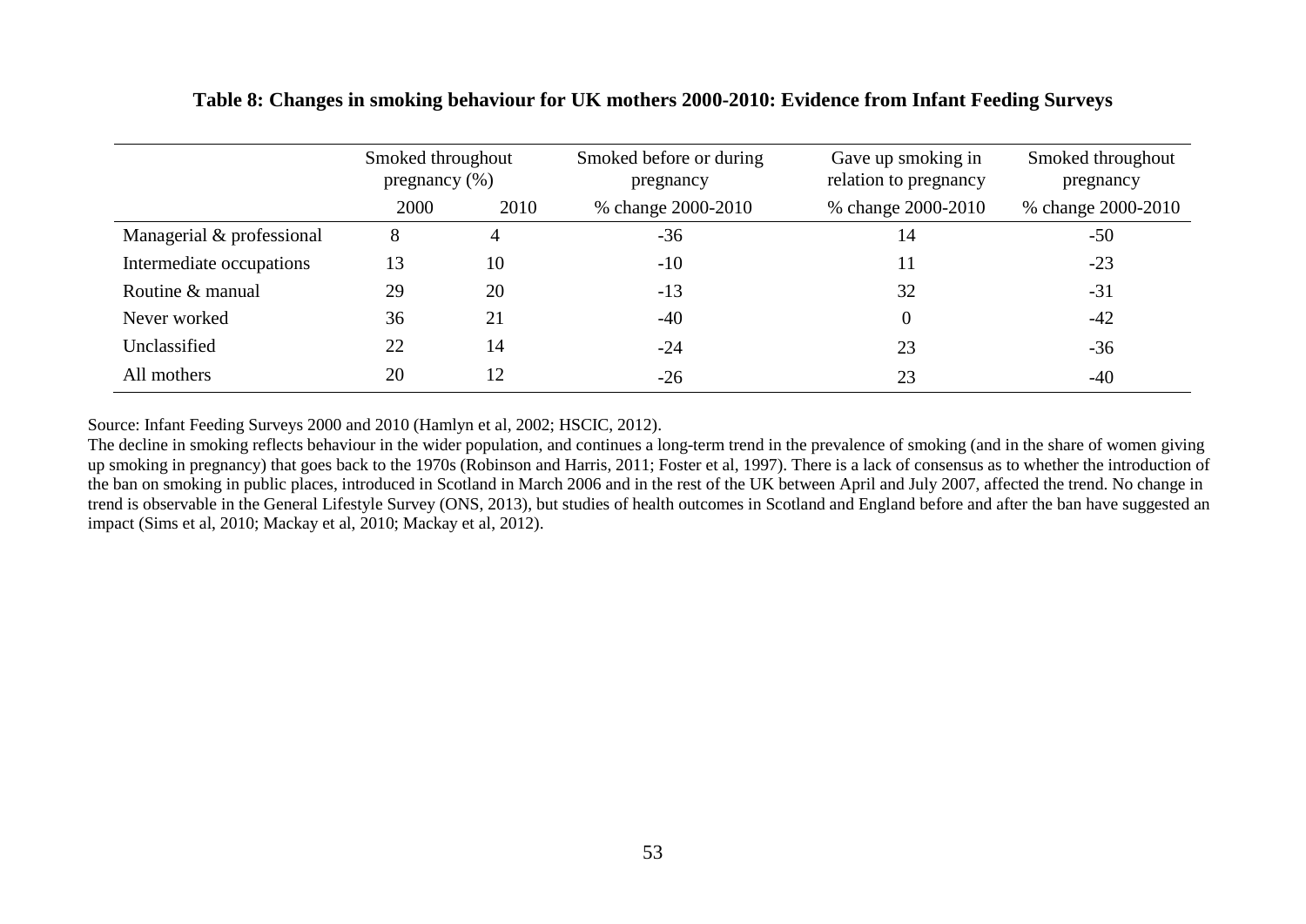**Table 8: Changes in smoking behaviour for UK mothers 2000-2010: Evidence from Infant Feeding Surveys**

| | Smoked throughout pregnancy (%) | | Smoked before or during pregnancy | Gave up smoking in relation to pregnancy | Smoked throughout pregnancy |
|---|---|---|---|---|---|
| | 2000 | 2010 | % change 2000-2010 | % change 2000-2010 | % change 2000-2010 |
| Managerial & professional | 8 | 4 | -36 | 14 | -50 |
| Intermediate occupations | 13 | 10 | -10 | 11 | -23 |
| Routine & manual | 29 | 20 | -13 | 32 | -31 |
| Never worked | 36 | 21 | -40 | 0 | -42 |
| Unclassified | 22 | 14 | -24 | 23 | -36 |
| All mothers | 20 | 12 | -26 | 23 | -40 |

Source: Infant Feeding Surveys 2000 and 2010 (Hamlyn et al, 2002; HSCIC, 2012).

The decline in smoking reflects behaviour in the wider population, and continues a long-term trend in the prevalence of smoking (and in the share of women giving up smoking in pregnancy) that goes back to the 1970s (Robinson and Harris, 2011; Foster et al, 1997). There is a lack of consensus as to whether the introduction of the ban on smoking in public places, introduced in Scotland in March 2006 and in the rest of the UK between April and July 2007, affected the trend. No change in trend is observable in the General Lifestyle Survey (ONS, 2013), but studies of health outcomes in Scotland and England before and after the ban have suggested an impact (Sims et al, 2010; Mackay et al, 2010; Mackay et al, 2012).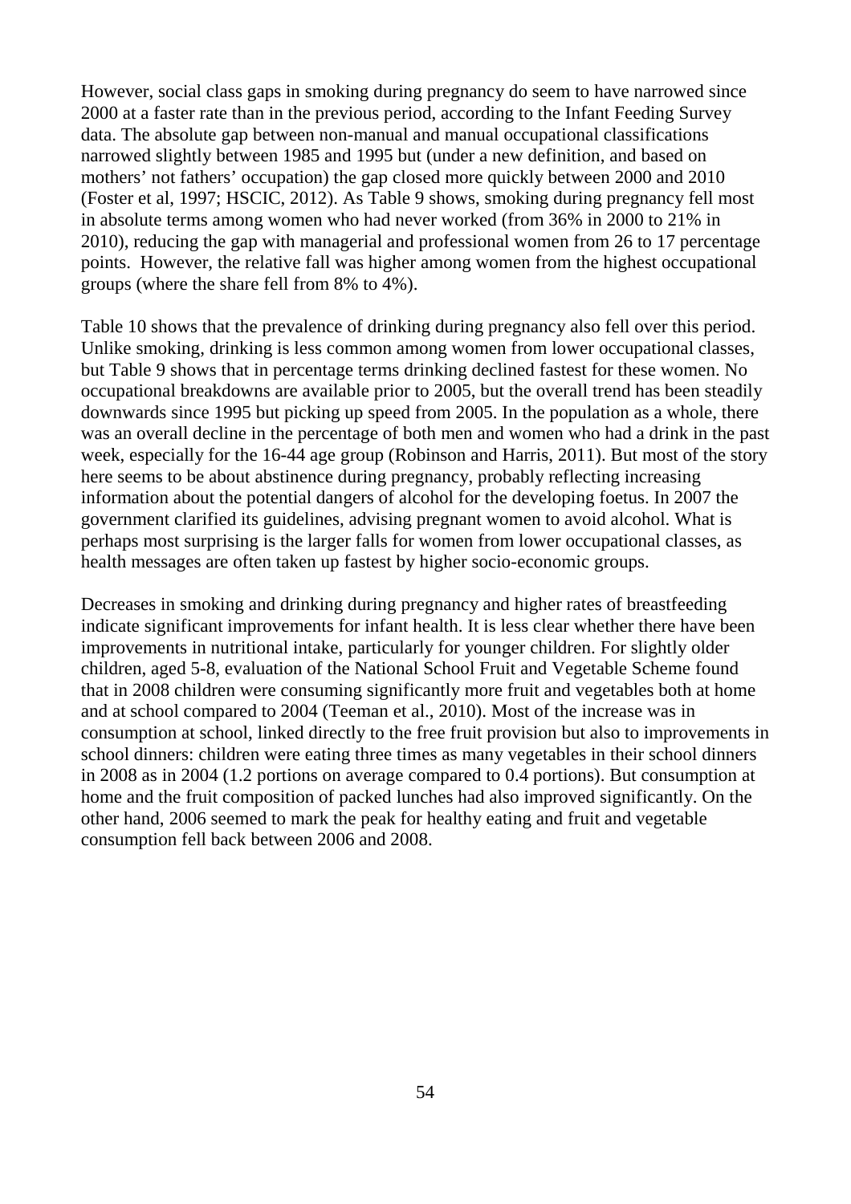However, social class gaps in smoking during pregnancy do seem to have narrowed since 2000 at a faster rate than in the previous period, according to the Infant Feeding Survey data. The absolute gap between non-manual and manual occupational classifications narrowed slightly between 1985 and 1995 but (under a new definition, and based on mothers' not fathers' occupation) the gap closed more quickly between 2000 and 2010 (Foster et al, 1997; HSCIC, 2012). As Table 9 shows, smoking during pregnancy fell most in absolute terms among women who had never worked (from 36% in 2000 to 21% in 2010), reducing the gap with managerial and professional women from 26 to 17 percentage points. However, the relative fall was higher among women from the highest occupational groups (where the share fell from 8% to 4%).

Table 10 shows that the prevalence of drinking during pregnancy also fell over this period. Unlike smoking, drinking is less common among women from lower occupational classes, but Table 9 shows that in percentage terms drinking declined fastest for these women. No occupational breakdowns are available prior to 2005, but the overall trend has been steadily downwards since 1995 but picking up speed from 2005. In the population as a whole, there was an overall decline in the percentage of both men and women who had a drink in the past week, especially for the 16-44 age group (Robinson and Harris, 2011). But most of the story here seems to be about abstinence during pregnancy, probably reflecting increasing information about the potential dangers of alcohol for the developing foetus. In 2007 the government clarified its guidelines, advising pregnant women to avoid alcohol. What is perhaps most surprising is the larger falls for women from lower occupational classes, as health messages are often taken up fastest by higher socio-economic groups.

Decreases in smoking and drinking during pregnancy and higher rates of breastfeeding indicate significant improvements for infant health. It is less clear whether there have been improvements in nutritional intake, particularly for younger children. For slightly older children, aged 5-8, evaluation of the National School Fruit and Vegetable Scheme found that in 2008 children were consuming significantly more fruit and vegetables both at home and at school compared to 2004 (Teeman et al., 2010). Most of the increase was in consumption at school, linked directly to the free fruit provision but also to improvements in school dinners: children were eating three times as many vegetables in their school dinners in 2008 as in 2004 (1.2 portions on average compared to 0.4 portions). But consumption at home and the fruit composition of packed lunches had also improved significantly. On the other hand, 2006 seemed to mark the peak for healthy eating and fruit and vegetable consumption fell back between 2006 and 2008.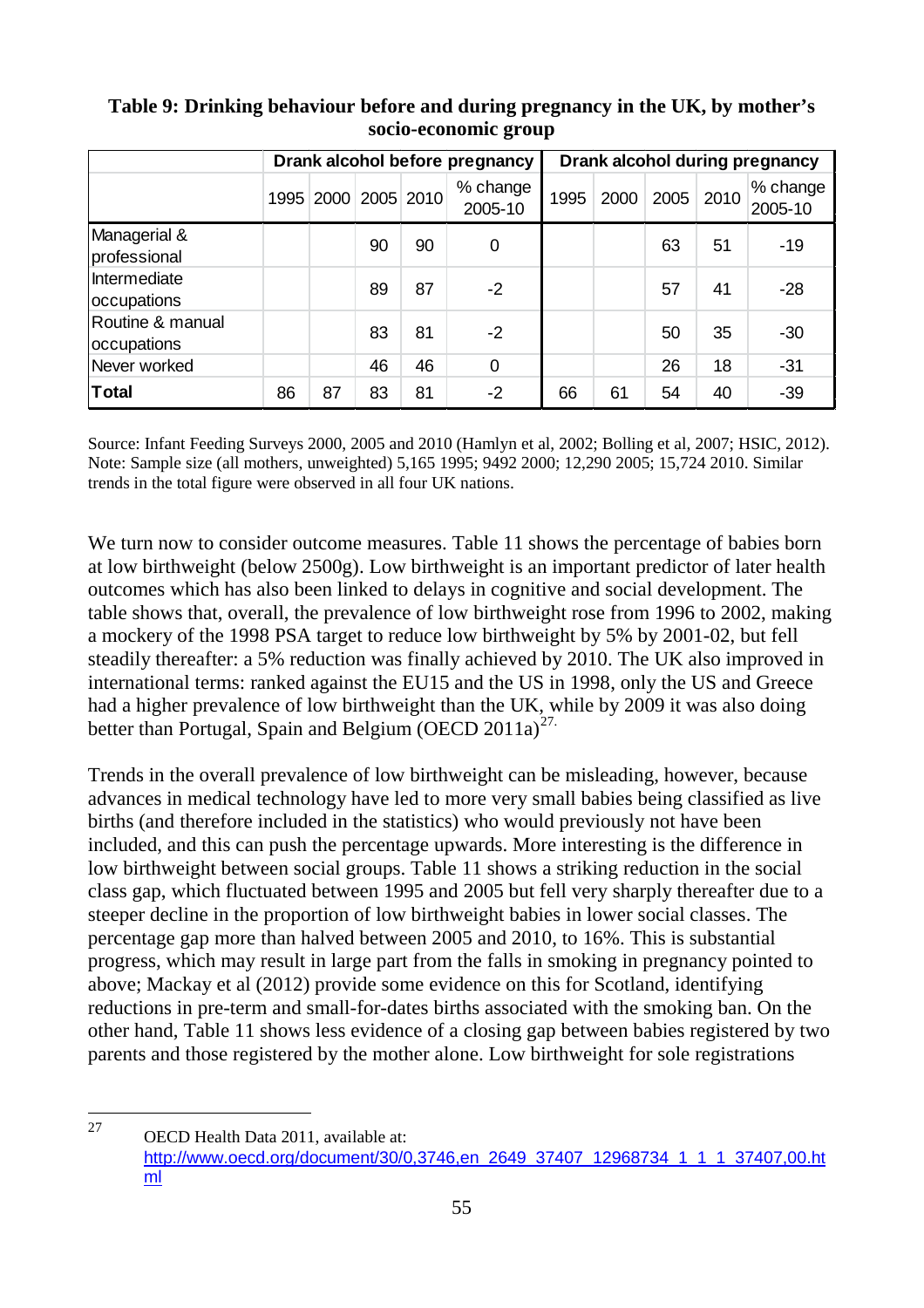**Table 9: Drinking behaviour before and during pregnancy in the UK, by mother's socio-economic group**

| | Drank alcohol before pregnancy | | | | | Drank alcohol during pregnancy | | | | |
|---|---|---|---|---|---|---|---|---|---|---|
| | 1995 | 2000 | 2005 | 2010 | % change 2005-10 | 1995 | 2000 | 2005 | 2010 | % change 2005-10 |
| Managerial & professional | | | 90 | 90 | 0 | | | 63 | 51 | -19 |
| Intermediate occupations | | | 89 | 87 | -2 | | | 57 | 41 | -28 |
| Routine & manual occupations | | | 83 | 81 | -2 | | | 50 | 35 | -30 |
| Never worked | | | 46 | 46 | 0 | | | 26 | 18 | -31 |
| **Total** | 86 | 87 | 83 | 81 | -2 | 66 | 61 | 54 | 40 | -39 |

Source: Infant Feeding Surveys 2000, 2005 and 2010 (Hamlyn et al, 2002; Bolling et al, 2007; HSIC, 2012). Note: Sample size (all mothers, unweighted) 5,165 1995; 9492 2000; 12,290 2005; 15,724 2010. Similar trends in the total figure were observed in all four UK nations.

We turn now to consider outcome measures. Table 11 shows the percentage of babies born at low birthweight (below 2500g). Low birthweight is an important predictor of later health outcomes which has also been linked to delays in cognitive and social development. The table shows that, overall, the prevalence of low birthweight rose from 1996 to 2002, making a mockery of the 1998 PSA target to reduce low birthweight by 5% by 2001-02, but fell steadily thereafter: a 5% reduction was finally achieved by 2010. The UK also improved in international terms: ranked against the EU15 and the US in 1998, only the US and Greece had a higher prevalence of low birthweight than the UK, while by 2009 it was also doing better than Portugal, Spain and Belgium (OECD 2011a)[27].

Trends in the overall prevalence of low birthweight can be misleading, however, because advances in medical technology have led to more very small babies being classified as live births (and therefore included in the statistics) who would previously not have been included, and this can push the percentage upwards. More interesting is the difference in low birthweight between social groups. Table 11 shows a striking reduction in the social class gap, which fluctuated between 1995 and 2005 but fell very sharply thereafter due to a steeper decline in the proportion of low birthweight babies in lower social classes. The percentage gap more than halved between 2005 and 2010, to 16%. This is substantial progress, which may result in large part from the falls in smoking in pregnancy pointed to above; Mackay et al (2012) provide some evidence on this for Scotland, identifying reductions in pre-term and small-for-dates births associated with the smoking ban. On the other hand, Table 11 shows less evidence of a closing gap between babies registered by two parents and those registered by the mother alone. Low birthweight for sole registrations

---

[27] OECD Health Data 2011, available at: http://www.oecd.org/document/30/0,3746,en_2649_37407_12968734_1_1_1_37407,00.html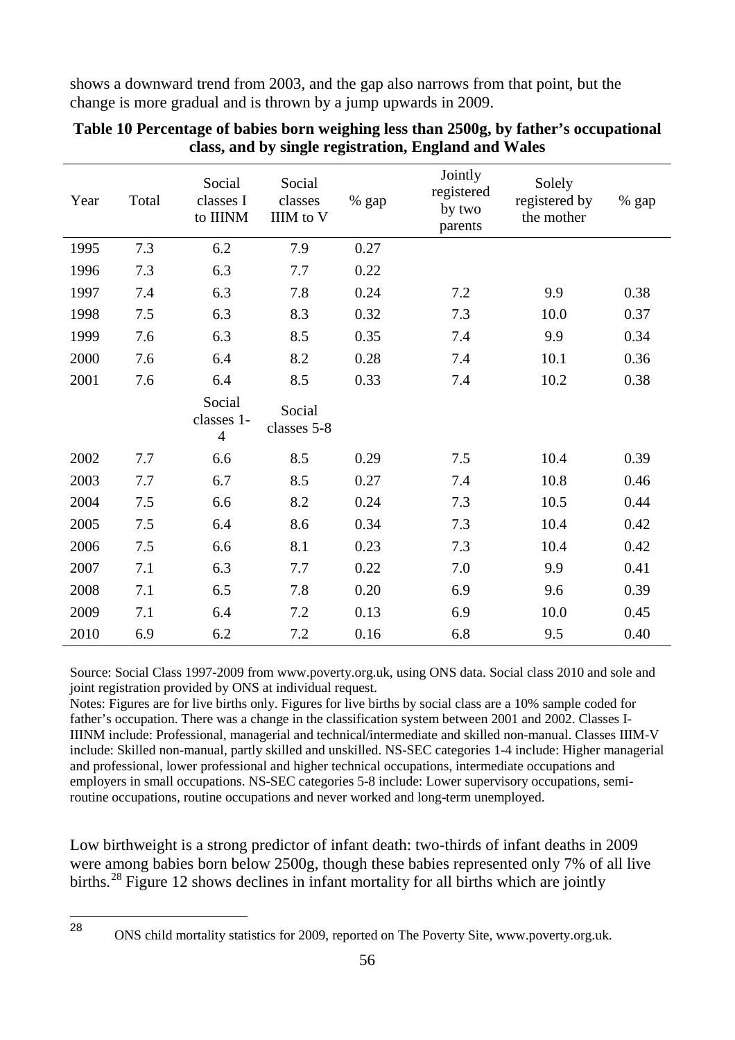shows a downward trend from 2003, and the gap also narrows from that point, but the change is more gradual and is thrown by a jump upwards in 2009.

**Table 10 Percentage of babies born weighing less than 2500g, by father's occupational class, and by single registration, England and Wales**

| Year | Total | Social classes I to IIINM | Social classes IIIM to V | % gap | Jointly registered by two parents | Solely registered by the mother | % gap |
|---|---|---|---|---|---|---|---|
| 1995 | 7.3 | 6.2 | 7.9 | 0.27 | | | |
| 1996 | 7.3 | 6.3 | 7.7 | 0.22 | | | |
| 1997 | 7.4 | 6.3 | 7.8 | 0.24 | 7.2 | 9.9 | 0.38 |
| 1998 | 7.5 | 6.3 | 8.3 | 0.32 | 7.3 | 10.0 | 0.37 |
| 1999 | 7.6 | 6.3 | 8.5 | 0.35 | 7.4 | 9.9 | 0.34 |
| 2000 | 7.6 | 6.4 | 8.2 | 0.28 | 7.4 | 10.1 | 0.36 |
| 2001 | 7.6 | 6.4 | 8.5 | 0.33 | 7.4 | 10.2 | 0.38 |
| | | Social classes 1-4 | Social classes 5-8 | | | | |
| 2002 | 7.7 | 6.6 | 8.5 | 0.29 | 7.5 | 10.4 | 0.39 |
| 2003 | 7.7 | 6.7 | 8.5 | 0.27 | 7.4 | 10.8 | 0.46 |
| 2004 | 7.5 | 6.6 | 8.2 | 0.24 | 7.3 | 10.5 | 0.44 |
| 2005 | 7.5 | 6.4 | 8.6 | 0.34 | 7.3 | 10.4 | 0.42 |
| 2006 | 7.5 | 6.6 | 8.1 | 0.23 | 7.3 | 10.4 | 0.42 |
| 2007 | 7.1 | 6.3 | 7.7 | 0.22 | 7.0 | 9.9 | 0.41 |
| 2008 | 7.1 | 6.5 | 7.8 | 0.20 | 6.9 | 9.6 | 0.39 |
| 2009 | 7.1 | 6.4 | 7.2 | 0.13 | 6.9 | 10.0 | 0.45 |
| 2010 | 6.9 | 6.2 | 7.2 | 0.16 | 6.8 | 9.5 | 0.40 |

Source: Social Class 1997-2009 from www.poverty.org.uk, using ONS data. Social class 2010 and sole and joint registration provided by ONS at individual request.

Notes: Figures are for live births only. Figures for live births by social class are a 10% sample coded for father's occupation. There was a change in the classification system between 2001 and 2002. Classes I-IIINM include: Professional, managerial and technical/intermediate and skilled non-manual. Classes IIIM-V include: Skilled non-manual, partly skilled and unskilled. NS-SEC categories 1-4 include: Higher managerial and professional, lower professional and higher technical occupations, intermediate occupations and employers in small occupations. NS-SEC categories 5-8 include: Lower supervisory occupations, semi-routine occupations, routine occupations and never worked and long-term unemployed.

Low birthweight is a strong predictor of infant death: two-thirds of infant deaths in 2009 were among babies born below 2500g, though these babies represented only 7% of all live births.[28] Figure 12 shows declines in infant mortality for all births which are jointly

[28] ONS child mortality statistics for 2009, reported on The Poverty Site, www.poverty.org.uk.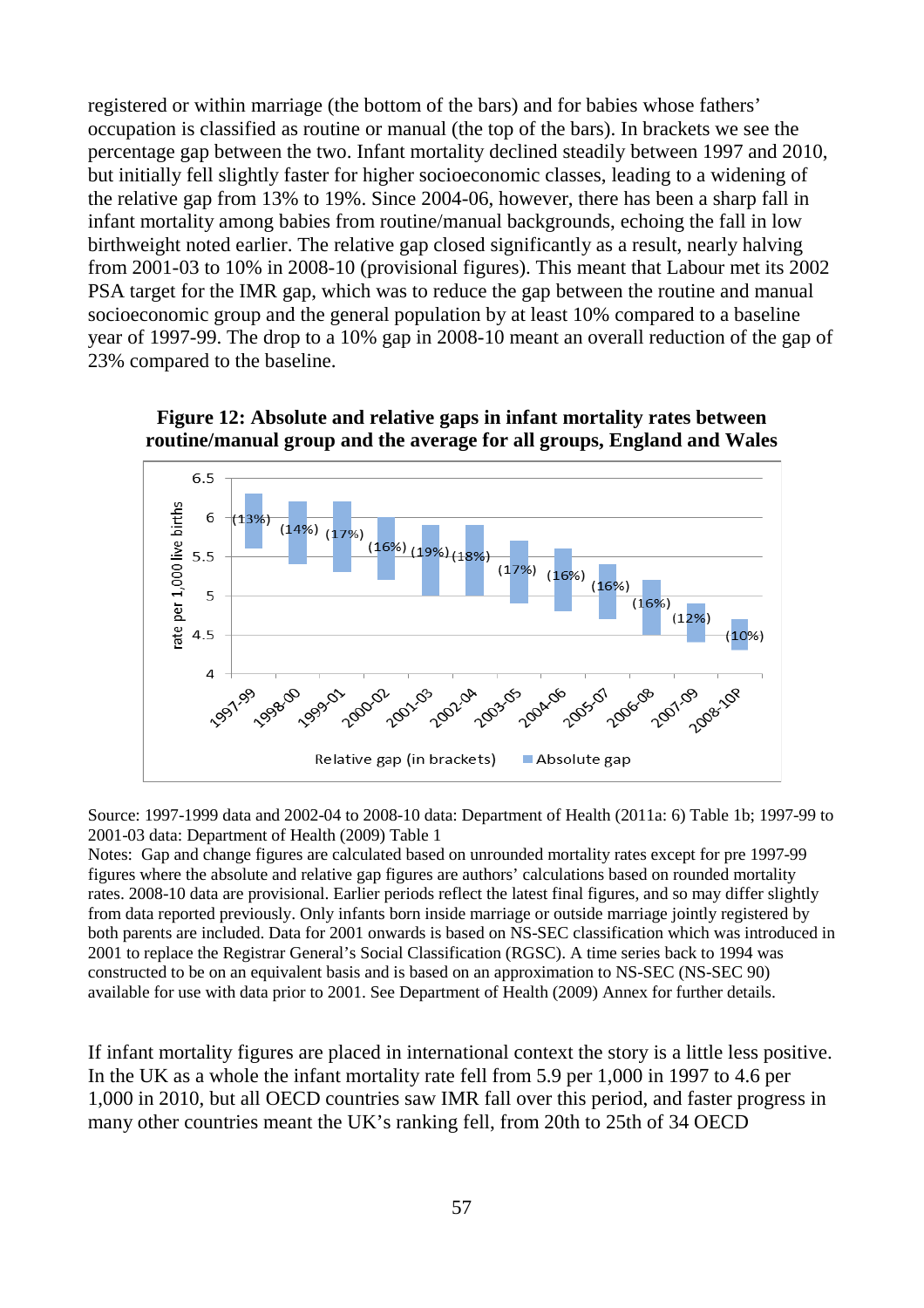registered or within marriage (the bottom of the bars) and for babies whose fathers' occupation is classified as routine or manual (the top of the bars). In brackets we see the percentage gap between the two. Infant mortality declined steadily between 1997 and 2010, but initially fell slightly faster for higher socioeconomic classes, leading to a widening of the relative gap from 13% to 19%. Since 2004-06, however, there has been a sharp fall in infant mortality among babies from routine/manual backgrounds, echoing the fall in low birthweight noted earlier. The relative gap closed significantly as a result, nearly halving from 2001-03 to 10% in 2008-10 (provisional figures). This meant that Labour met its 2002 PSA target for the IMR gap, which was to reduce the gap between the routine and manual socioeconomic group and the general population by at least 10% compared to a baseline year of 1997-99. The drop to a 10% gap in 2008-10 meant an overall reduction of the gap of 23% compared to the baseline.

**Figure 12: Absolute and relative gaps in infant mortality rates between routine/manual group and the average for all groups, England and Wales**

Source: 1997-1999 data and 2002-04 to 2008-10 data: Department of Health (2011a: 6) Table 1b; 1997-99 to 2001-03 data: Department of Health (2009) Table 1

Notes: Gap and change figures are calculated based on unrounded mortality rates except for pre 1997-99 figures where the absolute and relative gap figures are authors' calculations based on rounded mortality rates. 2008-10 data are provisional. Earlier periods reflect the latest final figures, and so may differ slightly from data reported previously. Only infants born inside marriage or outside marriage jointly registered by both parents are included. Data for 2001 onwards is based on NS-SEC classification which was introduced in 2001 to replace the Registrar General's Social Classification (RGSC). A time series back to 1994 was constructed to be on an equivalent basis and is based on an approximation to NS-SEC (NS-SEC 90) available for use with data prior to 2001. See Department of Health (2009) Annex for further details.

If infant mortality figures are placed in international context the story is a little less positive. In the UK as a whole the infant mortality rate fell from 5.9 per 1,000 in 1997 to 4.6 per 1,000 in 2010, but all OECD countries saw IMR fall over this period, and faster progress in many other countries meant the UK's ranking fell, from 20th to 25th of 34 OECD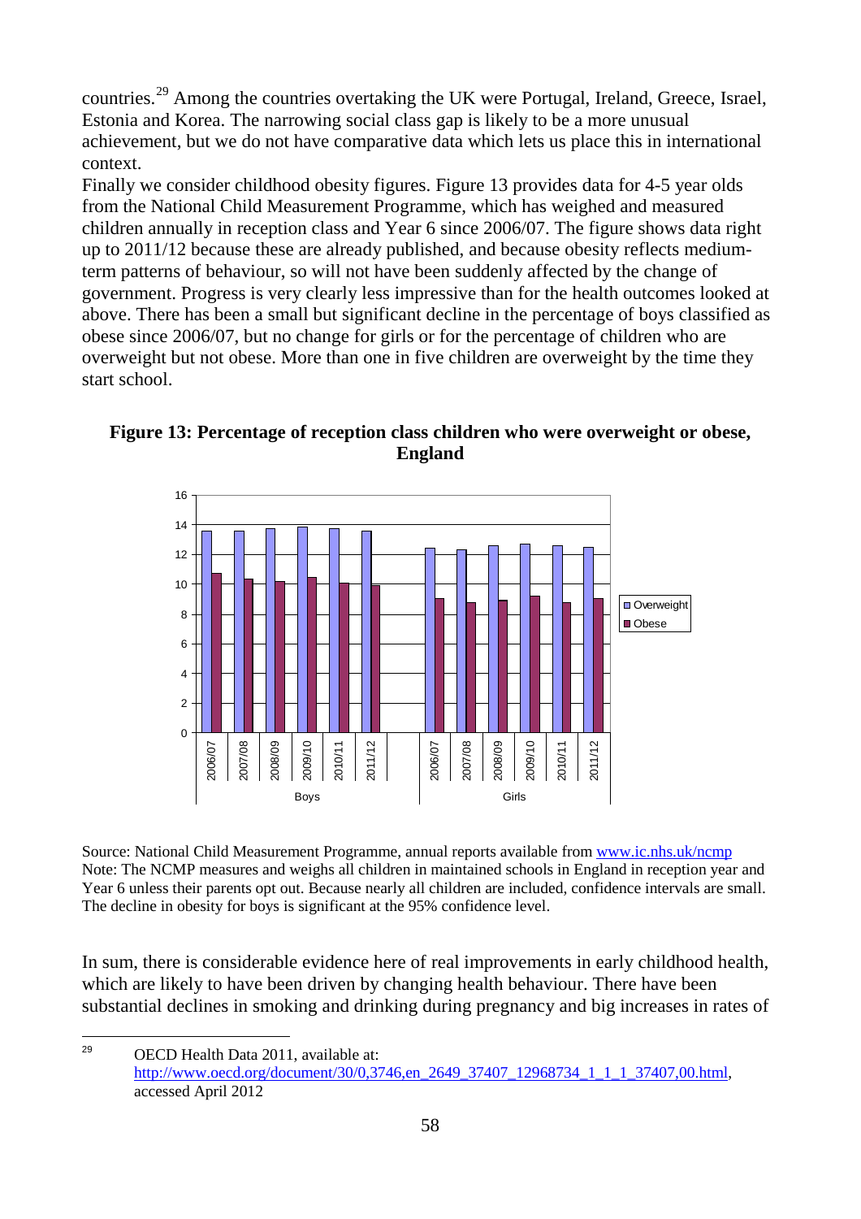countries.[29] Among the countries overtaking the UK were Portugal, Ireland, Greece, Israel, Estonia and Korea. The narrowing social class gap is likely to be a more unusual achievement, but we do not have comparative data which lets us place this in international context.

Finally we consider childhood obesity figures. Figure 13 provides data for 4-5 year olds from the National Child Measurement Programme, which has weighed and measured children annually in reception class and Year 6 since 2006/07. The figure shows data right up to 2011/12 because these are already published, and because obesity reflects medium-term patterns of behaviour, so will not have been suddenly affected by the change of government. Progress is very clearly less impressive than for the health outcomes looked at above. There has been a small but significant decline in the percentage of boys classified as obese since 2006/07, but no change for girls or for the percentage of children who are overweight but not obese. More than one in five children are overweight by the time they start school.

**Figure 13: Percentage of reception class children who were overweight or obese, England**

Source: National Child Measurement Programme, annual reports available from www.ic.nhs.uk/ncmp
Note: The NCMP measures and weighs all children in maintained schools in England in reception year and Year 6 unless their parents opt out. Because nearly all children are included, confidence intervals are small. The decline in obesity for boys is significant at the 95% confidence level.

In sum, there is considerable evidence here of real improvements in early childhood health, which are likely to have been driven by changing health behaviour. There have been substantial declines in smoking and drinking during pregnancy and big increases in rates of

[29] OECD Health Data 2011, available at: http://www.oecd.org/document/30/0,3746,en_2649_37407_12968734_1_1_1_37407,00.html, accessed April 2012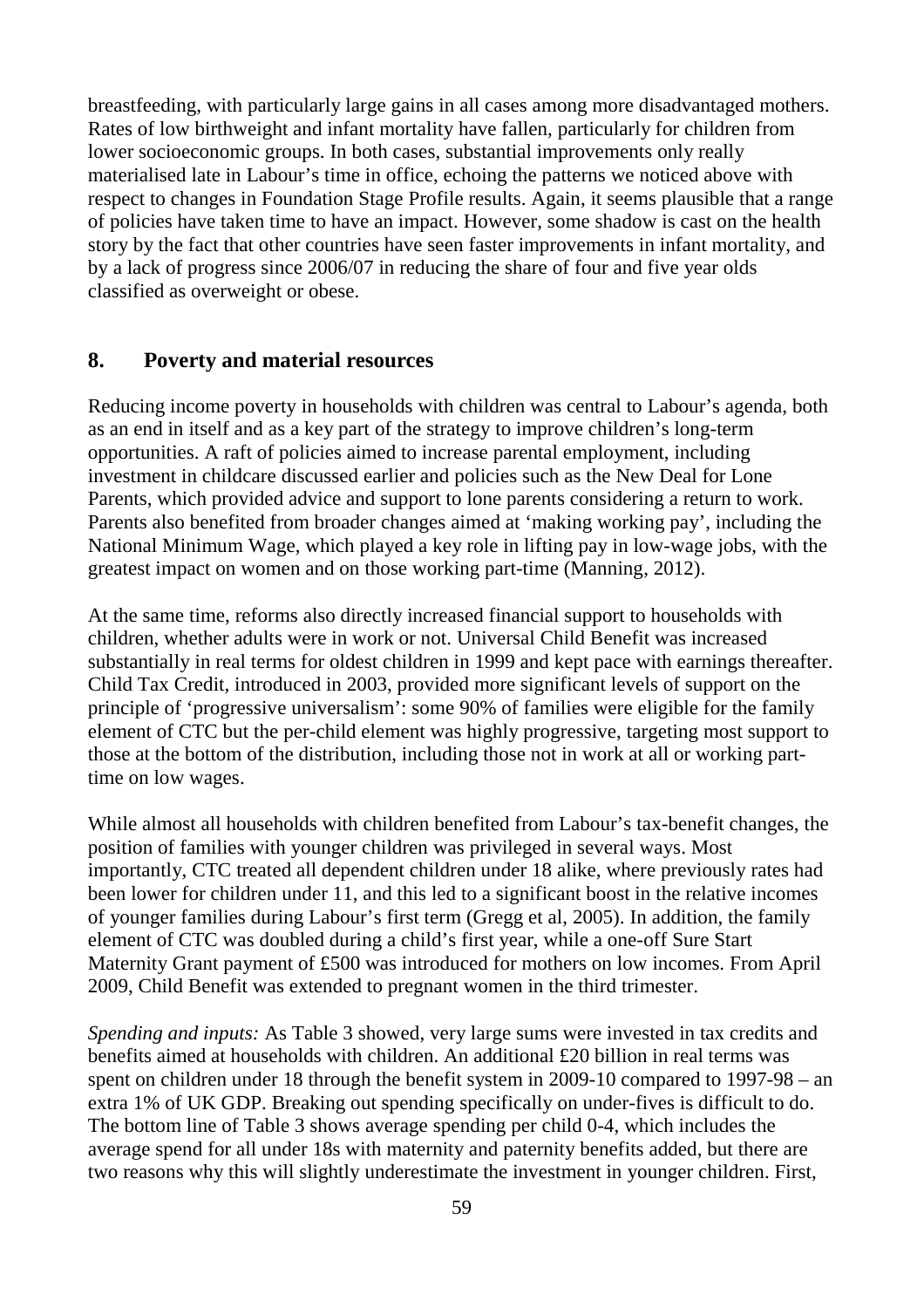breastfeeding, with particularly large gains in all cases among more disadvantaged mothers. Rates of low birthweight and infant mortality have fallen, particularly for children from lower socioeconomic groups. In both cases, substantial improvements only really materialised late in Labour's time in office, echoing the patterns we noticed above with respect to changes in Foundation Stage Profile results. Again, it seems plausible that a range of policies have taken time to have an impact. However, some shadow is cast on the health story by the fact that other countries have seen faster improvements in infant mortality, and by a lack of progress since 2006/07 in reducing the share of four and five year olds classified as overweight or obese.

## 8. Poverty and material resources

Reducing income poverty in households with children was central to Labour's agenda, both as an end in itself and as a key part of the strategy to improve children's long-term opportunities. A raft of policies aimed to increase parental employment, including investment in childcare discussed earlier and policies such as the New Deal for Lone Parents, which provided advice and support to lone parents considering a return to work. Parents also benefited from broader changes aimed at 'making working pay', including the National Minimum Wage, which played a key role in lifting pay in low-wage jobs, with the greatest impact on women and on those working part-time (Manning, 2012).

At the same time, reforms also directly increased financial support to households with children, whether adults were in work or not. Universal Child Benefit was increased substantially in real terms for oldest children in 1999 and kept pace with earnings thereafter. Child Tax Credit, introduced in 2003, provided more significant levels of support on the principle of 'progressive universalism': some 90% of families were eligible for the family element of CTC but the per-child element was highly progressive, targeting most support to those at the bottom of the distribution, including those not in work at all or working part-time on low wages.

While almost all households with children benefited from Labour's tax-benefit changes, the position of families with younger children was privileged in several ways. Most importantly, CTC treated all dependent children under 18 alike, where previously rates had been lower for children under 11, and this led to a significant boost in the relative incomes of younger families during Labour's first term (Gregg et al, 2005). In addition, the family element of CTC was doubled during a child's first year, while a one-off Sure Start Maternity Grant payment of £500 was introduced for mothers on low incomes. From April 2009, Child Benefit was extended to pregnant women in the third trimester.

*Spending and inputs:* As Table 3 showed, very large sums were invested in tax credits and benefits aimed at households with children. An additional £20 billion in real terms was spent on children under 18 through the benefit system in 2009-10 compared to 1997-98 – an extra 1% of UK GDP. Breaking out spending specifically on under-fives is difficult to do. The bottom line of Table 3 shows average spending per child 0-4, which includes the average spend for all under 18s with maternity and paternity benefits added, but there are two reasons why this will slightly underestimate the investment in younger children. First,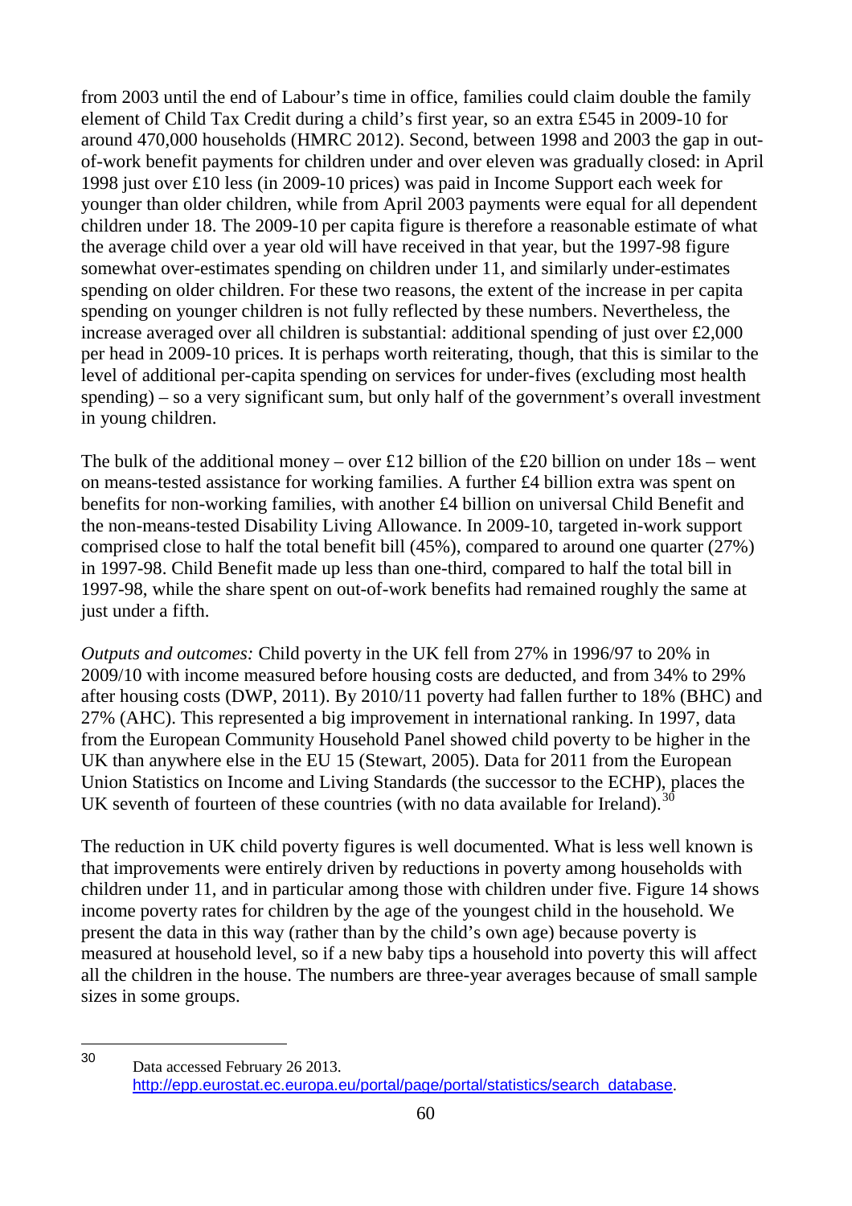from 2003 until the end of Labour's time in office, families could claim double the family element of Child Tax Credit during a child's first year, so an extra £545 in 2009-10 for around 470,000 households (HMRC 2012). Second, between 1998 and 2003 the gap in out-of-work benefit payments for children under and over eleven was gradually closed: in April 1998 just over £10 less (in 2009-10 prices) was paid in Income Support each week for younger than older children, while from April 2003 payments were equal for all dependent children under 18. The 2009-10 per capita figure is therefore a reasonable estimate of what the average child over a year old will have received in that year, but the 1997-98 figure somewhat over-estimates spending on children under 11, and similarly under-estimates spending on older children. For these two reasons, the extent of the increase in per capita spending on younger children is not fully reflected by these numbers. Nevertheless, the increase averaged over all children is substantial: additional spending of just over £2,000 per head in 2009-10 prices. It is perhaps worth reiterating, though, that this is similar to the level of additional per-capita spending on services for under-fives (excluding most health spending) – so a very significant sum, but only half of the government's overall investment in young children.

The bulk of the additional money – over £12 billion of the £20 billion on under 18s – went on means-tested assistance for working families. A further £4 billion extra was spent on benefits for non-working families, with another £4 billion on universal Child Benefit and the non-means-tested Disability Living Allowance. In 2009-10, targeted in-work support comprised close to half the total benefit bill (45%), compared to around one quarter (27%) in 1997-98. Child Benefit made up less than one-third, compared to half the total bill in 1997-98, while the share spent on out-of-work benefits had remained roughly the same at just under a fifth.

*Outputs and outcomes:* Child poverty in the UK fell from 27% in 1996/97 to 20% in 2009/10 with income measured before housing costs are deducted, and from 34% to 29% after housing costs (DWP, 2011). By 2010/11 poverty had fallen further to 18% (BHC) and 27% (AHC). This represented a big improvement in international ranking. In 1997, data from the European Community Household Panel showed child poverty to be higher in the UK than anywhere else in the EU 15 (Stewart, 2005). Data for 2011 from the European Union Statistics on Income and Living Standards (the successor to the ECHP), places the UK seventh of fourteen of these countries (with no data available for Ireland).[30]

The reduction in UK child poverty figures is well documented. What is less well known is that improvements were entirely driven by reductions in poverty among households with children under 11, and in particular among those with children under five. Figure 14 shows income poverty rates for children by the age of the youngest child in the household. We present the data in this way (rather than by the child's own age) because poverty is measured at household level, so if a new baby tips a household into poverty this will affect all the children in the house. The numbers are three-year averages because of small sample sizes in some groups.

---

[30] Data accessed February 26 2013. http://epp.eurostat.ec.europa.eu/portal/page/portal/statistics/search_database.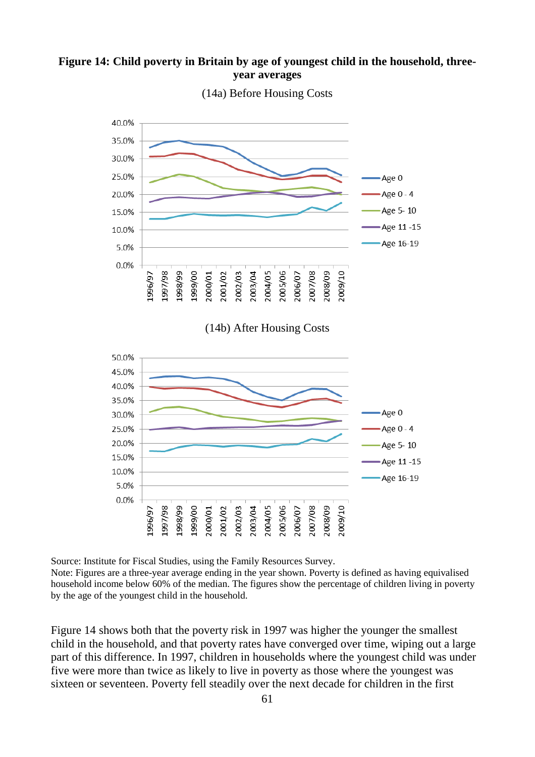**Figure 14: Child poverty in Britain by age of youngest child in the household, three-year averages**

(14a) Before Housing Costs

(14b) After Housing Costs

Source: Institute for Fiscal Studies, using the Family Resources Survey.
Note: Figures are a three-year average ending in the year shown. Poverty is defined as having equivalised household income below 60% of the median. The figures show the percentage of children living in poverty by the age of the youngest child in the household.

Figure 14 shows both that the poverty risk in 1997 was higher the younger the smallest child in the household, and that poverty rates have converged over time, wiping out a large part of this difference. In 1997, children in households where the youngest child was under five were more than twice as likely to live in poverty as those where the youngest was sixteen or seventeen. Poverty fell steadily over the next decade for children in the first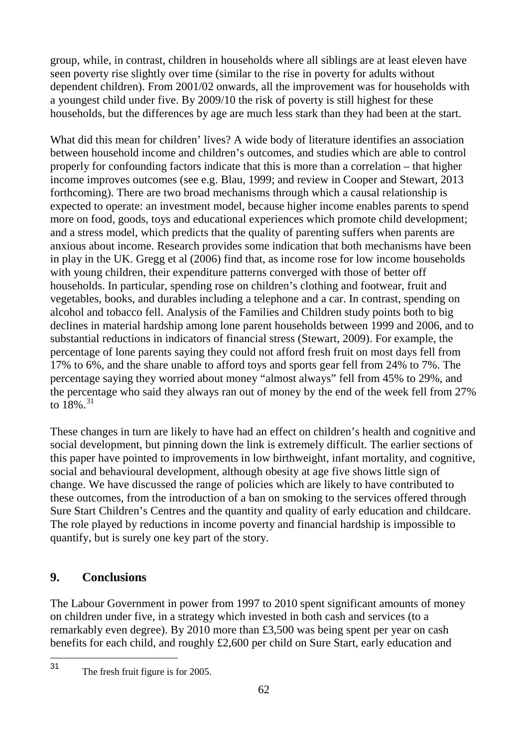group, while, in contrast, children in households where all siblings are at least eleven have seen poverty rise slightly over time (similar to the rise in poverty for adults without dependent children). From 2001/02 onwards, all the improvement was for households with a youngest child under five. By 2009/10 the risk of poverty is still highest for these households, but the differences by age are much less stark than they had been at the start.

What did this mean for children' lives? A wide body of literature identifies an association between household income and children's outcomes, and studies which are able to control properly for confounding factors indicate that this is more than a correlation – that higher income improves outcomes (see e.g. Blau, 1999; and review in Cooper and Stewart, 2013 forthcoming). There are two broad mechanisms through which a causal relationship is expected to operate: an investment model, because higher income enables parents to spend more on food, goods, toys and educational experiences which promote child development; and a stress model, which predicts that the quality of parenting suffers when parents are anxious about income. Research provides some indication that both mechanisms have been in play in the UK. Gregg et al (2006) find that, as income rose for low income households with young children, their expenditure patterns converged with those of better off households. In particular, spending rose on children's clothing and footwear, fruit and vegetables, books, and durables including a telephone and a car. In contrast, spending on alcohol and tobacco fell. Analysis of the Families and Children study points both to big declines in material hardship among lone parent households between 1999 and 2006, and to substantial reductions in indicators of financial stress (Stewart, 2009). For example, the percentage of lone parents saying they could not afford fresh fruit on most days fell from 17% to 6%, and the share unable to afford toys and sports gear fell from 24% to 7%. The percentage saying they worried about money "almost always" fell from 45% to 29%, and the percentage who said they always ran out of money by the end of the week fell from 27% to 18%.[31]

These changes in turn are likely to have had an effect on children's health and cognitive and social development, but pinning down the link is extremely difficult. The earlier sections of this paper have pointed to improvements in low birthweight, infant mortality, and cognitive, social and behavioural development, although obesity at age five shows little sign of change. We have discussed the range of policies which are likely to have contributed to these outcomes, from the introduction of a ban on smoking to the services offered through Sure Start Children's Centres and the quantity and quality of early education and childcare. The role played by reductions in income poverty and financial hardship is impossible to quantify, but is surely one key part of the story.

## 9. Conclusions

The Labour Government in power from 1997 to 2010 spent significant amounts of money on children under five, in a strategy which invested in both cash and services (to a remarkably even degree). By 2010 more than £3,500 was being spent per year on cash benefits for each child, and roughly £2,600 per child on Sure Start, early education and

[31] The fresh fruit figure is for 2005.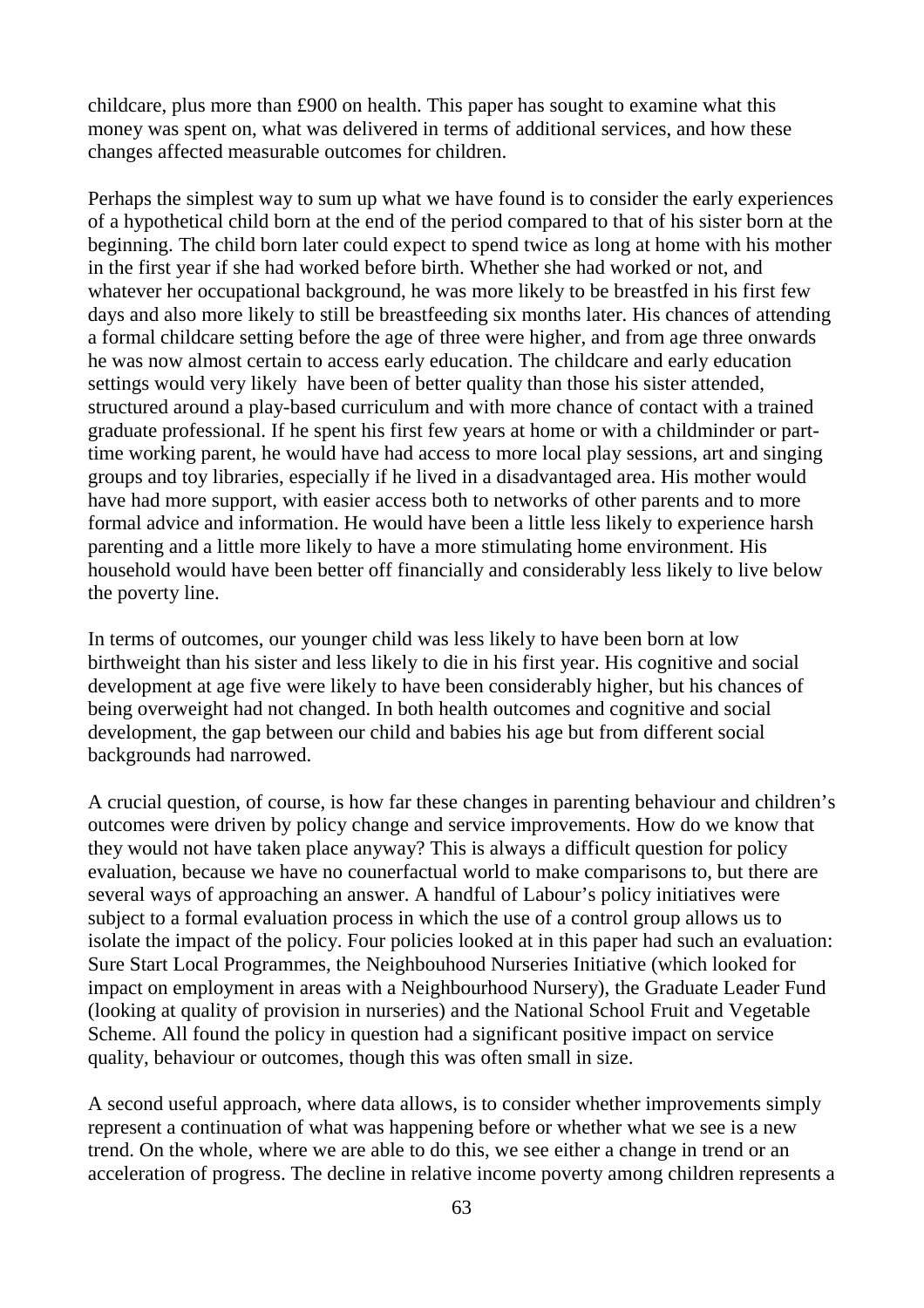childcare, plus more than £900 on health. This paper has sought to examine what this money was spent on, what was delivered in terms of additional services, and how these changes affected measurable outcomes for children.

Perhaps the simplest way to sum up what we have found is to consider the early experiences of a hypothetical child born at the end of the period compared to that of his sister born at the beginning. The child born later could expect to spend twice as long at home with his mother in the first year if she had worked before birth. Whether she had worked or not, and whatever her occupational background, he was more likely to be breastfed in his first few days and also more likely to still be breastfeeding six months later. His chances of attending a formal childcare setting before the age of three were higher, and from age three onwards he was now almost certain to access early education. The childcare and early education settings would very likely have been of better quality than those his sister attended, structured around a play-based curriculum and with more chance of contact with a trained graduate professional. If he spent his first few years at home or with a childminder or part-time working parent, he would have had access to more local play sessions, art and singing groups and toy libraries, especially if he lived in a disadvantaged area. His mother would have had more support, with easier access both to networks of other parents and to more formal advice and information. He would have been a little less likely to experience harsh parenting and a little more likely to have a more stimulating home environment. His household would have been better off financially and considerably less likely to live below the poverty line.

In terms of outcomes, our younger child was less likely to have been born at low birthweight than his sister and less likely to die in his first year. His cognitive and social development at age five were likely to have been considerably higher, but his chances of being overweight had not changed. In both health outcomes and cognitive and social development, the gap between our child and babies his age but from different social backgrounds had narrowed.

A crucial question, of course, is how far these changes in parenting behaviour and children's outcomes were driven by policy change and service improvements. How do we know that they would not have taken place anyway? This is always a difficult question for policy evaluation, because we have no counerfactual world to make comparisons to, but there are several ways of approaching an answer. A handful of Labour's policy initiatives were subject to a formal evaluation process in which the use of a control group allows us to isolate the impact of the policy. Four policies looked at in this paper had such an evaluation: Sure Start Local Programmes, the Neighbouhood Nurseries Initiative (which looked for impact on employment in areas with a Neighbourhood Nursery), the Graduate Leader Fund (looking at quality of provision in nurseries) and the National School Fruit and Vegetable Scheme. All found the policy in question had a significant positive impact on service quality, behaviour or outcomes, though this was often small in size.

A second useful approach, where data allows, is to consider whether improvements simply represent a continuation of what was happening before or whether what we see is a new trend. On the whole, where we are able to do this, we see either a change in trend or an acceleration of progress. The decline in relative income poverty among children represents a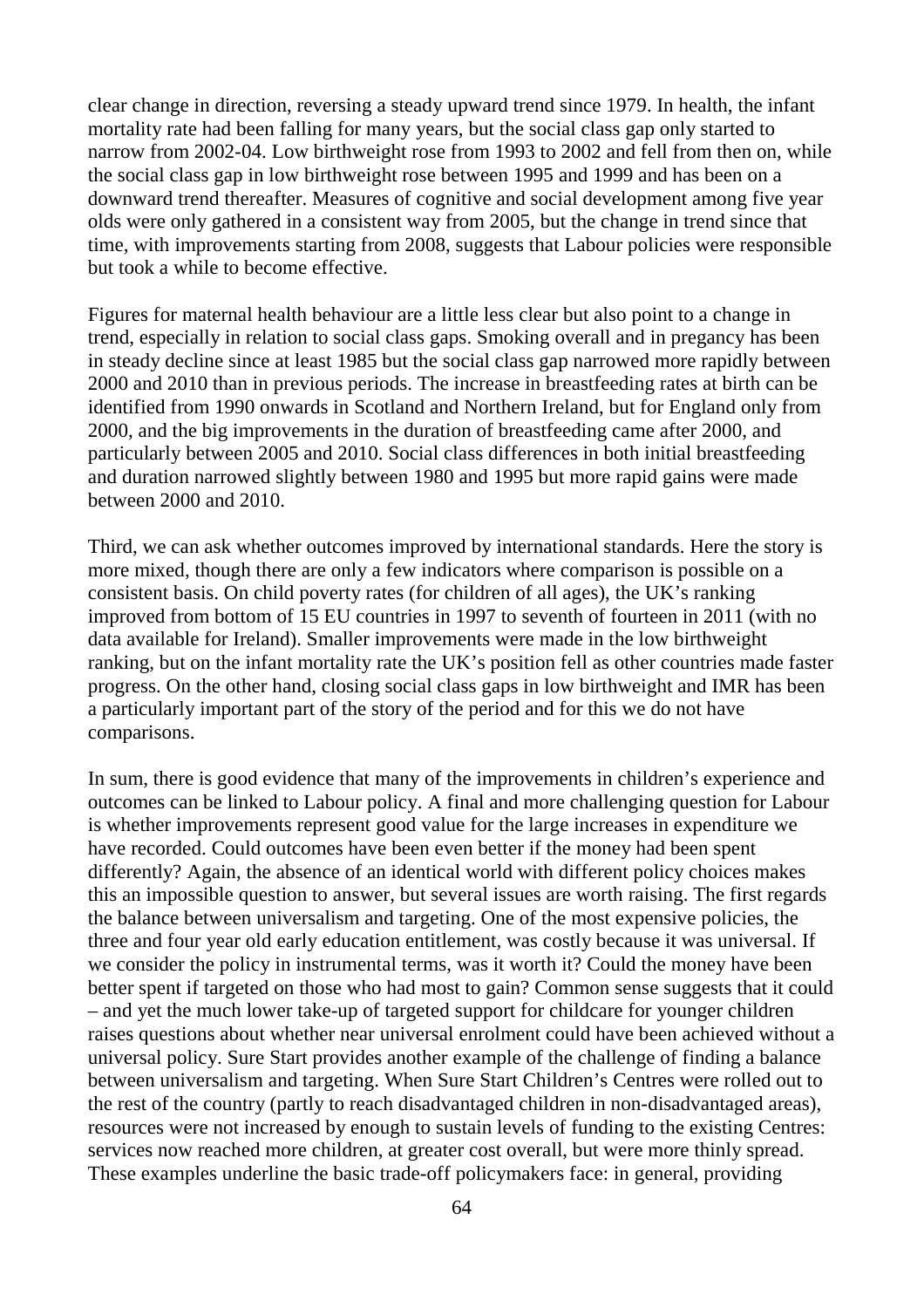clear change in direction, reversing a steady upward trend since 1979. In health, the infant mortality rate had been falling for many years, but the social class gap only started to narrow from 2002-04. Low birthweight rose from 1993 to 2002 and fell from then on, while the social class gap in low birthweight rose between 1995 and 1999 and has been on a downward trend thereafter. Measures of cognitive and social development among five year olds were only gathered in a consistent way from 2005, but the change in trend since that time, with improvements starting from 2008, suggests that Labour policies were responsible but took a while to become effective.

Figures for maternal health behaviour are a little less clear but also point to a change in trend, especially in relation to social class gaps. Smoking overall and in pregancy has been in steady decline since at least 1985 but the social class gap narrowed more rapidly between 2000 and 2010 than in previous periods. The increase in breastfeeding rates at birth can be identified from 1990 onwards in Scotland and Northern Ireland, but for England only from 2000, and the big improvements in the duration of breastfeeding came after 2000, and particularly between 2005 and 2010. Social class differences in both initial breastfeeding and duration narrowed slightly between 1980 and 1995 but more rapid gains were made between 2000 and 2010.

Third, we can ask whether outcomes improved by international standards. Here the story is more mixed, though there are only a few indicators where comparison is possible on a consistent basis. On child poverty rates (for children of all ages), the UK's ranking improved from bottom of 15 EU countries in 1997 to seventh of fourteen in 2011 (with no data available for Ireland). Smaller improvements were made in the low birthweight ranking, but on the infant mortality rate the UK's position fell as other countries made faster progress. On the other hand, closing social class gaps in low birthweight and IMR has been a particularly important part of the story of the period and for this we do not have comparisons.

In sum, there is good evidence that many of the improvements in children's experience and outcomes can be linked to Labour policy. A final and more challenging question for Labour is whether improvements represent good value for the large increases in expenditure we have recorded. Could outcomes have been even better if the money had been spent differently? Again, the absence of an identical world with different policy choices makes this an impossible question to answer, but several issues are worth raising. The first regards the balance between universalism and targeting. One of the most expensive policies, the three and four year old early education entitlement, was costly because it was universal. If we consider the policy in instrumental terms, was it worth it? Could the money have been better spent if targeted on those who had most to gain? Common sense suggests that it could – and yet the much lower take-up of targeted support for childcare for younger children raises questions about whether near universal enrolment could have been achieved without a universal policy. Sure Start provides another example of the challenge of finding a balance between universalism and targeting. When Sure Start Children's Centres were rolled out to the rest of the country (partly to reach disadvantaged children in non-disadvantaged areas), resources were not increased by enough to sustain levels of funding to the existing Centres: services now reached more children, at greater cost overall, but were more thinly spread. These examples underline the basic trade-off policymakers face: in general, providing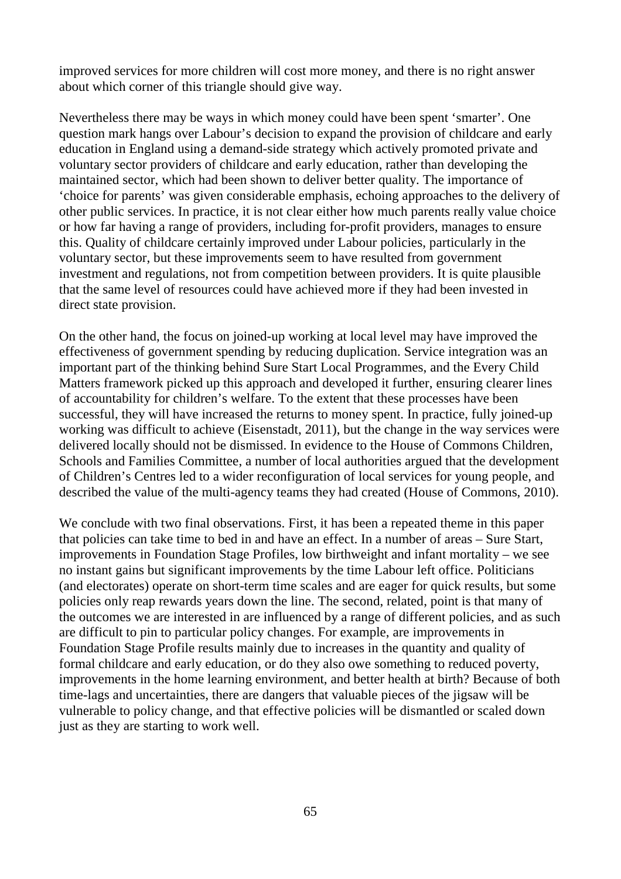improved services for more children will cost more money, and there is no right answer about which corner of this triangle should give way.

Nevertheless there may be ways in which money could have been spent 'smarter'. One question mark hangs over Labour's decision to expand the provision of childcare and early education in England using a demand-side strategy which actively promoted private and voluntary sector providers of childcare and early education, rather than developing the maintained sector, which had been shown to deliver better quality. The importance of 'choice for parents' was given considerable emphasis, echoing approaches to the delivery of other public services. In practice, it is not clear either how much parents really value choice or how far having a range of providers, including for-profit providers, manages to ensure this. Quality of childcare certainly improved under Labour policies, particularly in the voluntary sector, but these improvements seem to have resulted from government investment and regulations, not from competition between providers. It is quite plausible that the same level of resources could have achieved more if they had been invested in direct state provision.

On the other hand, the focus on joined-up working at local level may have improved the effectiveness of government spending by reducing duplication. Service integration was an important part of the thinking behind Sure Start Local Programmes, and the Every Child Matters framework picked up this approach and developed it further, ensuring clearer lines of accountability for children's welfare. To the extent that these processes have been successful, they will have increased the returns to money spent. In practice, fully joined-up working was difficult to achieve (Eisenstadt, 2011), but the change in the way services were delivered locally should not be dismissed. In evidence to the House of Commons Children, Schools and Families Committee, a number of local authorities argued that the development of Children's Centres led to a wider reconfiguration of local services for young people, and described the value of the multi-agency teams they had created (House of Commons, 2010).

We conclude with two final observations. First, it has been a repeated theme in this paper that policies can take time to bed in and have an effect. In a number of areas – Sure Start, improvements in Foundation Stage Profiles, low birthweight and infant mortality – we see no instant gains but significant improvements by the time Labour left office. Politicians (and electorates) operate on short-term time scales and are eager for quick results, but some policies only reap rewards years down the line. The second, related, point is that many of the outcomes we are interested in are influenced by a range of different policies, and as such are difficult to pin to particular policy changes. For example, are improvements in Foundation Stage Profile results mainly due to increases in the quantity and quality of formal childcare and early education, or do they also owe something to reduced poverty, improvements in the home learning environment, and better health at birth? Because of both time-lags and uncertainties, there are dangers that valuable pieces of the jigsaw will be vulnerable to policy change, and that effective policies will be dismantled or scaled down just as they are starting to work well.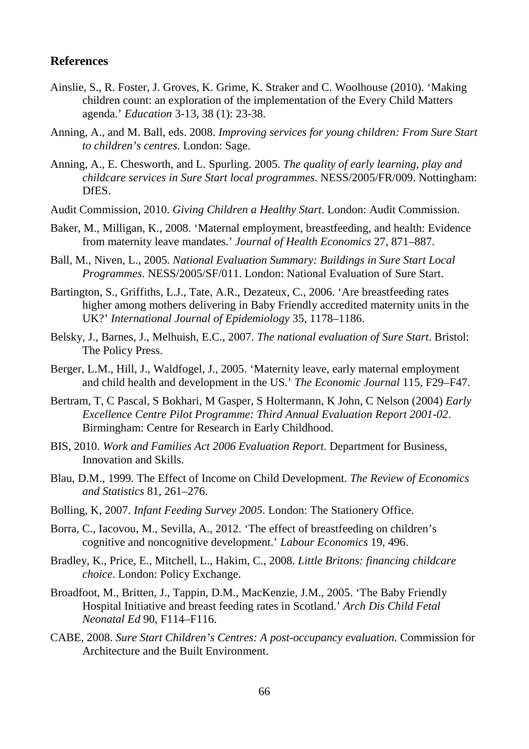## References

Ainslie, S., R. Foster, J. Groves, K. Grime, K. Straker and C. Woolhouse (2010). 'Making children count: an exploration of the implementation of the Every Child Matters agenda.' *Education* 3-13, 38 (1): 23-38.

Anning, A., and M. Ball, eds. 2008. *Improving services for young children: From Sure Start to children's centres*. London: Sage.

Anning, A., E. Chesworth, and L. Spurling. 2005. *The quality of early learning, play and childcare services in Sure Start local programmes*. NESS/2005/FR/009. Nottingham: DfES.

Audit Commission, 2010. *Giving Children a Healthy Start*. London: Audit Commission.

Baker, M., Milligan, K., 2008. 'Maternal employment, breastfeeding, and health: Evidence from maternity leave mandates.' *Journal of Health Economics* 27, 871–887.

Ball, M., Niven, L., 2005. *National Evaluation Summary: Buildings in Sure Start Local Programmes*. NESS/2005/SF/011. London: National Evaluation of Sure Start.

Bartington, S., Griffiths, L.J., Tate, A.R., Dezateux, C., 2006. 'Are breastfeeding rates higher among mothers delivering in Baby Friendly accredited maternity units in the UK?' *International Journal of Epidemiology* 35, 1178–1186.

Belsky, J., Barnes, J., Melhuish, E.C., 2007. *The national evaluation of Sure Start*. Bristol: The Policy Press.

Berger, L.M., Hill, J., Waldfogel, J., 2005. 'Maternity leave, early maternal employment and child health and development in the US.' *The Economic Journal* 115, F29–F47.

Bertram, T, C Pascal, S Bokhari, M Gasper, S Holtermann, K John, C Nelson (2004) *Early Excellence Centre Pilot Programme: Third Annual Evaluation Report 2001-02*. Birmingham: Centre for Research in Early Childhood.

BIS, 2010. *Work and Families Act 2006 Evaluation Report*. Department for Business, Innovation and Skills.

Blau, D.M., 1999. The Effect of Income on Child Development. *The Review of Economics and Statistics* 81, 261–276.

Bolling, K, 2007. *Infant Feeding Survey 2005*. London: The Stationery Office.

Borra, C., Iacovou, M., Sevilla, A., 2012. 'The effect of breastfeeding on children's cognitive and noncognitive development.' *Labour Economics* 19, 496.

Bradley, K., Price, E., Mitchell, L., Hakim, C., 2008. *Little Britons: financing childcare choice*. London: Policy Exchange.

Broadfoot, M., Britten, J., Tappin, D.M., MacKenzie, J.M., 2005. 'The Baby Friendly Hospital Initiative and breast feeding rates in Scotland.' *Arch Dis Child Fetal Neonatal Ed* 90, F114–F116.

CABE, 2008. *Sure Start Children's Centres: A post-occupancy evaluation*. Commission for Architecture and the Built Environment.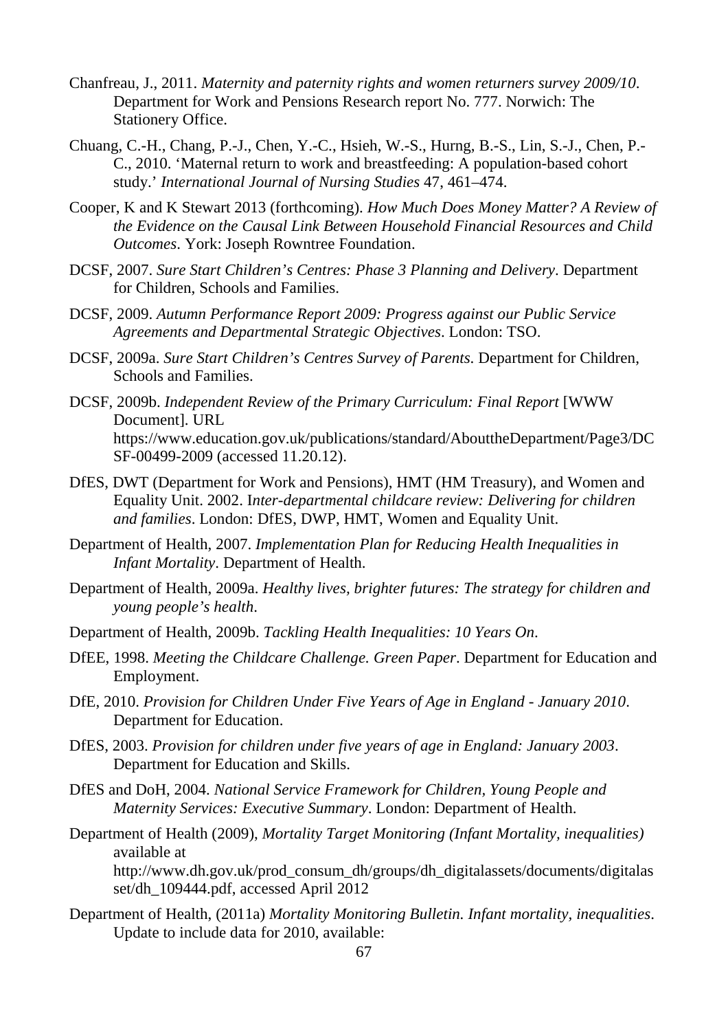Chanfreau, J., 2011. *Maternity and paternity rights and women returners survey 2009/10*. Department for Work and Pensions Research report No. 777. Norwich: The Stationery Office.

Chuang, C.-H., Chang, P.-J., Chen, Y.-C., Hsieh, W.-S., Hurng, B.-S., Lin, S.-J., Chen, P.-C., 2010. 'Maternal return to work and breastfeeding: A population-based cohort study.' *International Journal of Nursing Studies* 47, 461–474.

Cooper, K and K Stewart 2013 (forthcoming). *How Much Does Money Matter? A Review of the Evidence on the Causal Link Between Household Financial Resources and Child Outcomes*. York: Joseph Rowntree Foundation.

DCSF, 2007. *Sure Start Children's Centres: Phase 3 Planning and Delivery*. Department for Children, Schools and Families.

DCSF, 2009. *Autumn Performance Report 2009: Progress against our Public Service Agreements and Departmental Strategic Objectives*. London: TSO.

DCSF, 2009a. *Sure Start Children's Centres Survey of Parents.* Department for Children, Schools and Families.

DCSF, 2009b. *Independent Review of the Primary Curriculum: Final Report* [WWW Document]. URL https://www.education.gov.uk/publications/standard/AbouttheDepartment/Page3/DCSF-00499-2009 (accessed 11.20.12).

DfES, DWT (Department for Work and Pensions), HMT (HM Treasury), and Women and Equality Unit. 2002. I*nter-departmental childcare review: Delivering for children and families*. London: DfES, DWP, HMT, Women and Equality Unit.

Department of Health, 2007. *Implementation Plan for Reducing Health Inequalities in Infant Mortality*. Department of Health.

Department of Health, 2009a. *Healthy lives, brighter futures: The strategy for children and young people's health*.

Department of Health, 2009b. *Tackling Health Inequalities: 10 Years On*.

DfEE, 1998. *Meeting the Childcare Challenge. Green Paper*. Department for Education and Employment.

DfE, 2010. *Provision for Children Under Five Years of Age in England - January 2010*. Department for Education.

DfES, 2003. *Provision for children under five years of age in England: January 2003*. Department for Education and Skills.

DfES and DoH, 2004. *National Service Framework for Children, Young People and Maternity Services: Executive Summary*. London: Department of Health.

Department of Health (2009), *Mortality Target Monitoring (Infant Mortality, inequalities)* available at http://www.dh.gov.uk/prod_consum_dh/groups/dh_digitalassets/documents/digitalasset/dh_109444.pdf, accessed April 2012

Department of Health, (2011a) *Mortality Monitoring Bulletin. Infant mortality, inequalities*. Update to include data for 2010, available: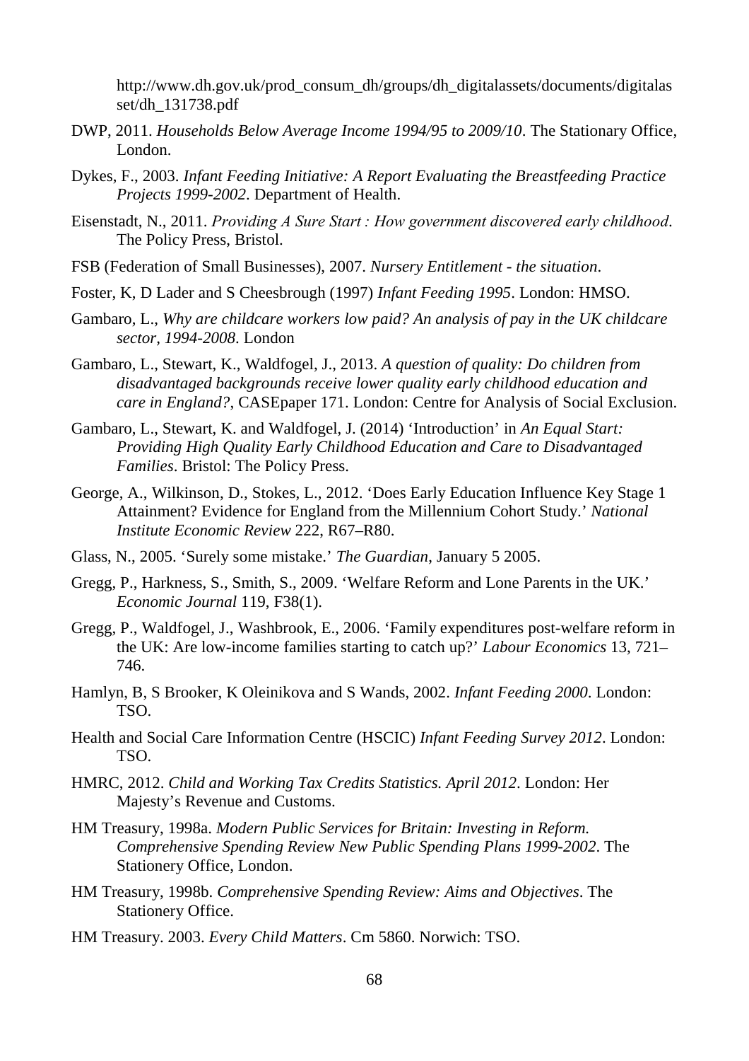http://www.dh.gov.uk/prod_consum_dh/groups/dh_digitalassets/documents/digitalasset/dh_131738.pdf

DWP, 2011. *Households Below Average Income 1994/95 to 2009/10*. The Stationary Office, London.

Dykes, F., 2003. *Infant Feeding Initiative: A Report Evaluating the Breastfeeding Practice Projects 1999-2002*. Department of Health.

Eisenstadt, N., 2011. *Providing A Sure Start : How government discovered early childhood*. The Policy Press, Bristol.

FSB (Federation of Small Businesses), 2007. *Nursery Entitlement - the situation*.

Foster, K, D Lader and S Cheesbrough (1997) *Infant Feeding 1995*. London: HMSO.

Gambaro, L., *Why are childcare workers low paid? An analysis of pay in the UK childcare sector, 1994-2008*. London

Gambaro, L., Stewart, K., Waldfogel, J., 2013. *A question of quality: Do children from disadvantaged backgrounds receive lower quality early childhood education and care in England?*, CASEpaper 171. London: Centre for Analysis of Social Exclusion.

Gambaro, L., Stewart, K. and Waldfogel, J. (2014) 'Introduction' in *An Equal Start: Providing High Quality Early Childhood Education and Care to Disadvantaged Families*. Bristol: The Policy Press.

George, A., Wilkinson, D., Stokes, L., 2012. 'Does Early Education Influence Key Stage 1 Attainment? Evidence for England from the Millennium Cohort Study.' *National Institute Economic Review* 222, R67–R80.

Glass, N., 2005. 'Surely some mistake.' *The Guardian*, January 5 2005.

Gregg, P., Harkness, S., Smith, S., 2009. 'Welfare Reform and Lone Parents in the UK.' *Economic Journal* 119, F38(1).

Gregg, P., Waldfogel, J., Washbrook, E., 2006. 'Family expenditures post-welfare reform in the UK: Are low-income families starting to catch up?' *Labour Economics* 13, 721–746.

Hamlyn, B, S Brooker, K Oleinikova and S Wands, 2002. *Infant Feeding 2000*. London: TSO.

Health and Social Care Information Centre (HSCIC) *Infant Feeding Survey 2012*. London: TSO.

HMRC, 2012. *Child and Working Tax Credits Statistics. April 2012*. London: Her Majesty's Revenue and Customs.

HM Treasury, 1998a. *Modern Public Services for Britain: Investing in Reform. Comprehensive Spending Review New Public Spending Plans 1999-2002*. The Stationery Office, London.

HM Treasury, 1998b. *Comprehensive Spending Review: Aims and Objectives*. The Stationery Office.

HM Treasury. 2003. *Every Child Matters*. Cm 5860. Norwich: TSO.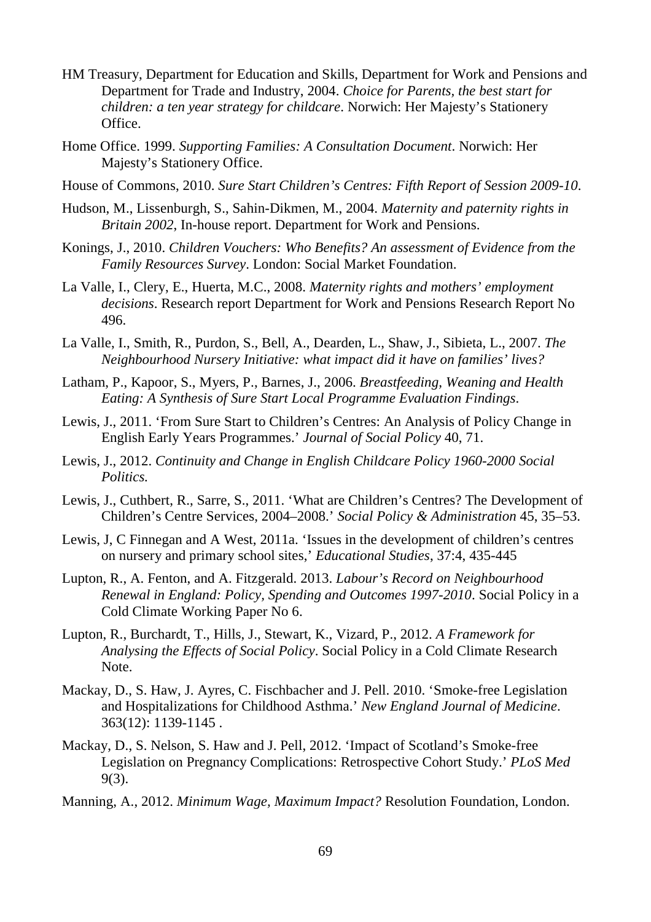HM Treasury, Department for Education and Skills, Department for Work and Pensions and Department for Trade and Industry, 2004. *Choice for Parents, the best start for children: a ten year strategy for childcare*. Norwich: Her Majesty's Stationery Office.

Home Office. 1999. *Supporting Families: A Consultation Document*. Norwich: Her Majesty's Stationery Office.

House of Commons, 2010. *Sure Start Children's Centres: Fifth Report of Session 2009-10*.

Hudson, M., Lissenburgh, S., Sahin-Dikmen, M., 2004. *Maternity and paternity rights in Britain 2002*, In-house report. Department for Work and Pensions.

Konings, J., 2010. *Children Vouchers: Who Benefits? An assessment of Evidence from the Family Resources Survey*. London: Social Market Foundation.

La Valle, I., Clery, E., Huerta, M.C., 2008. *Maternity rights and mothers' employment decisions*. Research report Department for Work and Pensions Research Report No 496.

La Valle, I., Smith, R., Purdon, S., Bell, A., Dearden, L., Shaw, J., Sibieta, L., 2007. *The Neighbourhood Nursery Initiative: what impact did it have on families' lives?*

Latham, P., Kapoor, S., Myers, P., Barnes, J., 2006. *Breastfeeding, Weaning and Health Eating: A Synthesis of Sure Start Local Programme Evaluation Findings*.

Lewis, J., 2011. 'From Sure Start to Children's Centres: An Analysis of Policy Change in English Early Years Programmes.' *Journal of Social Policy* 40, 71.

Lewis, J., 2012. *Continuity and Change in English Childcare Policy 1960-2000 Social Politics.*

Lewis, J., Cuthbert, R., Sarre, S., 2011. 'What are Children's Centres? The Development of Children's Centre Services, 2004–2008.' *Social Policy & Administration* 45, 35–53.

Lewis, J, C Finnegan and A West, 2011a. 'Issues in the development of children's centres on nursery and primary school sites,' *Educational Studies*, 37:4, 435-445

Lupton, R., A. Fenton, and A. Fitzgerald. 2013. *Labour's Record on Neighbourhood Renewal in England: Policy, Spending and Outcomes 1997-2010*. Social Policy in a Cold Climate Working Paper No 6.

Lupton, R., Burchardt, T., Hills, J., Stewart, K., Vizard, P., 2012. *A Framework for Analysing the Effects of Social Policy*. Social Policy in a Cold Climate Research Note.

Mackay, D., S. Haw, J. Ayres, C. Fischbacher and J. Pell. 2010. 'Smoke-free Legislation and Hospitalizations for Childhood Asthma.' *New England Journal of Medicine*. 363(12): 1139-1145 .

Mackay, D., S. Nelson, S. Haw and J. Pell, 2012. 'Impact of Scotland's Smoke-free Legislation on Pregnancy Complications: Retrospective Cohort Study.' *PLoS Med* 9(3).

Manning, A., 2012. *Minimum Wage, Maximum Impact?* Resolution Foundation, London.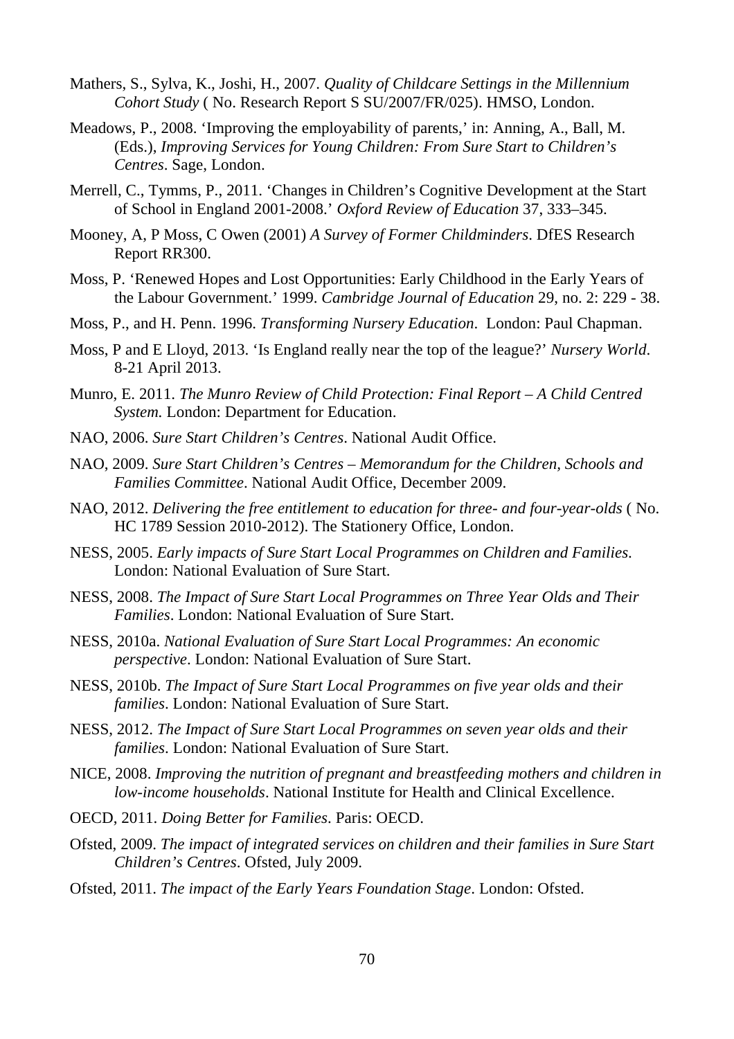Mathers, S., Sylva, K., Joshi, H., 2007. *Quality of Childcare Settings in the Millennium Cohort Study* ( No. Research Report S SU/2007/FR/025). HMSO, London.

Meadows, P., 2008. 'Improving the employability of parents,' in: Anning, A., Ball, M. (Eds.), *Improving Services for Young Children: From Sure Start to Children's Centres*. Sage, London.

Merrell, C., Tymms, P., 2011. 'Changes in Children's Cognitive Development at the Start of School in England 2001-2008.' *Oxford Review of Education* 37, 333–345.

Mooney, A, P Moss, C Owen (2001) *A Survey of Former Childminders*. DfES Research Report RR300.

Moss, P. 'Renewed Hopes and Lost Opportunities: Early Childhood in the Early Years of the Labour Government.' 1999. *Cambridge Journal of Education* 29, no. 2: 229 - 38.

Moss, P., and H. Penn. 1996. *Transforming Nursery Education*. London: Paul Chapman.

Moss, P and E Lloyd, 2013. 'Is England really near the top of the league?' *Nursery World*. 8-21 April 2013.

Munro, E. 2011. *The Munro Review of Child Protection: Final Report – A Child Centred System.* London: Department for Education.

NAO, 2006. *Sure Start Children's Centres*. National Audit Office.

NAO, 2009. *Sure Start Children's Centres – Memorandum for the Children, Schools and Families Committee*. National Audit Office, December 2009.

NAO, 2012. *Delivering the free entitlement to education for three- and four-year-olds* ( No. HC 1789 Session 2010-2012). The Stationery Office, London.

NESS, 2005. *Early impacts of Sure Start Local Programmes on Children and Families*. London: National Evaluation of Sure Start.

NESS, 2008. *The Impact of Sure Start Local Programmes on Three Year Olds and Their Families*. London: National Evaluation of Sure Start.

NESS, 2010a. *National Evaluation of Sure Start Local Programmes: An economic perspective*. London: National Evaluation of Sure Start.

NESS, 2010b. *The Impact of Sure Start Local Programmes on five year olds and their families*. London: National Evaluation of Sure Start.

NESS, 2012. *The Impact of Sure Start Local Programmes on seven year olds and their families*. London: National Evaluation of Sure Start.

NICE, 2008. *Improving the nutrition of pregnant and breastfeeding mothers and children in low-income households*. National Institute for Health and Clinical Excellence.

OECD, 2011. *Doing Better for Families*. Paris: OECD.

Ofsted, 2009. *The impact of integrated services on children and their families in Sure Start Children's Centres*. Ofsted, July 2009.

Ofsted, 2011. *The impact of the Early Years Foundation Stage*. London: Ofsted.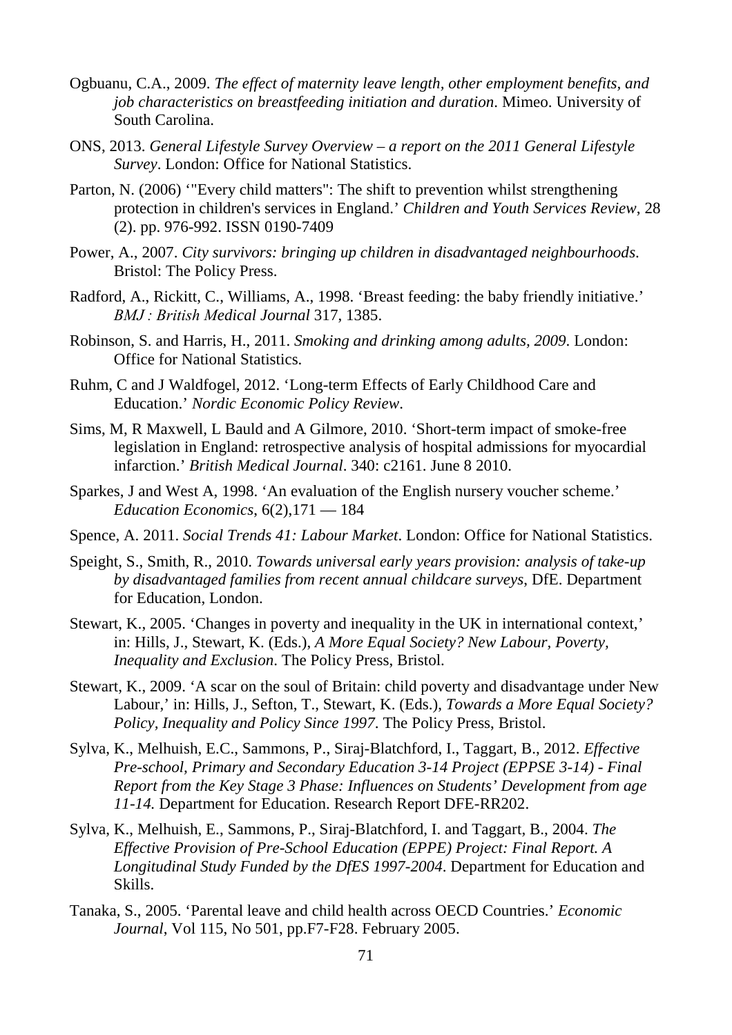Ogbuanu, C.A., 2009. *The effect of maternity leave length, other employment benefits, and job characteristics on breastfeeding initiation and duration*. Mimeo. University of South Carolina.

ONS, 2013. *General Lifestyle Survey Overview – a report on the 2011 General Lifestyle Survey*. London: Office for National Statistics.

Parton, N. (2006) '"Every child matters": The shift to prevention whilst strengthening protection in children's services in England.' *Children and Youth Services Review*, 28 (2). pp. 976-992. ISSN 0190-7409

Power, A., 2007. *City survivors: bringing up children in disadvantaged neighbourhoods*. Bristol: The Policy Press.

Radford, A., Rickitt, C., Williams, A., 1998. 'Breast feeding: the baby friendly initiative.' *BMJ : British Medical Journal* 317, 1385.

Robinson, S. and Harris, H., 2011. *Smoking and drinking among adults, 2009*. London: Office for National Statistics.

Ruhm, C and J Waldfogel, 2012. 'Long-term Effects of Early Childhood Care and Education.' *Nordic Economic Policy Review*.

Sims, M, R Maxwell, L Bauld and A Gilmore, 2010. 'Short-term impact of smoke-free legislation in England: retrospective analysis of hospital admissions for myocardial infarction.' *British Medical Journal*. 340: c2161. June 8 2010.

Sparkes, J and West A, 1998. 'An evaluation of the English nursery voucher scheme.' *Education Economics*, 6(2),171 — 184

Spence, A. 2011. *Social Trends 41: Labour Market*. London: Office for National Statistics.

Speight, S., Smith, R., 2010. *Towards universal early years provision: analysis of take-up by disadvantaged families from recent annual childcare surveys*, DfE. Department for Education, London.

Stewart, K., 2005. 'Changes in poverty and inequality in the UK in international context,' in: Hills, J., Stewart, K. (Eds.), *A More Equal Society? New Labour, Poverty, Inequality and Exclusion*. The Policy Press, Bristol.

Stewart, K., 2009. 'A scar on the soul of Britain: child poverty and disadvantage under New Labour,' in: Hills, J., Sefton, T., Stewart, K. (Eds.), *Towards a More Equal Society? Policy, Inequality and Policy Since 1997*. The Policy Press, Bristol.

Sylva, K., Melhuish, E.C., Sammons, P., Siraj-Blatchford, I., Taggart, B., 2012. *Effective Pre-school, Primary and Secondary Education 3-14 Project (EPPSE 3-14) - Final Report from the Key Stage 3 Phase: Influences on Students' Development from age 11-14.* Department for Education. Research Report DFE-RR202.

Sylva, K., Melhuish, E., Sammons, P., Siraj-Blatchford, I. and Taggart, B., 2004. *The Effective Provision of Pre-School Education (EPPE) Project: Final Report. A Longitudinal Study Funded by the DfES 1997-2004*. Department for Education and Skills.

Tanaka, S., 2005. 'Parental leave and child health across OECD Countries.' *Economic Journal*, Vol 115, No 501, pp.F7-F28. February 2005.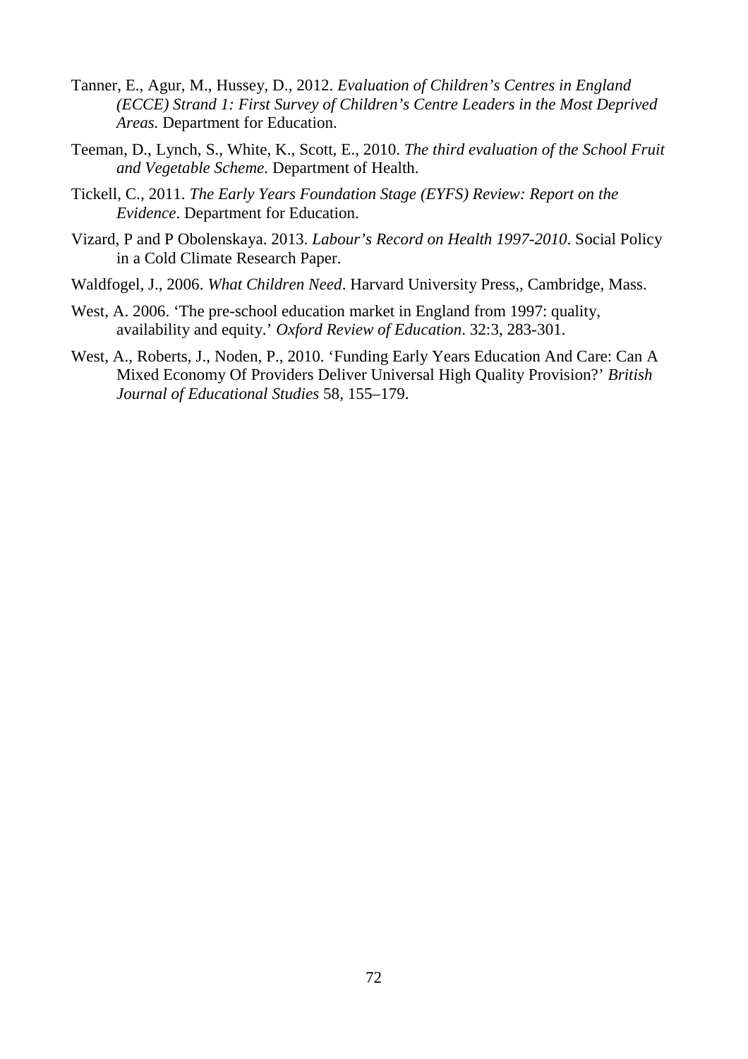Tanner, E., Agur, M., Hussey, D., 2012. *Evaluation of Children's Centres in England (ECCE) Strand 1: First Survey of Children's Centre Leaders in the Most Deprived Areas.* Department for Education.

Teeman, D., Lynch, S., White, K., Scott, E., 2010. *The third evaluation of the School Fruit and Vegetable Scheme*. Department of Health.

Tickell, C., 2011. *The Early Years Foundation Stage (EYFS) Review: Report on the Evidence*. Department for Education.

Vizard, P and P Obolenskaya. 2013. *Labour's Record on Health 1997-2010*. Social Policy in a Cold Climate Research Paper.

Waldfogel, J., 2006. *What Children Need*. Harvard University Press,, Cambridge, Mass.

West, A. 2006. 'The pre-school education market in England from 1997: quality, availability and equity.' *Oxford Review of Education*. 32:3, 283-301.

West, A., Roberts, J., Noden, P., 2010. 'Funding Early Years Education And Care: Can A Mixed Economy Of Providers Deliver Universal High Quality Provision?' *British Journal of Educational Studies* 58, 155–179.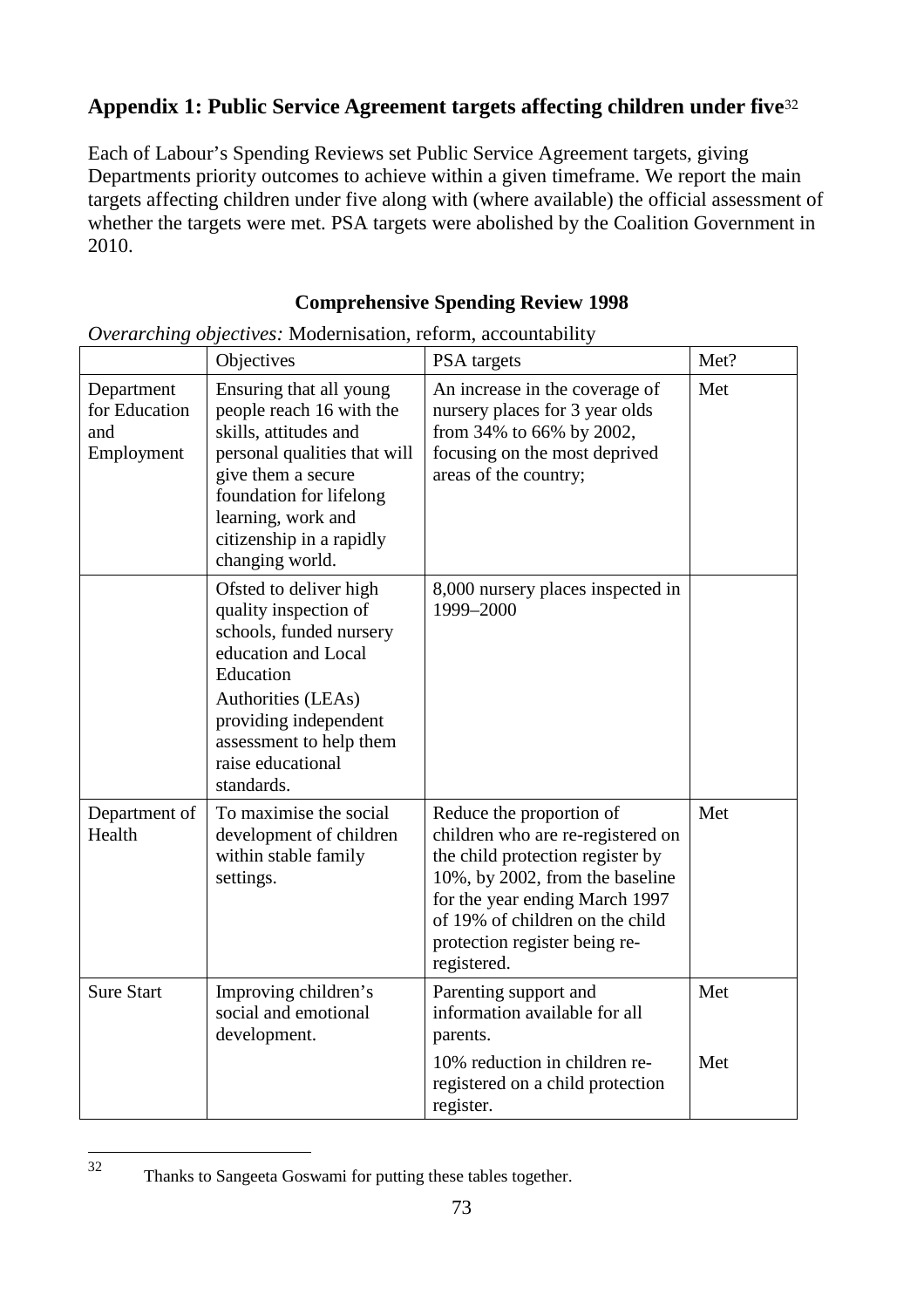## Appendix 1: Public Service Agreement targets affecting children under five[32]

Each of Labour's Spending Reviews set Public Service Agreement targets, giving Departments priority outcomes to achieve within a given timeframe. We report the main targets affecting children under five along with (where available) the official assessment of whether the targets were met. PSA targets were abolished by the Coalition Government in 2010.

### Comprehensive Spending Review 1998

*Overarching objectives:* Modernisation, reform, accountability

| | Objectives | PSA targets | Met? |
|---|---|---|---|
| Department for Education and Employment | Ensuring that all young people reach 16 with the skills, attitudes and personal qualities that will give them a secure foundation for lifelong learning, work and citizenship in a rapidly changing world. | An increase in the coverage of nursery places for 3 year olds from 34% to 66% by 2002, focusing on the most deprived areas of the country; | Met |
| | Ofsted to deliver high quality inspection of schools, funded nursery education and Local Education Authorities (LEAs) providing independent assessment to help them raise educational standards. | 8,000 nursery places inspected in 1999–2000 | |
| Department of Health | To maximise the social development of children within stable family settings. | Reduce the proportion of children who are re-registered on the child protection register by 10%, by 2002, from the baseline for the year ending March 1997 of 19% of children on the child protection register being re-registered. | Met |
| Sure Start | Improving children's social and emotional development. | Parenting support and information available for all parents. | Met |
| | | 10% reduction in children re-registered on a child protection register. | Met |

[32] Thanks to Sangeeta Goswami for putting these tables together.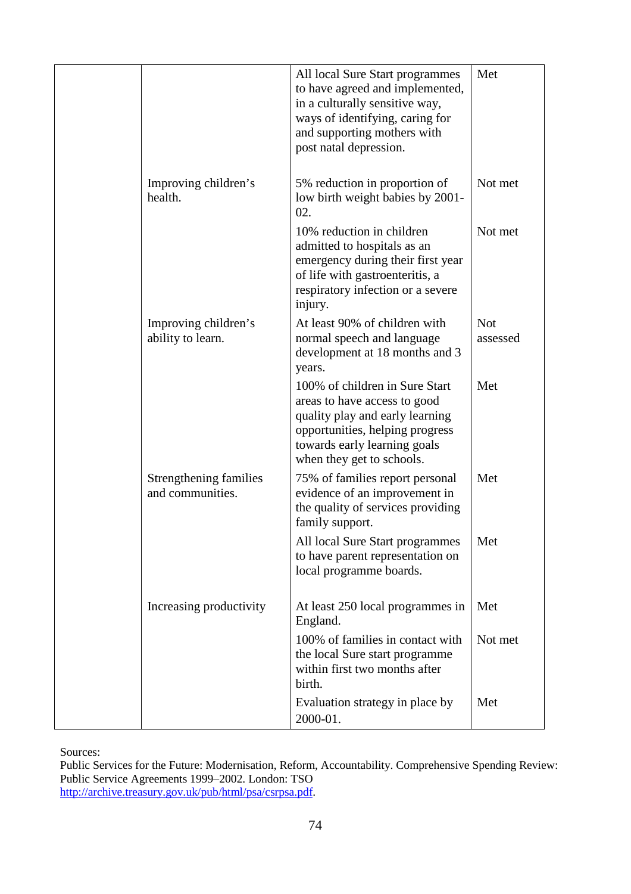| | | | |
|---|---|---|---|
| | | All local Sure Start programmes to have agreed and implemented, in a culturally sensitive way, ways of identifying, caring for and supporting mothers with post natal depression. | Met |
| | Improving children's health. | 5% reduction in proportion of low birth weight babies by 2001-02. | Not met |
| | | 10% reduction in children admitted to hospitals as an emergency during their first year of life with gastroenteritis, a respiratory infection or a severe injury. | Not met |
| | Improving children's ability to learn. | At least 90% of children with normal speech and language development at 18 months and 3 years. | Not assessed |
| | | 100% of children in Sure Start areas to have access to good quality play and early learning opportunities, helping progress towards early learning goals when they get to schools. | Met |
| | Strengthening families and communities. | 75% of families report personal evidence of an improvement in the quality of services providing family support. | Met |
| | | All local Sure Start programmes to have parent representation on local programme boards. | Met |
| | Increasing productivity | At least 250 local programmes in England. | Met |
| | | 100% of families in contact with the local Sure start programme within first two months after birth. | Not met |
| | | Evaluation strategy in place by 2000-01. | Met |

Sources:
Public Services for the Future: Modernisation, Reform, Accountability. Comprehensive Spending Review: Public Service Agreements 1999–2002. London: TSO
http://archive.treasury.gov.uk/pub/html/psa/csrpsa.pdf.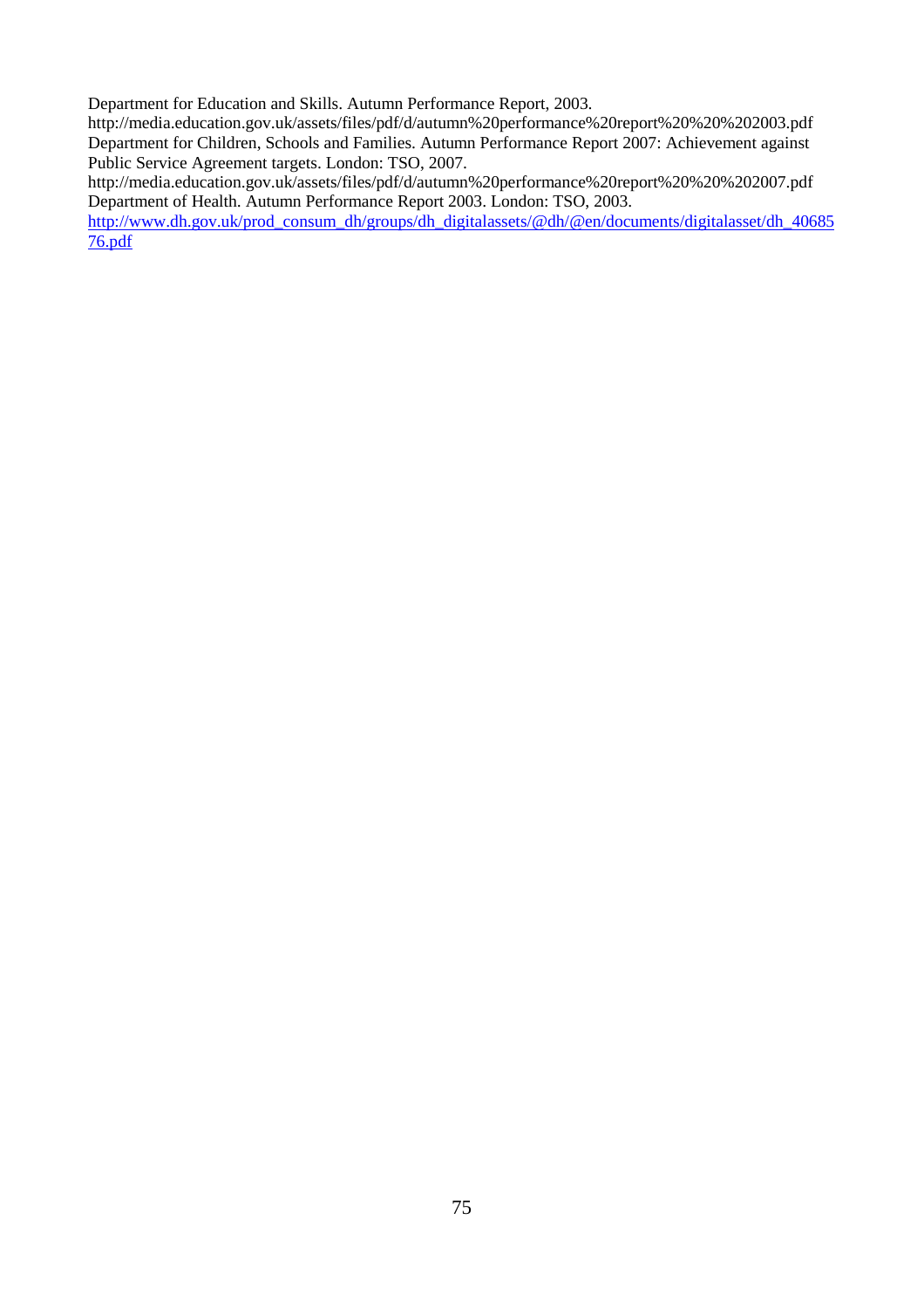Department for Education and Skills. Autumn Performance Report, 2003.
http://media.education.gov.uk/assets/files/pdf/d/autumn%20performance%20report%20%20%202003.pdf
Department for Children, Schools and Families. Autumn Performance Report 2007: Achievement against Public Service Agreement targets. London: TSO, 2007.
http://media.education.gov.uk/assets/files/pdf/d/autumn%20performance%20report%20%20%202007.pdf
Department of Health. Autumn Performance Report 2003. London: TSO, 2003.
http://www.dh.gov.uk/prod_consum_dh/groups/dh_digitalassets/@dh/@en/documents/digitalasset/dh_4068576.pdf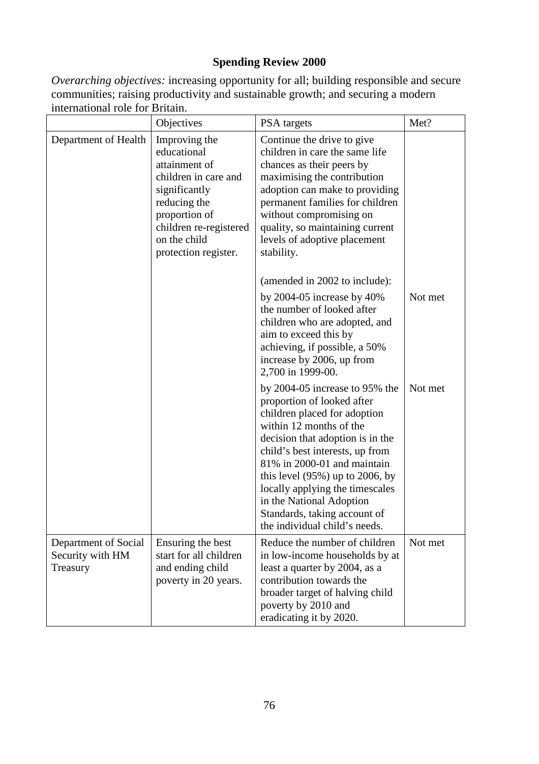## Spending Review 2000

*Overarching objectives:* increasing opportunity for all; building responsible and secure communities; raising productivity and sustainable growth; and securing a modern international role for Britain.

| | Objectives | PSA targets | Met? |
|---|---|---|---|
| Department of Health | Improving the educational attainment of children in care and significantly reducing the proportion of children re-registered on the child protection register. | Continue the drive to give children in care the same life chances as their peers by maximising the contribution adoption can make to providing permanent families for children without compromising on quality, so maintaining current levels of adoptive placement stability. | |
| | | (amended in 2002 to include): | |
| | | by 2004-05 increase by 40% the number of looked after children who are adopted, and aim to exceed this by achieving, if possible, a 50% increase by 2006, up from 2,700 in 1999-00. | Not met |
| | | by 2004-05 increase to 95% the proportion of looked after children placed for adoption within 12 months of the decision that adoption is in the child's best interests, up from 81% in 2000-01 and maintain this level (95%) up to 2006, by locally applying the timescales in the National Adoption Standards, taking account of the individual child's needs. | Not met |
| Department of Social Security with HM Treasury | Ensuring the best start for all children and ending child poverty in 20 years. | Reduce the number of children in low-income households by at least a quarter by 2004, as a contribution towards the broader target of halving child poverty by 2010 and eradicating it by 2020. | Not met |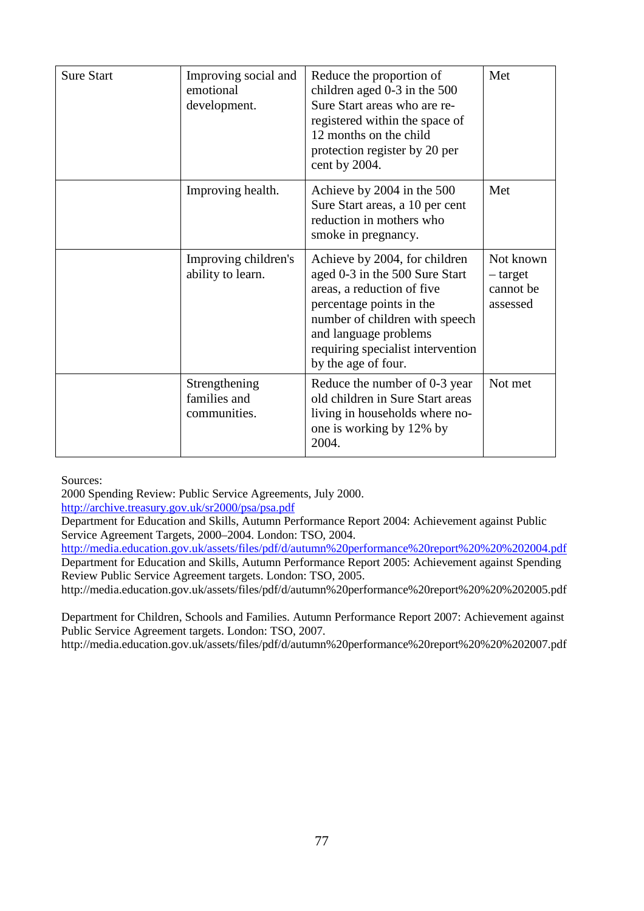| | | | |
|---|---|---|---|
| Sure Start | Improving social and emotional development. | Reduce the proportion of children aged 0-3 in the 500 Sure Start areas who are re-registered within the space of 12 months on the child protection register by 20 per cent by 2004. | Met |
| | Improving health. | Achieve by 2004 in the 500 Sure Start areas, a 10 per cent reduction in mothers who smoke in pregnancy. | Met |
| | Improving children's ability to learn. | Achieve by 2004, for children aged 0-3 in the 500 Sure Start areas, a reduction of five percentage points in the number of children with speech and language problems requiring specialist intervention by the age of four. | Not known – target cannot be assessed |
| | Strengthening families and communities. | Reduce the number of 0-3 year old children in Sure Start areas living in households where no-one is working by 12% by 2004. | Not met |

Sources:
2000 Spending Review: Public Service Agreements, July 2000.
http://archive.treasury.gov.uk/sr2000/psa/psa.pdf
Department for Education and Skills, Autumn Performance Report 2004: Achievement against Public Service Agreement Targets, 2000–2004. London: TSO, 2004.
http://media.education.gov.uk/assets/files/pdf/d/autumn%20performance%20report%20%20%202004.pdf
Department for Education and Skills, Autumn Performance Report 2005: Achievement against Spending Review Public Service Agreement targets. London: TSO, 2005.
http://media.education.gov.uk/assets/files/pdf/d/autumn%20performance%20report%20%20%202005.pdf

Department for Children, Schools and Families. Autumn Performance Report 2007: Achievement against Public Service Agreement targets. London: TSO, 2007.
http://media.education.gov.uk/assets/files/pdf/d/autumn%20performance%20report%20%20%202007.pdf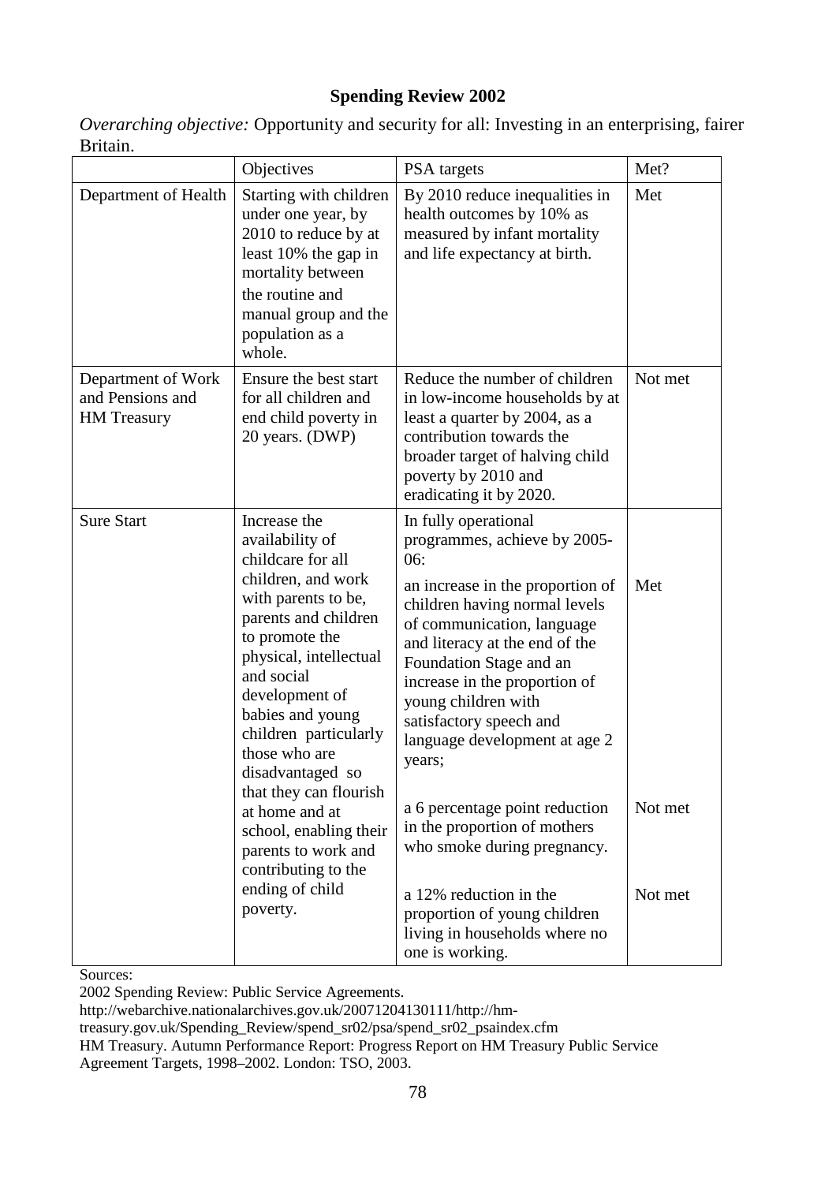**Spending Review 2002**

*Overarching objective:* Opportunity and security for all: Investing in an enterprising, fairer Britain.

| | Objectives | PSA targets | Met? |
|---|---|---|---|
| Department of Health | Starting with children under one year, by 2010 to reduce by at least 10% the gap in mortality between the routine and manual group and the population as a whole. | By 2010 reduce inequalities in health outcomes by 10% as measured by infant mortality and life expectancy at birth. | Met |
| Department of Work and Pensions and HM Treasury | Ensure the best start for all children and end child poverty in 20 years. (DWP) | Reduce the number of children in low-income households by at least a quarter by 2004, as a contribution towards the broader target of halving child poverty by 2010 and eradicating it by 2020. | Not met |
| Sure Start | Increase the availability of childcare for all children, and work with parents to be, parents and children to promote the physical, intellectual and social development of babies and young children particularly those who are disadvantaged so that they can flourish at home and at school, enabling their parents to work and contributing to the ending of child poverty. | In fully operational programmes, achieve by 2005-06: | |
| | | an increase in the proportion of children having normal levels of communication, language and literacy at the end of the Foundation Stage and an increase in the proportion of young children with satisfactory speech and language development at age 2 years; | Met |
| | | a 6 percentage point reduction in the proportion of mothers who smoke during pregnancy. | Not met |
| | | a 12% reduction in the proportion of young children living in households where no one is working. | Not met |

Sources:
2002 Spending Review: Public Service Agreements.
http://webarchive.nationalarchives.gov.uk/20071204130111/http://hm-treasury.gov.uk/Spending_Review/spend_sr02/psa/spend_sr02_psaindex.cfm
HM Treasury. Autumn Performance Report: Progress Report on HM Treasury Public Service Agreement Targets, 1998–2002. London: TSO, 2003.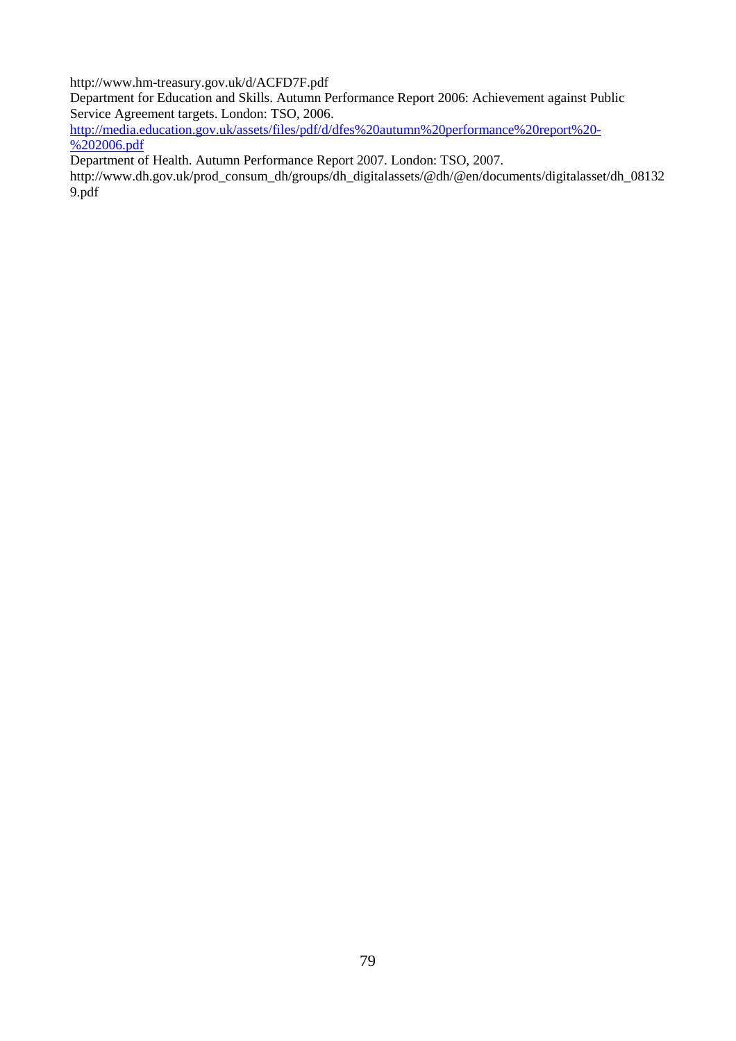http://www.hm-treasury.gov.uk/d/ACFD7F.pdf

Department for Education and Skills. Autumn Performance Report 2006: Achievement against Public Service Agreement targets. London: TSO, 2006.

http://media.education.gov.uk/assets/files/pdf/d/dfes%20autumn%20performance%20report%20-%202006.pdf

Department of Health. Autumn Performance Report 2007. London: TSO, 2007.

http://www.dh.gov.uk/prod_consum_dh/groups/dh_digitalassets/@dh/@en/documents/digitalasset/dh_081329.pdf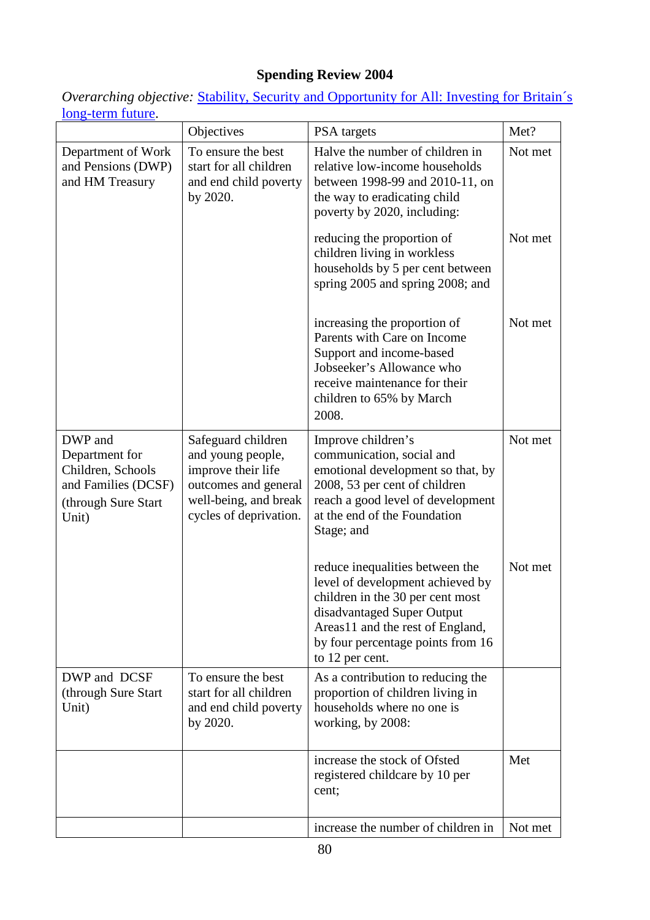# Spending Review 2004

*Overarching objective:* Stability, Security and Opportunity for All: Investing for Britain´s long-term future.

| | Objectives | PSA targets | Met? |
|---|---|---|---|
| Department of Work and Pensions (DWP) and HM Treasury | To ensure the best start for all children and end child poverty by 2020. | Halve the number of children in relative low-income households between 1998-99 and 2010-11, on the way to eradicating child poverty by 2020, including: | Not met |
| | | reducing the proportion of children living in workless households by 5 per cent between spring 2005 and spring 2008; and | Not met |
| | | increasing the proportion of Parents with Care on Income Support and income-based Jobseeker's Allowance who receive maintenance for their children to 65% by March 2008. | Not met |
| DWP and Department for Children, Schools and Families (DCSF) (through Sure Start Unit) | Safeguard children and young people, improve their life outcomes and general well-being, and break cycles of deprivation. | Improve children's communication, social and emotional development so that, by 2008, 53 per cent of children reach a good level of development at the end of the Foundation Stage; and | Not met |
| | | reduce inequalities between the level of development achieved by children in the 30 per cent most disadvantaged Super Output Areas11 and the rest of England, by four percentage points from 16 to 12 per cent. | Not met |
| DWP and DCSF (through Sure Start Unit) | To ensure the best start for all children and end child poverty by 2020. | As a contribution to reducing the proportion of children living in households where no one is working, by 2008: | |
| | | increase the stock of Ofsted registered childcare by 10 per cent; | Met |
| | | increase the number of children in | Not met |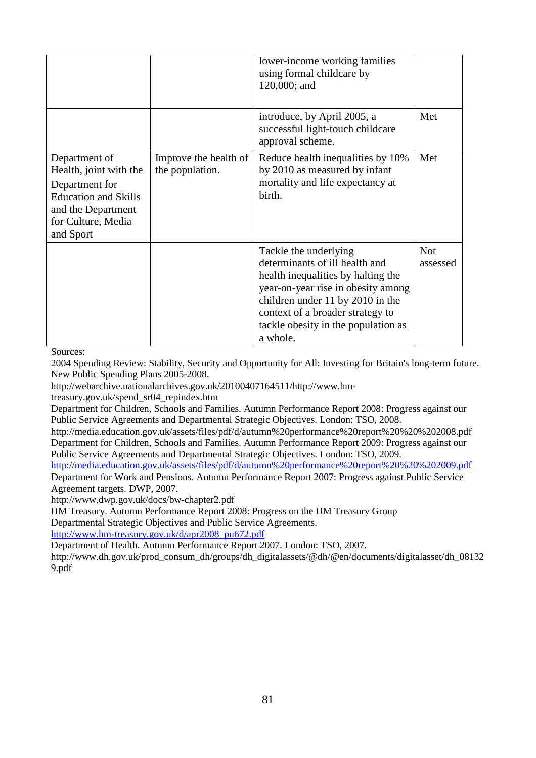| | | lower-income working families using formal childcare by 120,000; and | |
|---|---|---|---|
| | | introduce, by April 2005, a successful light-touch childcare approval scheme. | Met |
| Department of Health, joint with the Department for Education and Skills and the Department for Culture, Media and Sport | Improve the health of the population. | Reduce health inequalities by 10% by 2010 as measured by infant mortality and life expectancy at birth. | Met |
| | | Tackle the underlying determinants of ill health and health inequalities by halting the year-on-year rise in obesity among children under 11 by 2010 in the context of a broader strategy to tackle obesity in the population as a whole. | Not assessed |

Sources:

2004 Spending Review: Stability, Security and Opportunity for All: Investing for Britain's long-term future. New Public Spending Plans 2005-2008.

http://webarchive.nationalarchives.gov.uk/20100407164511/http://www.hm-treasury.gov.uk/spend_sr04_repindex.htm

Department for Children, Schools and Families. Autumn Performance Report 2008: Progress against our Public Service Agreements and Departmental Strategic Objectives. London: TSO, 2008.

http://media.education.gov.uk/assets/files/pdf/d/autumn%20performance%20report%20%20%202008.pdf

Department for Children, Schools and Families. Autumn Performance Report 2009: Progress against our Public Service Agreements and Departmental Strategic Objectives. London: TSO, 2009.

http://media.education.gov.uk/assets/files/pdf/d/autumn%20performance%20report%20%20%202009.pdf

Department for Work and Pensions. Autumn Performance Report 2007: Progress against Public Service Agreement targets. DWP, 2007.

http://www.dwp.gov.uk/docs/bw-chapter2.pdf

HM Treasury. Autumn Performance Report 2008: Progress on the HM Treasury Group Departmental Strategic Objectives and Public Service Agreements.

http://www.hm-treasury.gov.uk/d/apr2008_pu672.pdf

Department of Health. Autumn Performance Report 2007. London: TSO, 2007.

http://www.dh.gov.uk/prod_consum_dh/groups/dh_digitalassets/@dh/@en/documents/digitalasset/dh_081329.pdf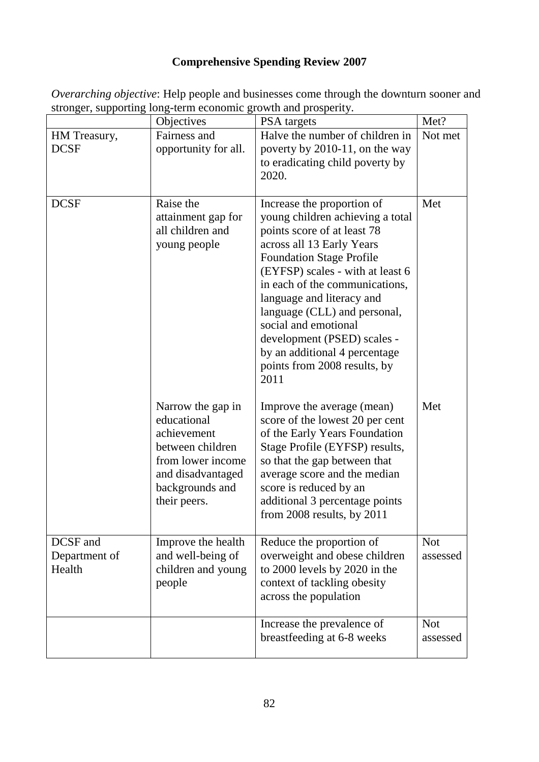**Comprehensive Spending Review 2007**

*Overarching objective*: Help people and businesses come through the downturn sooner and stronger, supporting long-term economic growth and prosperity.

| | Objectives | PSA targets | Met? |
|---|---|---|---|
| HM Treasury, DCSF | Fairness and opportunity for all. | Halve the number of children in poverty by 2010-11, on the way to eradicating child poverty by 2020. | Not met |
| DCSF | Raise the attainment gap for all children and young people | Increase the proportion of young children achieving a total points score of at least 78 across all 13 Early Years Foundation Stage Profile (EYFSP) scales - with at least 6 in each of the communications, language and literacy and language (CLL) and personal, social and emotional development (PSED) scales - by an additional 4 percentage points from 2008 results, by 2011 | Met |
| | Narrow the gap in educational achievement between children from lower income and disadvantaged backgrounds and their peers. | Improve the average (mean) score of the lowest 20 per cent of the Early Years Foundation Stage Profile (EYFSP) results, so that the gap between that average score and the median score is reduced by an additional 3 percentage points from 2008 results, by 2011 | Met |
| DCSF and Department of Health | Improve the health and well-being of children and young people | Reduce the proportion of overweight and obese children to 2000 levels by 2020 in the context of tackling obesity across the population | Not assessed |
| | | Increase the prevalence of breastfeeding at 6-8 weeks | Not assessed |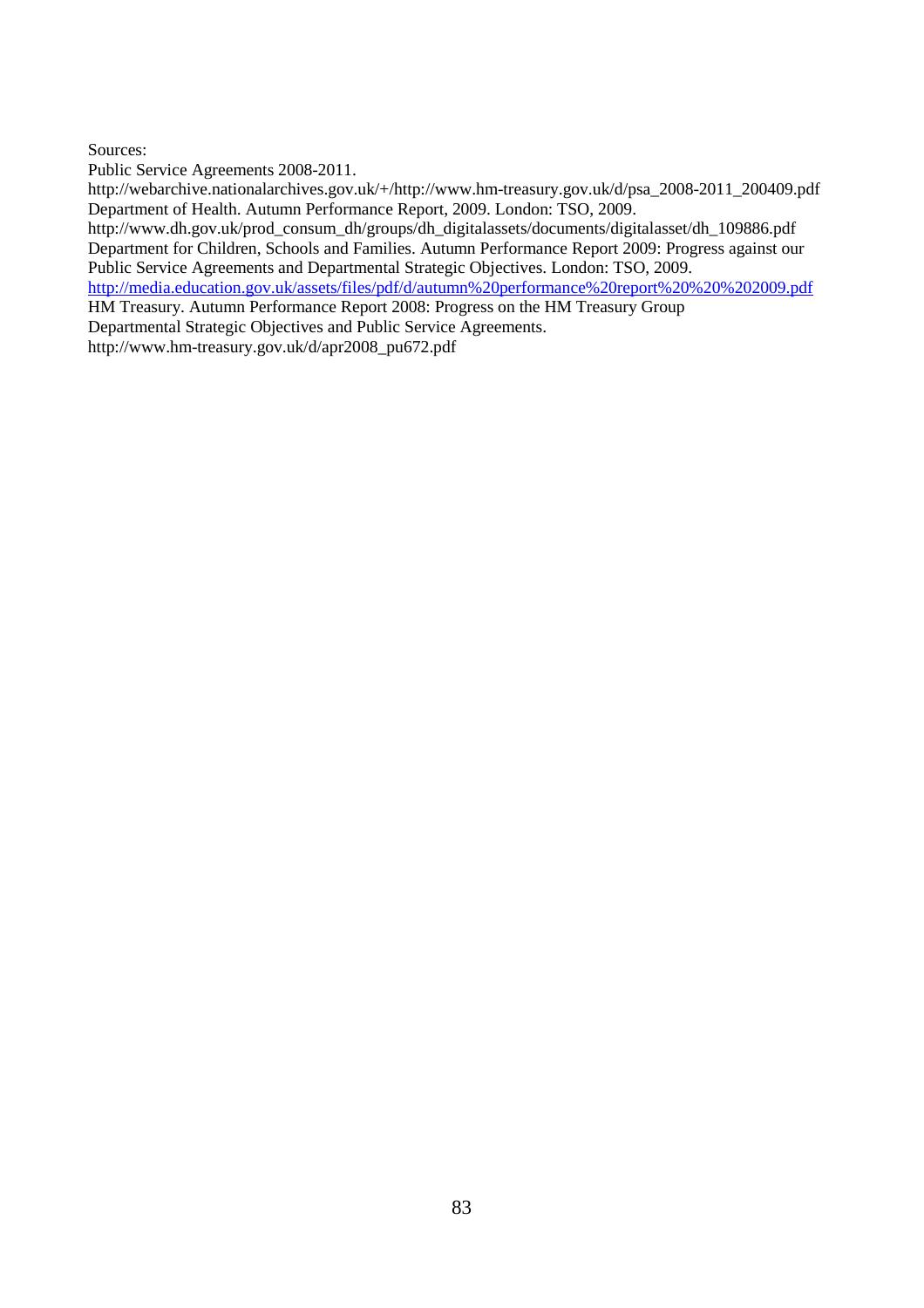Sources:

Public Service Agreements 2008-2011.
http://webarchive.nationalarchives.gov.uk/+/http://www.hm-treasury.gov.uk/d/psa_2008-2011_200409.pdf

Department of Health. Autumn Performance Report, 2009. London: TSO, 2009.
http://www.dh.gov.uk/prod_consum_dh/groups/dh_digitalassets/documents/digitalasset/dh_109886.pdf

Department for Children, Schools and Families. Autumn Performance Report 2009: Progress against our Public Service Agreements and Departmental Strategic Objectives. London: TSO, 2009.
http://media.education.gov.uk/assets/files/pdf/d/autumn%20performance%20report%20%20%202009.pdf

HM Treasury. Autumn Performance Report 2008: Progress on the HM Treasury Group Departmental Strategic Objectives and Public Service Agreements.
http://www.hm-treasury.gov.uk/d/apr2008_pu672.pdf